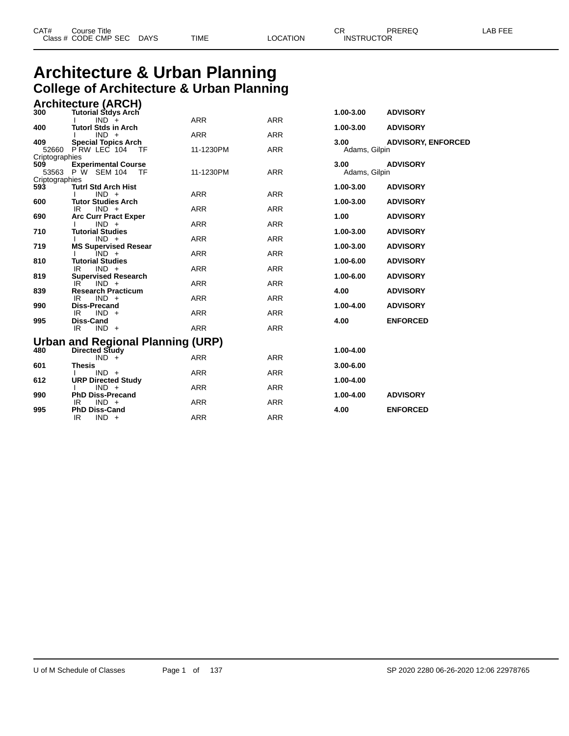# Architecture & Urban Planning

## College of Architecture & Urban Planning

### Architecture (ARCH)

| CAT# / Class # | Course Title / CODE CMP SEC | DAYS | TIME | LOCATION | CR / INSTRUCTOR | PREREQ | LAB FEE |
|---|---|---|---|---|---|---|---|
| **300** | **Tutorial Stdys Arch** | | | | **1.00-3.00** | **ADVISORY** | |
| | I IND + | | ARR | ARR | | | |
| **400** | **Tutorl Stds in Arch** | | | | **1.00-3.00** | **ADVISORY** | |
| | I IND + | | ARR | ARR | | | |
| **409** | **Special Topics Arch** | | | | **3.00** | **ADVISORY, ENFORCED** | |
| 52660 | P RW LEC 104 | TF | 11-1230PM | ARR | Adams, Gilpin | | |
| Criptographies | | | | | | | |
| **509** | **Experimental Course** | | | | **3.00** | **ADVISORY** | |
| 53563 | P W SEM 104 | TF | 11-1230PM | ARR | Adams, Gilpin | | |
| Criptographies | | | | | | | |
| **593** | **Tutrl Std Arch Hist** | | | | **1.00-3.00** | **ADVISORY** | |
| | I IND + | | ARR | ARR | | | |
| **600** | **Tutor Studies Arch** | | | | **1.00-3.00** | **ADVISORY** | |
| | IR IND + | | ARR | ARR | | | |
| **690** | **Arc Curr Pract Exper** | | | | **1.00** | **ADVISORY** | |
| | I IND + | | ARR | ARR | | | |
| **710** | **Tutorial Studies** | | | | **1.00-3.00** | **ADVISORY** | |
| | I IND + | | ARR | ARR | | | |
| **719** | **MS Supervised Resear** | | | | **1.00-3.00** | **ADVISORY** | |
| | I IND + | | ARR | ARR | | | |
| **810** | **Tutorial Studies** | | | | **1.00-6.00** | **ADVISORY** | |
| | IR IND + | | ARR | ARR | | | |
| **819** | **Supervised Research** | | | | **1.00-6.00** | **ADVISORY** | |
| | IR IND + | | ARR | ARR | | | |
| **839** | **Research Practicum** | | | | **4.00** | **ADVISORY** | |
| | IR IND + | | ARR | ARR | | | |
| **990** | **Diss-Precand** | | | | **1.00-4.00** | **ADVISORY** | |
| | IR IND + | | ARR | ARR | | | |
| **995** | **Diss-Cand** | | | | **4.00** | **ENFORCED** | |
| | IR IND + | | ARR | ARR | | | |

### Urban and Regional Planning (URP)

| CAT# / Class # | Course Title / CODE CMP SEC | DAYS | TIME | LOCATION | CR / INSTRUCTOR | PREREQ | LAB FEE |
|---|---|---|---|---|---|---|---|
| **480** | **Directed Study** | | | | **1.00-4.00** | | |
| | IND + | | ARR | ARR | | | |
| **601** | **Thesis** | | | | **3.00-6.00** | | |
| | I IND + | | ARR | ARR | | | |
| **612** | **URP Directed Study** | | | | **1.00-4.00** | | |
| | I IND + | | ARR | ARR | | | |
| **990** | **PhD Diss-Precand** | | | | **1.00-4.00** | **ADVISORY** | |
| | IR IND + | | ARR | ARR | | | |
| **995** | **PhD Diss-Cand** | | | | **4.00** | **ENFORCED** | |
| | IR IND + | | ARR | ARR | | | |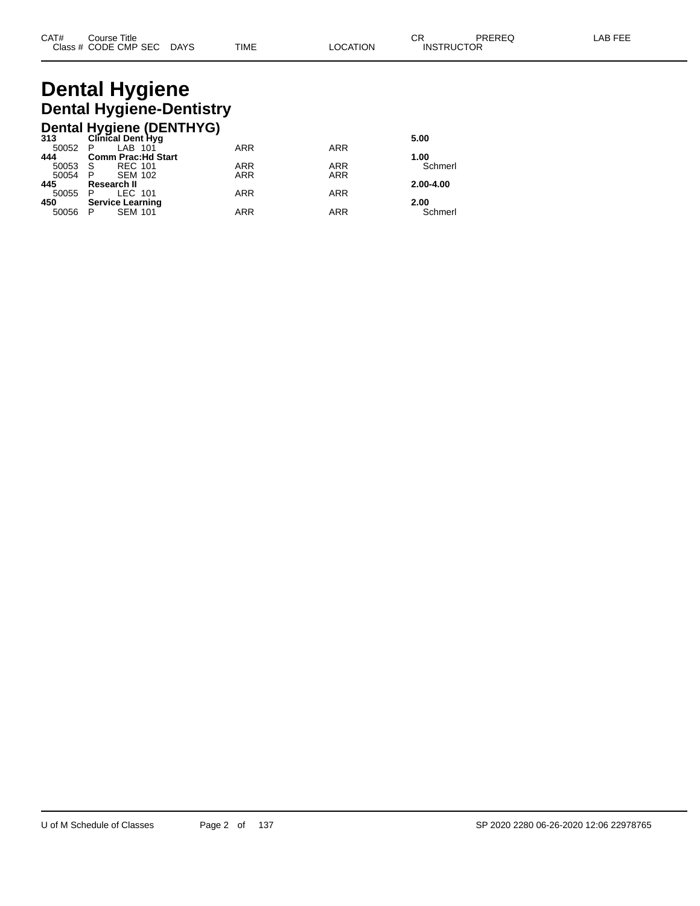| CAT# | Course Title | | | | | | CR | PREREQ | LAB FEE |
|---|---|---|---|---|---|---|---|---|---|
| Class # | CODE | CMP | SEC | DAYS | TIME | LOCATION | INSTRUCTOR | | |

# Dental Hygiene

## Dental Hygiene-Dentistry

### Dental Hygiene (DENTHYG)

| CAT# / Class # | CODE | CMP | SEC | DAYS | TIME | LOCATION | CR / INSTRUCTOR |
|---|---|---|---|---|---|---|---|
| **313** | **Clinical Dent Hyg** | | | | | | **5.00** |
| 50052 | P | LAB | 101 | | ARR | ARR | |
| **444** | **Comm Prac:Hd Start** | | | | | | **1.00** |
| 50053 | S | REC | 101 | | ARR | ARR | Schmerl |
| 50054 | P | SEM | 102 | | ARR | ARR | |
| **445** | **Research II** | | | | | | **2.00-4.00** |
| 50055 | P | LEC | 101 | | ARR | ARR | |
| **450** | **Service Learning** | | | | | | **2.00** |
| 50056 | P | SEM | 101 | | ARR | ARR | Schmerl |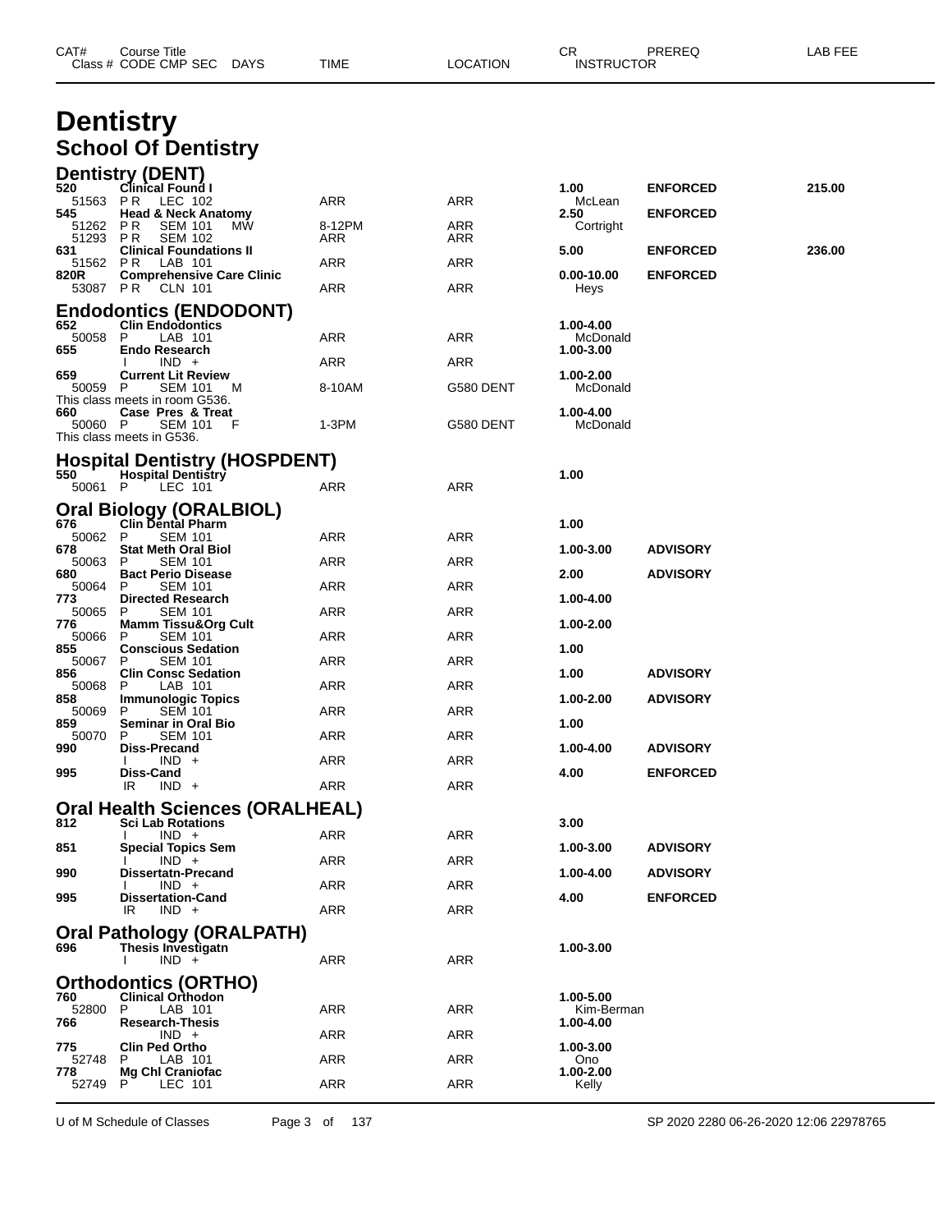# Dentistry

## School Of Dentistry

| CAT# | Course Title / Class # CODE CMP SEC | DAYS | TIME | LOCATION | CR / INSTRUCTOR | PREREQ | LAB FEE |
|---|---|---|---|---|---|---|---|
| | **Dentistry (DENT)** | | | | | | |
| **520** | **Clinical Found I** | | | | **1.00** | **ENFORCED** | **215.00** |
| 51563 | P R LEC 102 | | ARR | ARR | McLean | | |
| **545** | **Head & Neck Anatomy** | | | | **2.50** | **ENFORCED** | |
| 51262 | P R SEM 101 | MW | 8-12PM | ARR | Cortright | | |
| 51293 | P R SEM 102 | | ARR | ARR | | | |
| **631** | **Clinical Foundations II** | | | | **5.00** | **ENFORCED** | **236.00** |
| 51562 | P R LAB 101 | | ARR | ARR | | | |
| **820R** | **Comprehensive Care Clinic** | | | | **0.00-10.00** | **ENFORCED** | |
| 53087 | P R CLN 101 | | ARR | ARR | Heys | | |
| | **Endodontics (ENDODONT)** | | | | | | |
| **652** | **Clin Endodontics** | | | | **1.00-4.00** | | |
| 50058 | P LAB 101 | | ARR | ARR | McDonald | | |
| **655** | **Endo Research** | | | | **1.00-3.00** | | |
| | I IND + | | ARR | ARR | | | |
| **659** | **Current Lit Review** | | | | **1.00-2.00** | | |
| 50059 | P SEM 101 | M | 8-10AM | G580 DENT | McDonald | | |
| | This class meets in room G536. | | | | | | |
| **660** | **Case Pres & Treat** | | | | **1.00-4.00** | | |
| 50060 | P SEM 101 | F | 1-3PM | G580 DENT | McDonald | | |
| | This class meets in G536. | | | | | | |
| | **Hospital Dentistry (HOSPDENT)** | | | | | | |
| **550** | **Hospital Dentistry** | | | | **1.00** | | |
| 50061 | P LEC 101 | | ARR | ARR | | | |
| | **Oral Biology (ORALBIOL)** | | | | | | |
| **676** | **Clin Dental Pharm** | | | | **1.00** | | |
| 50062 | P SEM 101 | | ARR | ARR | | | |
| **678** | **Stat Meth Oral Biol** | | | | **1.00-3.00** | **ADVISORY** | |
| 50063 | P SEM 101 | | ARR | ARR | | | |
| **680** | **Bact Perio Disease** | | | | **2.00** | **ADVISORY** | |
| 50064 | P SEM 101 | | ARR | ARR | | | |
| **773** | **Directed Research** | | | | **1.00-4.00** | | |
| 50065 | P SEM 101 | | ARR | ARR | | | |
| **776** | **Mamm Tissu&Org Cult** | | | | **1.00-2.00** | | |
| 50066 | P SEM 101 | | ARR | ARR | | | |
| **855** | **Conscious Sedation** | | | | **1.00** | | |
| 50067 | P SEM 101 | | ARR | ARR | | | |
| **856** | **Clin Consc Sedation** | | | | **1.00** | **ADVISORY** | |
| 50068 | P LAB 101 | | ARR | ARR | | | |
| **858** | **Immunologic Topics** | | | | **1.00-2.00** | **ADVISORY** | |
| 50069 | P SEM 101 | | ARR | ARR | | | |
| **859** | **Seminar in Oral Bio** | | | | **1.00** | | |
| 50070 | P SEM 101 | | ARR | ARR | | | |
| **990** | **Diss-Precand** | | | | **1.00-4.00** | **ADVISORY** | |
| | I IND + | | ARR | ARR | | | |
| **995** | **Diss-Cand** | | | | **4.00** | **ENFORCED** | |
| | IR IND + | | ARR | ARR | | | |
| | **Oral Health Sciences (ORALHEAL)** | | | | | | |
| **812** | **Sci Lab Rotations** | | | | **3.00** | | |
| | I IND + | | ARR | ARR | | | |
| **851** | **Special Topics Sem** | | | | **1.00-3.00** | **ADVISORY** | |
| | I IND + | | ARR | ARR | | | |
| **990** | **Dissertatn-Precand** | | | | **1.00-4.00** | **ADVISORY** | |
| | I IND + | | ARR | ARR | | | |
| **995** | **Dissertation-Cand** | | | | **4.00** | **ENFORCED** | |
| | IR IND + | | ARR | ARR | | | |
| | **Oral Pathology (ORALPATH)** | | | | | | |
| **696** | **Thesis Investigatn** | | | | **1.00-3.00** | | |
| | I IND + | | ARR | ARR | | | |
| | **Orthodontics (ORTHO)** | | | | | | |
| **760** | **Clinical Orthodon** | | | | **1.00-5.00** | | |
| 52800 | P LAB 101 | | ARR | ARR | Kim-Berman | | |
| **766** | **Research-Thesis** | | | | **1.00-4.00** | | |
| | IND + | | ARR | ARR | | | |
| **775** | **Clin Ped Ortho** | | | | **1.00-3.00** | | |
| 52748 | P LAB 101 | | ARR | ARR | Ono | | |
| **778** | **Mg Chl Craniofac** | | | | **1.00-2.00** | | |
| 52749 | P LEC 101 | | ARR | ARR | Kelly | | |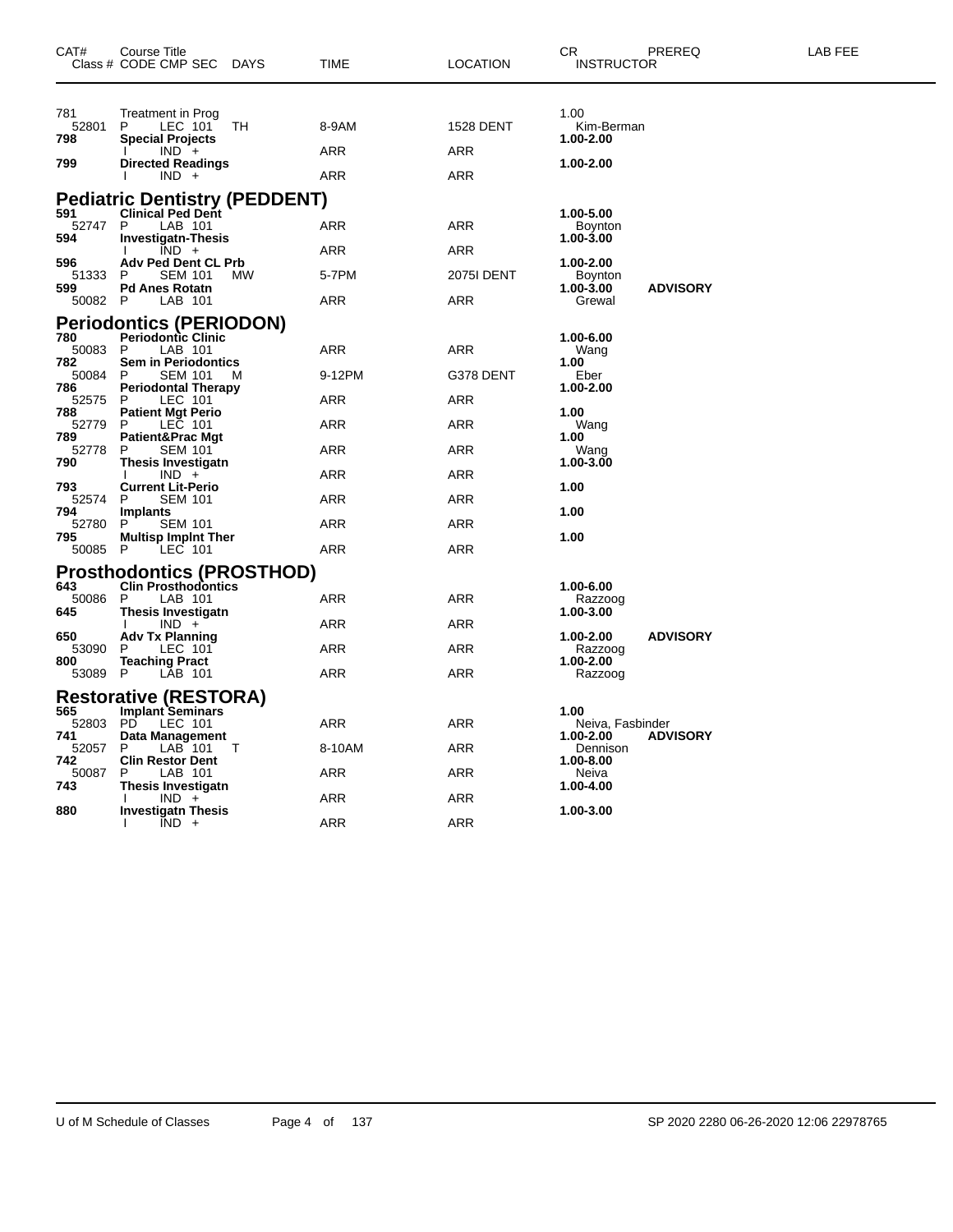| CAT# | Course Title<br>Class # CODE CMP SEC DAYS | TIME | LOCATION | CR<br>INSTRUCTOR | PREREQ | LAB FEE |
|---|---|---|---|---|---|---|
| 781 | Treatment in Prog | | | 1.00 | | |
| 52801 | P LEC 101 TH | 8-9AM | 1528 DENT | Kim-Berman | | |
| **798** | **Special Projects** | | | **1.00-2.00** | | |
| | I IND + | ARR | ARR | | | |
| **799** | **Directed Readings** | | | **1.00-2.00** | | |
| | I IND + | ARR | ARR | | | |

## Pediatric Dentistry (PEDDENT)

| CAT# | Course Title<br>Class # CODE CMP SEC DAYS | TIME | LOCATION | CR<br>INSTRUCTOR | PREREQ | LAB FEE |
|---|---|---|---|---|---|---|
| **591** | **Clinical Ped Dent** | | | **1.00-5.00** | | |
| 52747 | P LAB 101 | ARR | ARR | Boynton | | |
| **594** | **Investigatn-Thesis** | | | **1.00-3.00** | | |
| | I IND + | ARR | ARR | | | |
| **596** | **Adv Ped Dent CL Prb** | | | **1.00-2.00** | | |
| 51333 | P SEM 101 MW | 5-7PM | 2075I DENT | Boynton | | |
| **599** | **Pd Anes Rotatn** | | | **1.00-3.00** | **ADVISORY** | |
| 50082 | P LAB 101 | ARR | ARR | Grewal | | |

## Periodontics (PERIODON)

| CAT# | Course Title<br>Class # CODE CMP SEC DAYS | TIME | LOCATION | CR<br>INSTRUCTOR | PREREQ | LAB FEE |
|---|---|---|---|---|---|---|
| **780** | **Periodontic Clinic** | | | **1.00-6.00** | | |
| 50083 | P LAB 101 | ARR | ARR | Wang | | |
| **782** | **Sem in Periodontics** | | | **1.00** | | |
| 50084 | P SEM 101 M | 9-12PM | G378 DENT | Eber | | |
| **786** | **Periodontal Therapy** | | | **1.00-2.00** | | |
| 52575 | P LEC 101 | ARR | ARR | | | |
| **788** | **Patient Mgt Perio** | | | **1.00** | | |
| 52779 | P LEC 101 | ARR | ARR | Wang | | |
| **789** | **Patient&Prac Mgt** | | | **1.00** | | |
| 52778 | P SEM 101 | ARR | ARR | Wang | | |
| **790** | **Thesis Investigatn** | | | **1.00-3.00** | | |
| | I IND + | ARR | ARR | | | |
| **793** | **Current Lit-Perio** | | | **1.00** | | |
| 52574 | P SEM 101 | ARR | ARR | | | |
| **794** | **Implants** | | | **1.00** | | |
| 52780 | P SEM 101 | ARR | ARR | | | |
| **795** | **Multisp Implnt Ther** | | | **1.00** | | |
| 50085 | P LEC 101 | ARR | ARR | | | |

## Prosthodontics (PROSTHOD)

| CAT# | Course Title<br>Class # CODE CMP SEC DAYS | TIME | LOCATION | CR<br>INSTRUCTOR | PREREQ | LAB FEE |
|---|---|---|---|---|---|---|
| **643** | **Clin Prosthodontics** | | | **1.00-6.00** | | |
| 50086 | P LAB 101 | ARR | ARR | Razzoog | | |
| **645** | **Thesis Investigatn** | | | **1.00-3.00** | | |
| | I IND + | ARR | ARR | | | |
| **650** | **Adv Tx Planning** | | | **1.00-2.00** | **ADVISORY** | |
| 53090 | P LEC 101 | ARR | ARR | Razzoog | | |
| **800** | **Teaching Pract** | | | **1.00-2.00** | | |
| 53089 | P LAB 101 | ARR | ARR | Razzoog | | |

## Restorative (RESTORA)

| CAT# | Course Title<br>Class # CODE CMP SEC DAYS | TIME | LOCATION | CR<br>INSTRUCTOR | PREREQ | LAB FEE |
|---|---|---|---|---|---|---|
| **565** | **Implant Seminars** | | | **1.00** | | |
| 52803 | PD LEC 101 | ARR | ARR | Neiva, Fasbinder | | |
| **741** | **Data Management** | | | **1.00-2.00** | **ADVISORY** | |
| 52057 | P LAB 101 T | 8-10AM | ARR | Dennison | | |
| **742** | **Clin Restor Dent** | | | **1.00-8.00** | | |
| 50087 | P LAB 101 | ARR | ARR | Neiva | | |
| **743** | **Thesis Investigatn** | | | **1.00-4.00** | | |
| | I IND + | ARR | ARR | | | |
| **880** | **Investigatn Thesis** | | | **1.00-3.00** | | |
| | I IND + | ARR | ARR | | | |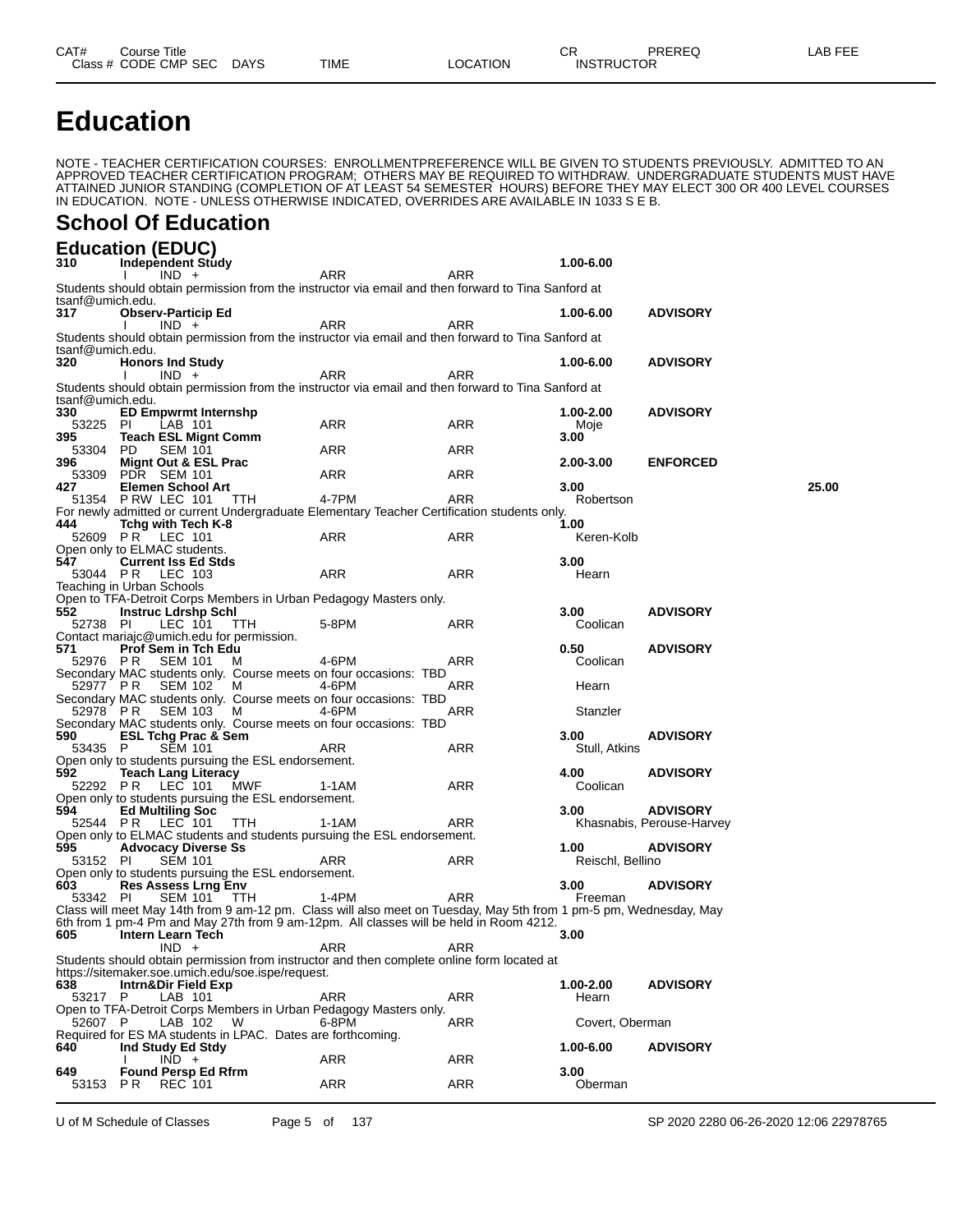# Education

NOTE - TEACHER CERTIFICATION COURSES: ENROLLMENTPREFERENCE WILL BE GIVEN TO STUDENTS PREVIOUSLY. ADMITTED TO AN APPROVED TEACHER CERTIFICATION PROGRAM; OTHERS MAY BE REQUIRED TO WITHDRAW. UNDERGRADUATE STUDENTS MUST HAVE ATTAINED JUNIOR STANDING (COMPLETION OF AT LEAST 54 SEMESTER HOURS) BEFORE THEY MAY ELECT 300 OR 400 LEVEL COURSES IN EDUCATION. NOTE - UNLESS OTHERWISE INDICATED, OVERRIDES ARE AVAILABLE IN 1033 S E B.

## School Of Education

### Education (EDUC)

| CAT# / Class # | Course Title / CODE CMP SEC | DAYS | TIME | LOCATION | CR / INSTRUCTOR | PREREQ | LAB FEE |
|---|---|---|---|---|---|---|---|
| **310** | **Independent Study** | | | | **1.00-6.00** | | |
| | I IND + | | ARR | ARR | | | |

Students should obtain permission from the instructor via email and then forward to Tina Sanford at tsanf@umich.edu.

| CAT# / Class # | Course Title / CODE CMP SEC | DAYS | TIME | LOCATION | CR / INSTRUCTOR | PREREQ | LAB FEE |
|---|---|---|---|---|---|---|---|
| **317** | **Observ-Particip Ed** | | | | **1.00-6.00** | **ADVISORY** | |
| | I IND + | | ARR | ARR | | | |

Students should obtain permission from the instructor via email and then forward to Tina Sanford at tsanf@umich.edu.

| CAT# / Class # | Course Title / CODE CMP SEC | DAYS | TIME | LOCATION | CR / INSTRUCTOR | PREREQ | LAB FEE |
|---|---|---|---|---|---|---|---|
| **320** | **Honors Ind Study** | | | | **1.00-6.00** | **ADVISORY** | |
| | I IND + | | ARR | ARR | | | |

Students should obtain permission from the instructor via email and then forward to Tina Sanford at tsanf@umich.edu.

| CAT# / Class # | Course Title / CODE CMP SEC | DAYS | TIME | LOCATION | CR / INSTRUCTOR | PREREQ | LAB FEE |
|---|---|---|---|---|---|---|---|
| **330** | **ED Empwrmt Internshp** | | | | **1.00-2.00** | **ADVISORY** | |
| 53225 | PI LAB 101 | | ARR | ARR | Moje | | |
| **395** | **Teach ESL Mignt Comm** | | | | **3.00** | | |
| 53304 | PD SEM 101 | | ARR | ARR | | | |
| **396** | **Mignt Out & ESL Prac** | | | | **2.00-3.00** | **ENFORCED** | |
| 53309 | PDR SEM 101 | | ARR | ARR | | | |
| **427** | **Elemen School Art** | | | | **3.00** | | **25.00** |
| 51354 | P RW LEC 101 | TTH | 4-7PM | ARR | Robertson | | |

For newly admitted or current Undergraduate Elementary Teacher Certification students only.

| CAT# / Class # | Course Title / CODE CMP SEC | DAYS | TIME | LOCATION | CR / INSTRUCTOR | PREREQ | LAB FEE |
|---|---|---|---|---|---|---|---|
| **444** | **Tchg with Tech K-8** | | | | **1.00** | | |
| 52609 | P R LEC 101 | | ARR | ARR | Keren-Kolb | | |

Open only to ELMAC students.

| CAT# / Class # | Course Title / CODE CMP SEC | DAYS | TIME | LOCATION | CR / INSTRUCTOR | PREREQ | LAB FEE |
|---|---|---|---|---|---|---|---|
| **547** | **Current Iss Ed Stds** | | | | **3.00** | | |
| 53044 | P R LEC 103 | | ARR | ARR | Hearn | | |

Teaching in Urban Schools
Open to TFA-Detroit Corps Members in Urban Pedagogy Masters only.

| CAT# / Class # | Course Title / CODE CMP SEC | DAYS | TIME | LOCATION | CR / INSTRUCTOR | PREREQ | LAB FEE |
|---|---|---|---|---|---|---|---|
| **552** | **Instruc Ldrshp Schl** | | | | **3.00** | **ADVISORY** | |
| 52738 | PI LEC 101 | TTH | 5-8PM | ARR | Coolican | | |

Contact mariajc@umich.edu for permission.

| CAT# / Class # | Course Title / CODE CMP SEC | DAYS | TIME | LOCATION | CR / INSTRUCTOR | PREREQ | LAB FEE |
|---|---|---|---|---|---|---|---|
| **571** | **Prof Sem in Tch Edu** | | | | **0.50** | **ADVISORY** | |
| 52976 | P R SEM 101 | M | 4-6PM | ARR | Coolican | | |

Secondary MAC students only. Course meets on four occasions: TBD

| CAT# / Class # | Course Title / CODE CMP SEC | DAYS | TIME | LOCATION | CR / INSTRUCTOR | PREREQ | LAB FEE |
|---|---|---|---|---|---|---|---|
| 52977 | P R SEM 102 | M | 4-6PM | ARR | Hearn | | |

Secondary MAC students only. Course meets on four occasions: TBD

| CAT# / Class # | Course Title / CODE CMP SEC | DAYS | TIME | LOCATION | CR / INSTRUCTOR | PREREQ | LAB FEE |
|---|---|---|---|---|---|---|---|
| 52978 | P R SEM 103 | M | 4-6PM | ARR | Stanzler | | |

Secondary MAC students only. Course meets on four occasions: TBD

| CAT# / Class # | Course Title / CODE CMP SEC | DAYS | TIME | LOCATION | CR / INSTRUCTOR | PREREQ | LAB FEE |
|---|---|---|---|---|---|---|---|
| **590** | **ESL Tchg Prac & Sem** | | | | **3.00** | **ADVISORY** | |
| 53435 | P SEM 101 | | ARR | ARR | Stull, Atkins | | |

Open only to students pursuing the ESL endorsement.

| CAT# / Class # | Course Title / CODE CMP SEC | DAYS | TIME | LOCATION | CR / INSTRUCTOR | PREREQ | LAB FEE |
|---|---|---|---|---|---|---|---|
| **592** | **Teach Lang Literacy** | | | | **4.00** | **ADVISORY** | |
| 52292 | P R LEC 101 | MWF | 1-1AM | ARR | Coolican | | |

Open only to students pursuing the ESL endorsement.

| CAT# / Class # | Course Title / CODE CMP SEC | DAYS | TIME | LOCATION | CR / INSTRUCTOR | PREREQ | LAB FEE |
|---|---|---|---|---|---|---|---|
| **594** | **Ed Multiling Soc** | | | | **3.00** | **ADVISORY** | |
| 52544 | P R LEC 101 | TTH | 1-1AM | ARR | Khasnabis, Perouse-Harvey | | |

Open only to ELMAC students and students pursuing the ESL endorsement.

| CAT# / Class # | Course Title / CODE CMP SEC | DAYS | TIME | LOCATION | CR / INSTRUCTOR | PREREQ | LAB FEE |
|---|---|---|---|---|---|---|---|
| **595** | **Advocacy Diverse Ss** | | | | **1.00** | **ADVISORY** | |
| 53152 | PI SEM 101 | | ARR | ARR | Reischl, Bellino | | |

Open only to students pursuing the ESL endorsement.

| CAT# / Class # | Course Title / CODE CMP SEC | DAYS | TIME | LOCATION | CR / INSTRUCTOR | PREREQ | LAB FEE |
|---|---|---|---|---|---|---|---|
| **603** | **Res Assess Lrng Env** | | | | **3.00** | **ADVISORY** | |
| 53342 | PI SEM 101 | TTH | 1-4PM | ARR | Freeman | | |

Class will meet May 14th from 9 am-12 pm. Class will also meet on Tuesday, May 5th from 1 pm-5 pm, Wednesday, May 6th from 1 pm-4 Pm and May 27th from 9 am-12pm. All classes will be held in Room 4212.

| CAT# / Class # | Course Title / CODE CMP SEC | DAYS | TIME | LOCATION | CR / INSTRUCTOR | PREREQ | LAB FEE |
|---|---|---|---|---|---|---|---|
| **605** | **Intern Learn Tech** | | | | **3.00** | | |
| | IND + | | ARR | ARR | | | |

Students should obtain permission from instructor and then complete online form located at https://sitemaker.soe.umich.edu/soe.ispe/request.

| CAT# / Class # | Course Title / CODE CMP SEC | DAYS | TIME | LOCATION | CR / INSTRUCTOR | PREREQ | LAB FEE |
|---|---|---|---|---|---|---|---|
| **638** | **Intrn&Dir Field Exp** | | | | **1.00-2.00** | **ADVISORY** | |
| 53217 | P LAB 101 | | ARR | ARR | Hearn | | |

Open to TFA-Detroit Corps Members in Urban Pedagogy Masters only.

| CAT# / Class # | Course Title / CODE CMP SEC | DAYS | TIME | LOCATION | CR / INSTRUCTOR | PREREQ | LAB FEE |
|---|---|---|---|---|---|---|---|
| 52607 | P LAB 102 | W | 6-8PM | ARR | Covert, Oberman | | |

Required for ES MA students in LPAC. Dates are forthcoming.

| CAT# / Class # | Course Title / CODE CMP SEC | DAYS | TIME | LOCATION | CR / INSTRUCTOR | PREREQ | LAB FEE |
|---|---|---|---|---|---|---|---|
| **640** | **Ind Study Ed Stdy** | | | | **1.00-6.00** | **ADVISORY** | |
| | I IND + | | ARR | ARR | | | |
| **649** | **Found Persp Ed Rfrm** | | | | **3.00** | | |
| 53153 | P R REC 101 | | ARR | ARR | Oberman | | |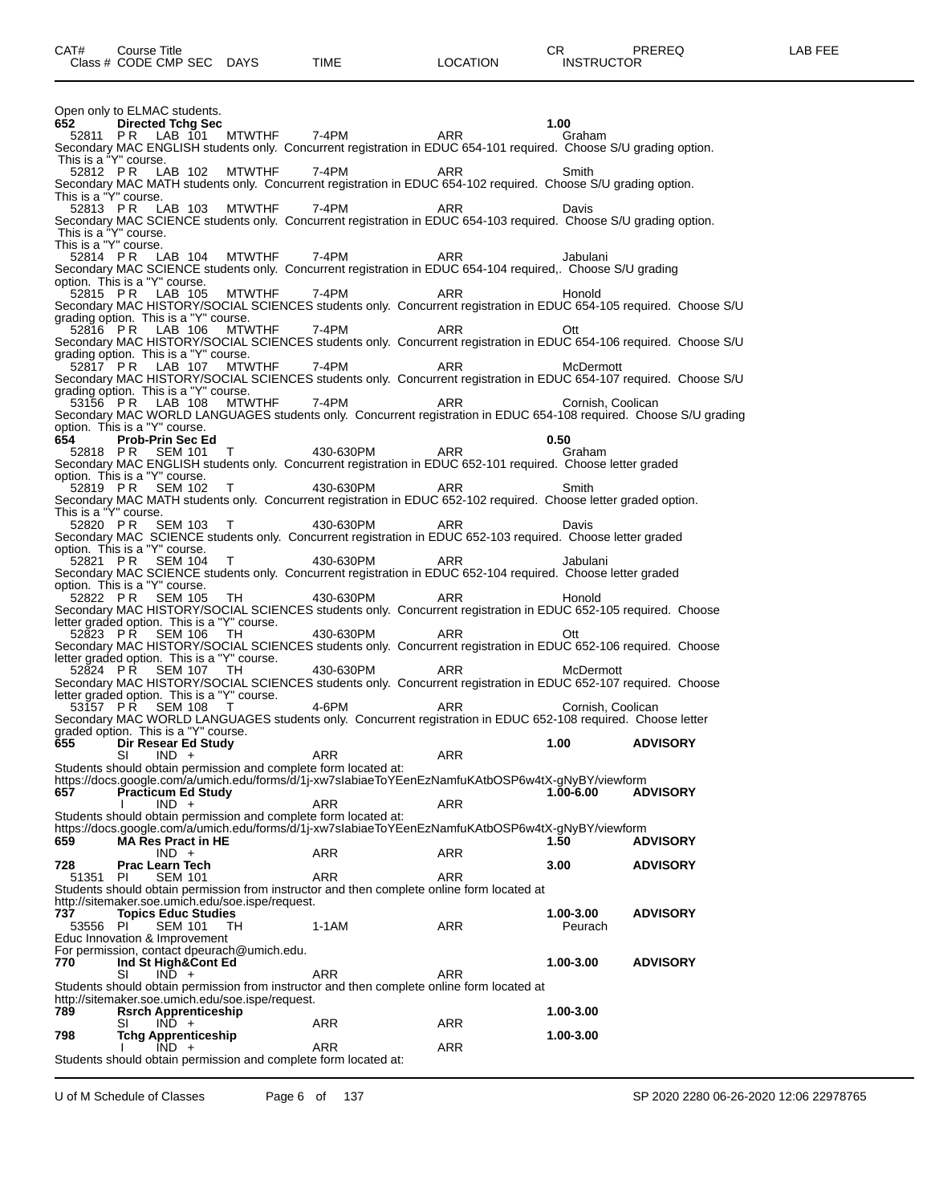| CAT# | Course Title | | | | | | | CR | PREREQ | LAB FEE |
|---|---|---|---|---|---|---|---|---|---|---|
| Class # | CODE | CMP | SEC | DAYS | TIME | LOCATION | INSTRUCTOR | | | |

Open only to ELMAC students.

**652 Directed Tchg Sec** — **1.00**

| Class # | CODE | CMP | SEC | DAYS | TIME | LOCATION | INSTRUCTOR |
|---|---|---|---|---|---|---|---|
| 52811 | P R | LAB | 101 | MTWTHF | 7-4PM | ARR | Graham |

Secondary MAC ENGLISH students only. Concurrent registration in EDUC 654-101 required. Choose S/U grading option. This is a "Y" course.

| Class # | CODE | CMP | SEC | DAYS | TIME | LOCATION | INSTRUCTOR |
|---|---|---|---|---|---|---|---|
| 52812 | P R | LAB | 102 | MTWTHF | 7-4PM | ARR | Smith |

Secondary MAC MATH students only. Concurrent registration in EDUC 654-102 required. Choose S/U grading option. This is a "Y" course.

| Class # | CODE | CMP | SEC | DAYS | TIME | LOCATION | INSTRUCTOR |
|---|---|---|---|---|---|---|---|
| 52813 | P R | LAB | 103 | MTWTHF | 7-4PM | ARR | Davis |

Secondary MAC SCIENCE students only. Concurrent registration in EDUC 654-103 required. Choose S/U grading option. This is a "Y" course.
This is a "Y" course.

| Class # | CODE | CMP | SEC | DAYS | TIME | LOCATION | INSTRUCTOR |
|---|---|---|---|---|---|---|---|
| 52814 | P R | LAB | 104 | MTWTHF | 7-4PM | ARR | Jabulani |

Secondary MAC SCIENCE students only. Concurrent registration in EDUC 654-104 required,. Choose S/U grading option. This is a "Y" course.

| Class # | CODE | CMP | SEC | DAYS | TIME | LOCATION | INSTRUCTOR |
|---|---|---|---|---|---|---|---|
| 52815 | P R | LAB | 105 | MTWTHF | 7-4PM | ARR | Honold |

Secondary MAC HISTORY/SOCIAL SCIENCES students only. Concurrent registration in EDUC 654-105 required. Choose S/U grading option. This is a "Y" course.

| Class # | CODE | CMP | SEC | DAYS | TIME | LOCATION | INSTRUCTOR |
|---|---|---|---|---|---|---|---|
| 52816 | P R | LAB | 106 | MTWTHF | 7-4PM | ARR | Ott |

Secondary MAC HISTORY/SOCIAL SCIENCES students only. Concurrent registration in EDUC 654-106 required. Choose S/U grading option. This is a "Y" course.

| Class # | CODE | CMP | SEC | DAYS | TIME | LOCATION | INSTRUCTOR |
|---|---|---|---|---|---|---|---|
| 52817 | P R | LAB | 107 | MTWTHF | 7-4PM | ARR | McDermott |

Secondary MAC HISTORY/SOCIAL SCIENCES students only. Concurrent registration in EDUC 654-107 required. Choose S/U grading option. This is a "Y" course.

| Class # | CODE | CMP | SEC | DAYS | TIME | LOCATION | INSTRUCTOR |
|---|---|---|---|---|---|---|---|
| 53156 | P R | LAB | 108 | MTWTHF | 7-4PM | ARR | Cornish, Coolican |

Secondary MAC WORLD LANGUAGES students only. Concurrent registration in EDUC 654-108 required. Choose S/U grading option. This is a "Y" course.

**654 Prob-Prin Sec Ed** — **0.50**

| Class # | CODE | CMP | SEC | DAYS | TIME | LOCATION | INSTRUCTOR |
|---|---|---|---|---|---|---|---|
| 52818 | P R | SEM | 101 | T | 430-630PM | ARR | Graham |

Secondary MAC ENGLISH students only. Concurrent registration in EDUC 652-101 required. Choose letter graded option. This is a "Y" course.

| Class # | CODE | CMP | SEC | DAYS | TIME | LOCATION | INSTRUCTOR |
|---|---|---|---|---|---|---|---|
| 52819 | P R | SEM | 102 | T | 430-630PM | ARR | Smith |

Secondary MAC MATH students only. Concurrent registration in EDUC 652-102 required. Choose letter graded option. This is a "Y" course.

| Class # | CODE | CMP | SEC | DAYS | TIME | LOCATION | INSTRUCTOR |
|---|---|---|---|---|---|---|---|
| 52820 | P R | SEM | 103 | T | 430-630PM | ARR | Davis |

Secondary MAC SCIENCE students only. Concurrent registration in EDUC 652-103 required. Choose letter graded option. This is a "Y" course.

| Class # | CODE | CMP | SEC | DAYS | TIME | LOCATION | INSTRUCTOR |
|---|---|---|---|---|---|---|---|
| 52821 | P R | SEM | 104 | T | 430-630PM | ARR | Jabulani |

Secondary MAC SCIENCE students only. Concurrent registration in EDUC 652-104 required. Choose letter graded option. This is a "Y" course.

| Class # | CODE | CMP | SEC | DAYS | TIME | LOCATION | INSTRUCTOR |
|---|---|---|---|---|---|---|---|
| 52822 | P R | SEM | 105 | TH | 430-630PM | ARR | Honold |

Secondary MAC HISTORY/SOCIAL SCIENCES students only. Concurrent registration in EDUC 652-105 required. Choose letter graded option. This is a "Y" course.

| Class # | CODE | CMP | SEC | DAYS | TIME | LOCATION | INSTRUCTOR |
|---|---|---|---|---|---|---|---|
| 52823 | P R | SEM | 106 | TH | 430-630PM | ARR | Ott |

Secondary MAC HISTORY/SOCIAL SCIENCES students only. Concurrent registration in EDUC 652-106 required. Choose letter graded option. This is a "Y" course.

| Class # | CODE | CMP | SEC | DAYS | TIME | LOCATION | INSTRUCTOR |
|---|---|---|---|---|---|---|---|
| 52824 | P R | SEM | 107 | TH | 430-630PM | ARR | McDermott |

Secondary MAC HISTORY/SOCIAL SCIENCES students only. Concurrent registration in EDUC 652-107 required. Choose letter graded option. This is a "Y" course.

| Class # | CODE | CMP | SEC | DAYS | TIME | LOCATION | INSTRUCTOR |
|---|---|---|---|---|---|---|---|
| 53157 | P R | SEM | 108 | T | 4-6PM | ARR | Cornish, Coolican |

Secondary MAC WORLD LANGUAGES students only. Concurrent registration in EDUC 652-108 required. Choose letter graded option. This is a "Y" course.

**655 Dir Resear Ed Study** — **1.00** — **ADVISORY**

| Class # | CODE | CMP | SEC | DAYS | TIME | LOCATION | INSTRUCTOR |
|---|---|---|---|---|---|---|---|
| | SI | IND | + | | ARR | ARR | |

Students should obtain permission and complete form located at:
https://docs.google.com/a/umich.edu/forms/d/1j-xw7sIabiaeToYEenEzNamfuKAtbOSP6w4tX-gNyBY/viewform

**657 Practicum Ed Study** — **1.00-6.00** — **ADVISORY**

| Class # | CODE | CMP | SEC | DAYS | TIME | LOCATION | INSTRUCTOR |
|---|---|---|---|---|---|---|---|
| | I | IND | + | | ARR | ARR | |

Students should obtain permission and complete form located at:
https://docs.google.com/a/umich.edu/forms/d/1j-xw7sIabiaeToYEenEzNamfuKAtbOSP6w4tX-gNyBY/viewform

**659 MA Res Pract in HE** — **1.50** — **ADVISORY**

| Class # | CODE | CMP | SEC | DAYS | TIME | LOCATION | INSTRUCTOR |
|---|---|---|---|---|---|---|---|
| | | IND | + | | ARR | ARR | |

**728 Prac Learn Tech** — **3.00** — **ADVISORY**

| Class # | CODE | CMP | SEC | DAYS | TIME | LOCATION | INSTRUCTOR |
|---|---|---|---|---|---|---|---|
| 51351 | PI | SEM | 101 | | ARR | ARR | |

Students should obtain permission from instructor and then complete online form located at
http://sitemaker.soe.umich.edu/soe.ispe/request.

**737 Topics Educ Studies** — **1.00-3.00** — **ADVISORY**

| Class # | CODE | CMP | SEC | DAYS | TIME | LOCATION | INSTRUCTOR |
|---|---|---|---|---|---|---|---|
| 53556 | PI | SEM | 101 | TH | 1-1AM | ARR | Peurach |

Educ Innovation & Improvement
For permission, contact dpeurach@umich.edu.

**770 Ind St High&Cont Ed** — **1.00-3.00** — **ADVISORY**

| Class # | CODE | CMP | SEC | DAYS | TIME | LOCATION | INSTRUCTOR |
|---|---|---|---|---|---|---|---|
| | SI | IND | + | | ARR | ARR | |

Students should obtain permission from instructor and then complete online form located at
http://sitemaker.soe.umich.edu/soe.ispe/request.

**789 Rsrch Apprenticeship** — **1.00-3.00**

| Class # | CODE | CMP | SEC | DAYS | TIME | LOCATION | INSTRUCTOR |
|---|---|---|---|---|---|---|---|
| | SI | IND | + | | ARR | ARR | |

**798 Tchg Apprenticeship** — **1.00-3.00**

| Class # | CODE | CMP | SEC | DAYS | TIME | LOCATION | INSTRUCTOR |
|---|---|---|---|---|---|---|---|
| | I | IND | + | | ARR | ARR | |

Students should obtain permission and complete form located at: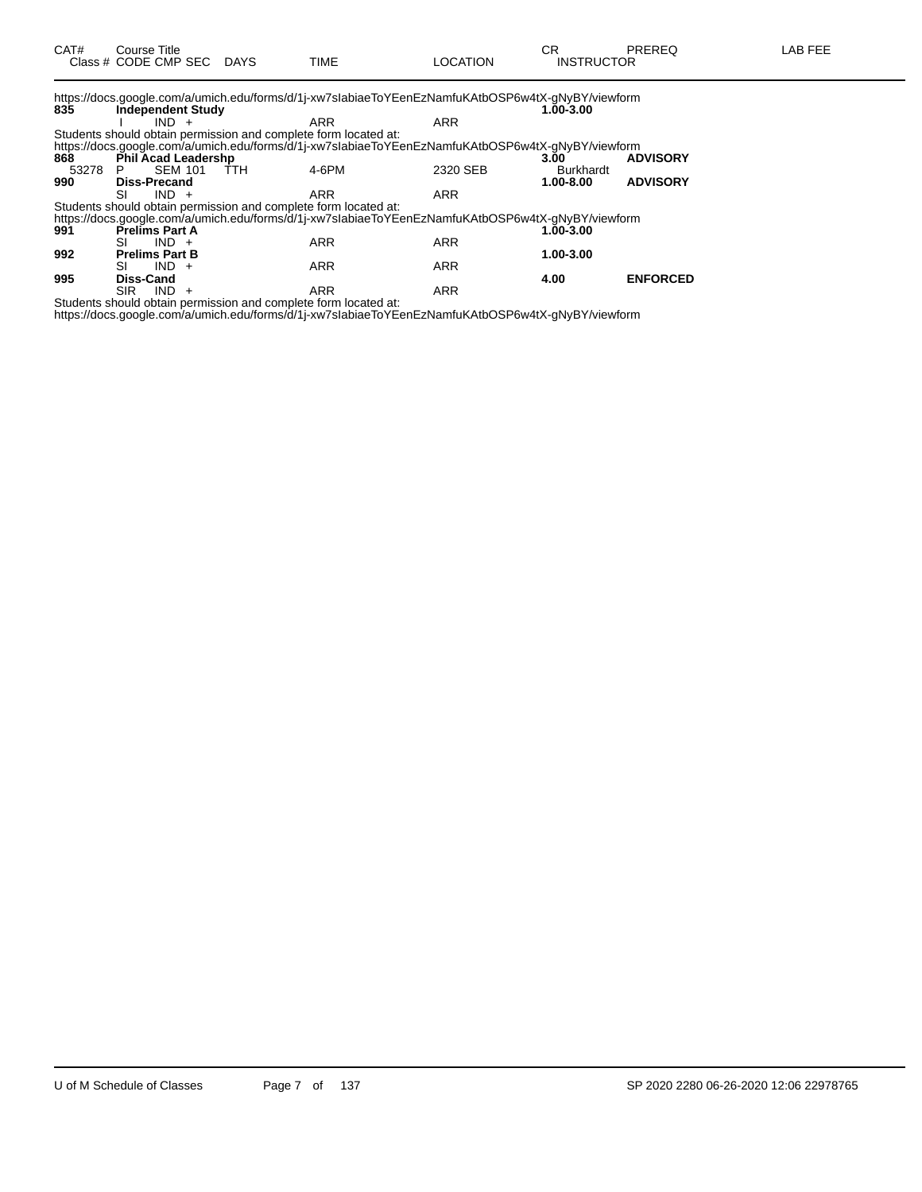| CAT# | Course Title<br>Class # CODE CMP SEC | DAYS | TIME | LOCATION | CR<br>INSTRUCTOR | PREREQ | LAB FEE |
|---|---|---|---|---|---|---|---|

https://docs.google.com/a/umich.edu/forms/d/1j-xw7sIabiaeToYEenEzNamfuKAtbOSP6w4tX-gNyBY/viewform

| CAT# | Course Title / Class # CODE CMP SEC | DAYS | TIME | LOCATION | CR / INSTRUCTOR | PREREQ | LAB FEE |
|---|---|---|---|---|---|---|---|
| **835** | **Independent Study** | | | | **1.00-3.00** | | |
| | I IND + | | ARR | ARR | | | |

Students should obtain permission and complete form located at:
https://docs.google.com/a/umich.edu/forms/d/1j-xw7sIabiaeToYEenEzNamfuKAtbOSP6w4tX-gNyBY/viewform

| CAT# | Course Title / Class # CODE CMP SEC | DAYS | TIME | LOCATION | CR / INSTRUCTOR | PREREQ | LAB FEE |
|---|---|---|---|---|---|---|---|
| **868** | **Phil Acad Leadershp** | | | | **3.00** | **ADVISORY** | |
| 53278 | P SEM 101 | TTH | 4-6PM | 2320 SEB | Burkhardt | | |
| **990** | **Diss-Precand** | | | | **1.00-8.00** | **ADVISORY** | |
| | SI IND + | | ARR | ARR | | | |

Students should obtain permission and complete form located at:
https://docs.google.com/a/umich.edu/forms/d/1j-xw7sIabiaeToYEenEzNamfuKAtbOSP6w4tX-gNyBY/viewform

| CAT# | Course Title / Class # CODE CMP SEC | DAYS | TIME | LOCATION | CR / INSTRUCTOR | PREREQ | LAB FEE |
|---|---|---|---|---|---|---|---|
| **991** | **Prelims Part A** | | | | **1.00-3.00** | | |
| | SI IND + | | ARR | ARR | | | |
| **992** | **Prelims Part B** | | | | **1.00-3.00** | | |
| | SI IND + | | ARR | ARR | | | |
| **995** | **Diss-Cand** | | | | **4.00** | **ENFORCED** | |
| | SIR IND + | | ARR | ARR | | | |

Students should obtain permission and complete form located at:
https://docs.google.com/a/umich.edu/forms/d/1j-xw7sIabiaeToYEenEzNamfuKAtbOSP6w4tX-gNyBY/viewform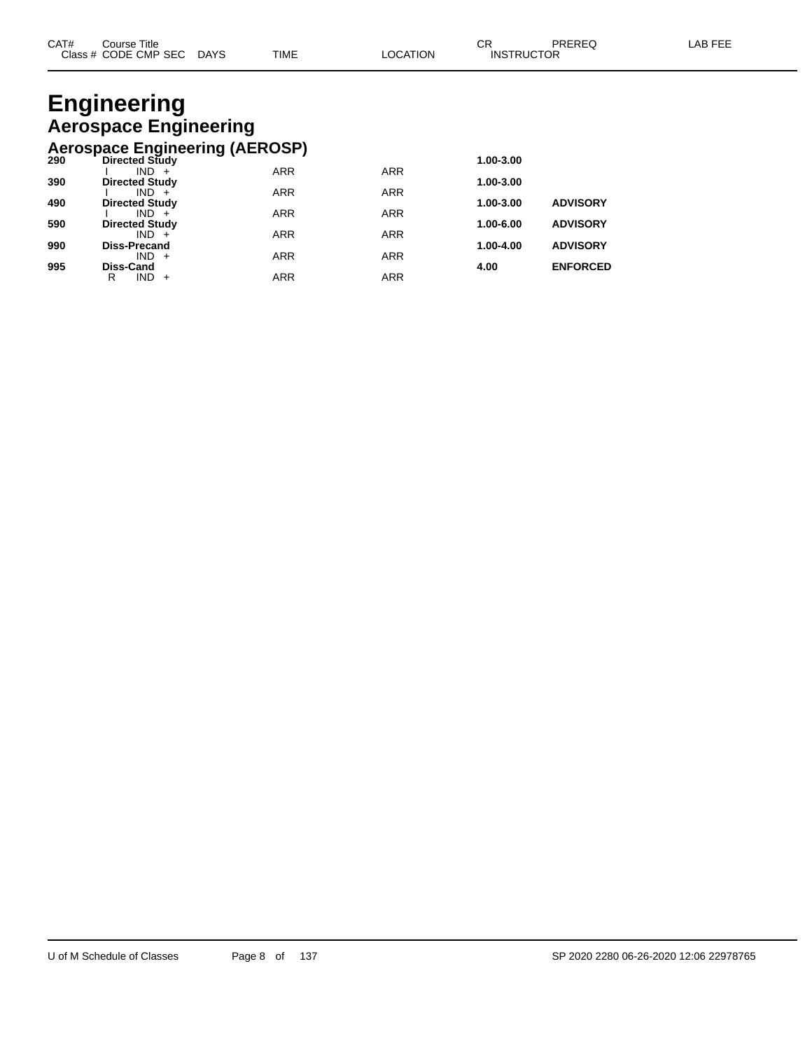# Engineering

## Aerospace Engineering

### Aerospace Engineering (AEROSP)

| CAT# | Course Title / Class # CODE CMP SEC DAYS | TIME | LOCATION | CR / INSTRUCTOR | PREREQ | LAB FEE |
|---|---|---|---|---|---|---|
| **290** | **Directed Study** | | | **1.00-3.00** | | |
| | I IND + | ARR | ARR | | | |
| **390** | **Directed Study** | | | **1.00-3.00** | | |
| | I IND + | ARR | ARR | | | |
| **490** | **Directed Study** | | | **1.00-3.00** | **ADVISORY** | |
| | I IND + | ARR | ARR | | | |
| **590** | **Directed Study** | | | **1.00-6.00** | **ADVISORY** | |
| | IND + | ARR | ARR | | | |
| **990** | **Diss-Precand** | | | **1.00-4.00** | **ADVISORY** | |
| | IND + | ARR | ARR | | | |
| **995** | **Diss-Cand** | | | **4.00** | **ENFORCED** | |
| | R IND + | ARR | ARR | | | |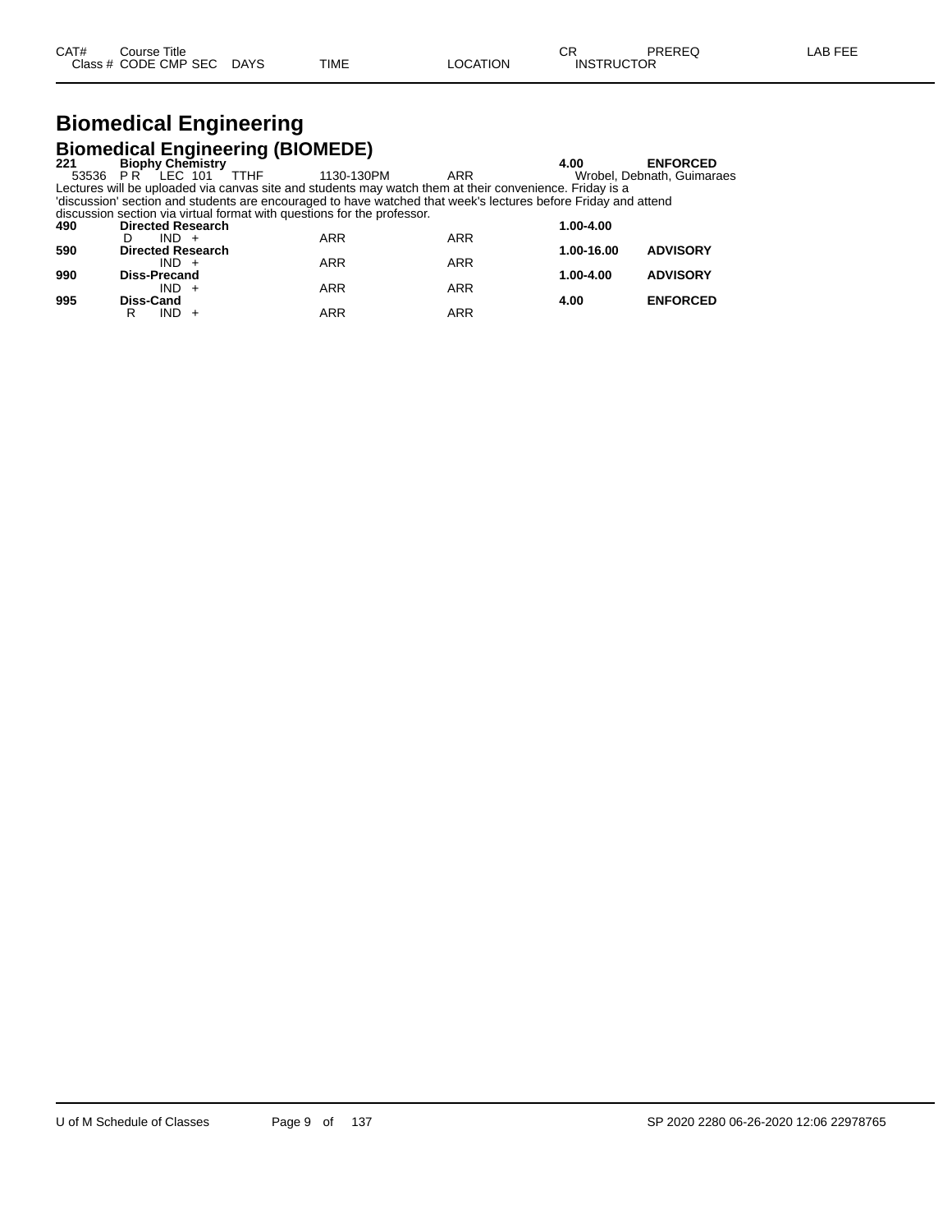| CAT# | Course Title | | | | | CR | PREREQ | LAB FEE |
|---|---|---|---|---|---|---|---|---|
| Class # | CODE CMP SEC | DAYS | TIME | LOCATION | INSTRUCTOR | | | |

# Biomedical Engineering

## Biomedical Engineering (BIOMEDE)

| CAT# | Course Title / Class # CODE CMP SEC | DAYS | TIME | LOCATION | CR / INSTRUCTOR | PREREQ |
|---|---|---|---|---|---|---|
| **221** | **Biophy Chemistry** | | | | **4.00** | **ENFORCED** |
| 53536 | P R LEC 101 | TTHF | 1130-130PM | ARR | Wrobel, Debnath, Guimaraes | |

Lectures will be uploaded via canvas site and students may watch them at their convenience. Friday is a 'discussion' section and students are encouraged to have watched that week's lectures before Friday and attend discussion section via virtual format with questions for the professor.

| CAT# | Course Title / Class # CODE CMP SEC | DAYS | TIME | LOCATION | CR / INSTRUCTOR | PREREQ |
|---|---|---|---|---|---|---|
| **490** | **Directed Research** | | | | **1.00-4.00** | |
| | D IND + | | ARR | ARR | | |
| **590** | **Directed Research** | | | | **1.00-16.00** | **ADVISORY** |
| | IND + | | ARR | ARR | | |
| **990** | **Diss-Precand** | | | | **1.00-4.00** | **ADVISORY** |
| | IND + | | ARR | ARR | | |
| **995** | **Diss-Cand** | | | | **4.00** | **ENFORCED** |
| | R IND + | | ARR | ARR | | |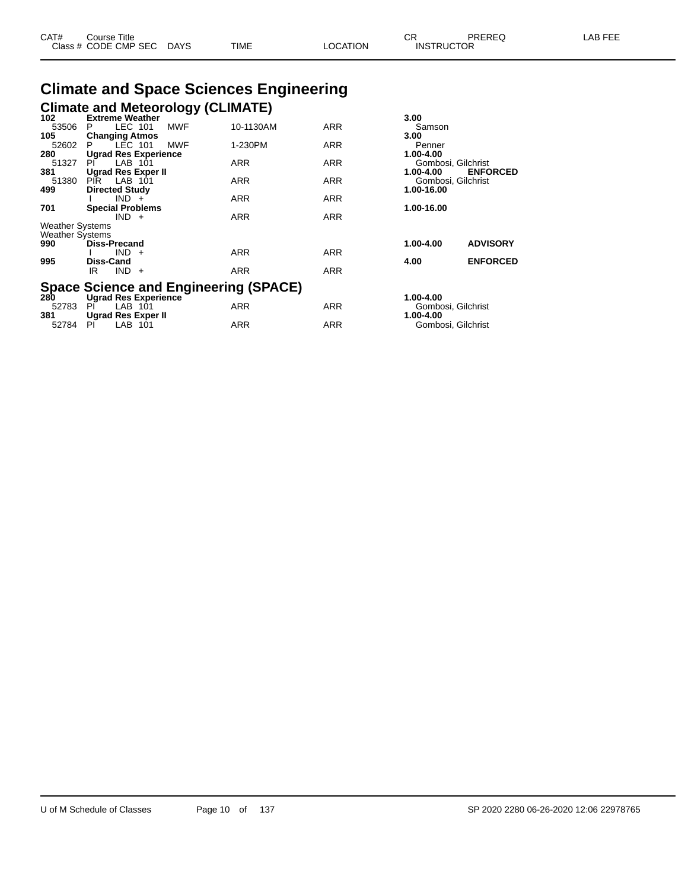# Climate and Space Sciences Engineering

## Climate and Meteorology (CLIMATE)

| CAT# / Class # | Course Title / CODE | CMP | SEC | DAYS | TIME | LOCATION | CR / INSTRUCTOR | PREREQ |
|---|---|---|---|---|---|---|---|---|
| **102** | **Extreme Weather** | | | | | | **3.00** | |
| 53506 | P | LEC | 101 | MWF | 10-1130AM | ARR | Samson | |
| **105** | **Changing Atmos** | | | | | | **3.00** | |
| 52602 | P | LEC | 101 | MWF | 1-230PM | ARR | Penner | |
| **280** | **Ugrad Res Experience** | | | | | | **1.00-4.00** | |
| 51327 | PI | LAB | 101 | | ARR | ARR | Gombosi, Gilchrist | |
| **381** | **Ugrad Res Exper II** | | | | | | **1.00-4.00** | **ENFORCED** |
| 51380 | PIR | LAB | 101 | | ARR | ARR | Gombosi, Gilchrist | |
| **499** | **Directed Study** | | | | | | **1.00-16.00** | |
| | I | IND | + | | ARR | ARR | | |
| **701** | **Special Problems** | | | | | | **1.00-16.00** | |
| | | IND | + | | ARR | ARR | | |
| Weather Systems | | | | | | | | |
| Weather Systems | | | | | | | | |
| **990** | **Diss-Precand** | | | | | | **1.00-4.00** | **ADVISORY** |
| | I | IND | + | | ARR | ARR | | |
| **995** | **Diss-Cand** | | | | | | **4.00** | **ENFORCED** |
| | IR | IND | + | | ARR | ARR | | |

## Space Science and Engineering (SPACE)

| CAT# / Class # | Course Title / CODE | CMP | SEC | DAYS | TIME | LOCATION | CR / INSTRUCTOR | PREREQ |
|---|---|---|---|---|---|---|---|---|
| **280** | **Ugrad Res Experience** | | | | | | **1.00-4.00** | |
| 52783 | PI | LAB | 101 | | ARR | ARR | Gombosi, Gilchrist | |
| **381** | **Ugrad Res Exper II** | | | | | | **1.00-4.00** | |
| 52784 | PI | LAB | 101 | | ARR | ARR | Gombosi, Gilchrist | |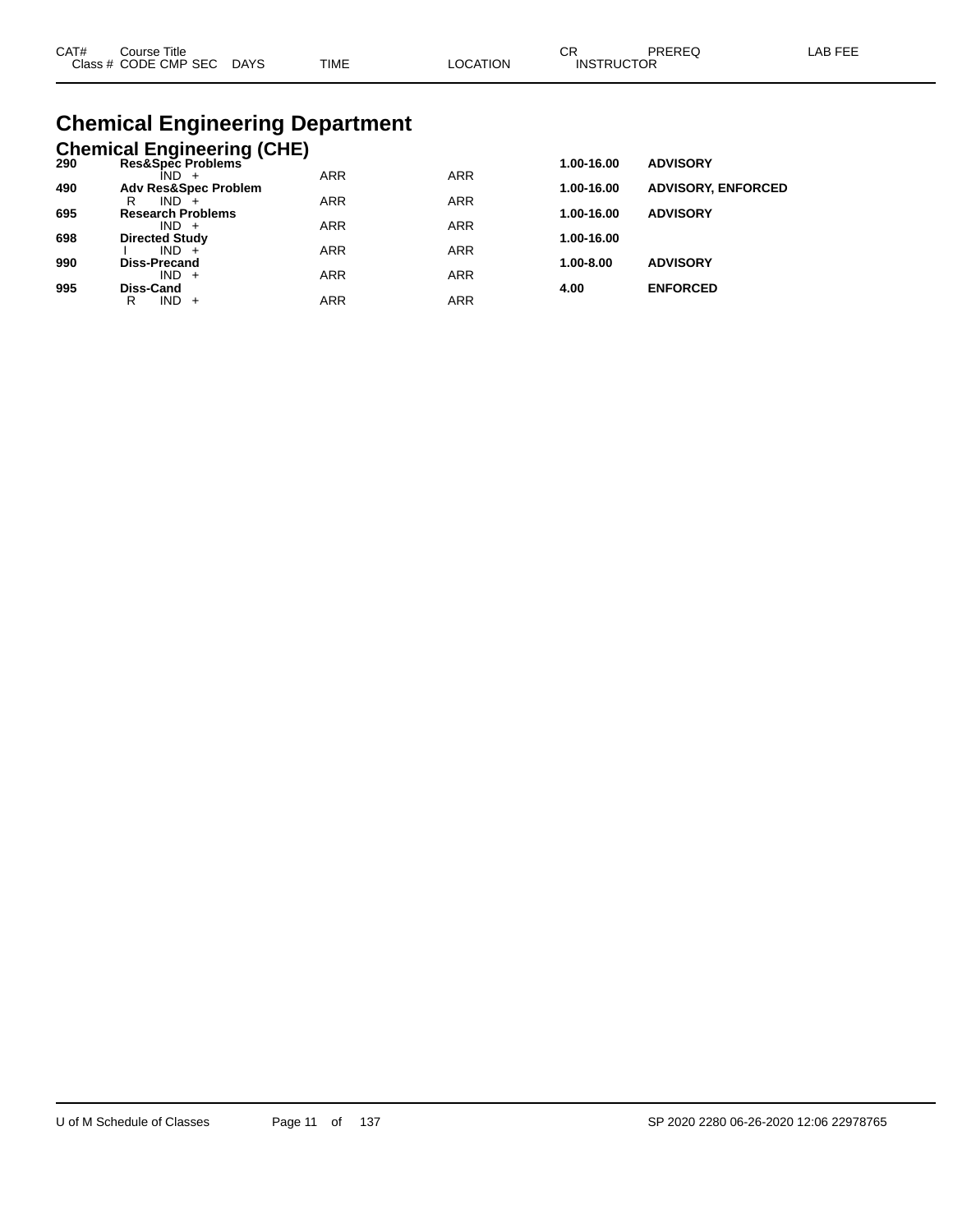# Chemical Engineering Department

## Chemical Engineering (CHE)

| CAT# | Course Title / Class # CODE CMP SEC DAYS | TIME | LOCATION | CR / INSTRUCTOR | PREREQ | LAB FEE |
|---|---|---|---|---|---|---|
| **290** | **Res&Spec Problems** | | | **1.00-16.00** | **ADVISORY** | |
| | IND + | ARR | ARR | | | |
| **490** | **Adv Res&Spec Problem** | | | **1.00-16.00** | **ADVISORY, ENFORCED** | |
| | R IND + | ARR | ARR | | | |
| **695** | **Research Problems** | | | **1.00-16.00** | **ADVISORY** | |
| | IND + | ARR | ARR | | | |
| **698** | **Directed Study** | | | **1.00-16.00** | | |
| | I IND + | ARR | ARR | | | |
| **990** | **Diss-Precand** | | | **1.00-8.00** | **ADVISORY** | |
| | IND + | ARR | ARR | | | |
| **995** | **Diss-Cand** | | | **4.00** | **ENFORCED** | |
| | R IND + | ARR | ARR | | | |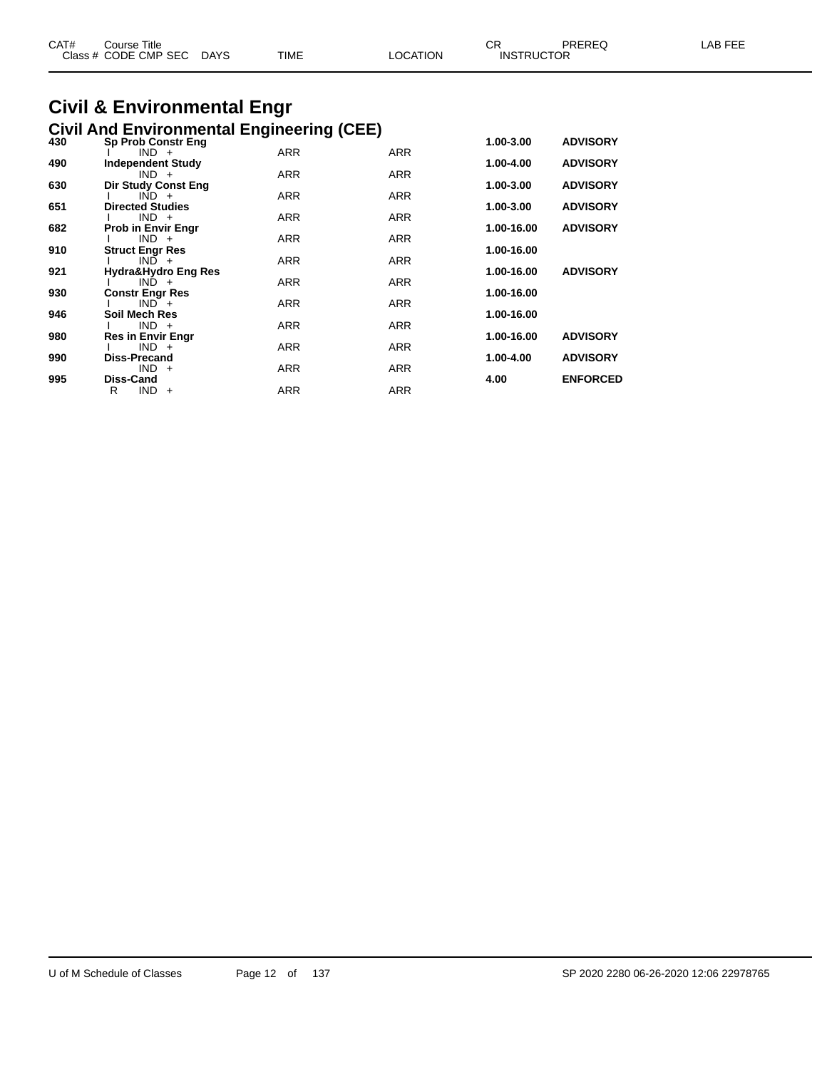| CAT# | Course Title | | | | | CR | PREREQ | LAB FEE |
|---|---|---|---|---|---|---|---|---|
| Class # | CODE | CMP SEC | DAYS | TIME | LOCATION | INSTRUCTOR | | |

# Civil & Environmental Engr

## Civil And Environmental Engineering (CEE)

| CAT# | Course Title / Code | CMP SEC | TIME | LOCATION | CR | PREREQ |
|---|---|---|---|---|---|---|
| **430** | **Sp Prob Constr Eng** | | | | **1.00-3.00** | **ADVISORY** |
| | I | IND + | ARR | ARR | | |
| **490** | **Independent Study** | | | | **1.00-4.00** | **ADVISORY** |
| | | IND + | ARR | ARR | | |
| **630** | **Dir Study Const Eng** | | | | **1.00-3.00** | **ADVISORY** |
| | I | IND + | ARR | ARR | | |
| **651** | **Directed Studies** | | | | **1.00-3.00** | **ADVISORY** |
| | I | IND + | ARR | ARR | | |
| **682** | **Prob in Envir Engr** | | | | **1.00-16.00** | **ADVISORY** |
| | I | IND + | ARR | ARR | | |
| **910** | **Struct Engr Res** | | | | **1.00-16.00** | |
| | I | IND + | ARR | ARR | | |
| **921** | **Hydra&Hydro Eng Res** | | | | **1.00-16.00** | **ADVISORY** |
| | I | IND + | ARR | ARR | | |
| **930** | **Constr Engr Res** | | | | **1.00-16.00** | |
| | I | IND + | ARR | ARR | | |
| **946** | **Soil Mech Res** | | | | **1.00-16.00** | |
| | I | IND + | ARR | ARR | | |
| **980** | **Res in Envir Engr** | | | | **1.00-16.00** | **ADVISORY** |
| | I | IND + | ARR | ARR | | |
| **990** | **Diss-Precand** | | | | **1.00-4.00** | **ADVISORY** |
| | | IND + | ARR | ARR | | |
| **995** | **Diss-Cand** | | | | **4.00** | **ENFORCED** |
| | R | IND + | ARR | ARR | | |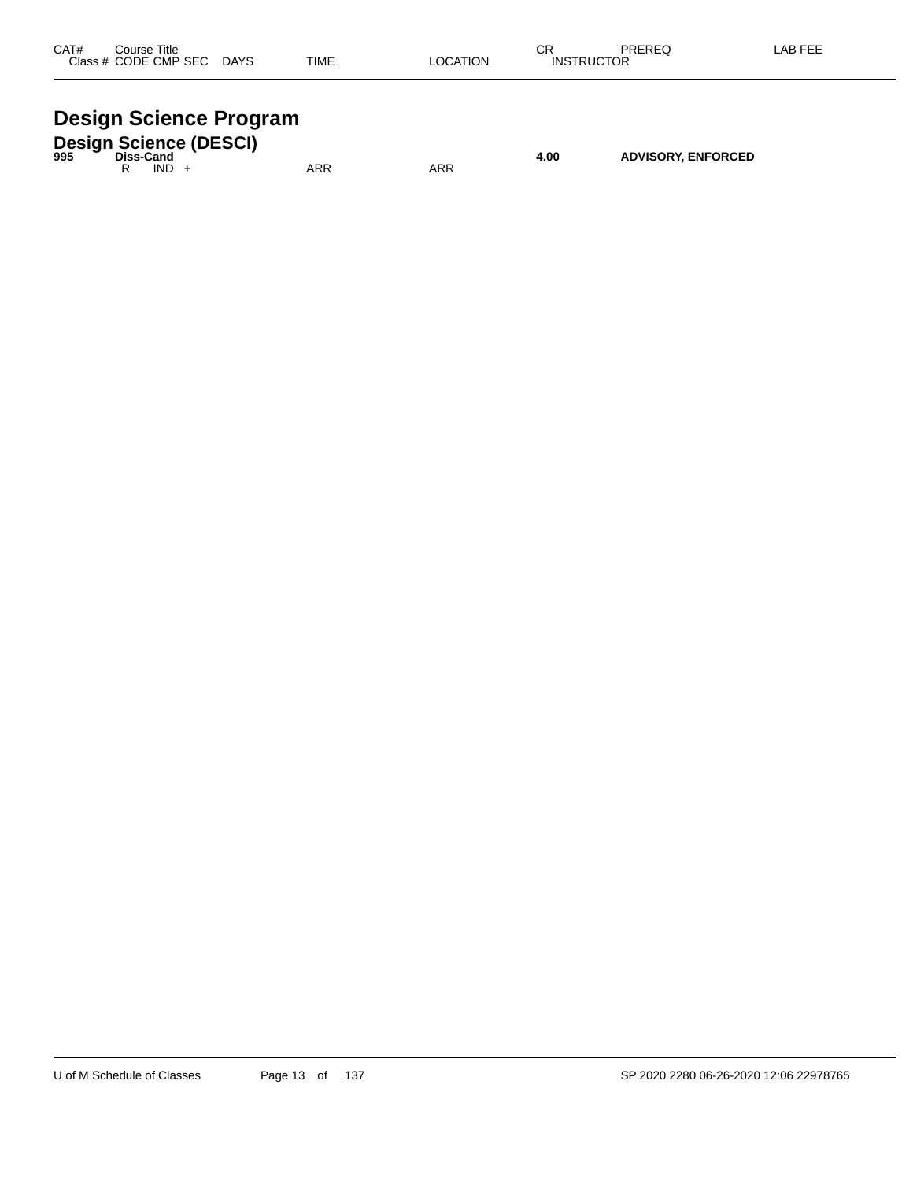| CAT# | Course Title | | | | | | CR | PREREQ | LAB FEE |
|---|---|---|---|---|---|---|---|---|---|
| Class # | CODE | CMP | SEC | DAYS | TIME | LOCATION | INSTRUCTOR | | |

# Design Science Program

## Design Science (DESCI)

| CAT# | Course Title | | | | | | CR | PREREQ | LAB FEE |
|---|---|---|---|---|---|---|---|---|---|
| **995** | **Diss-Cand** | | | | | | **4.00** | **ADVISORY, ENFORCED** | |
| | R | IND | + | | ARR | ARR | | | |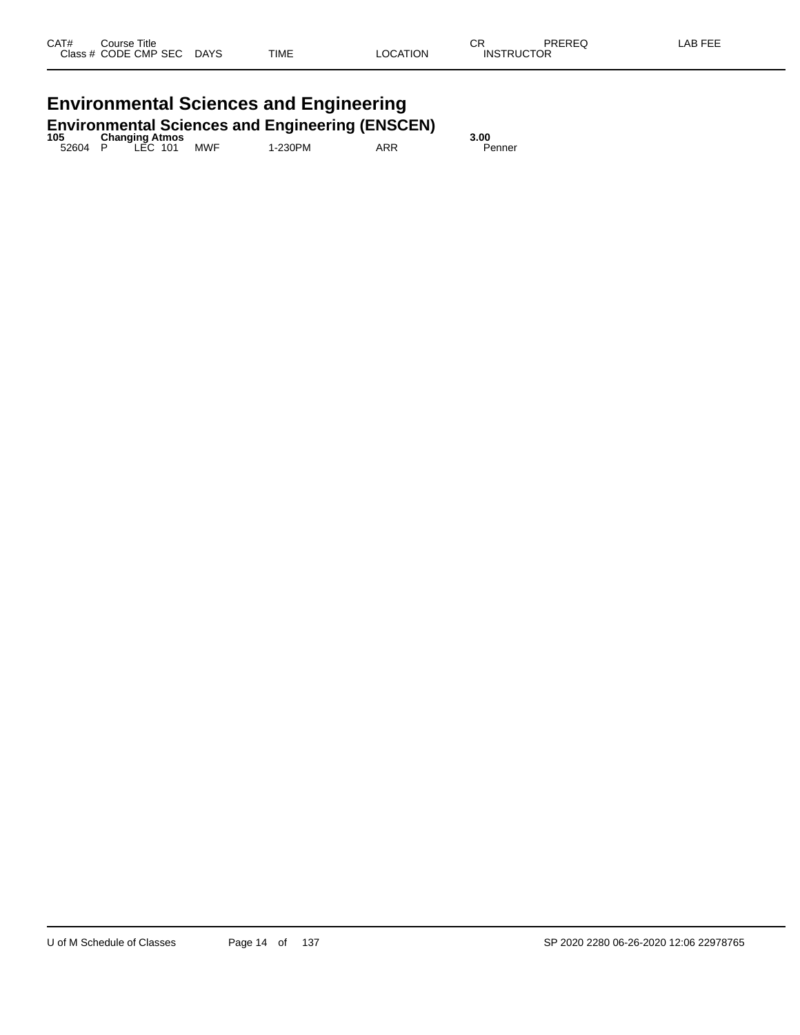| CAT# Class # | Course Title CODE | CMP | SEC | DAYS | TIME | LOCATION | CR INSTRUCTOR | PREREQ | LAB FEE |
|---|---|---|---|---|---|---|---|---|---|

# Environmental Sciences and Engineering

## Environmental Sciences and Engineering (ENSCEN)

| CAT# Class # | Course Title CODE | CMP | SEC | DAYS | TIME | LOCATION | CR INSTRUCTOR | PREREQ | LAB FEE |
|---|---|---|---|---|---|---|---|---|---|
| **105** | **Changing Atmos** | | | | | | **3.00** | | |
| 52604 | P | LEC | 101 | MWF | 1-230PM | ARR | Penner | | |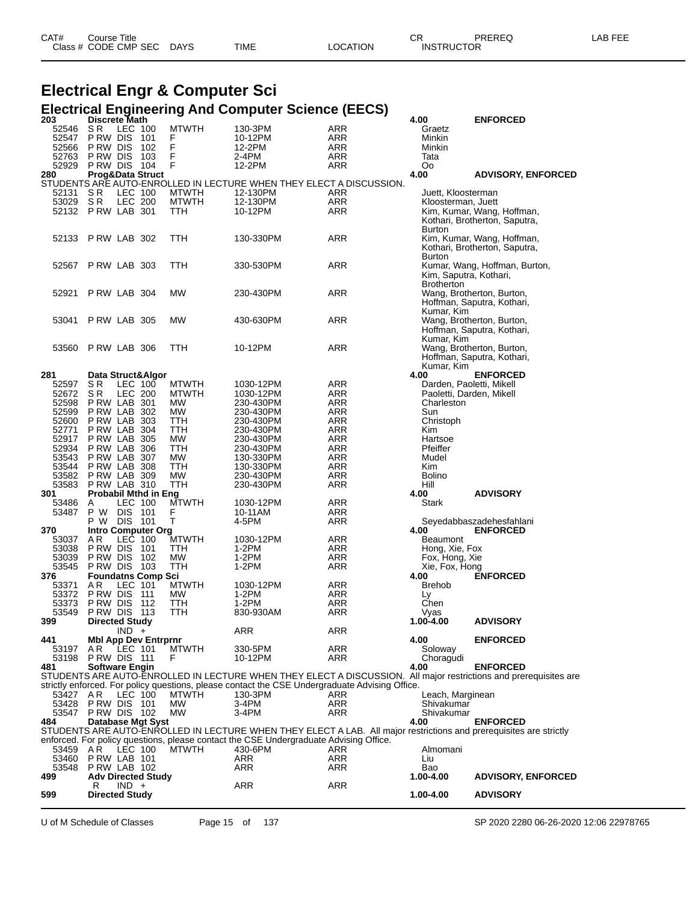# Electrical Engr & Computer Sci

## Electrical Engineering And Computer Science (EECS)

| CAT# / Class # | Course Title / CODE CMP SEC | DAYS | TIME | LOCATION | CR / INSTRUCTOR | PREREQ | LAB FEE |
|---|---|---|---|---|---|---|---|
| **203** | **Discrete Math** | | | | **4.00** | **ENFORCED** | |
| 52546 | S R LEC 100 | MTWTH | 130-3PM | ARR | Graetz | | |
| 52547 | P RW DIS 101 | F | 10-12PM | ARR | Minkin | | |
| 52566 | P RW DIS 102 | F | 12-2PM | ARR | Minkin | | |
| 52763 | P RW DIS 103 | F | 2-4PM | ARR | Tata | | |
| 52929 | P RW DIS 104 | F | 12-2PM | ARR | Oo | | |
| **280** | **Prog&Data Struct** | | | | **4.00** | **ADVISORY, ENFORCED** | |
| | STUDENTS ARE AUTO-ENROLLED IN LECTURE WHEN THEY ELECT A DISCUSSION. | | | | | | |
| 52131 | S R LEC 100 | MTWTH | 12-130PM | ARR | Juett, Kloosterman | | |
| 53029 | S R LEC 200 | MTWTH | 12-130PM | ARR | Kloosterman, Juett | | |
| 52132 | P RW LAB 301 | TTH | 10-12PM | ARR | Kim, Kumar, Wang, Hoffman, Kothari, Brotherton, Saputra, Burton | | |
| 52133 | P RW LAB 302 | TTH | 130-330PM | ARR | Kim, Kumar, Wang, Hoffman, Kothari, Brotherton, Saputra, Burton | | |
| 52567 | P RW LAB 303 | TTH | 330-530PM | ARR | Kumar, Wang, Hoffman, Burton, Kim, Saputra, Kothari, Brotherton | | |
| 52921 | P RW LAB 304 | MW | 230-430PM | ARR | Wang, Brotherton, Burton, Hoffman, Saputra, Kothari, Kumar, Kim | | |
| 53041 | P RW LAB 305 | MW | 430-630PM | ARR | Wang, Brotherton, Burton, Hoffman, Saputra, Kothari, Kumar, Kim | | |
| 53560 | P RW LAB 306 | TTH | 10-12PM | ARR | Wang, Brotherton, Burton, Hoffman, Saputra, Kothari, Kumar, Kim | | |
| **281** | **Data Struct&Algor** | | | | **4.00** | **ENFORCED** | |
| 52597 | S R LEC 100 | MTWTH | 1030-12PM | ARR | Darden, Paoletti, Mikell | | |
| 52672 | S R LEC 200 | MTWTH | 1030-12PM | ARR | Paoletti, Darden, Mikell | | |
| 52598 | P RW LAB 301 | MW | 230-430PM | ARR | Charleston | | |
| 52599 | P RW LAB 302 | MW | 230-430PM | ARR | Sun | | |
| 52600 | P RW LAB 303 | TTH | 230-430PM | ARR | Christoph | | |
| 52771 | P RW LAB 304 | TTH | 230-430PM | ARR | Kim | | |
| 52917 | P RW LAB 305 | MW | 230-430PM | ARR | Hartsoe | | |
| 52934 | P RW LAB 306 | TTH | 230-430PM | ARR | Pfeiffer | | |
| 53543 | P RW LAB 307 | MW | 130-330PM | ARR | Mudel | | |
| 53544 | P RW LAB 308 | TTH | 130-330PM | ARR | Kim | | |
| 53582 | P RW LAB 309 | MW | 230-430PM | ARR | Bolino | | |
| 53583 | P RW LAB 310 | TTH | 230-430PM | ARR | Hill | | |
| **301** | **Probabil Mthd in Eng** | | | | **4.00** | **ADVISORY** | |
| 53486 | A LEC 100 | MTWTH | 1030-12PM | ARR | Stark | | |
| 53487 | P W DIS 101 | F | 10-11AM | ARR | | | |
| | P W DIS 101 | T | 4-5PM | ARR | Seyedabbaszadehesfahlani | | |
| **370** | **Intro Computer Org** | | | | **4.00** | **ENFORCED** | |
| 53037 | A R LEC 100 | MTWTH | 1030-12PM | ARR | Beaumont | | |
| 53038 | P RW DIS 101 | TTH | 1-2PM | ARR | Hong, Xie, Fox | | |
| 53039 | P RW DIS 102 | MW | 1-2PM | ARR | Fox, Hong, Xie | | |
| 53545 | P RW DIS 103 | TTH | 1-2PM | ARR | Xie, Fox, Hong | | |
| **376** | **Foundatns Comp Sci** | | | | **4.00** | **ENFORCED** | |
| 53371 | A R LEC 101 | MTWTH | 1030-12PM | ARR | Brehob | | |
| 53372 | P RW DIS 111 | MW | 1-2PM | ARR | Ly | | |
| 53373 | P RW DIS 112 | TTH | 1-2PM | ARR | Chen | | |
| 53549 | P RW DIS 113 | TTH | 830-930AM | ARR | Vyas | | |
| **399** | **Directed Study** | | | | **1.00-4.00** | **ADVISORY** | |
| | IND + | | ARR | ARR | | | |
| **441** | **Mbl App Dev Entrprnr** | | | | **4.00** | **ENFORCED** | |
| 53197 | A R LEC 101 | MTWTH | 330-5PM | ARR | Soloway | | |
| 53198 | P RW DIS 111 | F | 10-12PM | ARR | Choragudi | | |
| **481** | **Software Engin** | | | | **4.00** | **ENFORCED** | |
| | STUDENTS ARE AUTO-ENROLLED IN LECTURE WHEN THEY ELECT A DISCUSSION. All major restrictions and prerequisites are strictly enforced. For policy questions, please contact the CSE Undergraduate Advising Office. | | | | | | |
| 53427 | A R LEC 100 | MTWTH | 130-3PM | ARR | Leach, Marginean | | |
| 53428 | P RW DIS 101 | MW | 3-4PM | ARR | Shivakumar | | |
| 53547 | P RW DIS 102 | MW | 3-4PM | ARR | Shivakumar | | |
| **484** | **Database Mgt Syst** | | | | **4.00** | **ENFORCED** | |
| | STUDENTS ARE AUTO-ENROLLED IN LECTURE WHEN THEY ELECT A LAB. All major restrictions and prerequisites are strictly enforced. For policy questions, please contact the CSE Undergraduate Advising Office. | | | | | | |
| 53459 | A R LEC 100 | MTWTH | 430-6PM | ARR | Almomani | | |
| 53460 | P RW LAB 101 | | ARR | ARR | Liu | | |
| 53548 | P RW LAB 102 | | ARR | ARR | Bao | | |
| **499** | **Adv Directed Study** | | | | **1.00-4.00** | **ADVISORY, ENFORCED** | |
| | R IND + | | ARR | ARR | | | |
| **599** | **Directed Study** | | | | **1.00-4.00** | **ADVISORY** | |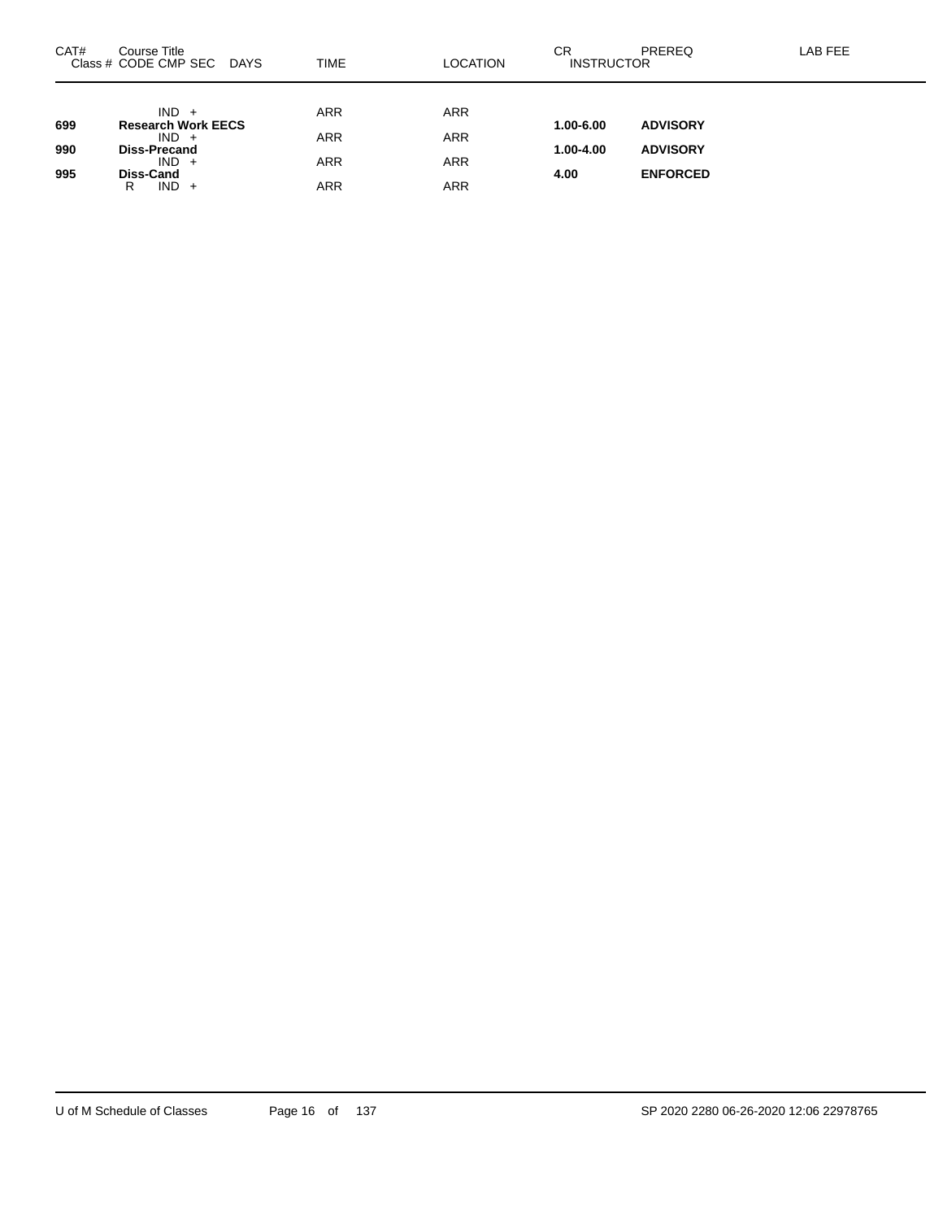| CAT# | Course Title<br>Class # CODE CMP SEC DAYS | TIME | LOCATION | CR<br>INSTRUCTOR | PREREQ | LAB FEE |
|---|---|---|---|---|---|---|
| | IND + | ARR | ARR | | | |
| **699** | **Research Work EECS** | | | **1.00-6.00** | **ADVISORY** | |
| | IND + | ARR | ARR | | | |
| **990** | **Diss-Precand** | | | **1.00-4.00** | **ADVISORY** | |
| | IND + | ARR | ARR | | | |
| **995** | **Diss-Cand** | | | **4.00** | **ENFORCED** | |
| | R IND + | ARR | ARR | | | |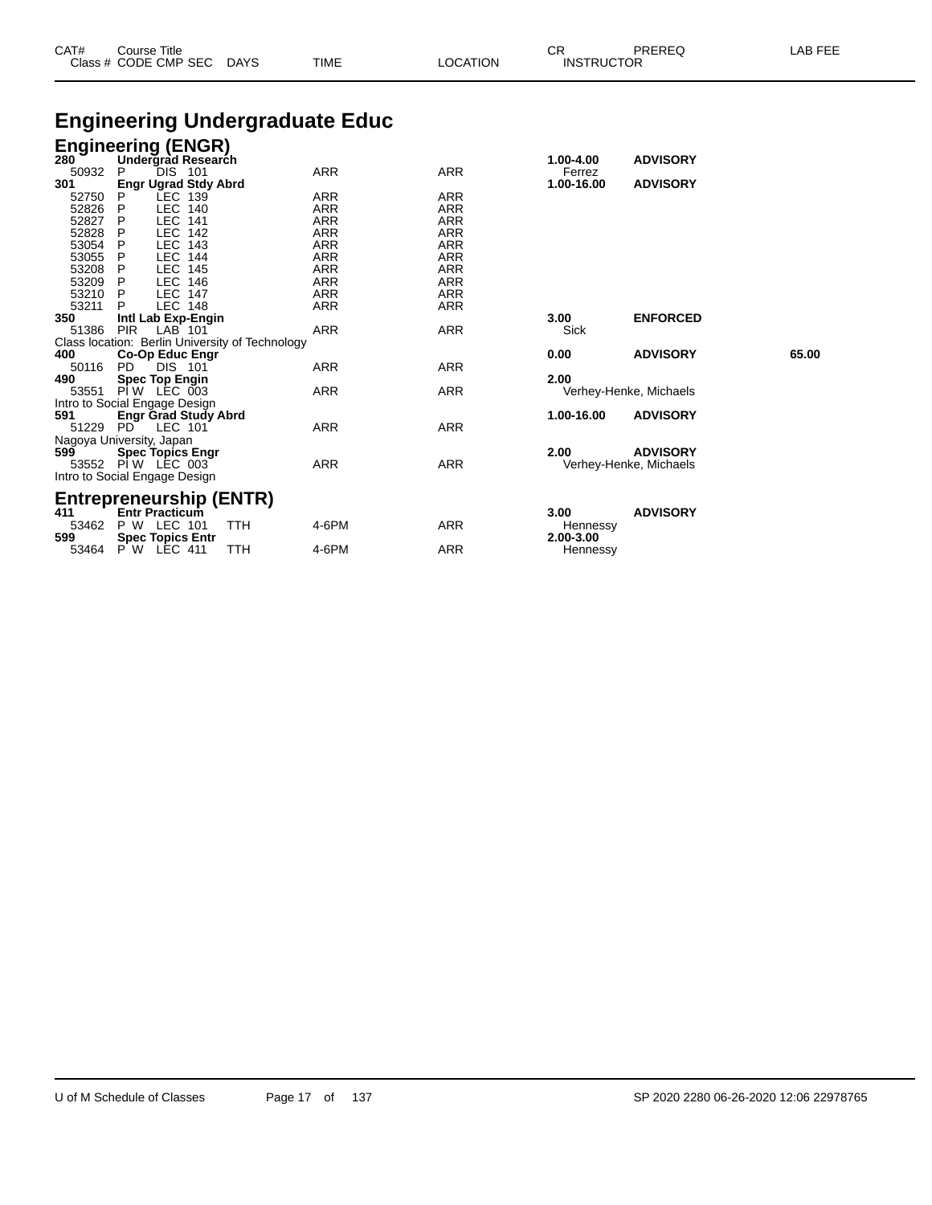# Engineering Undergraduate Educ

## Engineering (ENGR)

| CAT# / Class # | Course Title / CODE CMP SEC | DAYS | TIME | LOCATION | CR / INSTRUCTOR | PREREQ | LAB FEE |
|---|---|---|---|---|---|---|---|
| **280** | **Undergrad Research** | | | | **1.00-4.00** | **ADVISORY** | |
| 50932 | P DIS 101 | | ARR | ARR | Ferrez | | |
| **301** | **Engr Ugrad Stdy Abrd** | | | | **1.00-16.00** | **ADVISORY** | |
| 52750 | P LEC 139 | | ARR | ARR | | | |
| 52826 | P LEC 140 | | ARR | ARR | | | |
| 52827 | P LEC 141 | | ARR | ARR | | | |
| 52828 | P LEC 142 | | ARR | ARR | | | |
| 53054 | P LEC 143 | | ARR | ARR | | | |
| 53055 | P LEC 144 | | ARR | ARR | | | |
| 53208 | P LEC 145 | | ARR | ARR | | | |
| 53209 | P LEC 146 | | ARR | ARR | | | |
| 53210 | P LEC 147 | | ARR | ARR | | | |
| 53211 | P LEC 148 | | ARR | ARR | | | |
| **350** | **Intl Lab Exp-Engin** | | | | **3.00** | **ENFORCED** | |
| 51386 | PIR LAB 101 | | ARR | ARR | Sick | | |
| Class location: Berlin University of Technology | | | | | | | |
| **400** | **Co-Op Educ Engr** | | | | **0.00** | **ADVISORY** | **65.00** |
| 50116 | PD DIS 101 | | ARR | ARR | | | |
| **490** | **Spec Top Engin** | | | | **2.00** | | |
| 53551 | PI W LEC 003 | | ARR | ARR | Verhey-Henke, Michaels | | |
| Intro to Social Engage Design | | | | | | | |
| **591** | **Engr Grad Study Abrd** | | | | **1.00-16.00** | **ADVISORY** | |
| 51229 | PD LEC 101 | | ARR | ARR | | | |
| Nagoya University, Japan | | | | | | | |
| **599** | **Spec Topics Engr** | | | | **2.00** | **ADVISORY** | |
| 53552 | PI W LEC 003 | | ARR | ARR | Verhey-Henke, Michaels | | |
| Intro to Social Engage Design | | | | | | | |

## Entrepreneurship (ENTR)

| CAT# / Class # | Course Title / CODE CMP SEC | DAYS | TIME | LOCATION | CR / INSTRUCTOR | PREREQ | LAB FEE |
|---|---|---|---|---|---|---|---|
| **411** | **Entr Practicum** | | | | **3.00** | **ADVISORY** | |
| 53462 | P W LEC 101 | TTH | 4-6PM | ARR | Hennessy | | |
| **599** | **Spec Topics Entr** | | | | **2.00-3.00** | | |
| 53464 | P W LEC 411 | TTH | 4-6PM | ARR | Hennessy | | |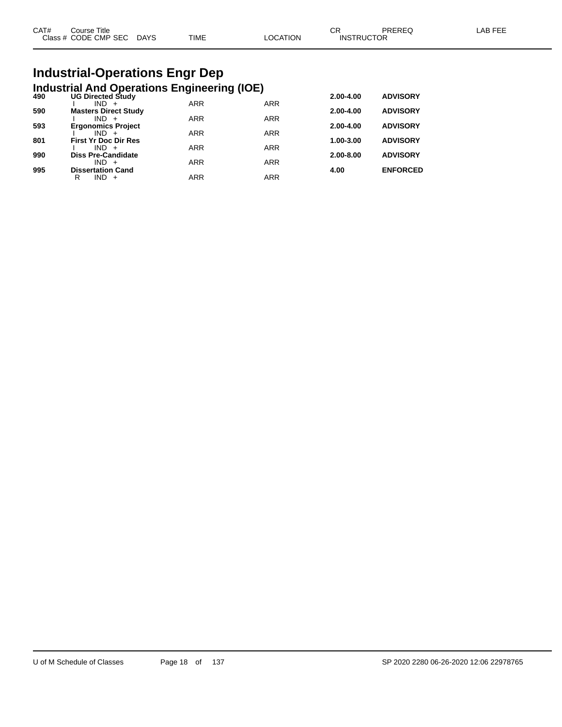# Industrial-Operations Engr Dep

## Industrial And Operations Engineering (IOE)

| CAT# | Course Title / Class # CODE CMP SEC | DAYS | TIME | LOCATION | CR | PREREQ | LAB FEE |
|---|---|---|---|---|---|---|---|
| 490 | **UG Directed Study** | | | | 2.00-4.00 | ADVISORY | |
| | I IND + | | ARR | ARR | | | |
| 590 | **Masters Direct Study** | | | | 2.00-4.00 | ADVISORY | |
| | I IND + | | ARR | ARR | | | |
| 593 | **Ergonomics Project** | | | | 2.00-4.00 | ADVISORY | |
| | I IND + | | ARR | ARR | | | |
| 801 | **First Yr Doc Dir Res** | | | | 1.00-3.00 | ADVISORY | |
| | I IND + | | ARR | ARR | | | |
| 990 | **Diss Pre-Candidate** | | | | 2.00-8.00 | ADVISORY | |
| | IND + | | ARR | ARR | | | |
| 995 | **Dissertation Cand** | | | | 4.00 | ENFORCED | |
| | R IND + | | ARR | ARR | | | |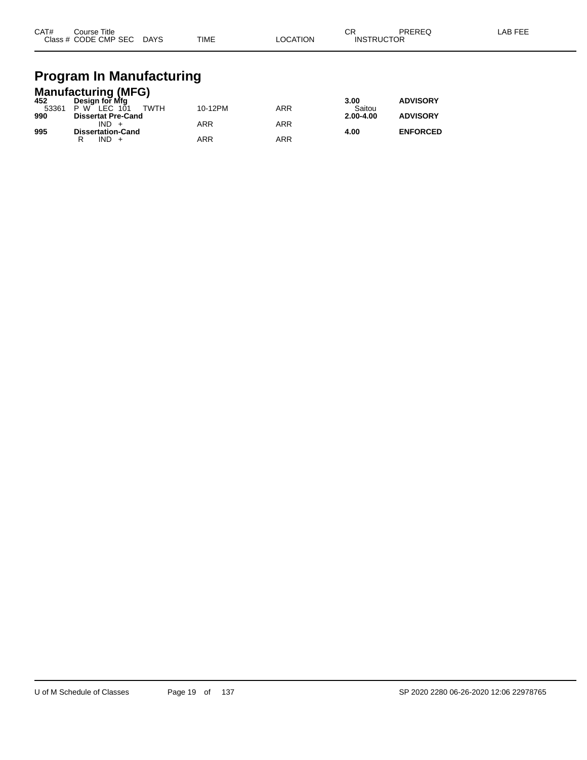# Program In Manufacturing

## Manufacturing (MFG)

| CAT# / Class # | Course Title / CODE CMP SEC | DAYS | TIME | LOCATION | CR / INSTRUCTOR | PREREQ | LAB FEE |
|---|---|---|---|---|---|---|---|
| **452** | **Design for Mfg** | | | | **3.00** | **ADVISORY** | |
| 53361 | P W LEC 101 | TWTH | 10-12PM | ARR | Saitou | | |
| **990** | **Dissertat Pre-Cand** | | | | **2.00-4.00** | **ADVISORY** | |
| | IND + | | ARR | ARR | | | |
| **995** | **Dissertation-Cand** | | | | **4.00** | **ENFORCED** | |
| | R IND + | | ARR | ARR | | | |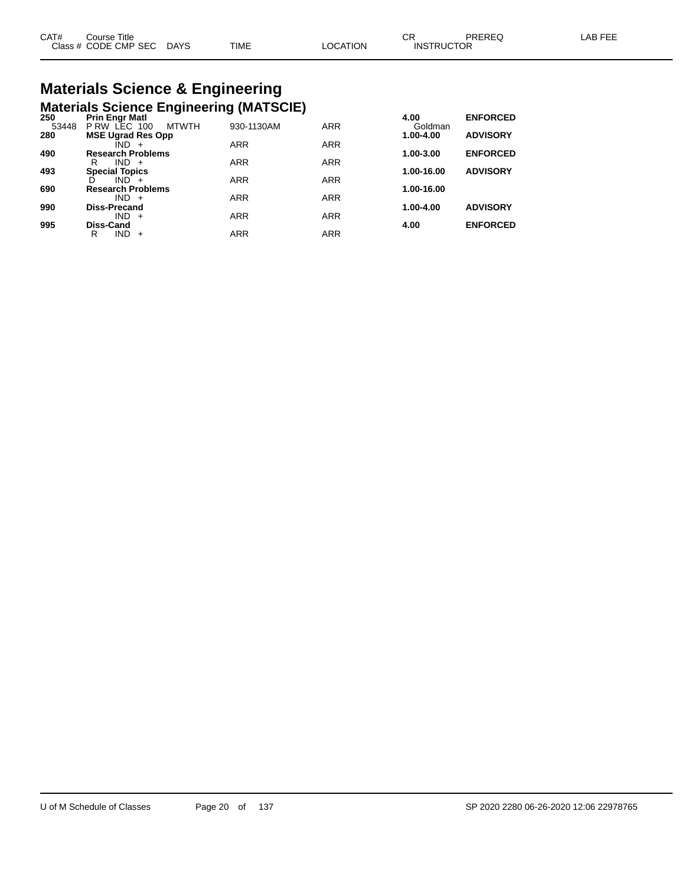| CAT# | Course Title | | | | CR | PREREQ | LAB FEE |
|---|---|---|---|---|---|---|---|
| | Class # CODE CMP SEC | DAYS | TIME | LOCATION | INSTRUCTOR | | |

# Materials Science & Engineering

## Materials Science Engineering (MATSCIE)

| CAT# | Course Title / Class # CODE CMP SEC | DAYS | TIME | LOCATION | CR / INSTRUCTOR | PREREQ |
|---|---|---|---|---|---|---|
| **250** | **Prin Engr Matl** | | | | **4.00** | **ENFORCED** |
| 53448 | P RW LEC 100 | MTWTH | 930-1130AM | ARR | Goldman | |
| **280** | **MSE Ugrad Res Opp** | | | | **1.00-4.00** | **ADVISORY** |
| | IND + | | ARR | ARR | | |
| **490** | **Research Problems** | | | | **1.00-3.00** | **ENFORCED** |
| | R IND + | | ARR | ARR | | |
| **493** | **Special Topics** | | | | **1.00-16.00** | **ADVISORY** |
| | D IND + | | ARR | ARR | | |
| **690** | **Research Problems** | | | | **1.00-16.00** | |
| | IND + | | ARR | ARR | | |
| **990** | **Diss-Precand** | | | | **1.00-4.00** | **ADVISORY** |
| | IND + | | ARR | ARR | | |
| **995** | **Diss-Cand** | | | | **4.00** | **ENFORCED** |
| | R IND + | | ARR | ARR | | |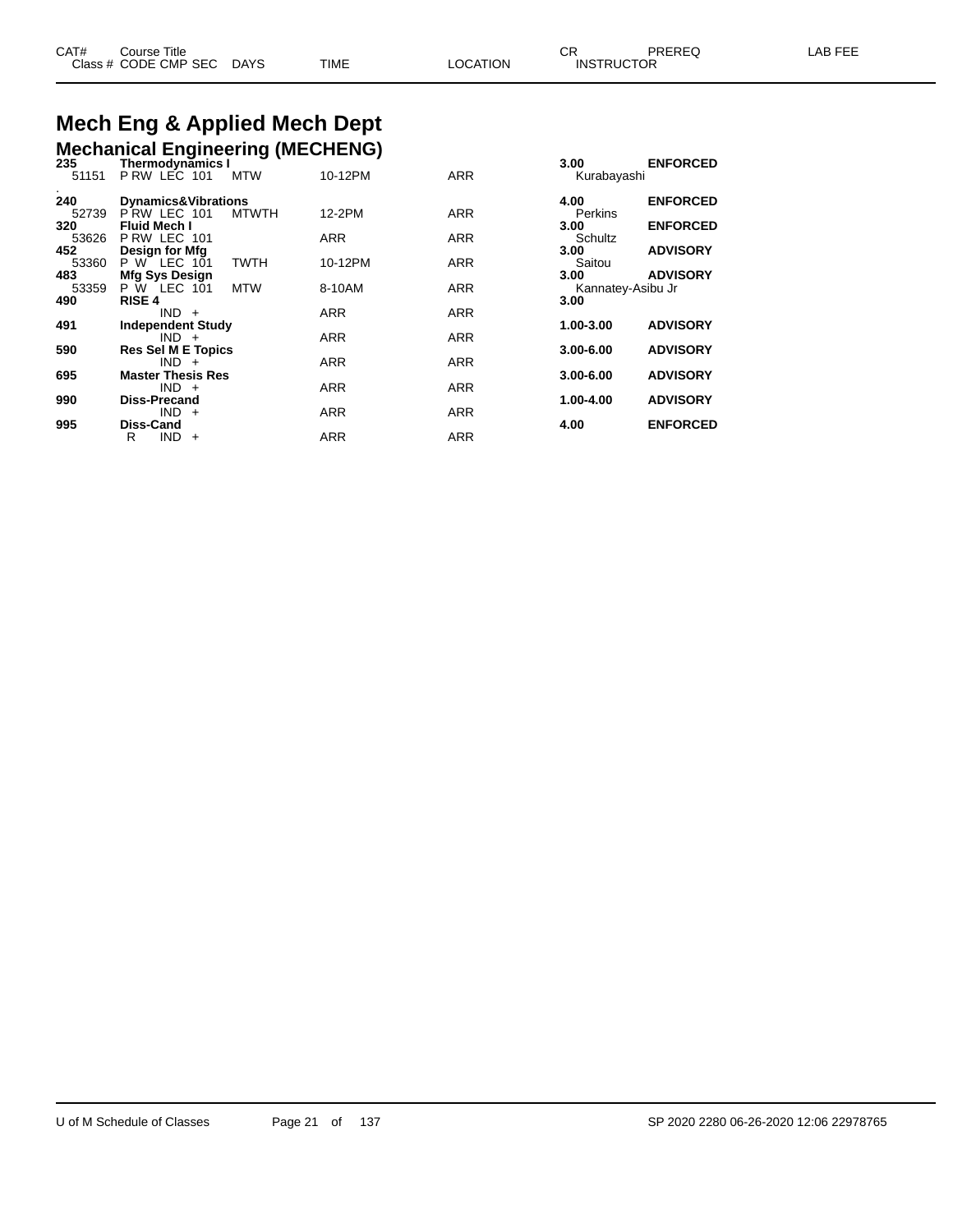# Mech Eng & Applied Mech Dept

## Mechanical Engineering (MECHENG)

| CAT# / Class # | Course Title / CODE CMP SEC | DAYS | TIME | LOCATION | CR / INSTRUCTOR | PREREQ | LAB FEE |
|---|---|---|---|---|---|---|---|
| **235** | **Thermodynamics I** | | | | **3.00** | **ENFORCED** | |
| 51151 | P RW LEC 101 | MTW | 10-12PM | ARR | Kurabayashi | | |
| . | | | | | | | |
| **240** | **Dynamics&Vibrations** | | | | **4.00** | **ENFORCED** | |
| 52739 | P RW LEC 101 | MTWTH | 12-2PM | ARR | Perkins | | |
| **320** | **Fluid Mech I** | | | | **3.00** | **ENFORCED** | |
| 53626 | P RW LEC 101 | | ARR | ARR | Schultz | | |
| **452** | **Design for Mfg** | | | | **3.00** | **ADVISORY** | |
| 53360 | P W LEC 101 | TWTH | 10-12PM | ARR | Saitou | | |
| **483** | **Mfg Sys Design** | | | | **3.00** | **ADVISORY** | |
| 53359 | P W LEC 101 | MTW | 8-10AM | ARR | Kannatey-Asibu Jr | | |
| **490** | **RISE 4** | | | | **3.00** | | |
| | IND + | | ARR | ARR | | | |
| **491** | **Independent Study** | | | | **1.00-3.00** | **ADVISORY** | |
| | IND + | | ARR | ARR | | | |
| **590** | **Res Sel M E Topics** | | | | **3.00-6.00** | **ADVISORY** | |
| | IND + | | ARR | ARR | | | |
| **695** | **Master Thesis Res** | | | | **3.00-6.00** | **ADVISORY** | |
| | IND + | | ARR | ARR | | | |
| **990** | **Diss-Precand** | | | | **1.00-4.00** | **ADVISORY** | |
| | IND + | | ARR | ARR | | | |
| **995** | **Diss-Cand** | | | | **4.00** | **ENFORCED** | |
| | R IND + | | ARR | ARR | | | |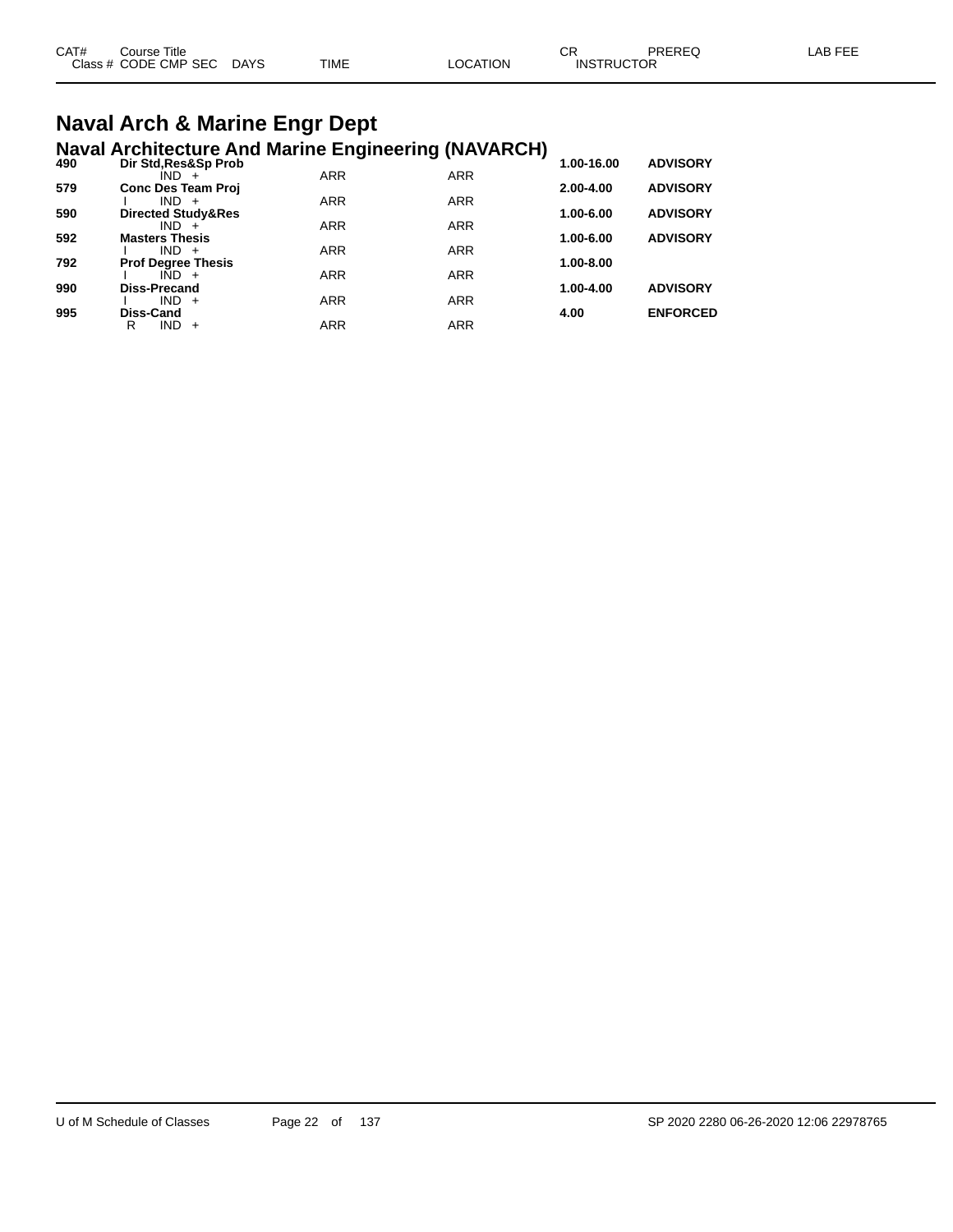| CAT# | Course Title<br>Class # CODE CMP SEC DAYS | TIME | LOCATION | CR<br>INSTRUCTOR | PREREQ | LAB FEE |
|---|---|---|---|---|---|---|

# Naval Arch & Marine Engr Dept

## Naval Architecture And Marine Engineering (NAVARCH)

| CAT# | Course Title / Class # CODE CMP SEC DAYS | TIME | LOCATION | CR / INSTRUCTOR | PREREQ | LAB FEE |
|---|---|---|---|---|---|---|
| **490** | **Dir Std,Res&Sp Prob** | | | **1.00-16.00** | **ADVISORY** | |
| | IND + | ARR | ARR | | | |
| **579** | **Conc Des Team Proj** | | | **2.00-4.00** | **ADVISORY** | |
| | I IND + | ARR | ARR | | | |
| **590** | **Directed Study&Res** | | | **1.00-6.00** | **ADVISORY** | |
| | IND + | ARR | ARR | | | |
| **592** | **Masters Thesis** | | | **1.00-6.00** | **ADVISORY** | |
| | I IND + | ARR | ARR | | | |
| **792** | **Prof Degree Thesis** | | | **1.00-8.00** | | |
| | I IND + | ARR | ARR | | | |
| **990** | **Diss-Precand** | | | **1.00-4.00** | **ADVISORY** | |
| | I IND + | ARR | ARR | | | |
| **995** | **Diss-Cand** | | | **4.00** | **ENFORCED** | |
| | R IND + | ARR | ARR | | | |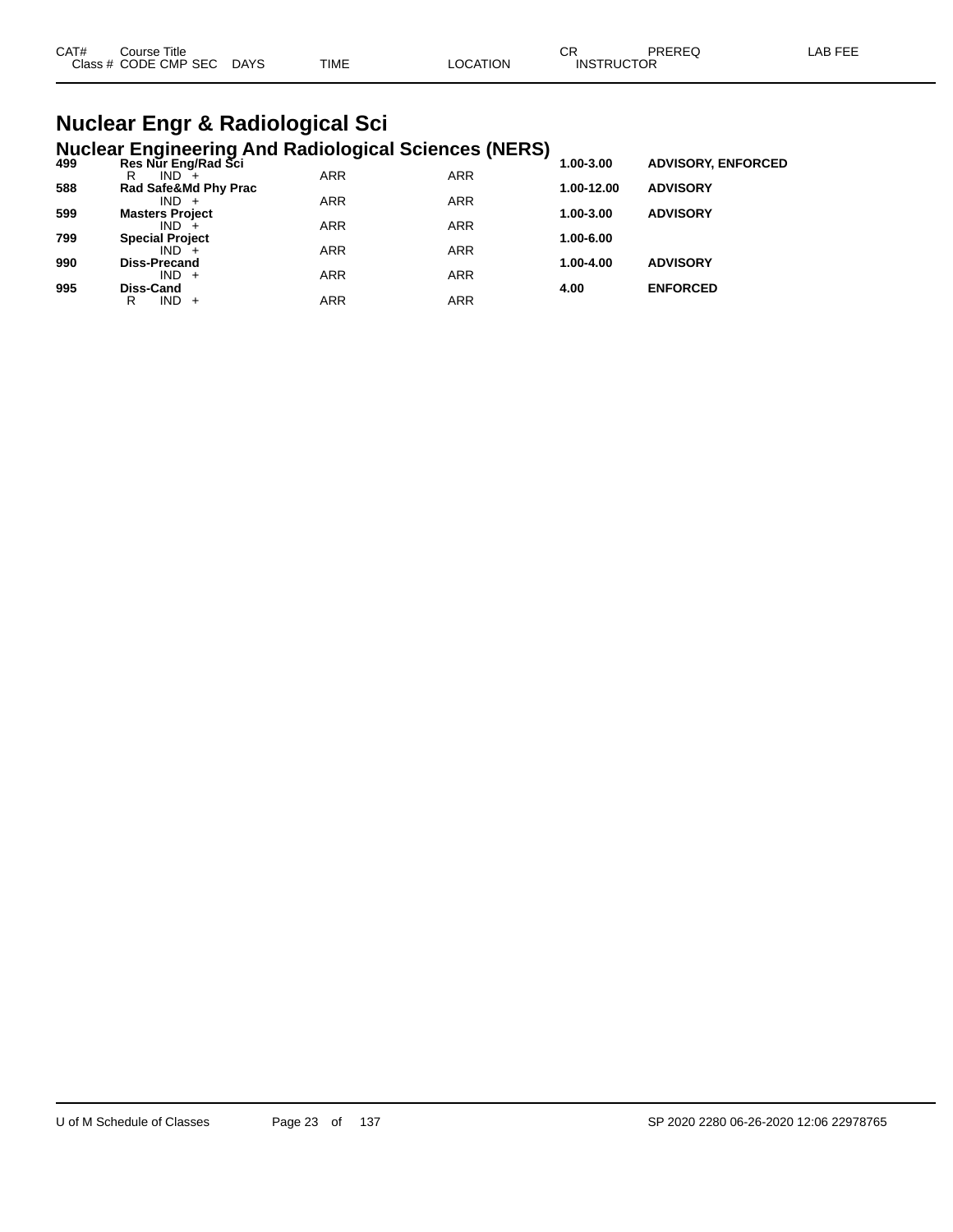| CAT# | Course Title<br>Class # CODE CMP SEC | DAYS | TIME | LOCATION | CR<br>INSTRUCTOR | PREREQ | LAB FEE |
|---|---|---|---|---|---|---|---|

# Nuclear Engr & Radiological Sci

## Nuclear Engineering And Radiological Sciences (NERS)

| CAT# | Course Title / CODE CMP SEC | DAYS | TIME | LOCATION | CR | PREREQ | LAB FEE |
|---|---|---|---|---|---|---|---|
| **499** | **Res Nur Eng/Rad Sci** | | | | **1.00-3.00** | **ADVISORY, ENFORCED** | |
| | R IND + | | ARR | ARR | | | |
| **588** | **Rad Safe&Md Phy Prac** | | | | **1.00-12.00** | **ADVISORY** | |
| | IND + | | ARR | ARR | | | |
| **599** | **Masters Project** | | | | **1.00-3.00** | **ADVISORY** | |
| | IND + | | ARR | ARR | | | |
| **799** | **Special Project** | | | | **1.00-6.00** | | |
| | IND + | | ARR | ARR | | | |
| **990** | **Diss-Precand** | | | | **1.00-4.00** | **ADVISORY** | |
| | IND + | | ARR | ARR | | | |
| **995** | **Diss-Cand** | | | | **4.00** | **ENFORCED** | |
| | R IND + | | ARR | ARR | | | |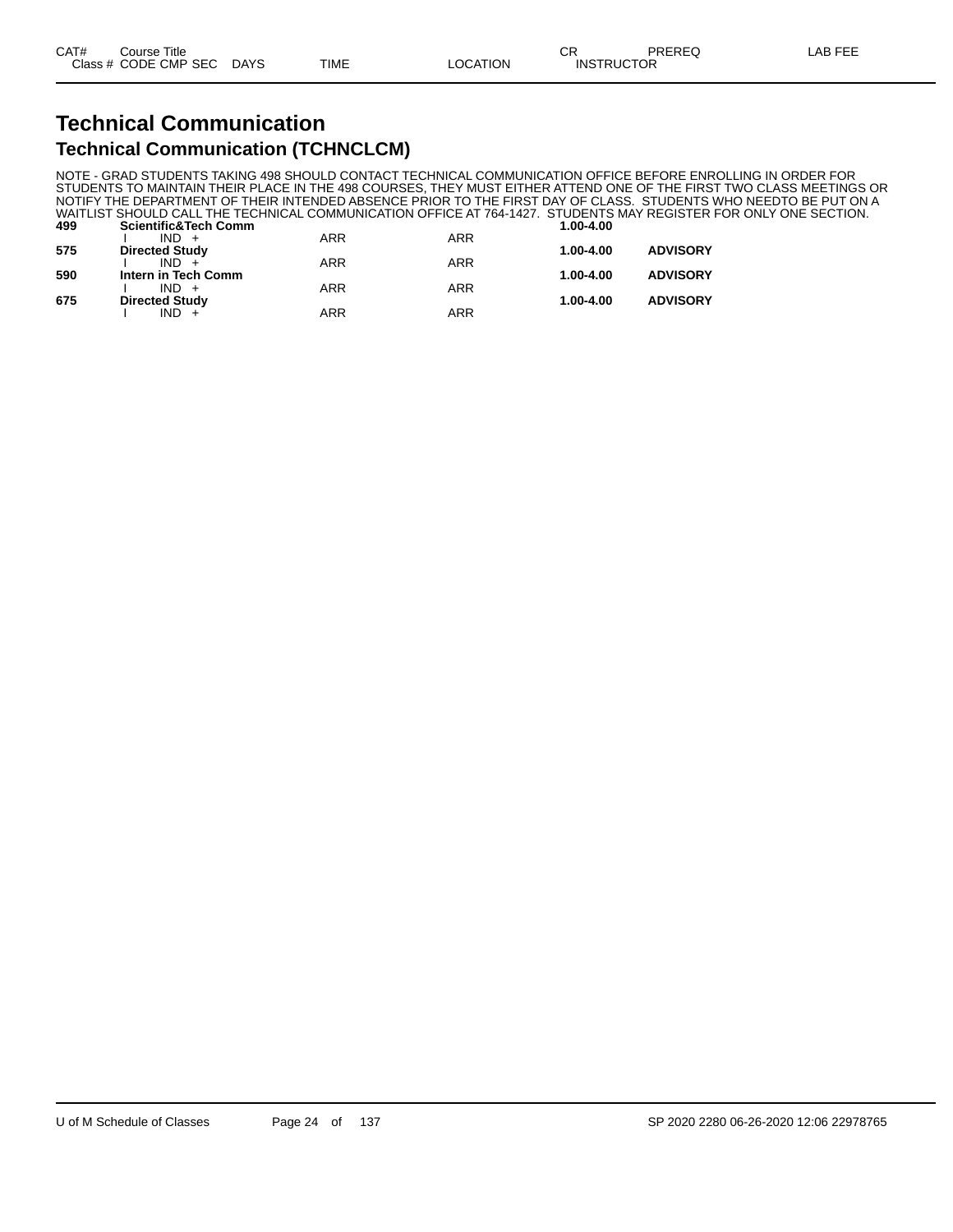| CAT# | Course Title | | | CR | PREREQ | LAB FEE |
|---|---|---|---|---|---|---|
| Class # | CODE CMP SEC DAYS | TIME | LOCATION | INSTRUCTOR | | |

# Technical Communication

## Technical Communication (TCHNCLCM)

NOTE - GRAD STUDENTS TAKING 498 SHOULD CONTACT TECHNICAL COMMUNICATION OFFICE BEFORE ENROLLING IN ORDER FOR STUDENTS TO MAINTAIN THEIR PLACE IN THE 498 COURSES, THEY MUST EITHER ATTEND ONE OF THE FIRST TWO CLASS MEETINGS OR NOTIFY THE DEPARTMENT OF THEIR INTENDED ABSENCE PRIOR TO THE FIRST DAY OF CLASS. STUDENTS WHO NEEDTO BE PUT ON A WAITLIST SHOULD CALL THE TECHNICAL COMMUNICATION OFFICE AT 764-1427. STUDENTS MAY REGISTER FOR ONLY ONE SECTION.

| CAT# | Course Title / CODE CMP SEC DAYS | TIME | LOCATION | CR | PREREQ |
|---|---|---|---|---|---|
| **499** | **Scientific&Tech Comm** | | | **1.00-4.00** | |
| | I IND + | ARR | ARR | | |
| **575** | **Directed Study** | | | **1.00-4.00** | **ADVISORY** |
| | I IND + | ARR | ARR | | |
| **590** | **Intern in Tech Comm** | | | **1.00-4.00** | **ADVISORY** |
| | I IND + | ARR | ARR | | |
| **675** | **Directed Study** | | | **1.00-4.00** | **ADVISORY** |
| | I IND + | ARR | ARR | | |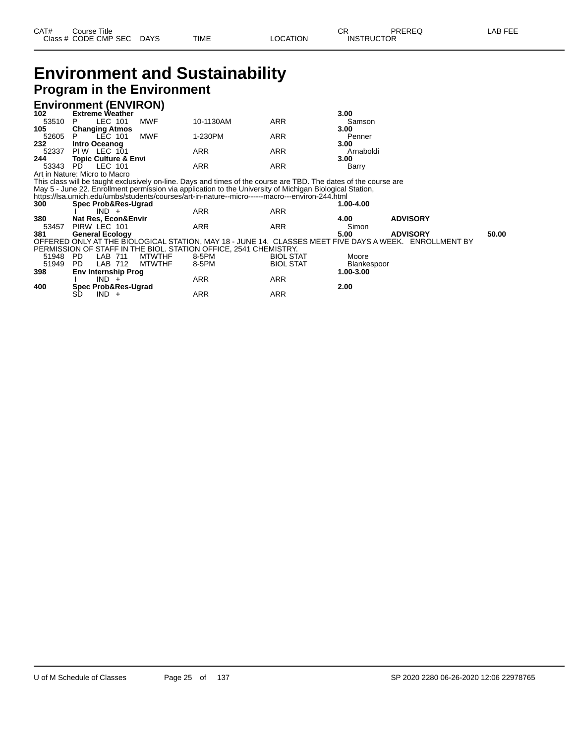# Environment and Sustainability

## Program in the Environment

### Environment (ENVIRON)

| CAT# / Class # | Course Title / CODE CMP SEC | DAYS | TIME | LOCATION | CR / INSTRUCTOR | PREREQ | LAB FEE |
|---|---|---|---|---|---|---|---|
| **102** | **Extreme Weather** | | | | **3.00** | | |
| 53510 | P LEC 101 | MWF | 10-1130AM | ARR | Samson | | |
| **105** | **Changing Atmos** | | | | **3.00** | | |
| 52605 | P LEC 101 | MWF | 1-230PM | ARR | Penner | | |
| **232** | **Intro Oceanog** | | | | **3.00** | | |
| 52337 | PI W LEC 101 | | ARR | ARR | Arnaboldi | | |
| **244** | **Topic Culture & Envi** | | | | **3.00** | | |
| 53343 | PD LEC 101 | | ARR | ARR | Barry | | |

Art in Nature: Micro to Macro
This class will be taught exclusively on-line. Days and times of the course are TBD. The dates of the course are May 5 - June 22. Enrollment permission via application to the University of Michigan Biological Station, https://lsa.umich.edu/umbs/students/courses/art-in-nature--micro------macro---environ-244.html

| CAT# / Class # | Course Title / CODE CMP SEC | DAYS | TIME | LOCATION | CR / INSTRUCTOR | PREREQ | LAB FEE |
|---|---|---|---|---|---|---|---|
| **300** | **Spec Prob&Res-Ugrad** | | | | **1.00-4.00** | | |
| | I IND + | | ARR | ARR | | | |
| **380** | **Nat Res, Econ&Envir** | | | | **4.00** | **ADVISORY** | |
| 53457 | PIRW LEC 101 | | ARR | ARR | Simon | | |
| **381** | **General Ecology** | | | | **5.00** | **ADVISORY** | **50.00** |

OFFERED ONLY AT THE BIOLOGICAL STATION, MAY 18 - JUNE 14. CLASSES MEET FIVE DAYS A WEEK. ENROLLMENT BY PERMISSION OF STAFF IN THE BIOL. STATION OFFICE, 2541 CHEMISTRY.

| CAT# / Class # | Course Title / CODE CMP SEC | DAYS | TIME | LOCATION | CR / INSTRUCTOR | PREREQ | LAB FEE |
|---|---|---|---|---|---|---|---|
| 51948 | PD LAB 711 | MTWTHF | 8-5PM | BIOL STAT | Moore | | |
| 51949 | PD LAB 712 | MTWTHF | 8-5PM | BIOL STAT | Blankespoor | | |
| **398** | **Env Internship Prog** | | | | **1.00-3.00** | | |
| | I IND + | | ARR | ARR | | | |
| **400** | **Spec Prob&Res-Ugrad** | | | | **2.00** | | |
| | SD IND + | | ARR | ARR | | | |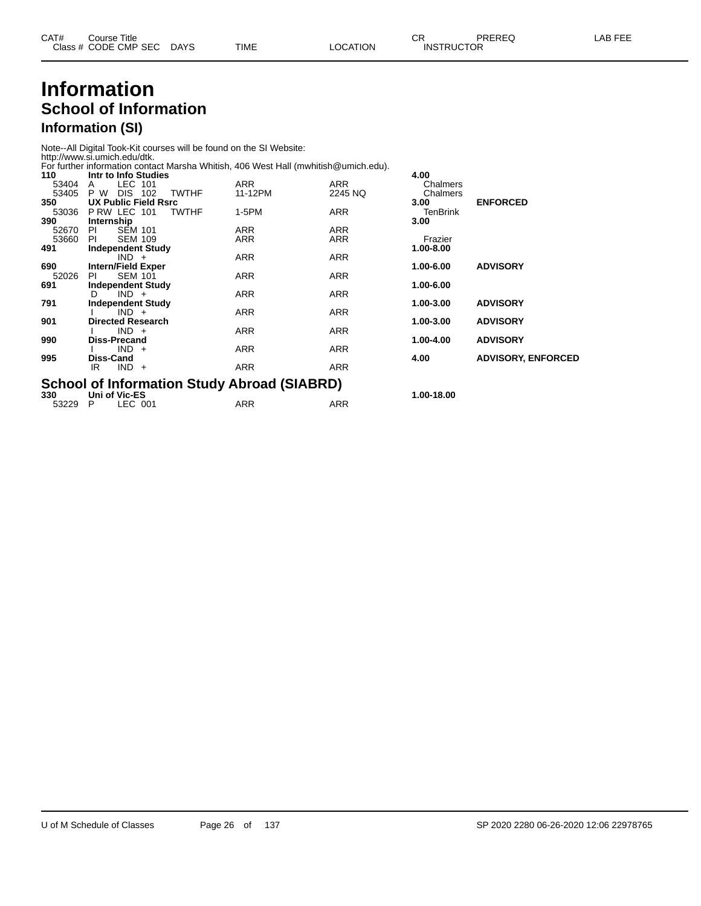| CAT# | Course Title | | | | CR | PREREQ | LAB FEE |
|---|---|---|---|---|---|---|---|
| Class # | CODE CMP SEC | DAYS | TIME | LOCATION | INSTRUCTOR | | |

# Information

## School of Information

### Information (SI)

Note--All Digital Took-Kit courses will be found on the SI Website: http://www.si.umich.edu/dtk.
For further information contact Marsha Whitish, 406 West Hall (mwhitish@umich.edu).

| CAT# | Course Title / CODE CMP SEC | DAYS | TIME | LOCATION | CR / INSTRUCTOR | PREREQ |
|---|---|---|---|---|---|---|
| **110** | **Intr to Info Studies** | | | | **4.00** | |
| 53404 | A LEC 101 | | ARR | ARR | Chalmers | |
| 53405 | P W DIS 102 | TWTHF | 11-12PM | 2245 NQ | Chalmers | |
| **350** | **UX Public Field Rsrc** | | | | **3.00** | **ENFORCED** |
| 53036 | P RW LEC 101 | TWTHF | 1-5PM | ARR | TenBrink | |
| **390** | **Internship** | | | | **3.00** | |
| 52670 | PI SEM 101 | | ARR | ARR | | |
| 53660 | PI SEM 109 | | ARR | ARR | Frazier | |
| **491** | **Independent Study** | | | | **1.00-8.00** | |
| | IND + | | ARR | ARR | | |
| **690** | **Intern/Field Exper** | | | | **1.00-6.00** | **ADVISORY** |
| 52026 | PI SEM 101 | | ARR | ARR | | |
| **691** | **Independent Study** | | | | **1.00-6.00** | |
| | D IND + | | ARR | ARR | | |
| **791** | **Independent Study** | | | | **1.00-3.00** | **ADVISORY** |
| | I IND + | | ARR | ARR | | |
| **901** | **Directed Research** | | | | **1.00-3.00** | **ADVISORY** |
| | I IND + | | ARR | ARR | | |
| **990** | **Diss-Precand** | | | | **1.00-4.00** | **ADVISORY** |
| | I IND + | | ARR | ARR | | |
| **995** | **Diss-Cand** | | | | **4.00** | **ADVISORY, ENFORCED** |
| | IR IND + | | ARR | ARR | | |

### School of Information Study Abroad (SIABRD)

| CAT# | Course Title / CODE CMP SEC | DAYS | TIME | LOCATION | CR / INSTRUCTOR | PREREQ |
|---|---|---|---|---|---|---|
| **330** | **Uni of Vic-ES** | | | | **1.00-18.00** | |
| 53229 | P LEC 001 | | ARR | ARR | | |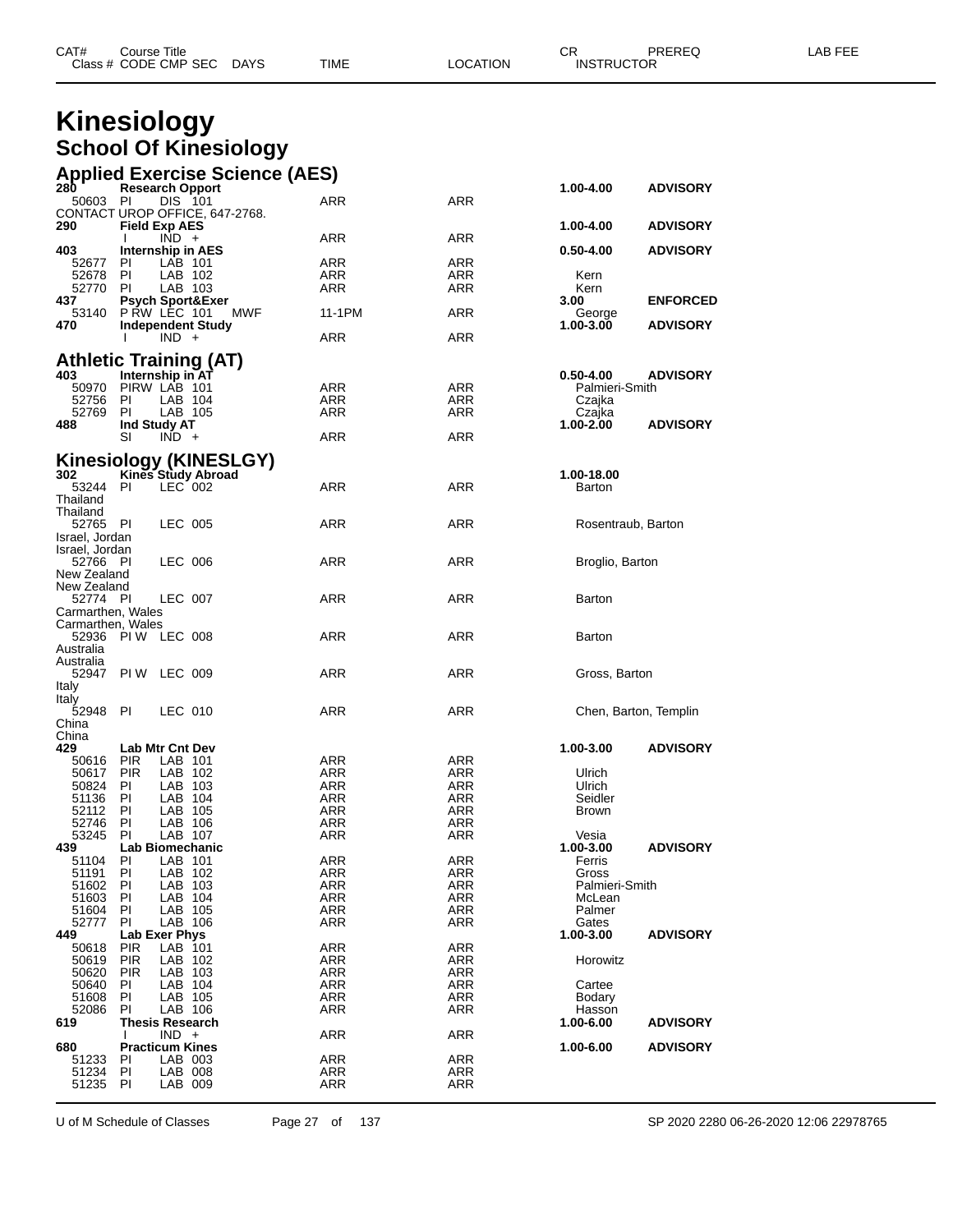# Kinesiology

## School Of Kinesiology

### Applied Exercise Science (AES)

| CAT# | Course Title / Class # | CODE | CMP | SEC | DAYS | TIME | LOCATION | CR / INSTRUCTOR | PREREQ |
|---|---|---|---|---|---|---|---|---|---|
| **280** | **Research Opport** | | | | | | | **1.00-4.00** | **ADVISORY** |
| | 50603 | PI | DIS | 101 | | ARR | ARR | | |
| | CONTACT UROP OFFICE, 647-2768. | | | | | | | | |
| **290** | **Field Exp AES** | | | | | | | **1.00-4.00** | **ADVISORY** |
| | | I | IND | + | | ARR | ARR | | |
| **403** | **Internship in AES** | | | | | | | **0.50-4.00** | **ADVISORY** |
| | 52677 | PI | LAB | 101 | | ARR | ARR | | |
| | 52678 | PI | LAB | 102 | | ARR | ARR | Kern | |
| | 52770 | PI | LAB | 103 | | ARR | ARR | Kern | |
| **437** | **Psych Sport&Exer** | | | | | | | **3.00** | **ENFORCED** |
| | 53140 | P RW | LEC | 101 | MWF | 11-1PM | ARR | George | |
| **470** | **Independent Study** | | | | | | | **1.00-3.00** | **ADVISORY** |
| | | I | IND | + | | ARR | ARR | | |

### Athletic Training (AT)

| CAT# | Course Title / Class # | CODE | CMP | SEC | DAYS | TIME | LOCATION | CR / INSTRUCTOR | PREREQ |
|---|---|---|---|---|---|---|---|---|---|
| **403** | **Internship in AT** | | | | | | | **0.50-4.00** | **ADVISORY** |
| | 50970 | PIRW | LAB | 101 | | ARR | ARR | Palmieri-Smith | |
| | 52756 | PI | LAB | 104 | | ARR | ARR | Czajka | |
| | 52769 | PI | LAB | 105 | | ARR | ARR | Czajka | |
| **488** | **Ind Study AT** | | | | | | | **1.00-2.00** | **ADVISORY** |
| | | SI | IND | + | | ARR | ARR | | |

### Kinesiology (KINESLGY)

| CAT# | Course Title / Class # | CODE | CMP | SEC | DAYS | TIME | LOCATION | CR / INSTRUCTOR | PREREQ |
|---|---|---|---|---|---|---|---|---|---|
| **302** | **Kines Study Abroad** | | | | | | | **1.00-18.00** | |
| | 53244 | PI | LEC | 002 | | ARR | ARR | Barton | |
| | Thailand | | | | | | | | |
| | Thailand | | | | | | | | |
| | 52765 | PI | LEC | 005 | | ARR | ARR | Rosentraub, Barton | |
| | Israel, Jordan | | | | | | | | |
| | Israel, Jordan | | | | | | | | |
| | 52766 | PI | LEC | 006 | | ARR | ARR | Broglio, Barton | |
| | New Zealand | | | | | | | | |
| | New Zealand | | | | | | | | |
| | 52774 | PI | LEC | 007 | | ARR | ARR | Barton | |
| | Carmarthen, Wales | | | | | | | | |
| | Carmarthen, Wales | | | | | | | | |
| | 52936 | PI W | LEC | 008 | | ARR | ARR | Barton | |
| | Australia | | | | | | | | |
| | Australia | | | | | | | | |
| | 52947 | PI W | LEC | 009 | | ARR | ARR | Gross, Barton | |
| | Italy | | | | | | | | |
| | Italy | | | | | | | | |
| | 52948 | PI | LEC | 010 | | ARR | ARR | Chen, Barton, Templin | |
| | China | | | | | | | | |
| | China | | | | | | | | |
| **429** | **Lab Mtr Cnt Dev** | | | | | | | **1.00-3.00** | **ADVISORY** |
| | 50616 | PIR | LAB | 101 | | ARR | ARR | | |
| | 50617 | PIR | LAB | 102 | | ARR | ARR | Ulrich | |
| | 50824 | PI | LAB | 103 | | ARR | ARR | Ulrich | |
| | 51136 | PI | LAB | 104 | | ARR | ARR | Seidler | |
| | 52112 | PI | LAB | 105 | | ARR | ARR | Brown | |
| | 52746 | PI | LAB | 106 | | ARR | ARR | | |
| | 53245 | PI | LAB | 107 | | ARR | ARR | Vesia | |
| **439** | **Lab Biomechanic** | | | | | | | **1.00-3.00** | **ADVISORY** |
| | 51104 | PI | LAB | 101 | | ARR | ARR | Ferris | |
| | 51191 | PI | LAB | 102 | | ARR | ARR | Gross | |
| | 51602 | PI | LAB | 103 | | ARR | ARR | Palmieri-Smith | |
| | 51603 | PI | LAB | 104 | | ARR | ARR | McLean | |
| | 51604 | PI | LAB | 105 | | ARR | ARR | Palmer | |
| | 52777 | PI | LAB | 106 | | ARR | ARR | Gates | |
| **449** | **Lab Exer Phys** | | | | | | | **1.00-3.00** | **ADVISORY** |
| | 50618 | PIR | LAB | 101 | | ARR | ARR | | |
| | 50619 | PIR | LAB | 102 | | ARR | ARR | Horowitz | |
| | 50620 | PIR | LAB | 103 | | ARR | ARR | | |
| | 50640 | PI | LAB | 104 | | ARR | ARR | Cartee | |
| | 51608 | PI | LAB | 105 | | ARR | ARR | Bodary | |
| | 52086 | PI | LAB | 106 | | ARR | ARR | Hasson | |
| **619** | **Thesis Research** | | | | | | | **1.00-6.00** | **ADVISORY** |
| | | I | IND | + | | ARR | ARR | | |
| **680** | **Practicum Kines** | | | | | | | **1.00-6.00** | **ADVISORY** |
| | 51233 | PI | LAB | 003 | | ARR | ARR | | |
| | 51234 | PI | LAB | 008 | | ARR | ARR | | |
| | 51235 | PI | LAB | 009 | | ARR | ARR | | |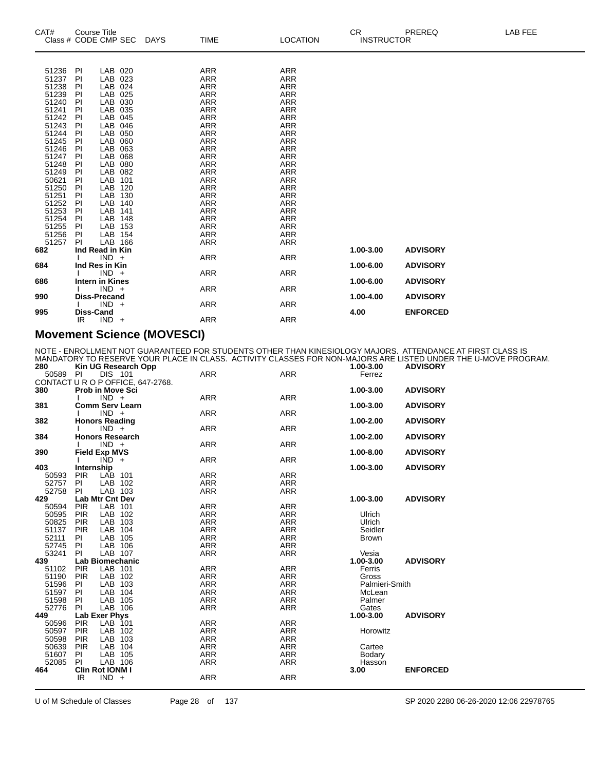| CAT# | Course Title Class # CODE CMP SEC | DAYS | TIME | LOCATION | CR INSTRUCTOR | PREREQ | LAB FEE |
|---|---|---|---|---|---|---|---|
| 51236 | PI LAB 020 | | ARR | ARR | | | |
| 51237 | PI LAB 023 | | ARR | ARR | | | |
| 51238 | PI LAB 024 | | ARR | ARR | | | |
| 51239 | PI LAB 025 | | ARR | ARR | | | |
| 51240 | PI LAB 030 | | ARR | ARR | | | |
| 51241 | PI LAB 035 | | ARR | ARR | | | |
| 51242 | PI LAB 045 | | ARR | ARR | | | |
| 51243 | PI LAB 046 | | ARR | ARR | | | |
| 51244 | PI LAB 050 | | ARR | ARR | | | |
| 51245 | PI LAB 060 | | ARR | ARR | | | |
| 51246 | PI LAB 063 | | ARR | ARR | | | |
| 51247 | PI LAB 068 | | ARR | ARR | | | |
| 51248 | PI LAB 080 | | ARR | ARR | | | |
| 51249 | PI LAB 082 | | ARR | ARR | | | |
| 50621 | PI LAB 101 | | ARR | ARR | | | |
| 51250 | PI LAB 120 | | ARR | ARR | | | |
| 51251 | PI LAB 130 | | ARR | ARR | | | |
| 51252 | PI LAB 140 | | ARR | ARR | | | |
| 51253 | PI LAB 141 | | ARR | ARR | | | |
| 51254 | PI LAB 148 | | ARR | ARR | | | |
| 51255 | PI LAB 153 | | ARR | ARR | | | |
| 51256 | PI LAB 154 | | ARR | ARR | | | |
| 51257 | PI LAB 166 | | ARR | ARR | | | |
| **682** | **Ind Read in Kin** | | | | **1.00-3.00** | **ADVISORY** | |
| | I IND + | | ARR | ARR | | | |
| **684** | **Ind Res in Kin** | | | | **1.00-6.00** | **ADVISORY** | |
| | I IND + | | ARR | ARR | | | |
| **686** | **Intern in Kines** | | | | **1.00-6.00** | **ADVISORY** | |
| | I IND + | | ARR | ARR | | | |
| **990** | **Diss-Precand** | | | | **1.00-4.00** | **ADVISORY** | |
| | I IND + | | ARR | ARR | | | |
| **995** | **Diss-Cand** | | | | **4.00** | **ENFORCED** | |
| | IR IND + | | ARR | ARR | | | |

## Movement Science (MOVESCI)

NOTE - ENROLLMENT NOT GUARANTEED FOR STUDENTS OTHER THAN KINESIOLOGY MAJORS. ATTENDANCE AT FIRST CLASS IS MANDATORY TO RESERVE YOUR PLACE IN CLASS. ACTIVITY CLASSES FOR NON-MAJORS ARE LISTED UNDER THE U-MOVE PROGRAM.

| CAT# | Course Title Class # CODE CMP SEC | DAYS | TIME | LOCATION | CR INSTRUCTOR | PREREQ | LAB FEE |
|---|---|---|---|---|---|---|---|
| **280** | **Kin UG Research Opp** | | | | **1.00-3.00** | **ADVISORY** | |
| 50589 | PI DIS 101 | | ARR | ARR | Ferrez | | |
| | CONTACT U R O P OFFICE, 647-2768. | | | | | | |
| **380** | **Prob in Move Sci** | | | | **1.00-3.00** | **ADVISORY** | |
| | I IND + | | ARR | ARR | | | |
| **381** | **Comm Serv Learn** | | | | **1.00-3.00** | **ADVISORY** | |
| | I IND + | | ARR | ARR | | | |
| **382** | **Honors Reading** | | | | **1.00-2.00** | **ADVISORY** | |
| | I IND + | | ARR | ARR | | | |
| **384** | **Honors Research** | | | | **1.00-2.00** | **ADVISORY** | |
| | I IND + | | ARR | ARR | | | |
| **390** | **Field Exp MVS** | | | | **1.00-8.00** | **ADVISORY** | |
| | I IND + | | ARR | ARR | | | |
| **403** | **Internship** | | | | **1.00-3.00** | **ADVISORY** | |
| 50593 | PIR LAB 101 | | ARR | ARR | | | |
| 52757 | PI LAB 102 | | ARR | ARR | | | |
| 52758 | PI LAB 103 | | ARR | ARR | | | |
| **429** | **Lab Mtr Cnt Dev** | | | | **1.00-3.00** | **ADVISORY** | |
| 50594 | PIR LAB 101 | | ARR | ARR | | | |
| 50595 | PIR LAB 102 | | ARR | ARR | Ulrich | | |
| 50825 | PIR LAB 103 | | ARR | ARR | Ulrich | | |
| 51137 | PIR LAB 104 | | ARR | ARR | Seidler | | |
| 52111 | PI LAB 105 | | ARR | ARR | Brown | | |
| 52745 | PI LAB 106 | | ARR | ARR | | | |
| 53241 | PI LAB 107 | | ARR | ARR | Vesia | | |
| **439** | **Lab Biomechanic** | | | | **1.00-3.00** | **ADVISORY** | |
| 51102 | PIR LAB 101 | | ARR | ARR | Ferris | | |
| 51190 | PIR LAB 102 | | ARR | ARR | Gross | | |
| 51596 | PI LAB 103 | | ARR | ARR | Palmieri-Smith | | |
| 51597 | PI LAB 104 | | ARR | ARR | McLean | | |
| 51598 | PI LAB 105 | | ARR | ARR | Palmer | | |
| 52776 | PI LAB 106 | | ARR | ARR | Gates | | |
| **449** | **Lab Exer Phys** | | | | **1.00-3.00** | **ADVISORY** | |
| 50596 | PIR LAB 101 | | ARR | ARR | | | |
| 50597 | PIR LAB 102 | | ARR | ARR | Horowitz | | |
| 50598 | PIR LAB 103 | | ARR | ARR | | | |
| 50639 | PIR LAB 104 | | ARR | ARR | Cartee | | |
| 51607 | PI LAB 105 | | ARR | ARR | Bodary | | |
| 52085 | PI LAB 106 | | ARR | ARR | Hasson | | |
| **464** | **Clin Rot IONM I** | | | | **3.00** | **ENFORCED** | |
| | IR IND + | | ARR | ARR | | | |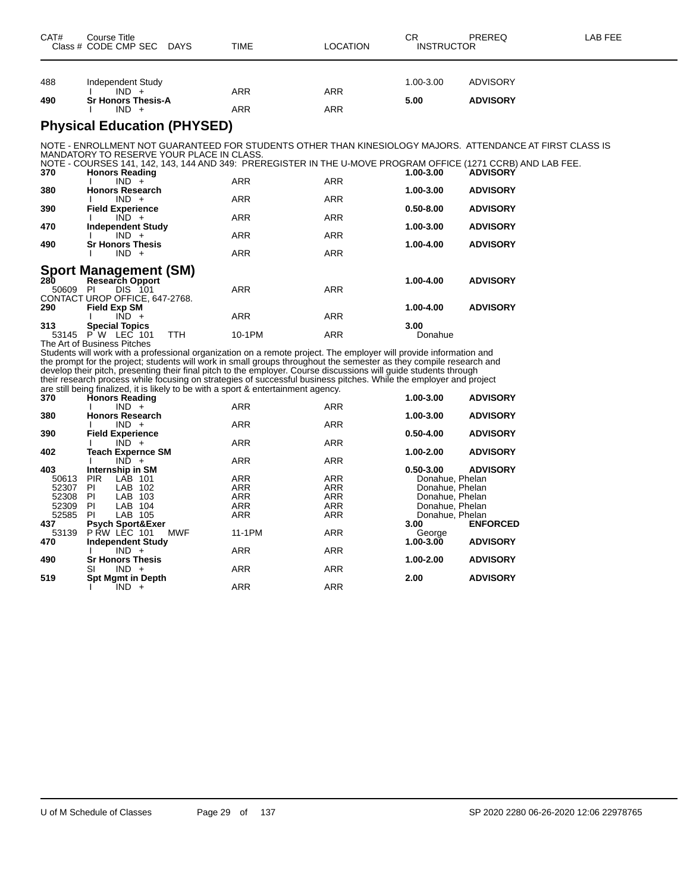| CAT# | Course Title<br>Class # CODE CMP SEC DAYS | TIME | LOCATION | CR<br>INSTRUCTOR | PREREQ | LAB FEE |
|---|---|---|---|---|---|---|
| 488 | Independent Study | | | 1.00-3.00 | ADVISORY | |
| | I IND + | ARR | ARR | | | |
| **490** | **Sr Honors Thesis-A** | | | **5.00** | **ADVISORY** | |
| | I IND + | ARR | ARR | | | |

## Physical Education (PHYSED)

NOTE - ENROLLMENT NOT GUARANTEED FOR STUDENTS OTHER THAN KINESIOLOGY MAJORS. ATTENDANCE AT FIRST CLASS IS MANDATORY TO RESERVE YOUR PLACE IN CLASS.
NOTE - COURSES 141, 142, 143, 144 AND 349: PREREGISTER IN THE U-MOVE PROGRAM OFFICE (1271 CCRB) AND LAB FEE.

| CAT# | Course Title | TIME | LOCATION | CR | PREREQ |
|---|---|---|---|---|---|
| **370** | **Honors Reading** | | | **1.00-3.00** | **ADVISORY** |
| | I IND + | ARR | ARR | | |
| **380** | **Honors Research** | | | **1.00-3.00** | **ADVISORY** |
| | I IND + | ARR | ARR | | |
| **390** | **Field Experience** | | | **0.50-8.00** | **ADVISORY** |
| | I IND + | ARR | ARR | | |
| **470** | **Independent Study** | | | **1.00-3.00** | **ADVISORY** |
| | I IND + | ARR | ARR | | |
| **490** | **Sr Honors Thesis** | | | **1.00-4.00** | **ADVISORY** |
| | I IND + | ARR | ARR | | |

## Sport Management (SM)

| CAT# | Course Title | TIME | LOCATION | CR / INSTRUCTOR | PREREQ |
|---|---|---|---|---|---|
| **280** | **Research Opport** | | | **1.00-4.00** | **ADVISORY** |
| 50609 | PI DIS 101 | ARR | ARR | | |

CONTACT UROP OFFICE, 647-2768.

| CAT# | Course Title | TIME | LOCATION | CR / INSTRUCTOR | PREREQ |
|---|---|---|---|---|---|
| **290** | **Field Exp SM** | | | **1.00-4.00** | **ADVISORY** |
| | I IND + | ARR | ARR | | |
| **313** | **Special Topics** | | | **3.00** | |
| 53145 | P W LEC 101 TTH | 10-1PM | ARR | Donahue | |

The Art of Business Pitches
Students will work with a professional organization on a remote project. The employer will provide information and the prompt for the project; students will work in small groups throughout the semester as they compile research and develop their pitch, presenting their final pitch to the employer. Course discussions will guide students through their research process while focusing on strategies of successful business pitches. While the employer and project are still being finalized, it is likely to be with a sport & entertainment agency.

| CAT# | Course Title | TIME | LOCATION | CR / INSTRUCTOR | PREREQ |
|---|---|---|---|---|---|
| **370** | **Honors Reading** | | | **1.00-3.00** | **ADVISORY** |
| | I IND + | ARR | ARR | | |
| **380** | **Honors Research** | | | **1.00-3.00** | **ADVISORY** |
| | I IND + | ARR | ARR | | |
| **390** | **Field Experience** | | | **0.50-4.00** | **ADVISORY** |
| | I IND + | ARR | ARR | | |
| **402** | **Teach Expernce SM** | | | **1.00-2.00** | **ADVISORY** |
| | I IND + | ARR | ARR | | |
| **403** | **Internship in SM** | | | **0.50-3.00** | **ADVISORY** |
| 50613 | PIR LAB 101 | ARR | ARR | Donahue, Phelan | |
| 52307 | PI LAB 102 | ARR | ARR | Donahue, Phelan | |
| 52308 | PI LAB 103 | ARR | ARR | Donahue, Phelan | |
| 52309 | PI LAB 104 | ARR | ARR | Donahue, Phelan | |
| 52585 | PI LAB 105 | ARR | ARR | Donahue, Phelan | |
| **437** | **Psych Sport&Exer** | | | **3.00** | **ENFORCED** |
| 53139 | P RW LEC 101 MWF | 11-1PM | ARR | George | |
| **470** | **Independent Study** | | | **1.00-3.00** | **ADVISORY** |
| | I IND + | ARR | ARR | | |
| **490** | **Sr Honors Thesis** | | | **1.00-2.00** | **ADVISORY** |
| | SI IND + | ARR | ARR | | |
| **519** | **Spt Mgmt in Depth** | | | **2.00** | **ADVISORY** |
| | I IND + | ARR | ARR | | |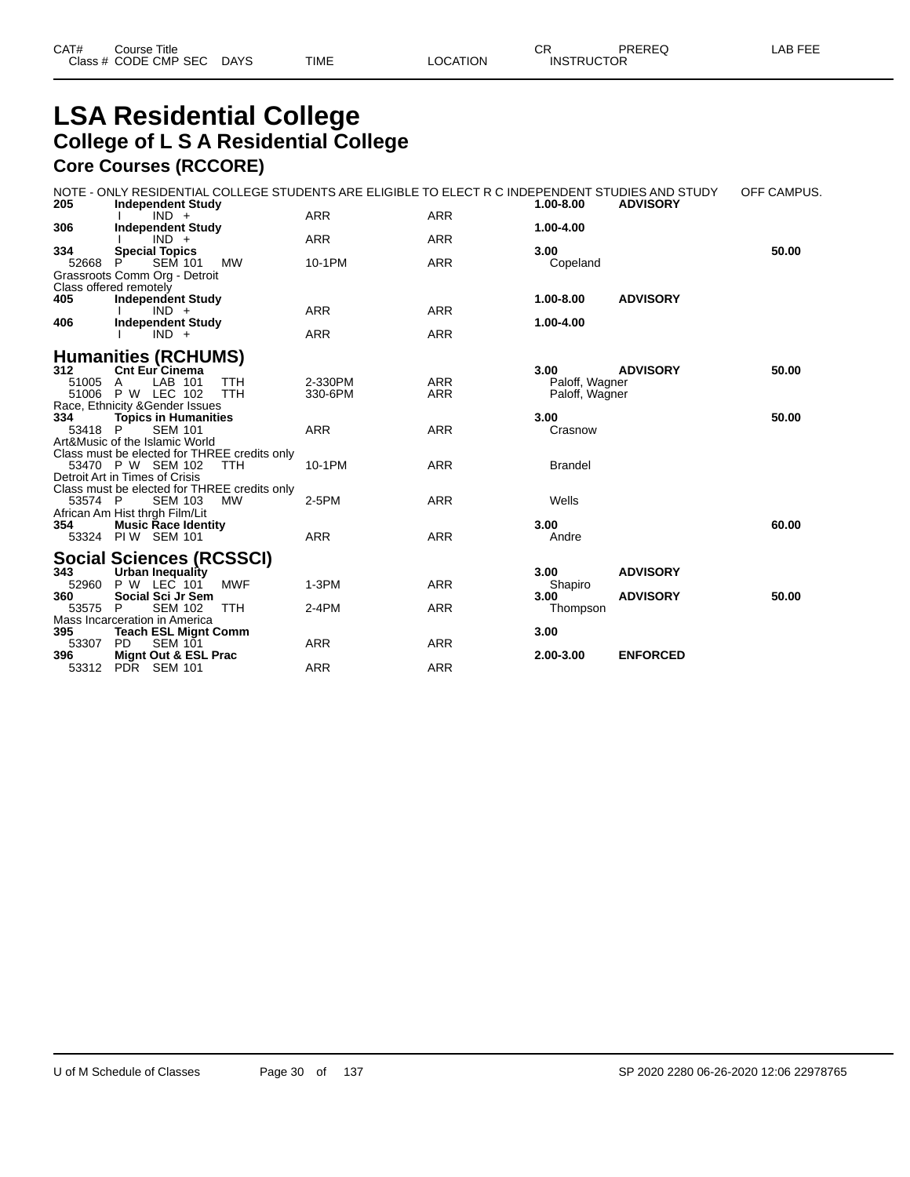# LSA Residential College

## College of L S A Residential College

### Core Courses (RCCORE)

NOTE - ONLY RESIDENTIAL COLLEGE STUDENTS ARE ELIGIBLE TO ELECT R C INDEPENDENT STUDIES AND STUDY OFF CAMPUS.

| CAT# / Class # | Course Title / CODE CMP SEC | DAYS | TIME | LOCATION | CR / INSTRUCTOR | PREREQ | LAB FEE |
|---|---|---|---|---|---|---|---|
| **205** | **Independent Study** | | | | **1.00-8.00** | **ADVISORY** | |
| | I IND + | | ARR | ARR | | | |
| **306** | **Independent Study** | | | | **1.00-4.00** | | |
| | I IND + | | ARR | ARR | | | |
| **334** | **Special Topics** | | | | **3.00** | | **50.00** |
| 52668 | P SEM 101 | MW | 10-1PM | ARR | Copeland | | |
| Grassroots Comm Org - Detroit | | | | | | | |
| Class offered remotely | | | | | | | |
| **405** | **Independent Study** | | | | **1.00-8.00** | **ADVISORY** | |
| | I IND + | | ARR | ARR | | | |
| **406** | **Independent Study** | | | | **1.00-4.00** | | |
| | I IND + | | ARR | ARR | | | |

### Humanities (RCHUMS)

| CAT# / Class # | Course Title / CODE CMP SEC | DAYS | TIME | LOCATION | CR / INSTRUCTOR | PREREQ | LAB FEE |
|---|---|---|---|---|---|---|---|
| **312** | **Cnt Eur Cinema** | | | | **3.00** | **ADVISORY** | **50.00** |
| 51005 | A LAB 101 | TTH | 2-330PM | ARR | Paloff, Wagner | | |
| 51006 | P W LEC 102 | TTH | 330-6PM | ARR | Paloff, Wagner | | |
| Race, Ethnicity &Gender Issues | | | | | | | |
| **334** | **Topics in Humanities** | | | | **3.00** | | **50.00** |
| 53418 | P SEM 101 | | ARR | ARR | Crasnow | | |
| Art&Music of the Islamic World | | | | | | | |
| Class must be elected for THREE credits only | | | | | | | |
| 53470 | P W SEM 102 | TTH | 10-1PM | ARR | Brandel | | |
| Detroit Art in Times of Crisis | | | | | | | |
| Class must be elected for THREE credits only | | | | | | | |
| 53574 | P SEM 103 | MW | 2-5PM | ARR | Wells | | |
| African Am Hist thrgh Film/Lit | | | | | | | |
| **354** | **Music Race Identity** | | | | **3.00** | | **60.00** |
| 53324 | PI W SEM 101 | | ARR | ARR | Andre | | |

### Social Sciences (RCSSCI)

| CAT# / Class # | Course Title / CODE CMP SEC | DAYS | TIME | LOCATION | CR / INSTRUCTOR | PREREQ | LAB FEE |
|---|---|---|---|---|---|---|---|
| **343** | **Urban Inequality** | | | | **3.00** | **ADVISORY** | |
| 52960 | P W LEC 101 | MWF | 1-3PM | ARR | Shapiro | | |
| **360** | **Social Sci Jr Sem** | | | | **3.00** | **ADVISORY** | **50.00** |
| 53575 | P SEM 102 | TTH | 2-4PM | ARR | Thompson | | |
| Mass Incarceration in America | | | | | | | |
| **395** | **Teach ESL Mignt Comm** | | | | **3.00** | | |
| 53307 | PD SEM 101 | | ARR | ARR | | | |
| **396** | **Mignt Out & ESL Prac** | | | | **2.00-3.00** | **ENFORCED** | |
| 53312 | PDR SEM 101 | | ARR | ARR | | | |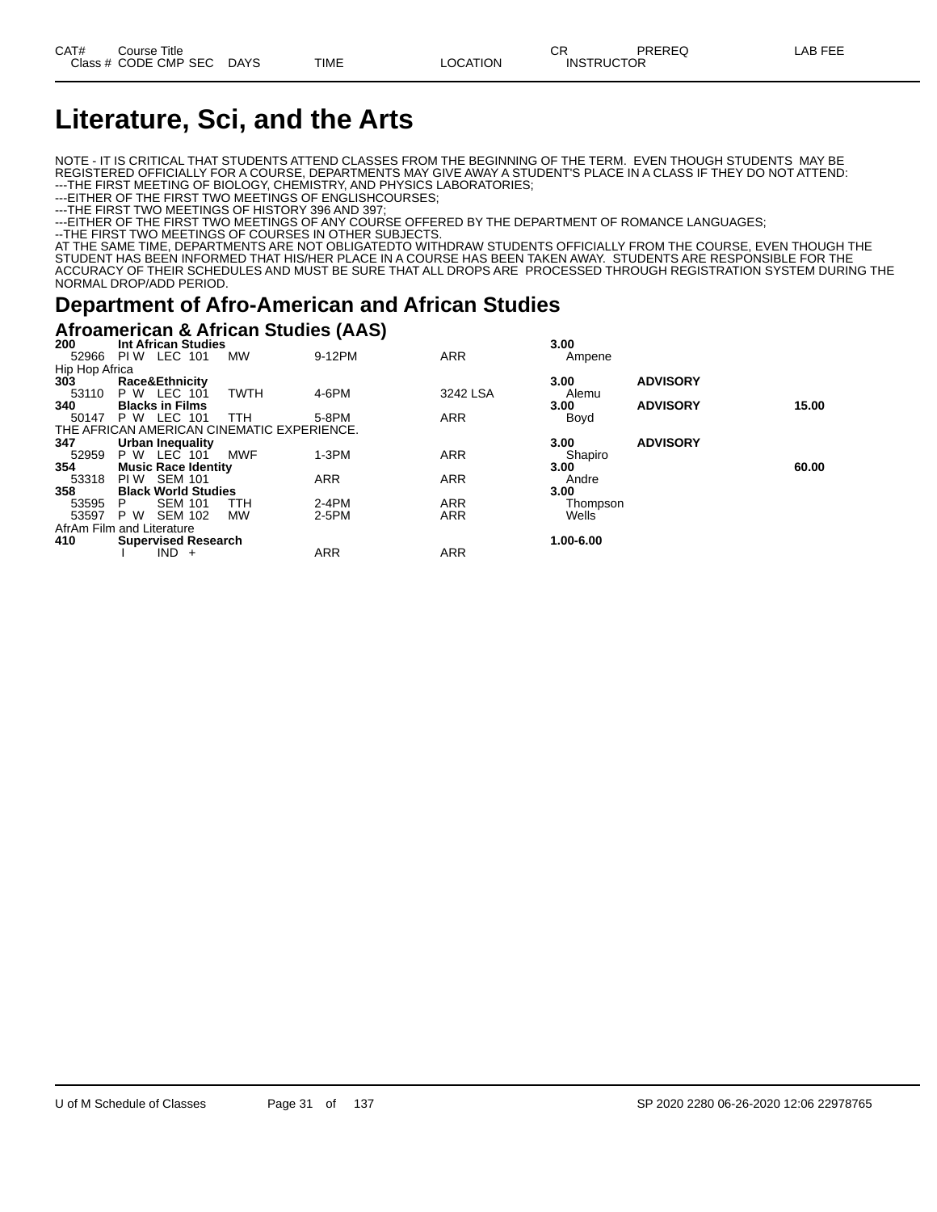| CAT# | Course Title | | | | | CR | PREREQ | LAB FEE |
|---|---|---|---|---|---|---|---|---|
| Class # | CODE CMP SEC | DAYS | TIME | LOCATION | | INSTRUCTOR | | |

# Literature, Sci, and the Arts

NOTE - IT IS CRITICAL THAT STUDENTS ATTEND CLASSES FROM THE BEGINNING OF THE TERM. EVEN THOUGH STUDENTS MAY BE REGISTERED OFFICIALLY FOR A COURSE, DEPARTMENTS MAY GIVE AWAY A STUDENT'S PLACE IN A CLASS IF THEY DO NOT ATTEND:
---THE FIRST MEETING OF BIOLOGY, CHEMISTRY, AND PHYSICS LABORATORIES;
---EITHER OF THE FIRST TWO MEETINGS OF ENGLISHCOURSES;
---THE FIRST TWO MEETINGS OF HISTORY 396 AND 397;
---EITHER OF THE FIRST TWO MEETINGS OF ANY COURSE OFFERED BY THE DEPARTMENT OF ROMANCE LANGUAGES;
--THE FIRST TWO MEETINGS OF COURSES IN OTHER SUBJECTS.
AT THE SAME TIME, DEPARTMENTS ARE NOT OBLIGATEDTO WITHDRAW STUDENTS OFFICIALLY FROM THE COURSE, EVEN THOUGH THE STUDENT HAS BEEN INFORMED THAT HIS/HER PLACE IN A COURSE HAS BEEN TAKEN AWAY. STUDENTS ARE RESPONSIBLE FOR THE ACCURACY OF THEIR SCHEDULES AND MUST BE SURE THAT ALL DROPS ARE PROCESSED THROUGH REGISTRATION SYSTEM DURING THE NORMAL DROP/ADD PERIOD.

## Department of Afro-American and African Studies

### Afroamerican & African Studies (AAS)

| CAT# | Course Title | DAYS | TIME | LOCATION | CR / INSTRUCTOR | PREREQ | LAB FEE |
|---|---|---|---|---|---|---|---|
| **200** | **Int African Studies** | | | | **3.00** | | |
| 52966 | PI W LEC 101 | MW | 9-12PM | ARR | Ampene | | |
| Hip Hop Africa | | | | | | | |
| **303** | **Race&Ethnicity** | | | | **3.00** | **ADVISORY** | |
| 53110 | P W LEC 101 | TWTH | 4-6PM | 3242 LSA | Alemu | | |
| **340** | **Blacks in Films** | | | | **3.00** | **ADVISORY** | **15.00** |
| 50147 | P W LEC 101 | TTH | 5-8PM | ARR | Boyd | | |
| THE AFRICAN AMERICAN CINEMATIC EXPERIENCE. | | | | | | | |
| **347** | **Urban Inequality** | | | | **3.00** | **ADVISORY** | |
| 52959 | P W LEC 101 | MWF | 1-3PM | ARR | Shapiro | | |
| **354** | **Music Race Identity** | | | | **3.00** | | **60.00** |
| 53318 | PI W SEM 101 | | ARR | ARR | Andre | | |
| **358** | **Black World Studies** | | | | **3.00** | | |
| 53595 | P SEM 101 | TTH | 2-4PM | ARR | Thompson | | |
| 53597 | P W SEM 102 | MW | 2-5PM | ARR | Wells | | |
| AfrAm Film and Literature | | | | | | | |
| **410** | **Supervised Research** | | | | **1.00-6.00** | | |
| | I IND + | | ARR | ARR | | | |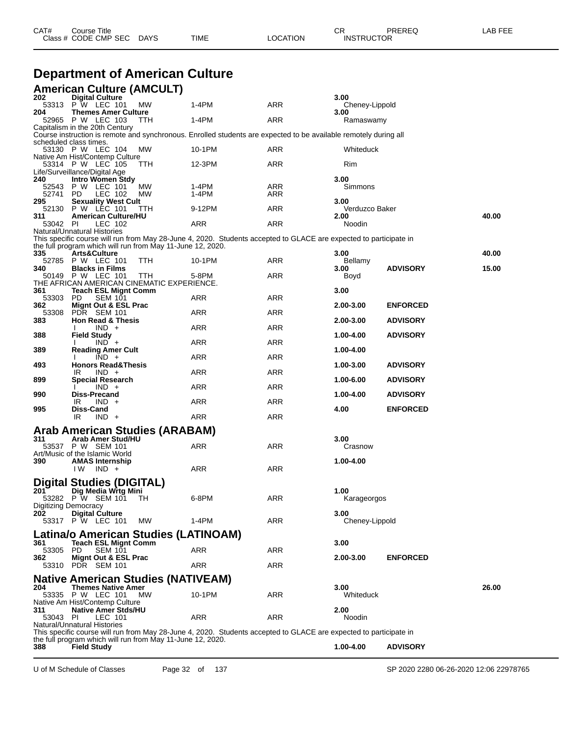# Department of American Culture

## American Culture (AMCULT)

| CAT# / Class # | Course Title / CODE CMP SEC | DAYS | TIME | LOCATION | CR / INSTRUCTOR | PREREQ | LAB FEE |
|---|---|---|---|---|---|---|---|
| **202** | **Digital Culture** | | | | **3.00** | | |
| 53313 | P W LEC 101 | MW | 1-4PM | ARR | Cheney-Lippold | | |
| **204** | **Themes Amer Culture** | | | | **3.00** | | |
| 52965 | P W LEC 103 | TTH | 1-4PM | ARR | Ramaswamy | | |
| | Capitalism in the 20th Century | | | | | | |
| | Course instruction is remote and synchronous. Enrolled students are expected to be available remotely during all scheduled class times. | | | | | | |
| 53130 | P W LEC 104 | MW | 10-1PM | ARR | Whiteduck | | |
| | Native Am Hist/Contemp Culture | | | | | | |
| 53314 | P W LEC 105 | TTH | 12-3PM | ARR | Rim | | |
| | Life/Surveillance/Digital Age | | | | | | |
| **240** | **Intro Women Stdy** | | | | **3.00** | | |
| 52543 | P W LEC 101 | MW | 1-4PM | ARR | Simmons | | |
| 52741 | PD LEC 102 | MW | 1-4PM | ARR | | | |
| **295** | **Sexuality West Cult** | | | | **3.00** | | |
| 52130 | P W LEC 101 | TTH | 9-12PM | ARR | Verduzco Baker | | |
| **311** | **American Culture/HU** | | | | **2.00** | | **40.00** |
| 53042 | PI LEC 102 | | ARR | ARR | Noodin | | |
| | Natural/Unnatural Histories | | | | | | |
| | This specific course will run from May 28-June 4, 2020. Students accepted to GLACE are expected to participate in the full program which will run from May 11-June 12, 2020. | | | | | | |
| **335** | **Arts&Culture** | | | | **3.00** | | **40.00** |
| 52785 | P W LEC 101 | TTH | 10-1PM | ARR | Bellamy | | |
| **340** | **Blacks in Films** | | | | **3.00** | **ADVISORY** | **15.00** |
| 50149 | P W LEC 101 | TTH | 5-8PM | ARR | Boyd | | |
| | THE AFRICAN AMERICAN CINEMATIC EXPERIENCE. | | | | | | |
| **361** | **Teach ESL Mignt Comm** | | | | **3.00** | | |
| 53303 | PD SEM 101 | | ARR | ARR | | | |
| **362** | **Mignt Out & ESL Prac** | | | | **2.00-3.00** | **ENFORCED** | |
| 53308 | PDR SEM 101 | | ARR | ARR | | | |
| **383** | **Hon Read & Thesis** | | | | **2.00-3.00** | **ADVISORY** | |
| | I IND + | | ARR | ARR | | | |
| **388** | **Field Study** | | | | **1.00-4.00** | **ADVISORY** | |
| | I IND + | | ARR | ARR | | | |
| **389** | **Reading Amer Cult** | | | | **1.00-4.00** | | |
| | I IND + | | ARR | ARR | | | |
| **493** | **Honors Read&Thesis** | | | | **1.00-3.00** | **ADVISORY** | |
| | IR IND + | | ARR | ARR | | | |
| **899** | **Special Research** | | | | **1.00-6.00** | **ADVISORY** | |
| | I IND + | | ARR | ARR | | | |
| **990** | **Diss-Precand** | | | | **1.00-4.00** | **ADVISORY** | |
| | IR IND + | | ARR | ARR | | | |
| **995** | **Diss-Cand** | | | | **4.00** | **ENFORCED** | |
| | IR IND + | | ARR | ARR | | | |

## Arab American Studies (ARABAM)

| CAT# / Class # | Course Title / CODE CMP SEC | DAYS | TIME | LOCATION | CR / INSTRUCTOR | PREREQ | LAB FEE |
|---|---|---|---|---|---|---|---|
| **311** | **Arab Amer Stud/HU** | | | | **3.00** | | |
| 53537 | P W SEM 101 | | ARR | ARR | Crasnow | | |
| | Art/Music of the Islamic World | | | | | | |
| **390** | **AMAS Internship** | | | | **1.00-4.00** | | |
| | I W IND + | | ARR | ARR | | | |

## Digital Studies (DIGITAL)

| CAT# / Class # | Course Title / CODE CMP SEC | DAYS | TIME | LOCATION | CR / INSTRUCTOR | PREREQ | LAB FEE |
|---|---|---|---|---|---|---|---|
| **201** | **Dig Media Wrtg Mini** | | | | **1.00** | | |
| 53282 | P W SEM 101 | TH | 6-8PM | ARR | Karageorgos | | |
| | Digitizing Democracy | | | | | | |
| **202** | **Digital Culture** | | | | **3.00** | | |
| 53317 | P W LEC 101 | MW | 1-4PM | ARR | Cheney-Lippold | | |

## Latina/o American Studies (LATINOAM)

| CAT# / Class # | Course Title / CODE CMP SEC | DAYS | TIME | LOCATION | CR / INSTRUCTOR | PREREQ | LAB FEE |
|---|---|---|---|---|---|---|---|
| **361** | **Teach ESL Mignt Comm** | | | | **3.00** | | |
| 53305 | PD SEM 101 | | ARR | ARR | | | |
| **362** | **Mignt Out & ESL Prac** | | | | **2.00-3.00** | **ENFORCED** | |
| 53310 | PDR SEM 101 | | ARR | ARR | | | |

## Native American Studies (NATIVEAM)

| CAT# / Class # | Course Title / CODE CMP SEC | DAYS | TIME | LOCATION | CR / INSTRUCTOR | PREREQ | LAB FEE |
|---|---|---|---|---|---|---|---|
| **204** | **Themes Native Amer** | | | | **3.00** | | **26.00** |
| 53335 | P W LEC 101 | MW | 10-1PM | ARR | Whiteduck | | |
| | Native Am Hist/Contemp Culture | | | | | | |
| **311** | **Native Amer Stds/HU** | | | | **2.00** | | |
| 53043 | PI LEC 101 | | ARR | ARR | Noodin | | |
| | Natural/Unnatural Histories | | | | | | |
| | This specific course will run from May 28-June 4, 2020. Students accepted to GLACE are expected to participate in the full program which will run from May 11-June 12, 2020. | | | | | | |
| **388** | **Field Study** | | | | **1.00-4.00** | **ADVISORY** | |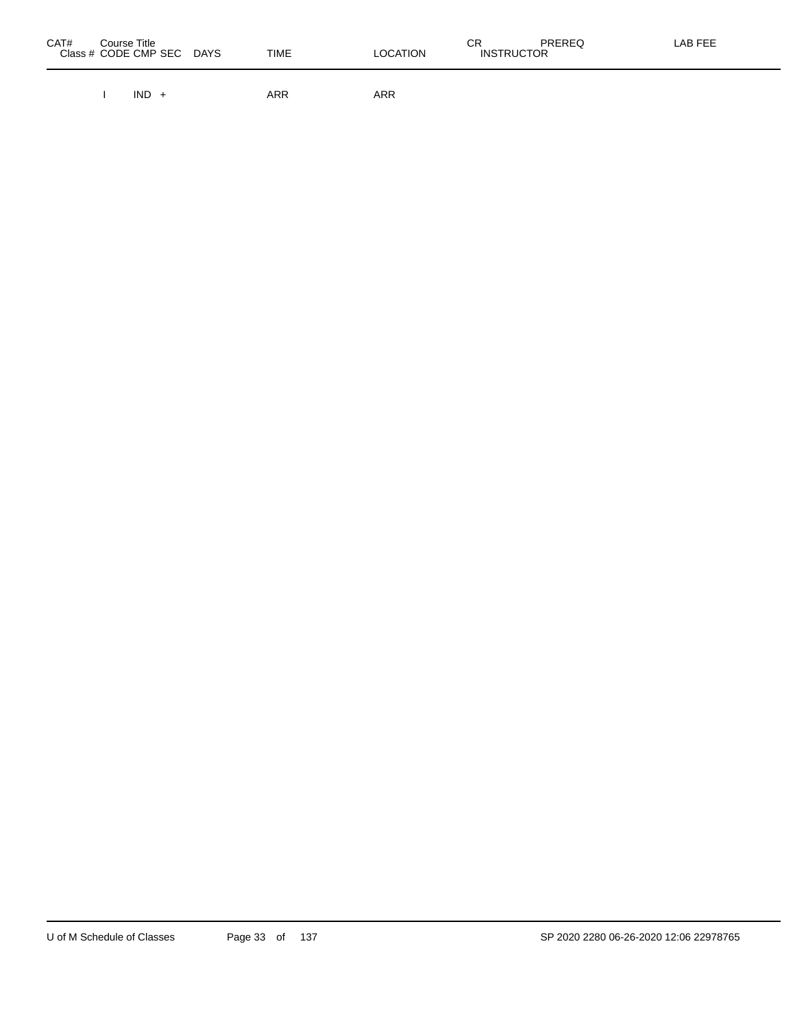| CAT# | Course Title Class # CODE CMP SEC | DAYS | TIME | LOCATION | CR INSTRUCTOR | PREREQ | LAB FEE |
|---|---|---|---|---|---|---|---|
| | I IND + | | ARR | ARR | | | |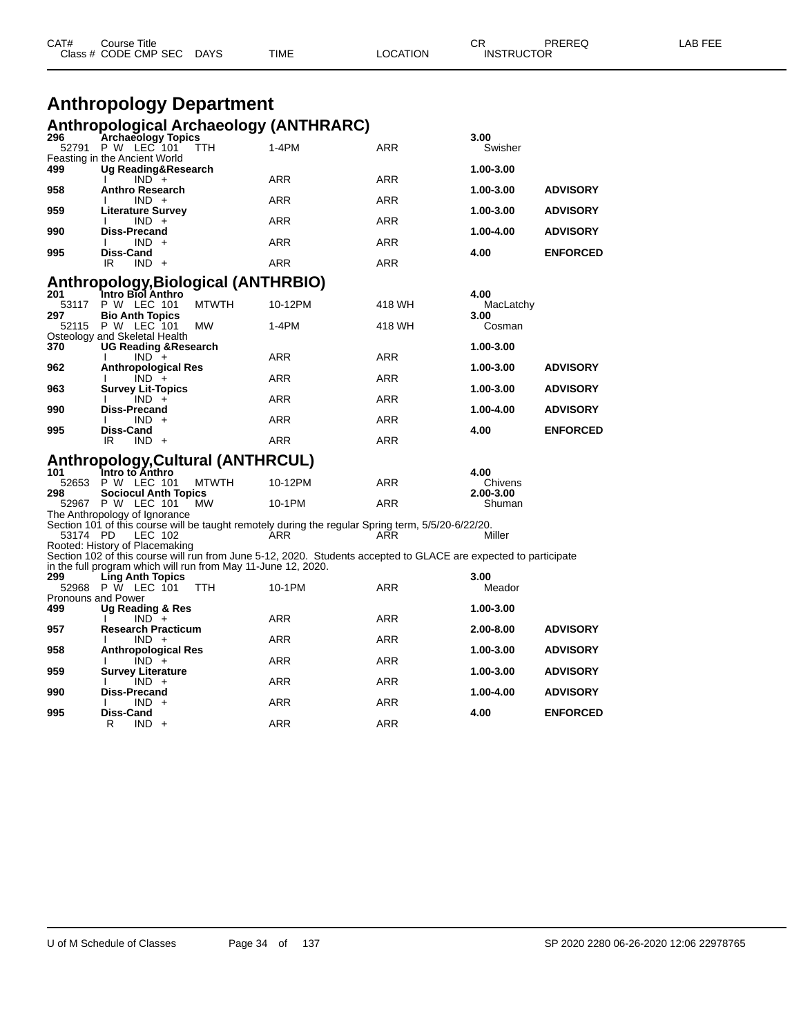# Anthropology Department

## Anthropological Archaeology (ANTHRARC)

| CAT# / Class # | Course Title / CODE CMP SEC | DAYS | TIME | LOCATION | CR / INSTRUCTOR | PREREQ | LAB FEE |
|---|---|---|---|---|---|---|---|
| **296** | **Archaeology Topics** | | | | **3.00** | | |
| 52791 | P W LEC 101 | TTH | 1-4PM | ARR | Swisher | | |
| Feasting in the Ancient World | | | | | | | |
| **499** | **Ug Reading&Research** | | | | **1.00-3.00** | | |
| | I IND + | | ARR | ARR | | | |
| **958** | **Anthro Research** | | | | **1.00-3.00** | **ADVISORY** | |
| | I IND + | | ARR | ARR | | | |
| **959** | **Literature Survey** | | | | **1.00-3.00** | **ADVISORY** | |
| | I IND + | | ARR | ARR | | | |
| **990** | **Diss-Precand** | | | | **1.00-4.00** | **ADVISORY** | |
| | I IND + | | ARR | ARR | | | |
| **995** | **Diss-Cand** | | | | **4.00** | **ENFORCED** | |
| | IR IND + | | ARR | ARR | | | |

## Anthropology,Biological (ANTHRBIO)

| CAT# / Class # | Course Title / CODE CMP SEC | DAYS | TIME | LOCATION | CR / INSTRUCTOR | PREREQ | LAB FEE |
|---|---|---|---|---|---|---|---|
| **201** | **Intro Biol Anthro** | | | | **4.00** | | |
| 53117 | P W LEC 101 | MTWTH | 10-12PM | 418 WH | MacLatchy | | |
| **297** | **Bio Anth Topics** | | | | **3.00** | | |
| 52115 | P W LEC 101 | MW | 1-4PM | 418 WH | Cosman | | |
| Osteology and Skeletal Health | | | | | | | |
| **370** | **UG Reading &Research** | | | | **1.00-3.00** | | |
| | I IND + | | ARR | ARR | | | |
| **962** | **Anthropological Res** | | | | **1.00-3.00** | **ADVISORY** | |
| | I IND + | | ARR | ARR | | | |
| **963** | **Survey Lit-Topics** | | | | **1.00-3.00** | **ADVISORY** | |
| | I IND + | | ARR | ARR | | | |
| **990** | **Diss-Precand** | | | | **1.00-4.00** | **ADVISORY** | |
| | I IND + | | ARR | ARR | | | |
| **995** | **Diss-Cand** | | | | **4.00** | **ENFORCED** | |
| | IR IND + | | ARR | ARR | | | |

## Anthropology,Cultural (ANTHRCUL)

| CAT# / Class # | Course Title / CODE CMP SEC | DAYS | TIME | LOCATION | CR / INSTRUCTOR | PREREQ | LAB FEE |
|---|---|---|---|---|---|---|---|
| **101** | **Intro to Anthro** | | | | **4.00** | | |
| 52653 | P W LEC 101 | MTWTH | 10-12PM | ARR | Chivens | | |
| **298** | **Sociocul Anth Topics** | | | | **2.00-3.00** | | |
| 52967 | P W LEC 101 | MW | 10-1PM | ARR | Shuman | | |
| The Anthropology of Ignorance | | | | | | | |
| Section 101 of this course will be taught remotely during the regular Spring term, 5/5/20-6/22/20. | | | | | | | |
| 53174 | PD LEC 102 | | ARR | ARR | Miller | | |
| Rooted: History of Placemaking | | | | | | | |
| Section 102 of this course will run from June 5-12, 2020. Students accepted to GLACE are expected to participate in the full program which will run from May 11-June 12, 2020. | | | | | | | |
| **299** | **Ling Anth Topics** | | | | **3.00** | | |
| 52968 | P W LEC 101 | TTH | 10-1PM | ARR | Meador | | |
| Pronouns and Power | | | | | | | |
| **499** | **Ug Reading & Res** | | | | **1.00-3.00** | | |
| | I IND + | | ARR | ARR | | | |
| **957** | **Research Practicum** | | | | **2.00-8.00** | **ADVISORY** | |
| | I IND + | | ARR | ARR | | | |
| **958** | **Anthropological Res** | | | | **1.00-3.00** | **ADVISORY** | |
| | I IND + | | ARR | ARR | | | |
| **959** | **Survey Literature** | | | | **1.00-3.00** | **ADVISORY** | |
| | I IND + | | ARR | ARR | | | |
| **990** | **Diss-Precand** | | | | **1.00-4.00** | **ADVISORY** | |
| | I IND + | | ARR | ARR | | | |
| **995** | **Diss-Cand** | | | | **4.00** | **ENFORCED** | |
| | R IND + | | ARR | ARR | | | |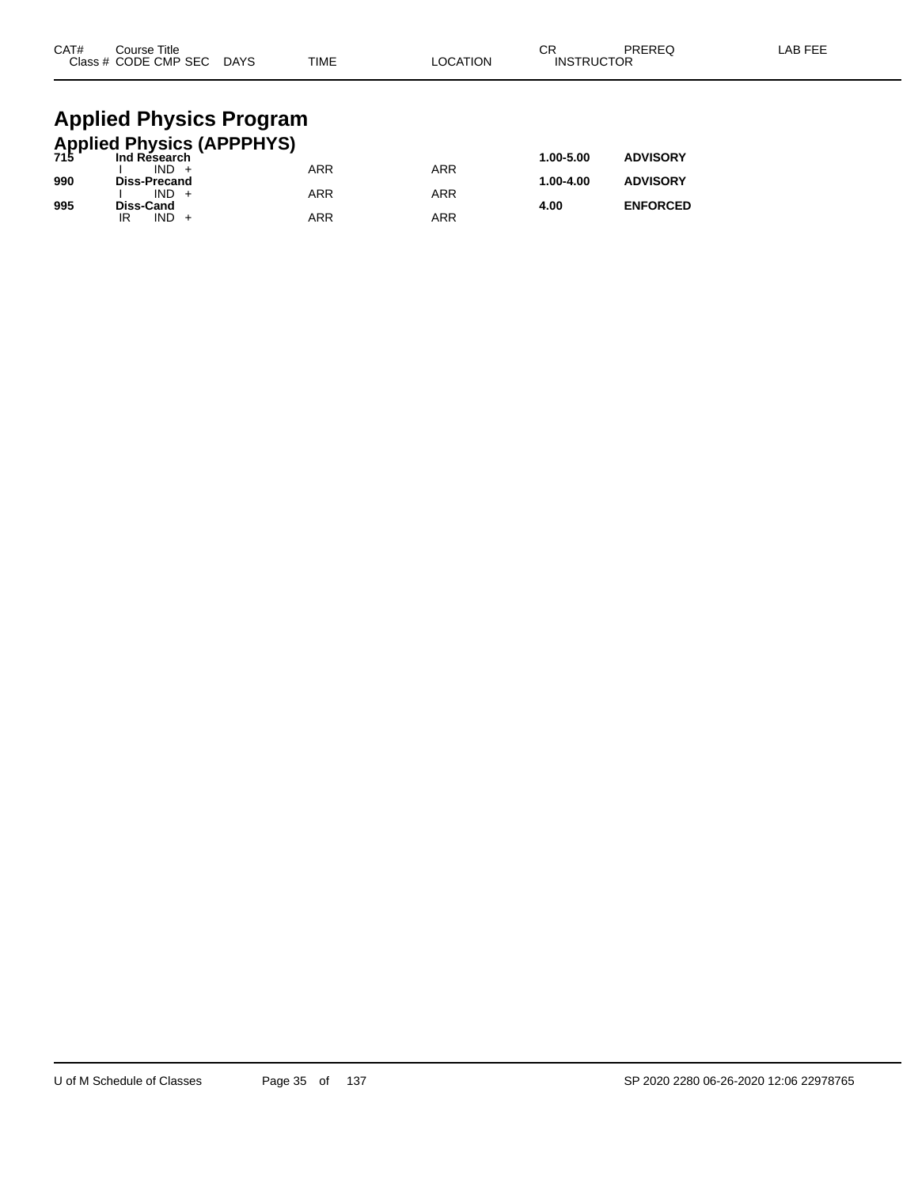| CAT# | Course Title | | | | | | CR | PREREQ | LAB FEE |
|---|---|---|---|---|---|---|---|---|---|
| Class # | CODE | CMP | SEC | DAYS | TIME | LOCATION | INSTRUCTOR | | |

# Applied Physics Program

## Applied Physics (APPPHYS)

| CAT# | Course Title | | | | | | CR | PREREQ | LAB FEE |
|---|---|---|---|---|---|---|---|---|---|
| **715** | **Ind Research** | | | | | | **1.00-5.00** | **ADVISORY** | |
| | I | IND | + | | ARR | ARR | | | |
| **990** | **Diss-Precand** | | | | | | **1.00-4.00** | **ADVISORY** | |
| | I | IND | + | | ARR | ARR | | | |
| **995** | **Diss-Cand** | | | | | | **4.00** | **ENFORCED** | |
| | IR | IND | + | | ARR | ARR | | | |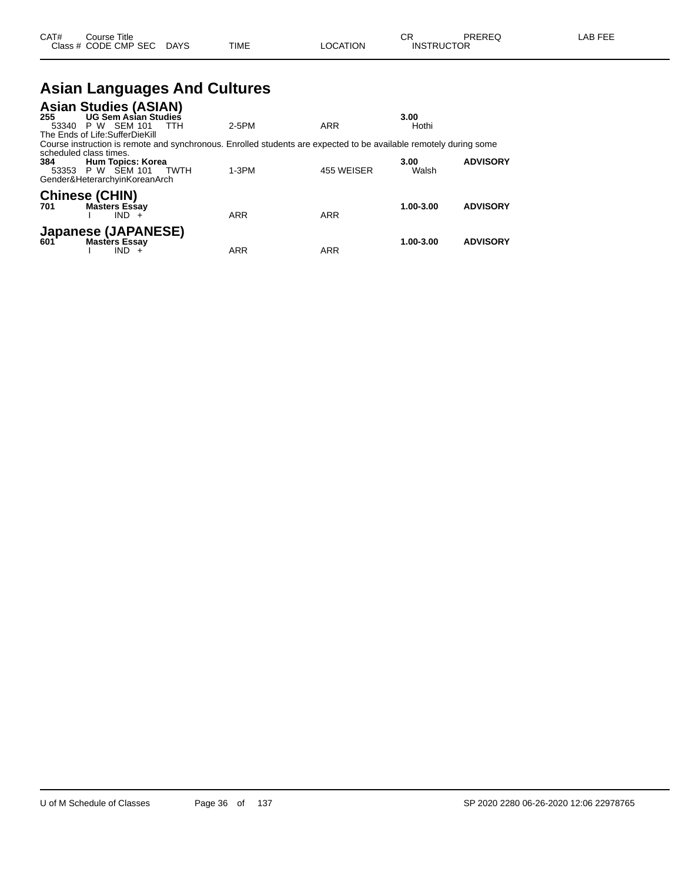| CAT# | Course Title | | | | | CR | PREREQ | LAB FEE |
|---|---|---|---|---|---|---|---|---|
| Class # | CODE CMP SEC | DAYS | TIME | LOCATION | | INSTRUCTOR | | |

# Asian Languages And Cultures

## Asian Studies (ASIAN)

**255** **UG Sem Asian Studies** **3.00**

53340 P W SEM 101 TTH 2-5PM ARR Hothi

The Ends of Life:SufferDieKill

Course instruction is remote and synchronous. Enrolled students are expected to be available remotely during some scheduled class times.

**384** **Hum Topics: Korea** **3.00** **ADVISORY**

53353 P W SEM 101 TWTH 1-3PM 455 WEISER Walsh

Gender&HeterarchyinKoreanArch

## Chinese (CHIN)

**701** **Masters Essay** **1.00-3.00** **ADVISORY**

I IND + ARR ARR

## Japanese (JAPANESE)

**601** **Masters Essay** **1.00-3.00** **ADVISORY**

I IND + ARR ARR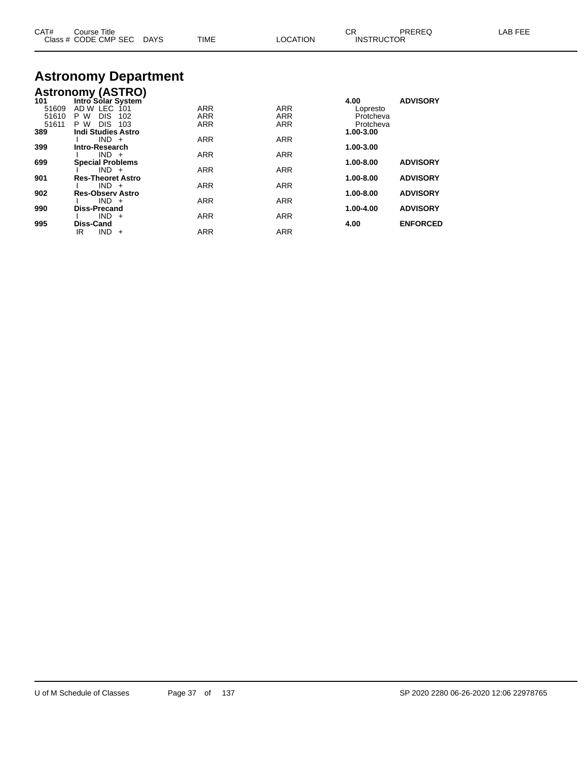# Astronomy Department

## Astronomy (ASTRO)

| CAT# Class # | Course Title CODE CMP SEC | DAYS | TIME | LOCATION | CR INSTRUCTOR | PREREQ | LAB FEE |
|---|---|---|---|---|---|---|---|
| **101** | **Intro Solar System** | | | | **4.00** | **ADVISORY** | |
| 51609 | AD W LEC 101 | | ARR | ARR | Lopresto | | |
| 51610 | P W DIS 102 | | ARR | ARR | Protcheva | | |
| 51611 | P W DIS 103 | | ARR | ARR | Protcheva | | |
| **389** | **Indi Studies Astro** | | | | **1.00-3.00** | | |
| | I IND + | | ARR | ARR | | | |
| **399** | **Intro-Research** | | | | **1.00-3.00** | | |
| | I IND + | | ARR | ARR | | | |
| **699** | **Special Problems** | | | | **1.00-8.00** | **ADVISORY** | |
| | I IND + | | ARR | ARR | | | |
| **901** | **Res-Theoret Astro** | | | | **1.00-8.00** | **ADVISORY** | |
| | I IND + | | ARR | ARR | | | |
| **902** | **Res-Observ Astro** | | | | **1.00-8.00** | **ADVISORY** | |
| | I IND + | | ARR | ARR | | | |
| **990** | **Diss-Precand** | | | | **1.00-4.00** | **ADVISORY** | |
| | I IND + | | ARR | ARR | | | |
| **995** | **Diss-Cand** | | | | **4.00** | **ENFORCED** | |
| | IR IND + | | ARR | ARR | | | |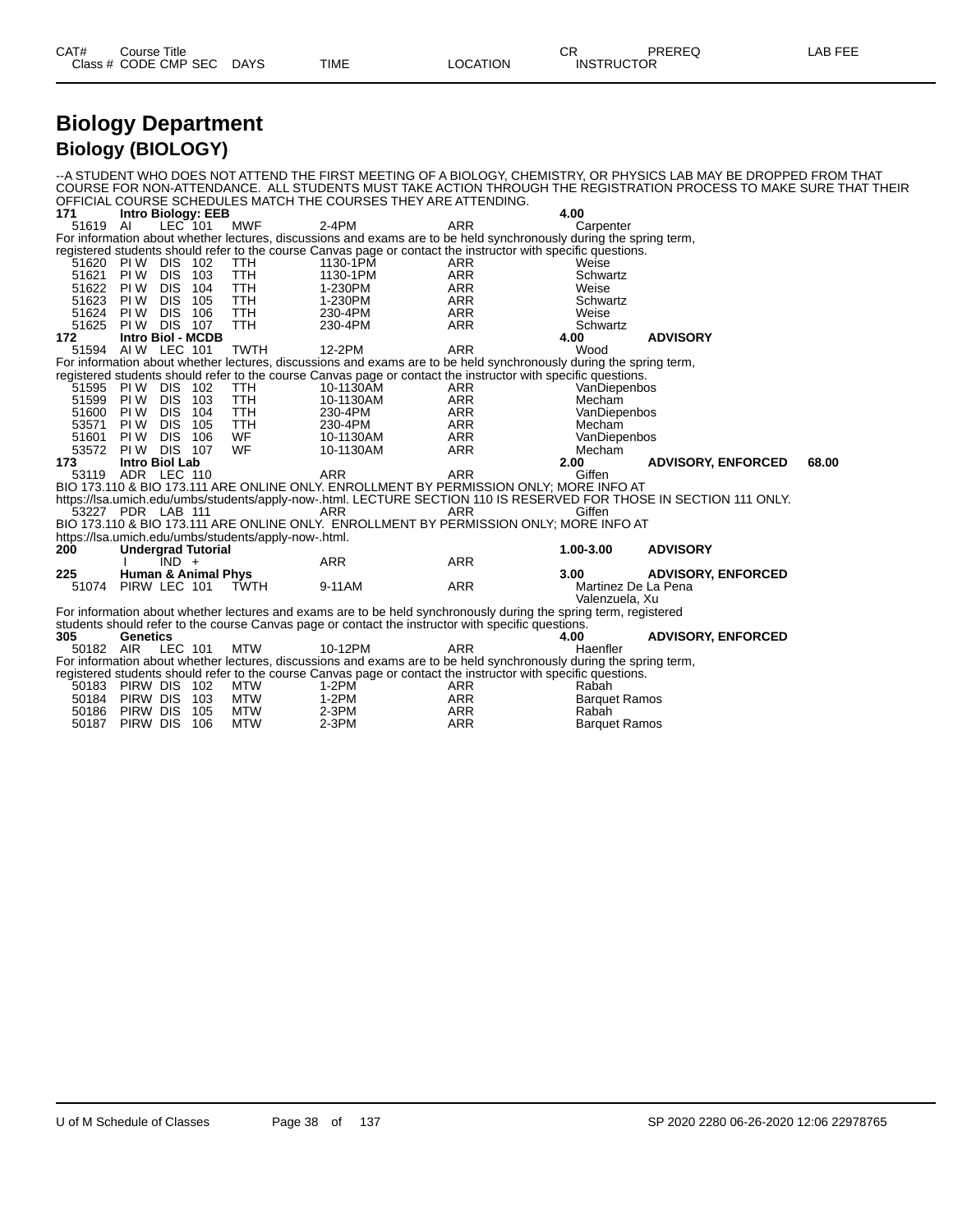| CAT# | Course Title | | | | | | CR | PREREQ | LAB FEE |
|---|---|---|---|---|---|---|---|---|---|
| Class # | CODE | CMP | SEC | DAYS | TIME | LOCATION | INSTRUCTOR | | |

# Biology Department

## Biology (BIOLOGY)

--A STUDENT WHO DOES NOT ATTEND THE FIRST MEETING OF A BIOLOGY, CHEMISTRY, OR PHYSICS LAB MAY BE DROPPED FROM THAT COURSE FOR NON-ATTENDANCE. ALL STUDENTS MUST TAKE ACTION THROUGH THE REGISTRATION PROCESS TO MAKE SURE THAT THEIR OFFICIAL COURSE SCHEDULES MATCH THE COURSES THEY ARE ATTENDING.

**171 Intro Biology: EEB** — **4.00**

| Class # | CODE | CMP | SEC | DAYS | TIME | LOCATION | INSTRUCTOR |
|---|---|---|---|---|---|---|---|
| 51619 | AI | LEC | 101 | MWF | 2-4PM | ARR | Carpenter |

For information about whether lectures, discussions and exams are to be held synchronously during the spring term, registered students should refer to the course Canvas page or contact the instructor with specific questions.

| Class # | CODE | CMP | SEC | DAYS | TIME | LOCATION | INSTRUCTOR |
|---|---|---|---|---|---|---|---|
| 51620 | PI W | DIS | 102 | TTH | 1130-1PM | ARR | Weise |
| 51621 | PI W | DIS | 103 | TTH | 1130-1PM | ARR | Schwartz |
| 51622 | PI W | DIS | 104 | TTH | 1-230PM | ARR | Weise |
| 51623 | PI W | DIS | 105 | TTH | 1-230PM | ARR | Schwartz |
| 51624 | PI W | DIS | 106 | TTH | 230-4PM | ARR | Weise |
| 51625 | PI W | DIS | 107 | TTH | 230-4PM | ARR | Schwartz |

**172 Intro Biol - MCDB** — **4.00** — **ADVISORY**

| Class # | CODE | CMP | SEC | DAYS | TIME | LOCATION | INSTRUCTOR |
|---|---|---|---|---|---|---|---|
| 51594 | AI W | LEC | 101 | TWTH | 12-2PM | ARR | Wood |

For information about whether lectures, discussions and exams are to be held synchronously during the spring term, registered students should refer to the course Canvas page or contact the instructor with specific questions.

| Class # | CODE | CMP | SEC | DAYS | TIME | LOCATION | INSTRUCTOR |
|---|---|---|---|---|---|---|---|
| 51595 | PI W | DIS | 102 | TTH | 10-1130AM | ARR | VanDiepenbos |
| 51599 | PI W | DIS | 103 | TTH | 10-1130AM | ARR | Mecham |
| 51600 | PI W | DIS | 104 | TTH | 230-4PM | ARR | VanDiepenbos |
| 53571 | PI W | DIS | 105 | TTH | 230-4PM | ARR | Mecham |
| 51601 | PI W | DIS | 106 | WF | 10-1130AM | ARR | VanDiepenbos |
| 53572 | PI W | DIS | 107 | WF | 10-1130AM | ARR | Mecham |

**173 Intro Biol Lab** — **2.00** — **ADVISORY, ENFORCED** — **68.00**

| Class # | CODE | CMP | SEC | DAYS | TIME | LOCATION | INSTRUCTOR |
|---|---|---|---|---|---|---|---|
| 53119 | ADR | LEC | 110 | | ARR | ARR | Giffen |

BIO 173.110 & BIO 173.111 ARE ONLINE ONLY. ENROLLMENT BY PERMISSION ONLY; MORE INFO AT https://lsa.umich.edu/umbs/students/apply-now-.html. LECTURE SECTION 110 IS RESERVED FOR THOSE IN SECTION 111 ONLY.

| Class # | CODE | CMP | SEC | DAYS | TIME | LOCATION | INSTRUCTOR |
|---|---|---|---|---|---|---|---|
| 53227 | PDR | LAB | 111 | | ARR | ARR | Giffen |

BIO 173.110 & BIO 173.111 ARE ONLINE ONLY. ENROLLMENT BY PERMISSION ONLY; MORE INFO AT https://lsa.umich.edu/umbs/students/apply-now-.html.

**200 Undergrad Tutorial** — **1.00-3.00** — **ADVISORY**

| Class # | CODE | CMP | SEC | DAYS | TIME | LOCATION | INSTRUCTOR |
|---|---|---|---|---|---|---|---|
| | I | IND | + | | ARR | ARR | |

**225 Human & Animal Phys** — **3.00** — **ADVISORY, ENFORCED**

| Class # | CODE | CMP | SEC | DAYS | TIME | LOCATION | INSTRUCTOR |
|---|---|---|---|---|---|---|---|
| 51074 | PIRW | LEC | 101 | TWTH | 9-11AM | ARR | Martinez De La Pena<br>Valenzuela, Xu |

For information about whether lectures and exams are to be held synchronously during the spring term, registered students should refer to the course Canvas page or contact the instructor with specific questions.

**305 Genetics** — **4.00** — **ADVISORY, ENFORCED**

| Class # | CODE | CMP | SEC | DAYS | TIME | LOCATION | INSTRUCTOR |
|---|---|---|---|---|---|---|---|
| 50182 | AIR | LEC | 101 | MTW | 10-12PM | ARR | Haenfler |

For information about whether lectures, discussions and exams are to be held synchronously during the spring term, registered students should refer to the course Canvas page or contact the instructor with specific questions.

| Class # | CODE | CMP | SEC | DAYS | TIME | LOCATION | INSTRUCTOR |
|---|---|---|---|---|---|---|---|
| 50183 | PIRW | DIS | 102 | MTW | 1-2PM | ARR | Rabah |
| 50184 | PIRW | DIS | 103 | MTW | 1-2PM | ARR | Barquet Ramos |
| 50186 | PIRW | DIS | 105 | MTW | 2-3PM | ARR | Rabah |
| 50187 | PIRW | DIS | 106 | MTW | 2-3PM | ARR | Barquet Ramos |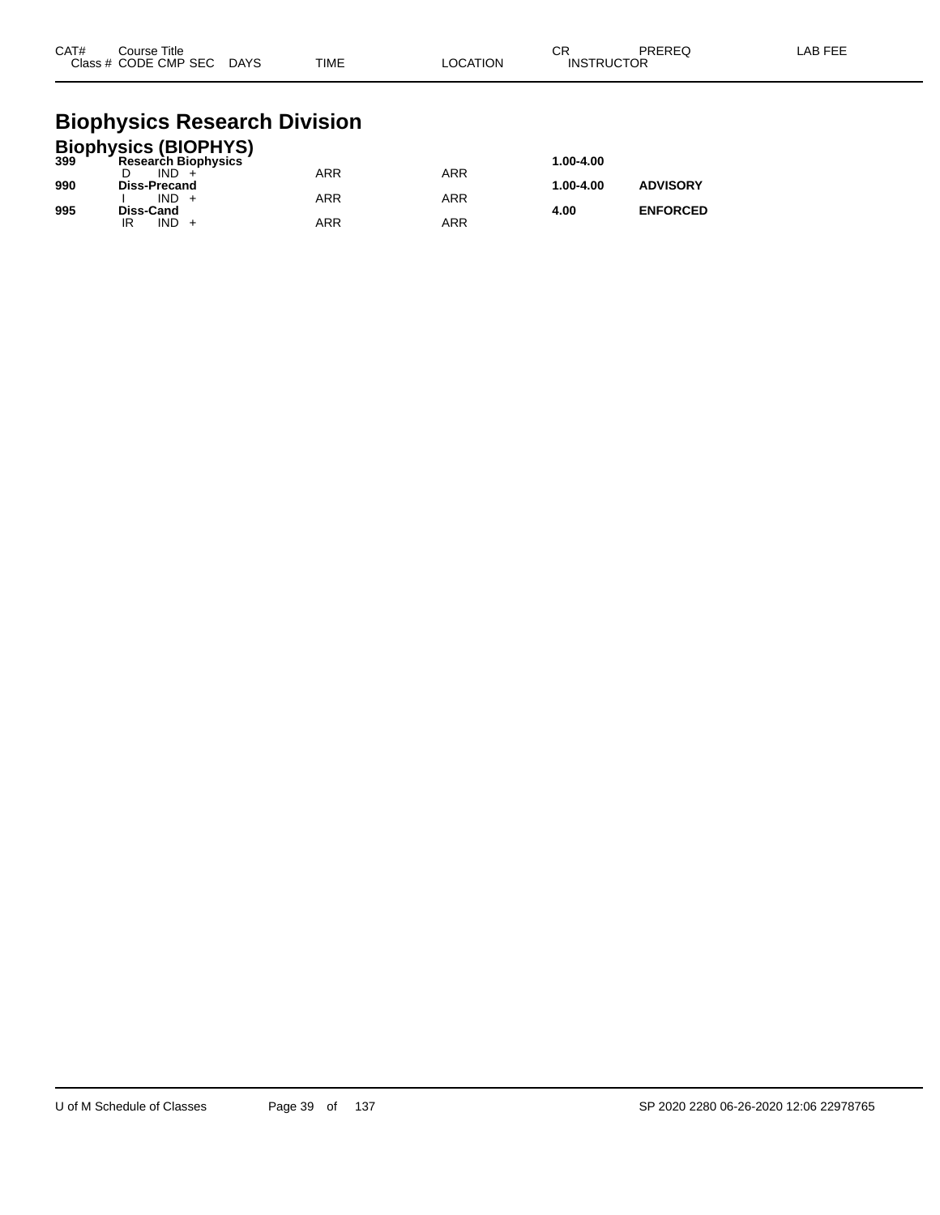| CAT# | Course Title / Class # CODE CMP SEC | DAYS | TIME | LOCATION | CR / INSTRUCTOR | PREREQ | LAB FEE |
|---|---|---|---|---|---|---|---|

# Biophysics Research Division

## Biophysics (BIOPHYS)

| CAT# | Course Title / Class # CODE CMP SEC | DAYS | TIME | LOCATION | CR / INSTRUCTOR | PREREQ | LAB FEE |
|---|---|---|---|---|---|---|---|
| **399** | **Research Biophysics** | | | | **1.00-4.00** | | |
| | D IND + | | ARR | ARR | | | |
| **990** | **Diss-Precand** | | | | **1.00-4.00** | **ADVISORY** | |
| | I IND + | | ARR | ARR | | | |
| **995** | **Diss-Cand** | | | | **4.00** | **ENFORCED** | |
| | IR IND + | | ARR | ARR | | | |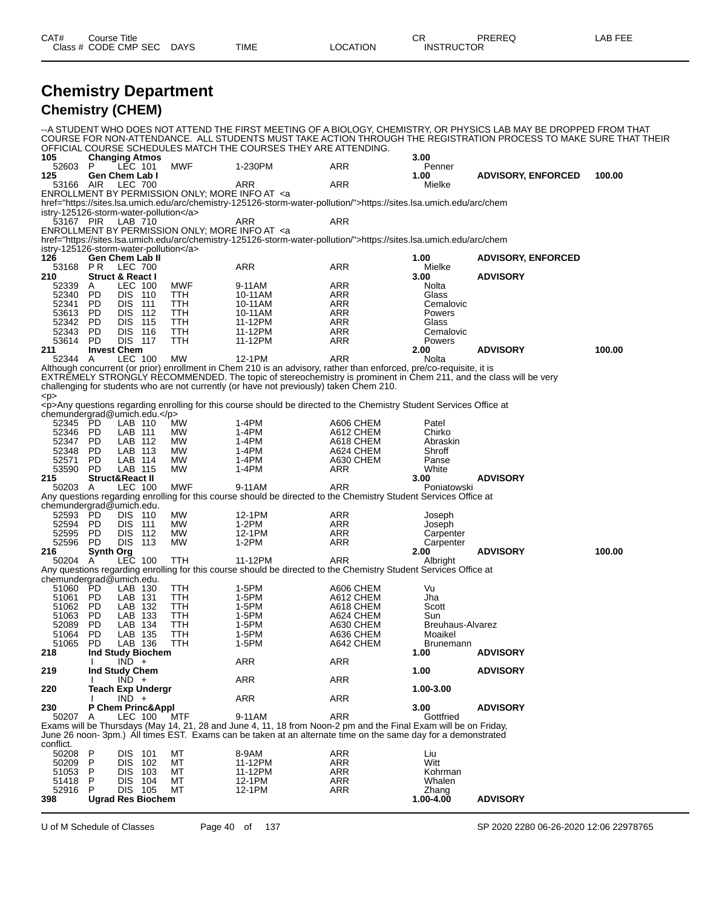# Chemistry Department

## Chemistry (CHEM)

--A STUDENT WHO DOES NOT ATTEND THE FIRST MEETING OF A BIOLOGY, CHEMISTRY, OR PHYSICS LAB MAY BE DROPPED FROM THAT COURSE FOR NON-ATTENDANCE. ALL STUDENTS MUST TAKE ACTION THROUGH THE REGISTRATION PROCESS TO MAKE SURE THAT THEIR OFFICIAL COURSE SCHEDULES MATCH THE COURSES THEY ARE ATTENDING.

| CAT# / Class # | Course Title / CODE | CMP | SEC | DAYS | TIME | LOCATION | CR / INSTRUCTOR | PREREQ | LAB FEE |
|---|---|---|---|---|---|---|---|---|---|
| **105** | **Changing Atmos** | | | | | | **3.00** | | |
| 52603 | P | LEC | 101 | MWF | 1-230PM | ARR | Penner | | |
| **125** | **Gen Chem Lab I** | | | | | | **1.00** | **ADVISORY, ENFORCED** | **100.00** |
| 53166 | AIR | LEC | 700 | | ARR | ARR | Mielke | | |

ENROLLMENT BY PERMISSION ONLY; MORE INFO AT <a href="https://sites.lsa.umich.edu/arc/chemistry-125126-storm-water-pollution/">https://sites.lsa.umich.edu/arc/chemistry-125126-storm-water-pollution</a>

| Class # | CODE | CMP | SEC | DAYS | TIME | LOCATION | INSTRUCTOR |
|---|---|---|---|---|---|---|---|
| 53167 | PIR | LAB | 710 | | ARR | ARR | |

ENROLLMENT BY PERMISSION ONLY; MORE INFO AT <a href="https://sites.lsa.umich.edu/arc/chemistry-125126-storm-water-pollution/">https://sites.lsa.umich.edu/arc/chemistry-125126-storm-water-pollution</a>

| CAT# / Class # | Course Title / CODE | CMP | SEC | DAYS | TIME | LOCATION | CR / INSTRUCTOR | PREREQ | LAB FEE |
|---|---|---|---|---|---|---|---|---|---|
| **126** | **Gen Chem Lab II** | | | | | | **1.00** | **ADVISORY, ENFORCED** | |
| 53168 | PR | LEC | 700 | | ARR | ARR | Mielke | | |
| **210** | **Struct & React I** | | | | | | **3.00** | **ADVISORY** | |
| 52339 | A | LEC | 100 | MWF | 9-11AM | ARR | Nolta | | |
| 52340 | PD | DIS | 110 | TTH | 10-11AM | ARR | Glass | | |
| 52341 | PD | DIS | 111 | TTH | 10-11AM | ARR | Cemalovic | | |
| 53613 | PD | DIS | 112 | TTH | 10-11AM | ARR | Powers | | |
| 52342 | PD | DIS | 115 | TTH | 11-12PM | ARR | Glass | | |
| 52343 | PD | DIS | 116 | TTH | 11-12PM | ARR | Cemalovic | | |
| 53614 | PD | DIS | 117 | TTH | 11-12PM | ARR | Powers | | |
| **211** | **Invest Chem** | | | | | | **2.00** | **ADVISORY** | **100.00** |
| 52344 | A | LEC | 100 | MW | 12-1PM | ARR | Nolta | | |

Although concurrent (or prior) enrollment in Chem 210 is an advisory, rather than enforced, pre/co-requisite, it is EXTREMELY STRONGLY RECOMMENDED. The topic of stereochemistry is prominent in Chem 211, and the class will be very challenging for students who are not currently (or have not previously) taken Chem 210.
<p>
<p>Any questions regarding enrolling for this course should be directed to the Chemistry Student Services Office at chemundergrad@umich.edu.</p>

| Class # | CODE | CMP | SEC | DAYS | TIME | LOCATION | INSTRUCTOR |
|---|---|---|---|---|---|---|---|
| 52345 | PD | LAB | 110 | MW | 1-4PM | A606 CHEM | Patel |
| 52346 | PD | LAB | 111 | MW | 1-4PM | A612 CHEM | Chirko |
| 52347 | PD | LAB | 112 | MW | 1-4PM | A618 CHEM | Abraskin |
| 52348 | PD | LAB | 113 | MW | 1-4PM | A624 CHEM | Shroff |
| 52571 | PD | LAB | 114 | MW | 1-4PM | A630 CHEM | Panse |
| 53590 | PD | LAB | 115 | MW | 1-4PM | ARR | White |

| CAT# / Class # | Course Title / CODE | CMP | SEC | DAYS | TIME | LOCATION | CR / INSTRUCTOR | PREREQ | LAB FEE |
|---|---|---|---|---|---|---|---|---|---|
| **215** | **Struct&React II** | | | | | | **3.00** | **ADVISORY** | |
| 50203 | A | LEC | 100 | MWF | 9-11AM | ARR | Poniatowski | | |

Any questions regarding enrolling for this course should be directed to the Chemistry Student Services Office at chemundergrad@umich.edu.

| CAT# / Class # | Course Title / CODE | CMP | SEC | DAYS | TIME | LOCATION | CR / INSTRUCTOR | PREREQ | LAB FEE |
|---|---|---|---|---|---|---|---|---|---|
| 52593 | PD | DIS | 110 | MW | 12-1PM | ARR | Joseph | | |
| 52594 | PD | DIS | 111 | MW | 1-2PM | ARR | Joseph | | |
| 52595 | PD | DIS | 112 | MW | 12-1PM | ARR | Carpenter | | |
| 52596 | PD | DIS | 113 | MW | 1-2PM | ARR | Carpenter | | |
| **216** | **Synth Org** | | | | | | **2.00** | **ADVISORY** | **100.00** |
| 50204 | A | LEC | 100 | TTH | 11-12PM | ARR | Albright | | |

Any questions regarding enrolling for this course should be directed to the Chemistry Student Services Office at chemundergrad@umich.edu.

| CAT# / Class # | Course Title / CODE | CMP | SEC | DAYS | TIME | LOCATION | CR / INSTRUCTOR | PREREQ | LAB FEE |
|---|---|---|---|---|---|---|---|---|---|
| 51060 | PD | LAB | 130 | TTH | 1-5PM | A606 CHEM | Vu | | |
| 51061 | PD | LAB | 131 | TTH | 1-5PM | A612 CHEM | Jha | | |
| 51062 | PD | LAB | 132 | TTH | 1-5PM | A618 CHEM | Scott | | |
| 51063 | PD | LAB | 133 | TTH | 1-5PM | A624 CHEM | Sun | | |
| 52089 | PD | LAB | 134 | TTH | 1-5PM | A630 CHEM | Breuhaus-Alvarez | | |
| 51064 | PD | LAB | 135 | TTH | 1-5PM | A636 CHEM | Moaikel | | |
| 51065 | PD | LAB | 136 | TTH | 1-5PM | A642 CHEM | Brunemann | | |
| **218** | **Ind Study Biochem** | | | | | | **1.00** | **ADVISORY** | |
| | I | IND | + | | ARR | ARR | | | |
| **219** | **Ind Study Chem** | | | | | | **1.00** | **ADVISORY** | |
| | I | IND | + | | ARR | ARR | | | |
| **220** | **Teach Exp Undergr** | | | | | | **1.00-3.00** | | |
| | I | IND | + | | ARR | ARR | | | |
| **230** | **P Chem Princ&Appl** | | | | | | **3.00** | **ADVISORY** | |
| 50207 | A | LEC | 100 | MTF | 9-11AM | ARR | Gottfried | | |

Exams will be Thursdays (May 14, 21, 28 and June 4, 11, 18 from Noon-2 pm and the Final Exam will be on Friday, June 26 noon- 3pm.) All times EST. Exams can be taken at an alternate time on the same day for a demonstrated conflict.

| CAT# / Class # | Course Title / CODE | CMP | SEC | DAYS | TIME | LOCATION | CR / INSTRUCTOR | PREREQ | LAB FEE |
|---|---|---|---|---|---|---|---|---|---|
| 50208 | P | DIS | 101 | MT | 8-9AM | ARR | Liu | | |
| 50209 | P | DIS | 102 | MT | 11-12PM | ARR | Witt | | |
| 51053 | P | DIS | 103 | MT | 11-12PM | ARR | Kohrman | | |
| 51418 | P | DIS | 104 | MT | 12-1PM | ARR | Whalen | | |
| 52916 | P | DIS | 105 | MT | 12-1PM | ARR | Zhang | | |
| **398** | **Ugrad Res Biochem** | | | | | | **1.00-4.00** | **ADVISORY** | |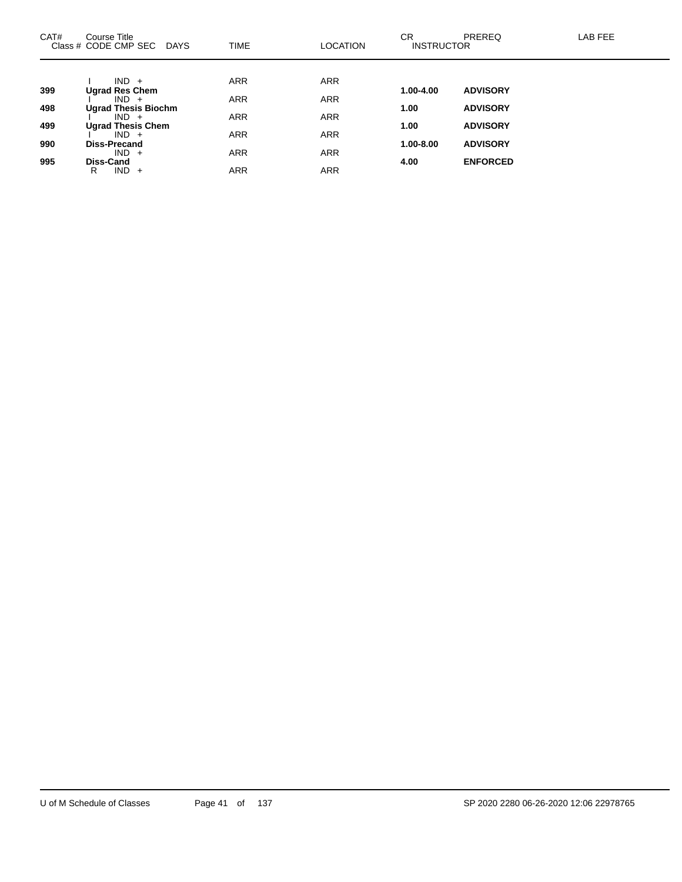| CAT# | Course Title<br>Class # CODE CMP SEC DAYS | TIME | LOCATION | CR<br>INSTRUCTOR | PREREQ | LAB FEE |
|---|---|---|---|---|---|---|
| | I IND + | ARR | ARR | | | |
| **399** | **Ugrad Res Chem** | | | **1.00-4.00** | **ADVISORY** | |
| | I IND + | ARR | ARR | | | |
| **498** | **Ugrad Thesis Biochm** | | | **1.00** | **ADVISORY** | |
| | I IND + | ARR | ARR | | | |
| **499** | **Ugrad Thesis Chem** | | | **1.00** | **ADVISORY** | |
| | I IND + | ARR | ARR | | | |
| **990** | **Diss-Precand** | | | **1.00-8.00** | **ADVISORY** | |
| | IND + | ARR | ARR | | | |
| **995** | **Diss-Cand** | | | **4.00** | **ENFORCED** | |
| | R IND + | ARR | ARR | | | |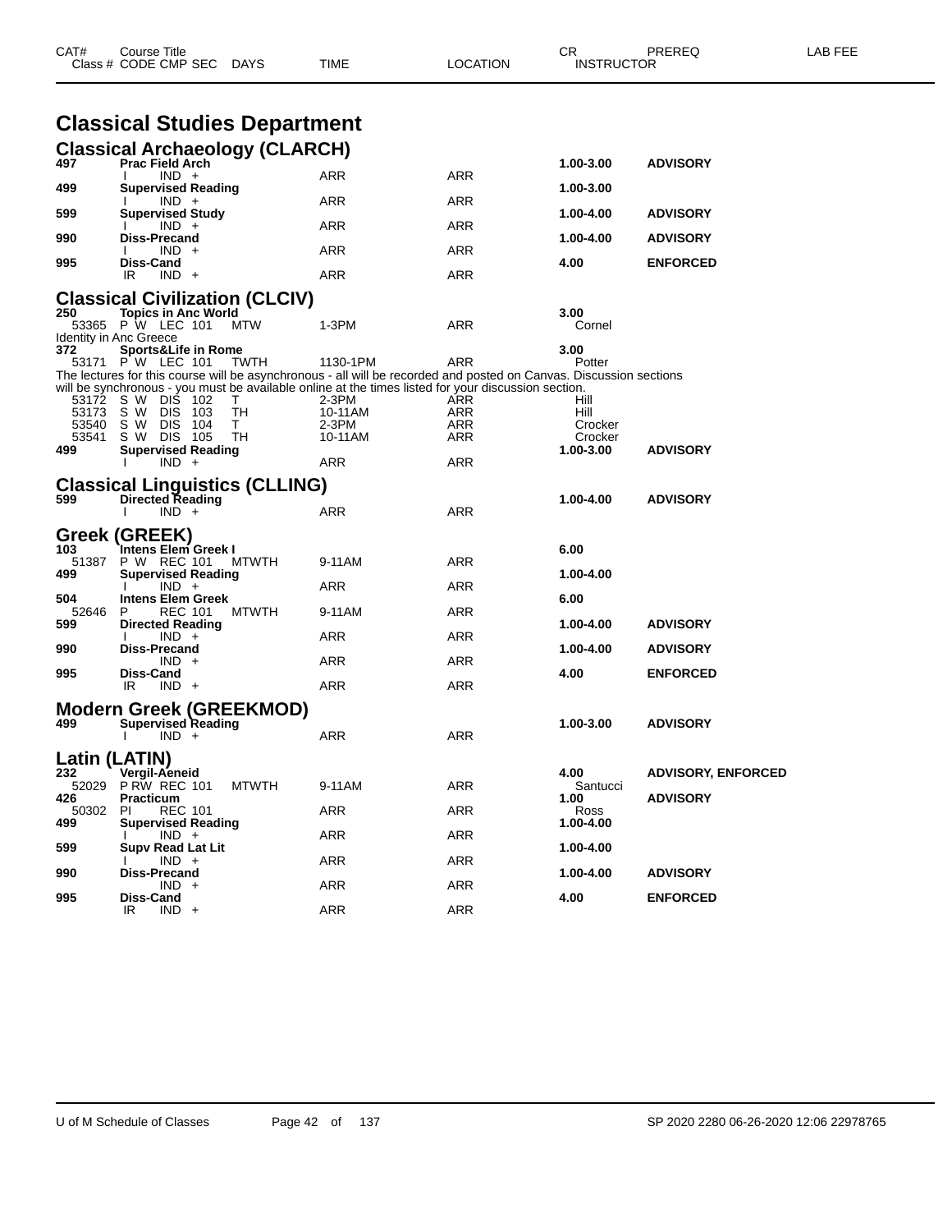# Classical Studies Department

| CAT# / Class # | Course Title / CODE CMP SEC | DAYS | TIME | LOCATION | CR / INSTRUCTOR | PREREQ | LAB FEE |
|---|---|---|---|---|---|---|---|

## Classical Archaeology (CLARCH)

| CAT# / Class # | Course Title / CODE CMP SEC | DAYS | TIME | LOCATION | CR / INSTRUCTOR | PREREQ |
|---|---|---|---|---|---|---|
| 497 | **Prac Field Arch** | | | | **1.00-3.00** | **ADVISORY** |
| | I IND + | | ARR | ARR | | |
| 499 | **Supervised Reading** | | | | **1.00-3.00** | |
| | I IND + | | ARR | ARR | | |
| 599 | **Supervised Study** | | | | **1.00-4.00** | **ADVISORY** |
| | I IND + | | ARR | ARR | | |
| 990 | **Diss-Precand** | | | | **1.00-4.00** | **ADVISORY** |
| | I IND + | | ARR | ARR | | |
| 995 | **Diss-Cand** | | | | **4.00** | **ENFORCED** |
| | IR IND + | | ARR | ARR | | |

## Classical Civilization (CLCIV)

| CAT# / Class # | Course Title / CODE CMP SEC | DAYS | TIME | LOCATION | CR / INSTRUCTOR | PREREQ |
|---|---|---|---|---|---|---|
| 250 | **Topics in Anc World** | | | | **3.00** | |
| 53365 | P W LEC 101 | MTW | 1-3PM | ARR | Cornel | |

Identity in Anc Greece

| CAT# / Class # | Course Title / CODE CMP SEC | DAYS | TIME | LOCATION | CR / INSTRUCTOR | PREREQ |
|---|---|---|---|---|---|---|
| 372 | **Sports&Life in Rome** | | | | **3.00** | |
| 53171 | P W LEC 101 | TWTH | 1130-1PM | ARR | Potter | |

The lectures for this course will be asynchronous - all will be recorded and posted on Canvas. Discussion sections will be synchronous - you must be available online at the times listed for your discussion section.

| CAT# / Class # | Course Title / CODE CMP SEC | DAYS | TIME | LOCATION | CR / INSTRUCTOR | PREREQ |
|---|---|---|---|---|---|---|
| 53172 | S W DIS 102 | T | 2-3PM | ARR | Hill | |
| 53173 | S W DIS 103 | TH | 10-11AM | ARR | Hill | |
| 53540 | S W DIS 104 | T | 2-3PM | ARR | Crocker | |
| 53541 | S W DIS 105 | TH | 10-11AM | ARR | Crocker | |
| 499 | **Supervised Reading** | | | | **1.00-3.00** | **ADVISORY** |
| | I IND + | | ARR | ARR | | |

## Classical Linguistics (CLLING)

| CAT# / Class # | Course Title / CODE CMP SEC | DAYS | TIME | LOCATION | CR / INSTRUCTOR | PREREQ |
|---|---|---|---|---|---|---|
| 599 | **Directed Reading** | | | | **1.00-4.00** | **ADVISORY** |
| | I IND + | | ARR | ARR | | |

## Greek (GREEK)

| CAT# / Class # | Course Title / CODE CMP SEC | DAYS | TIME | LOCATION | CR / INSTRUCTOR | PREREQ |
|---|---|---|---|---|---|---|
| 103 | **Intens Elem Greek I** | | | | **6.00** | |
| 51387 | P W REC 101 | MTWTH | 9-11AM | ARR | | |
| 499 | **Supervised Reading** | | | | **1.00-4.00** | |
| | I IND + | | ARR | ARR | | |
| 504 | **Intens Elem Greek** | | | | **6.00** | |
| 52646 | P REC 101 | MTWTH | 9-11AM | ARR | | |
| 599 | **Directed Reading** | | | | **1.00-4.00** | **ADVISORY** |
| | I IND + | | ARR | ARR | | |
| 990 | **Diss-Precand** | | | | **1.00-4.00** | **ADVISORY** |
| | IND + | | ARR | ARR | | |
| 995 | **Diss-Cand** | | | | **4.00** | **ENFORCED** |
| | IR IND + | | ARR | ARR | | |

## Modern Greek (GREEKMOD)

| CAT# / Class # | Course Title / CODE CMP SEC | DAYS | TIME | LOCATION | CR / INSTRUCTOR | PREREQ |
|---|---|---|---|---|---|---|
| 499 | **Supervised Reading** | | | | **1.00-3.00** | **ADVISORY** |
| | I IND + | | ARR | ARR | | |

## Latin (LATIN)

| CAT# / Class # | Course Title / CODE CMP SEC | DAYS | TIME | LOCATION | CR / INSTRUCTOR | PREREQ |
|---|---|---|---|---|---|---|
| 232 | **Vergil-Aeneid** | | | | **4.00** | **ADVISORY, ENFORCED** |
| 52029 | P RW REC 101 | MTWTH | 9-11AM | ARR | Santucci | |
| 426 | **Practicum** | | | | **1.00** | **ADVISORY** |
| 50302 | PI REC 101 | | ARR | ARR | Ross | |
| 499 | **Supervised Reading** | | | | **1.00-4.00** | |
| | I IND + | | ARR | ARR | | |
| 599 | **Supv Read Lat Lit** | | | | **1.00-4.00** | |
| | I IND + | | ARR | ARR | | |
| 990 | **Diss-Precand** | | | | **1.00-4.00** | **ADVISORY** |
| | IND + | | ARR | ARR | | |
| 995 | **Diss-Cand** | | | | **4.00** | **ENFORCED** |
| | IR IND + | | ARR | ARR | | |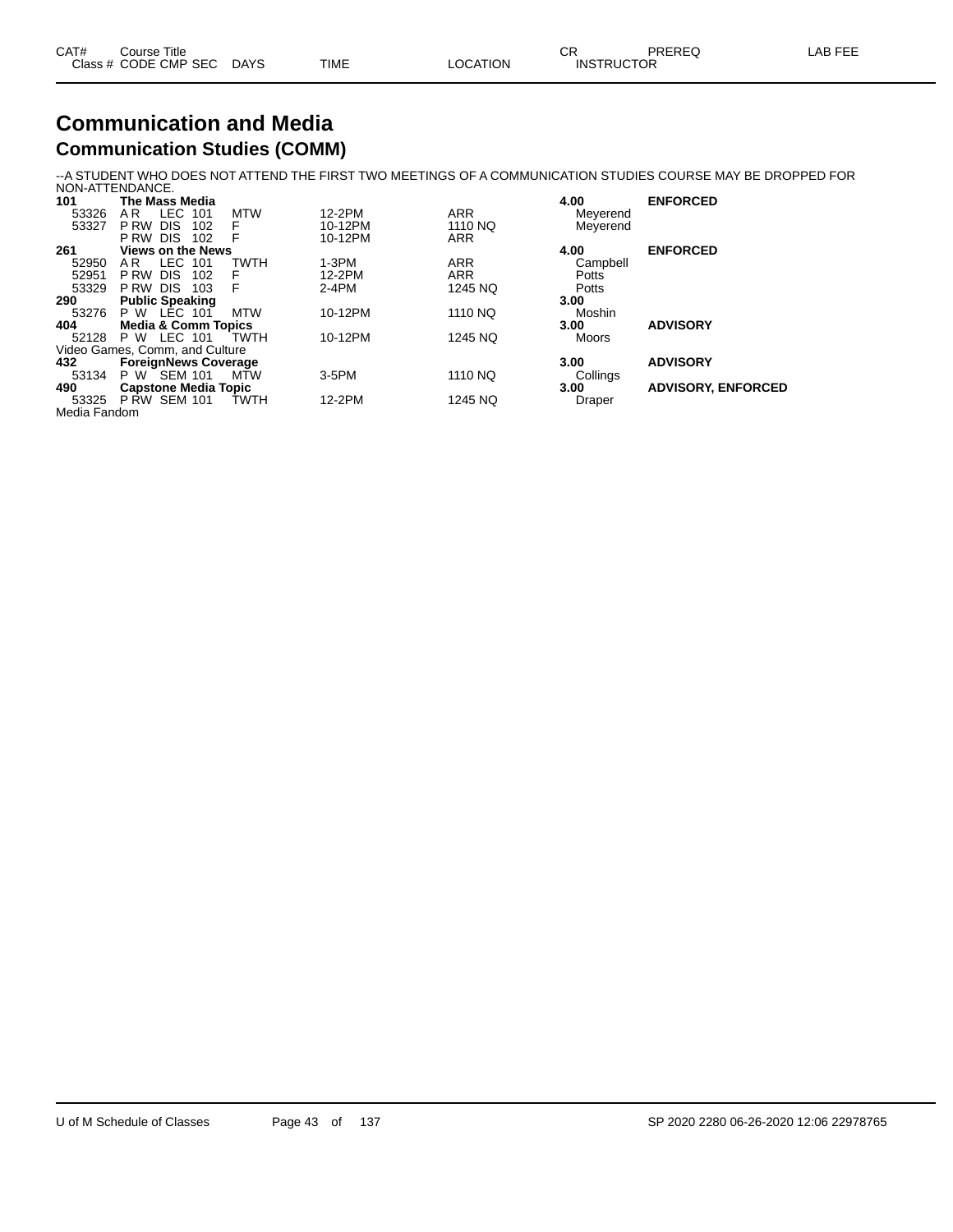| CAT# | Course Title |  |  |  |  | CR | PREREQ | LAB FEE |
|---|---|---|---|---|---|---|---|---|
| Class # | CODE CMP SEC | DAYS | TIME | LOCATION | INSTRUCTOR |  |  |  |

# Communication and Media

## Communication Studies (COMM)

--A STUDENT WHO DOES NOT ATTEND THE FIRST TWO MEETINGS OF A COMMUNICATION STUDIES COURSE MAY BE DROPPED FOR NON-ATTENDANCE.

| CAT# / Class # | Course Title / CODE CMP SEC | DAYS | TIME | LOCATION | CR / INSTRUCTOR | PREREQ |
|---|---|---|---|---|---|---|
| **101** | **The Mass Media** |  |  |  | **4.00** | **ENFORCED** |
| 53326 | A R LEC 101 | MTW | 12-2PM | ARR | Meyerend |  |
| 53327 | P RW DIS 102 | F | 10-12PM | 1110 NQ | Meyerend |  |
|  | P RW DIS 102 | F | 10-12PM | ARR |  |  |
| **261** | **Views on the News** |  |  |  | **4.00** | **ENFORCED** |
| 52950 | A R LEC 101 | TWTH | 1-3PM | ARR | Campbell |  |
| 52951 | P RW DIS 102 | F | 12-2PM | ARR | Potts |  |
| 53329 | P RW DIS 103 | F | 2-4PM | 1245 NQ | Potts |  |
| **290** | **Public Speaking** |  |  |  | **3.00** |  |
| 53276 | P W LEC 101 | MTW | 10-12PM | 1110 NQ | Moshin |  |
| **404** | **Media & Comm Topics** |  |  |  | **3.00** | **ADVISORY** |
| 52128 | P W LEC 101 | TWTH | 10-12PM | 1245 NQ | Moors |  |
| Video Games, Comm, and Culture |  |  |  |  |  |  |
| **432** | **ForeignNews Coverage** |  |  |  | **3.00** | **ADVISORY** |
| 53134 | P W SEM 101 | MTW | 3-5PM | 1110 NQ | Collings |  |
| **490** | **Capstone Media Topic** |  |  |  | **3.00** | **ADVISORY, ENFORCED** |
| 53325 | P RW SEM 101 | TWTH | 12-2PM | 1245 NQ | Draper |  |
| Media Fandom |  |  |  |  |  |  |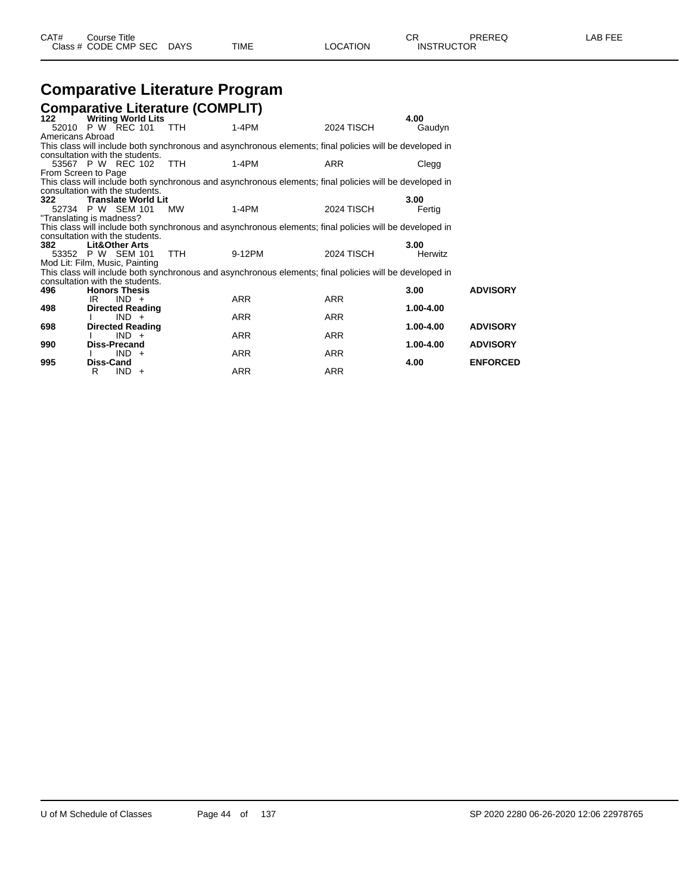# Comparative Literature Program

## Comparative Literature (COMPLIT)

| CAT# | Course Title / Class # CODE CMP SEC | DAYS | TIME | LOCATION | CR / INSTRUCTOR | PREREQ | LAB FEE |
|---|---|---|---|---|---|---|---|
| 122 | **Writing World Lits** | | | | 4.00 | | |
| | 52010 P W REC 101 | TTH | 1-4PM | 2024 TISCH | Gaudyn | | |
| | Americans Abroad | | | | | | |
| | This class will include both synchronous and asynchronous elements; final policies will be developed in consultation with the students. | | | | | | |
| | 53567 P W REC 102 | TTH | 1-4PM | ARR | Clegg | | |
| | From Screen to Page | | | | | | |
| | This class will include both synchronous and asynchronous elements; final policies will be developed in consultation with the students. | | | | | | |
| 322 | **Translate World Lit** | | | | 3.00 | | |
| | 52734 P W SEM 101 | MW | 1-4PM | 2024 TISCH | Fertig | | |
| | "Translating is madness? | | | | | | |
| | This class will include both synchronous and asynchronous elements; final policies will be developed in consultation with the students. | | | | | | |
| 382 | **Lit&Other Arts** | | | | 3.00 | | |
| | 53352 P W SEM 101 | TTH | 9-12PM | 2024 TISCH | Herwitz | | |
| | Mod Lit: Film, Music, Painting | | | | | | |
| | This class will include both synchronous and asynchronous elements; final policies will be developed in consultation with the students. | | | | | | |
| 496 | **Honors Thesis** | | | | 3.00 | ADVISORY | |
| | IR IND + | | ARR | ARR | | | |
| 498 | **Directed Reading** | | | | 1.00-4.00 | | |
| | I IND + | | ARR | ARR | | | |
| 698 | **Directed Reading** | | | | 1.00-4.00 | ADVISORY | |
| | I IND + | | ARR | ARR | | | |
| 990 | **Diss-Precand** | | | | 1.00-4.00 | ADVISORY | |
| | I IND + | | ARR | ARR | | | |
| 995 | **Diss-Cand** | | | | 4.00 | ENFORCED | |
| | R IND + | | ARR | ARR | | | |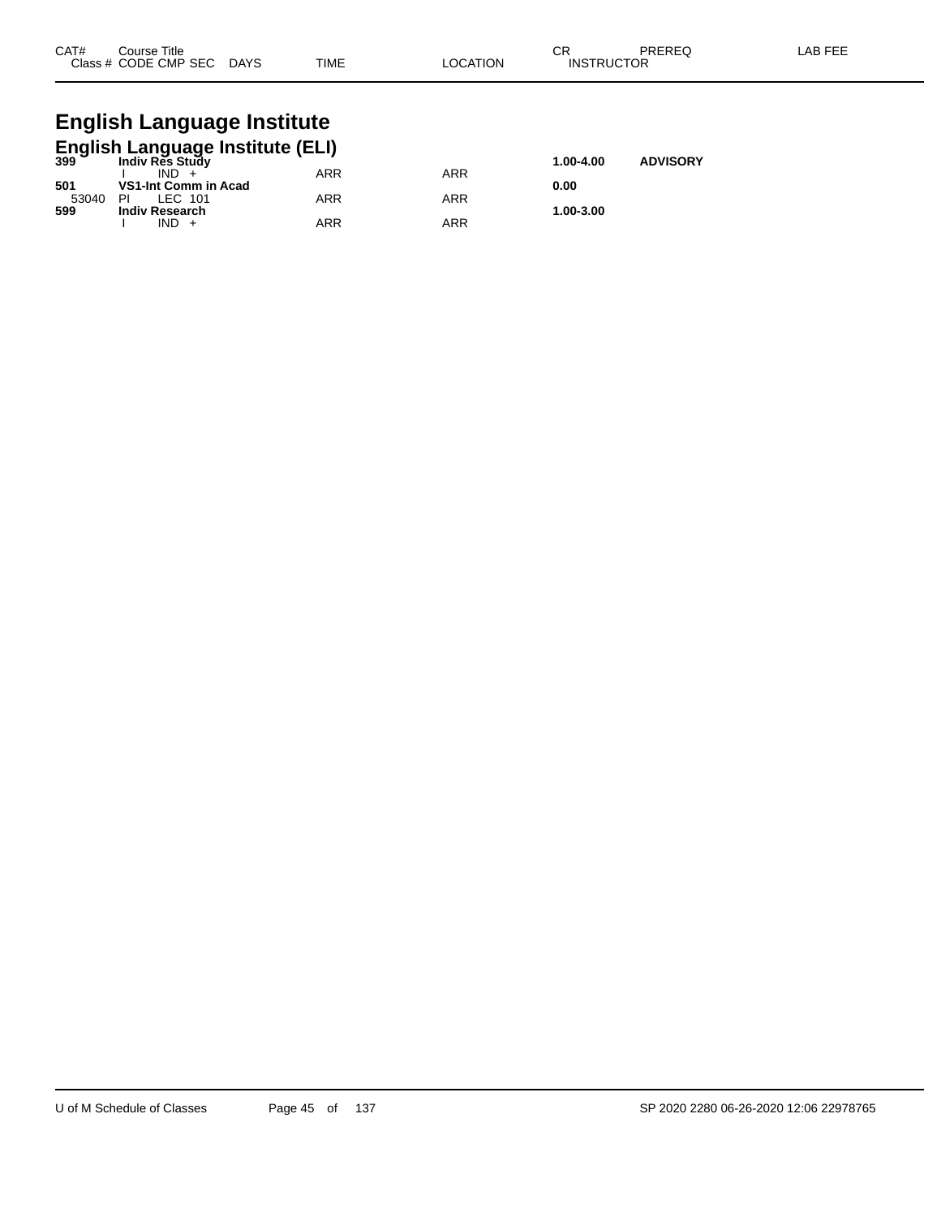# English Language Institute

## English Language Institute (ELI)

| CAT# Class # | Course Title CODE | CMP | SEC | DAYS | TIME | LOCATION | CR INSTRUCTOR | PREREQ | LAB FEE |
|---|---|---|---|---|---|---|---|---|---|
| **399** | **Indiv Res Study** | | | | | | **1.00-4.00** | **ADVISORY** | |
| | I | IND | + | | ARR | ARR | | | |
| **501** | **VS1-Int Comm in Acad** | | | | | | **0.00** | | |
| 53040 | PI | LEC | 101 | | ARR | ARR | | | |
| **599** | **Indiv Research** | | | | | | **1.00-3.00** | | |
| | I | IND | + | | ARR | ARR | | | |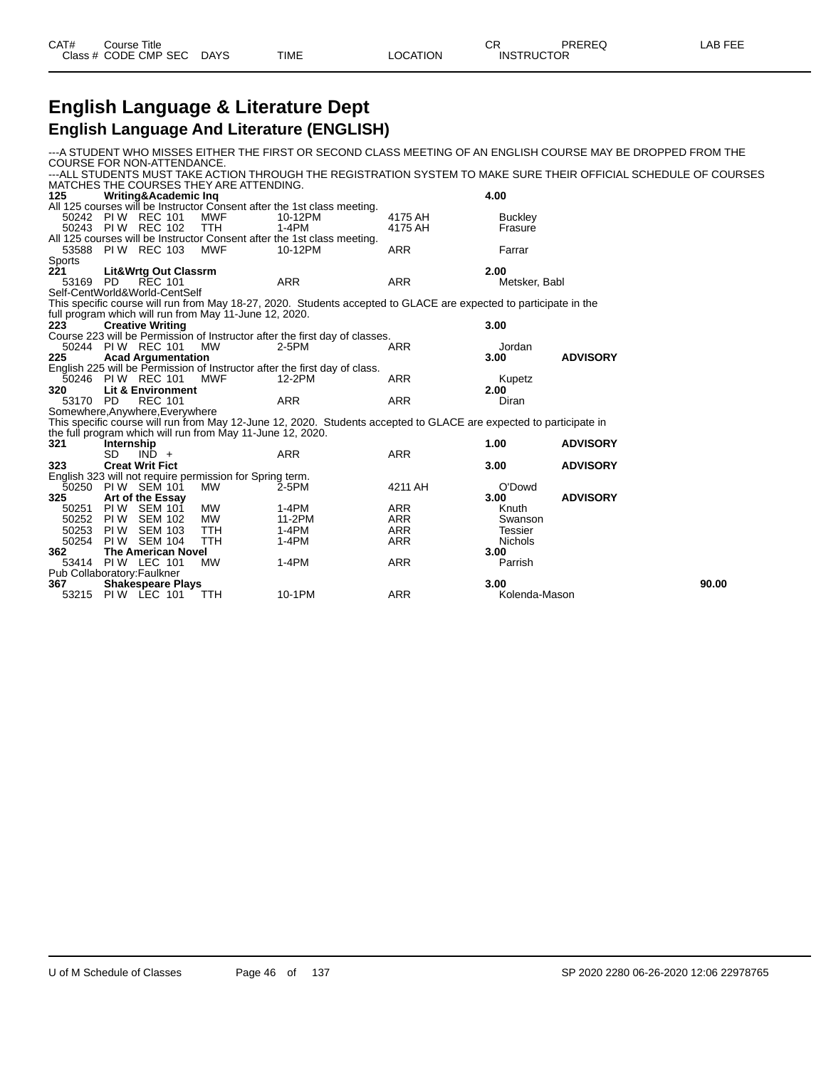# English Language & Literature Dept

## English Language And Literature (ENGLISH)

---A STUDENT WHO MISSES EITHER THE FIRST OR SECOND CLASS MEETING OF AN ENGLISH COURSE MAY BE DROPPED FROM THE COURSE FOR NON-ATTENDANCE.

---ALL STUDENTS MUST TAKE ACTION THROUGH THE REGISTRATION SYSTEM TO MAKE SURE THEIR OFFICIAL SCHEDULE OF COURSES MATCHES THE COURSES THEY ARE ATTENDING.

| CAT# / Class # | Course Title / CODE | CMP | SEC | DAYS | TIME | LOCATION | CR / INSTRUCTOR | PREREQ | LAB FEE |
|---|---|---|---|---|---|---|---|---|---|
| **125** | **Writing&Academic Inq** | | | | | | **4.00** | | |
| All 125 courses will be Instructor Consent after the 1st class meeting. | | | | | | | | | |
| 50242 | PI W | REC | 101 | MWF | 10-12PM | 4175 AH | Buckley | | |
| 50243 | PI W | REC | 102 | TTH | 1-4PM | 4175 AH | Frasure | | |
| All 125 courses will be Instructor Consent after the 1st class meeting. | | | | | | | | | |
| 53588 | PI W | REC | 103 | MWF | 10-12PM | ARR | Farrar | | |
| Sports | | | | | | | | | |
| **221** | **Lit&Wrtg Out Classrm** | | | | | | **2.00** | | |
| 53169 | PD | REC | 101 | | ARR | ARR | Metsker, Babl | | |
| Self-CentWorld&World-CentSelf | | | | | | | | | |
| This specific course will run from May 18-27, 2020. Students accepted to GLACE are expected to participate in the full program which will run from May 11-June 12, 2020. | | | | | | | | | |
| **223** | **Creative Writing** | | | | | | **3.00** | | |
| Course 223 will be Permission of Instructor after the first day of classes. | | | | | | | | | |
| 50244 | PI W | REC | 101 | MW | 2-5PM | ARR | Jordan | | |
| **225** | **Acad Argumentation** | | | | | | **3.00** | **ADVISORY** | |
| English 225 will be Permission of Instructor after the first day of class. | | | | | | | | | |
| 50246 | PI W | REC | 101 | MWF | 12-2PM | ARR | Kupetz | | |
| **320** | **Lit & Environment** | | | | | | **2.00** | | |
| 53170 | PD | REC | 101 | | ARR | ARR | Diran | | |
| Somewhere,Anywhere,Everywhere | | | | | | | | | |
| This specific course will run from May 12-June 12, 2020. Students accepted to GLACE are expected to participate in the full program which will run from May 11-June 12, 2020. | | | | | | | | | |
| **321** | **Internship** | | | | | | **1.00** | **ADVISORY** | |
| | SD | IND | + | | ARR | ARR | | | |
| **323** | **Creat Writ Fict** | | | | | | **3.00** | **ADVISORY** | |
| English 323 will not require permission for Spring term. | | | | | | | | | |
| 50250 | PI W | SEM | 101 | MW | 2-5PM | 4211 AH | O'Dowd | | |
| **325** | **Art of the Essay** | | | | | | **3.00** | **ADVISORY** | |
| 50251 | PI W | SEM | 101 | MW | 1-4PM | ARR | Knuth | | |
| 50252 | PI W | SEM | 102 | MW | 11-2PM | ARR | Swanson | | |
| 50253 | PI W | SEM | 103 | TTH | 1-4PM | ARR | Tessier | | |
| 50254 | PI W | SEM | 104 | TTH | 1-4PM | ARR | Nichols | | |
| **362** | **The American Novel** | | | | | | **3.00** | | |
| 53414 | PI W | LEC | 101 | MW | 1-4PM | ARR | Parrish | | |
| Pub Collaboratory:Faulkner | | | | | | | | | |
| **367** | **Shakespeare Plays** | | | | | | **3.00** | | **90.00** |
| 53215 | PI W | LEC | 101 | TTH | 10-1PM | ARR | Kolenda-Mason | | |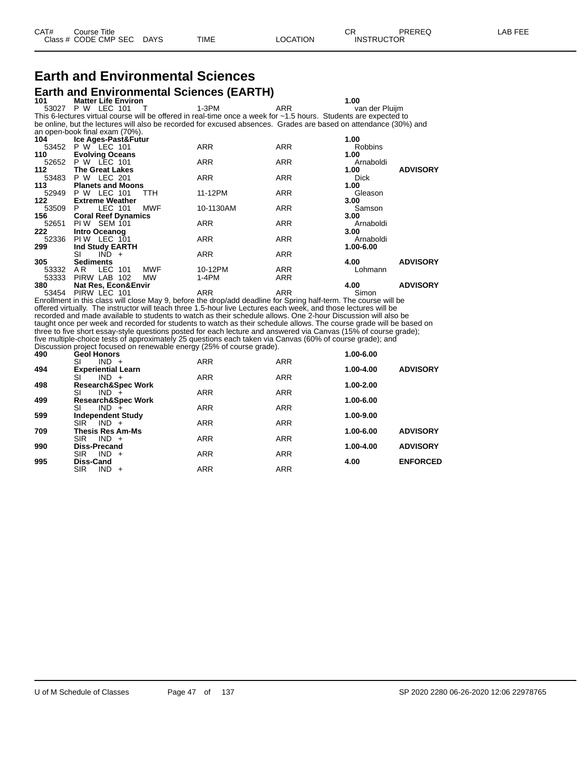# Earth and Environmental Sciences

## Earth and Environmental Sciences (EARTH)

| CAT# / Class # | Course Title / CODE CMP SEC | DAYS | TIME | LOCATION | CR / INSTRUCTOR | PREREQ | LAB FEE |
|---|---|---|---|---|---|---|---|
| **101** | **Matter Life Environ** | | | | **1.00** | | |
| 53027 | P W LEC 101 | T | 1-3PM | ARR | van der Pluijm | | |

This 6-lectures virtual course will be offered in real-time once a week for ~1.5 hours. Students are expected to be online, but the lectures will also be recorded for excused absences. Grades are based on attendance (30%) and an open-book final exam (70%).

| CAT# / Class # | Course Title / CODE CMP SEC | DAYS | TIME | LOCATION | CR / INSTRUCTOR | PREREQ | LAB FEE |
|---|---|---|---|---|---|---|---|
| **104** | **Ice Ages-Past&Futur** | | | | **1.00** | | |
| 53452 | P W LEC 101 | | ARR | ARR | Robbins | | |
| **110** | **Evolving Oceans** | | | | **1.00** | | |
| 52652 | P W LEC 101 | | ARR | ARR | Arnaboldi | | |
| **112** | **The Great Lakes** | | | | **1.00** | **ADVISORY** | |
| 53483 | P W LEC 201 | | ARR | ARR | Dick | | |
| **113** | **Planets and Moons** | | | | **1.00** | | |
| 52949 | P W LEC 101 | TTH | 11-12PM | ARR | Gleason | | |
| **122** | **Extreme Weather** | | | | **3.00** | | |
| 53509 | P LEC 101 | MWF | 10-1130AM | ARR | Samson | | |
| **156** | **Coral Reef Dynamics** | | | | **3.00** | | |
| 52651 | PI W SEM 101 | | ARR | ARR | Arnaboldi | | |
| **222** | **Intro Oceanog** | | | | **3.00** | | |
| 52336 | PI W LEC 101 | | ARR | ARR | Arnaboldi | | |
| **299** | **Ind Study EARTH** | | | | **1.00-6.00** | | |
| | SI IND + | | ARR | ARR | | | |
| **305** | **Sediments** | | | | **4.00** | **ADVISORY** | |
| 53332 | A R LEC 101 | MWF | 10-12PM | ARR | Lohmann | | |
| 53333 | PIRW LAB 102 | MW | 1-4PM | ARR | | | |
| **380** | **Nat Res, Econ&Envir** | | | | **4.00** | **ADVISORY** | |
| 53454 | PIRW LEC 101 | | ARR | ARR | Simon | | |

Enrollment in this class will close May 9, before the drop/add deadline for Spring half-term. The course will be offered virtually. The instructor will teach three 1.5-hour live Lectures each week, and those lectures will be recorded and made available to students to watch as their schedule allows. One 2-hour Discussion will also be taught once per week and recorded for students to watch as their schedule allows. The course grade will be based on three to five short essay-style questions posted for each lecture and answered via Canvas (15% of course grade); five multiple-choice tests of approximately 25 questions each taken via Canvas (60% of course grade); and Discussion project focused on renewable energy (25% of course grade).

| CAT# / Class # | Course Title / CODE CMP SEC | DAYS | TIME | LOCATION | CR / INSTRUCTOR | PREREQ | LAB FEE |
|---|---|---|---|---|---|---|---|
| **490** | **Geol Honors** | | | | **1.00-6.00** | | |
| | SI IND + | | ARR | ARR | | | |
| **494** | **Experiential Learn** | | | | **1.00-4.00** | **ADVISORY** | |
| | SI IND + | | ARR | ARR | | | |
| **498** | **Research&Spec Work** | | | | **1.00-2.00** | | |
| | SI IND + | | ARR | ARR | | | |
| **499** | **Research&Spec Work** | | | | **1.00-6.00** | | |
| | SI IND + | | ARR | ARR | | | |
| **599** | **Independent Study** | | | | **1.00-9.00** | | |
| | SIR IND + | | ARR | ARR | | | |
| **709** | **Thesis Res Am-Ms** | | | | **1.00-6.00** | **ADVISORY** | |
| | SIR IND + | | ARR | ARR | | | |
| **990** | **Diss-Precand** | | | | **1.00-4.00** | **ADVISORY** | |
| | SIR IND + | | ARR | ARR | | | |
| **995** | **Diss-Cand** | | | | **4.00** | **ENFORCED** | |
| | SIR IND + | | ARR | ARR | | | |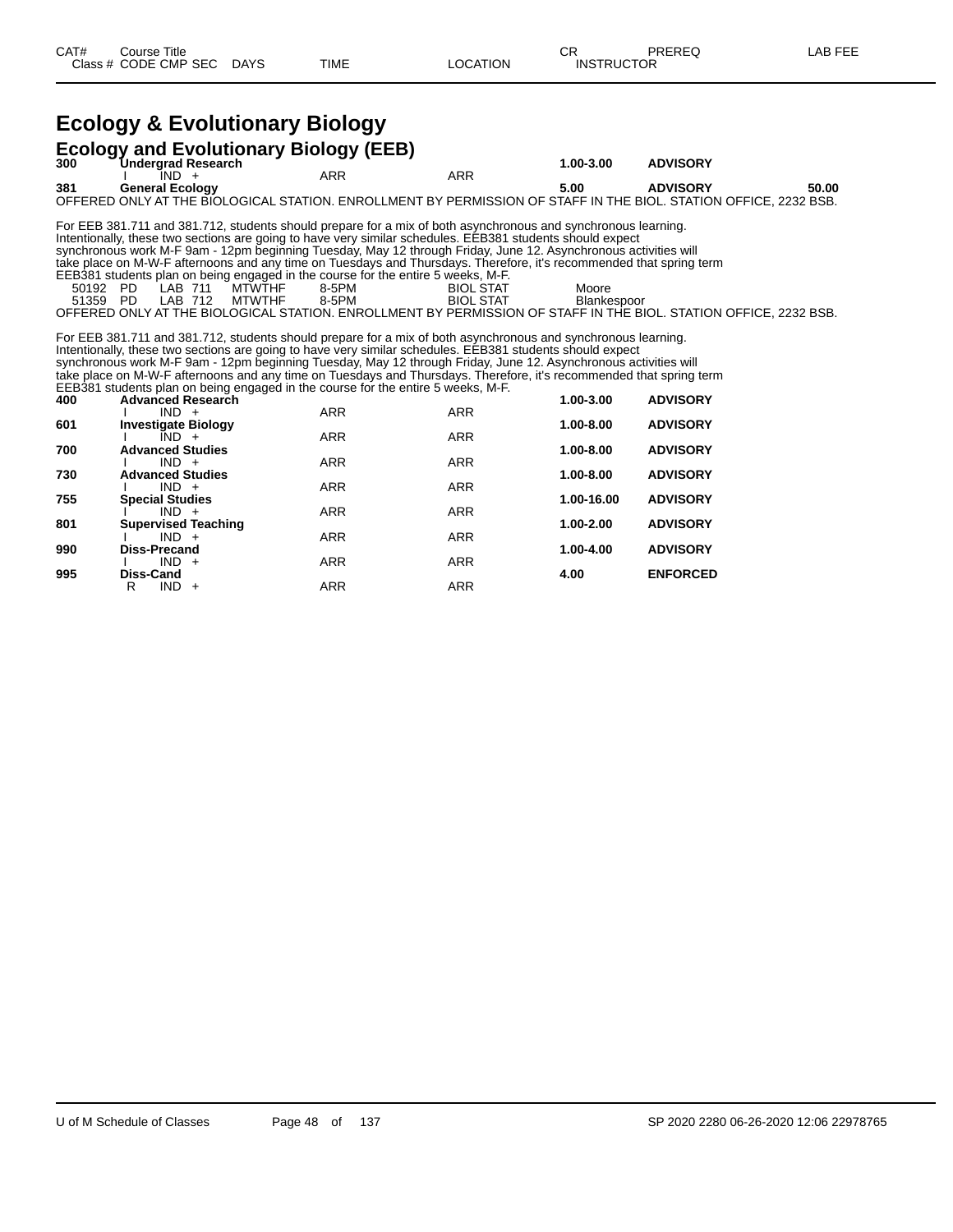| CAT# | Course Title | | | | | | CR | PREREQ | LAB FEE |
|---|---|---|---|---|---|---|---|---|---|
| Class # | CODE CMP SEC | DAYS | TIME | LOCATION | INSTRUCTOR | | | | |

# Ecology & Evolutionary Biology

## Ecology and Evolutionary Biology (EEB)

| CAT# | Course Title / Class # CODE CMP SEC | DAYS | TIME | LOCATION | INSTRUCTOR | CR | PREREQ | LAB FEE |
|---|---|---|---|---|---|---|---|---|
| **300** | **Undergrad Research** | | | | | **1.00-3.00** | **ADVISORY** | |
| | I IND + | | ARR | ARR | | | | |
| **381** | **General Ecology** | | | | | **5.00** | **ADVISORY** | **50.00** |

OFFERED ONLY AT THE BIOLOGICAL STATION. ENROLLMENT BY PERMISSION OF STAFF IN THE BIOL. STATION OFFICE, 2232 BSB.

For EEB 381.711 and 381.712, students should prepare for a mix of both asynchronous and synchronous learning. Intentionally, these two sections are going to have very similar schedules. EEB381 students should expect synchronous work M-F 9am - 12pm beginning Tuesday, May 12 through Friday, June 12. Asynchronous activities will take place on M-W-F afternoons and any time on Tuesdays and Thursdays. Therefore, it's recommended that spring term EEB381 students plan on being engaged in the course for the entire 5 weeks, M-F.

| Class # | CODE | CMP | SEC | DAYS | TIME | LOCATION | INSTRUCTOR |
|---|---|---|---|---|---|---|---|
| 50192 | PD | LAB | 711 | MTWTHF | 8-5PM | BIOL STAT | Moore |
| 51359 | PD | LAB | 712 | MTWTHF | 8-5PM | BIOL STAT | Blankespoor |

OFFERED ONLY AT THE BIOLOGICAL STATION. ENROLLMENT BY PERMISSION OF STAFF IN THE BIOL. STATION OFFICE, 2232 BSB.

For EEB 381.711 and 381.712, students should prepare for a mix of both asynchronous and synchronous learning. Intentionally, these two sections are going to have very similar schedules. EEB381 students should expect synchronous work M-F 9am - 12pm beginning Tuesday, May 12 through Friday, June 12. Asynchronous activities will take place on M-W-F afternoons and any time on Tuesdays and Thursdays. Therefore, it's recommended that spring term EEB381 students plan on being engaged in the course for the entire 5 weeks, M-F.

| CAT# | Course Title / Class # CODE CMP SEC | TIME | LOCATION | CR | PREREQ |
|---|---|---|---|---|---|
| **400** | **Advanced Research** | | | **1.00-3.00** | **ADVISORY** |
| | I IND + | ARR | ARR | | |
| **601** | **Investigate Biology** | | | **1.00-8.00** | **ADVISORY** |
| | I IND + | ARR | ARR | | |
| **700** | **Advanced Studies** | | | **1.00-8.00** | **ADVISORY** |
| | I IND + | ARR | ARR | | |
| **730** | **Advanced Studies** | | | **1.00-8.00** | **ADVISORY** |
| | I IND + | ARR | ARR | | |
| **755** | **Special Studies** | | | **1.00-16.00** | **ADVISORY** |
| | I IND + | ARR | ARR | | |
| **801** | **Supervised Teaching** | | | **1.00-2.00** | **ADVISORY** |
| | I IND + | ARR | ARR | | |
| **990** | **Diss-Precand** | | | **1.00-4.00** | **ADVISORY** |
| | I IND + | ARR | ARR | | |
| **995** | **Diss-Cand** | | | **4.00** | **ENFORCED** |
| | R IND + | ARR | ARR | | |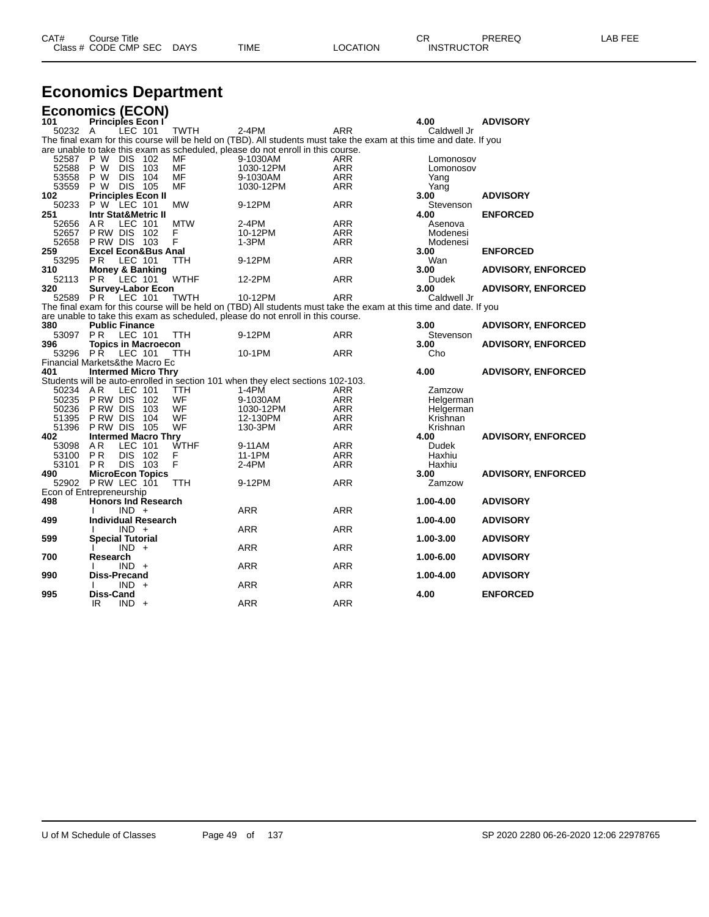# Economics Department

## Economics (ECON)

| CAT# | Course Title | | | | | | CR | PREREQ | LAB FEE |
|---|---|---|---|---|---|---|---|---|---|
| Class # | CODE CMP SEC | | DAYS | TIME | LOCATION | INSTRUCTOR | | | |
| **101** | **Principles Econ I** | | | | | | **4.00** | **ADVISORY** | |
| 50232 | A | LEC 101 | TWTH | 2-4PM | ARR | Caldwell Jr | | | |

The final exam for this course will be held on (TBD). All students must take the exam at this time and date. If you are unable to take this exam as scheduled, please do not enroll in this course.

| Class # | CODE | CMP SEC | DAYS | TIME | LOCATION | INSTRUCTOR | CR | PREREQ |
|---|---|---|---|---|---|---|---|---|
| 52587 | P W | DIS 102 | MF | 9-1030AM | ARR | Lomonosov | | |
| 52588 | P W | DIS 103 | MF | 1030-12PM | ARR | Lomonosov | | |
| 53558 | P W | DIS 104 | MF | 9-1030AM | ARR | Yang | | |
| 53559 | P W | DIS 105 | MF | 1030-12PM | ARR | Yang | | |
| **102** | **Principles Econ II** | | | | | | **3.00** | **ADVISORY** |
| 50233 | P W | LEC 101 | MW | 9-12PM | ARR | Stevenson | | |
| **251** | **Intr Stat&Metric II** | | | | | | **4.00** | **ENFORCED** |
| 52656 | A R | LEC 101 | MTW | 2-4PM | ARR | Asenova | | |
| 52657 | P RW | DIS 102 | F | 10-12PM | ARR | Modenesi | | |
| 52658 | P RW | DIS 103 | F | 1-3PM | ARR | Modenesi | | |
| **259** | **Excel Econ&Bus Anal** | | | | | | **3.00** | **ENFORCED** |
| 53295 | P R | LEC 101 | TTH | 9-12PM | ARR | Wan | | |
| **310** | **Money & Banking** | | | | | | **3.00** | **ADVISORY, ENFORCED** |
| 52113 | P R | LEC 101 | WTHF | 12-2PM | ARR | Dudek | | |
| **320** | **Survey-Labor Econ** | | | | | | **3.00** | **ADVISORY, ENFORCED** |
| 52589 | P R | LEC 101 | TWTH | 10-12PM | ARR | Caldwell Jr | | |

The final exam for this course will be held on (TBD) All students must take the exam at this time and date. If you are unable to take this exam as scheduled, please do not enroll in this course.

| Class # | CODE | CMP SEC | DAYS | TIME | LOCATION | INSTRUCTOR | CR | PREREQ |
|---|---|---|---|---|---|---|---|---|
| **380** | **Public Finance** | | | | | | **3.00** | **ADVISORY, ENFORCED** |
| 53097 | P R | LEC 101 | TTH | 9-12PM | ARR | Stevenson | | |
| **396** | **Topics in Macroecon** | | | | | | **3.00** | **ADVISORY, ENFORCED** |
| 53296 | P R | LEC 101 | TTH | 10-1PM | ARR | Cho | | |

Financial Markets&the Macro Ec

| Class # | CODE | CMP SEC | DAYS | TIME | LOCATION | INSTRUCTOR | CR | PREREQ |
|---|---|---|---|---|---|---|---|---|
| **401** | **Intermed Micro Thry** | | | | | | **4.00** | **ADVISORY, ENFORCED** |

Students will be auto-enrolled in section 101 when they elect sections 102-103.

| Class # | CODE | CMP SEC | DAYS | TIME | LOCATION | INSTRUCTOR | CR | PREREQ |
|---|---|---|---|---|---|---|---|---|
| 50234 | A R | LEC 101 | TTH | 1-4PM | ARR | Zamzow | | |
| 50235 | P RW | DIS 102 | WF | 9-1030AM | ARR | Helgerman | | |
| 50236 | P RW | DIS 103 | WF | 1030-12PM | ARR | Helgerman | | |
| 51395 | P RW | DIS 104 | WF | 12-130PM | ARR | Krishnan | | |
| 51396 | P RW | DIS 105 | WF | 130-3PM | ARR | Krishnan | | |
| **402** | **Intermed Macro Thry** | | | | | | **4.00** | **ADVISORY, ENFORCED** |
| 53098 | A R | LEC 101 | WTHF | 9-11AM | ARR | Dudek | | |
| 53100 | P R | DIS 102 | F | 11-1PM | ARR | Haxhiu | | |
| 53101 | P R | DIS 103 | F | 2-4PM | ARR | Haxhiu | | |
| **490** | **MicroEcon Topics** | | | | | | **3.00** | **ADVISORY, ENFORCED** |
| 52902 | P RW | LEC 101 | TTH | 9-12PM | ARR | Zamzow | | |

Econ of Entrepreneurship

| Class # | CODE | CMP SEC | DAYS | TIME | LOCATION | INSTRUCTOR | CR | PREREQ |
|---|---|---|---|---|---|---|---|---|
| **498** | **Honors Ind Research** | | | | | | **1.00-4.00** | **ADVISORY** |
| | I | IND + | | ARR | ARR | | | |
| **499** | **Individual Research** | | | | | | **1.00-4.00** | **ADVISORY** |
| | I | IND + | | ARR | ARR | | | |
| **599** | **Special Tutorial** | | | | | | **1.00-3.00** | **ADVISORY** |
| | I | IND + | | ARR | ARR | | | |
| **700** | **Research** | | | | | | **1.00-6.00** | **ADVISORY** |
| | I | IND + | | ARR | ARR | | | |
| **990** | **Diss-Precand** | | | | | | **1.00-4.00** | **ADVISORY** |
| | I | IND + | | ARR | ARR | | | |
| **995** | **Diss-Cand** | | | | | | **4.00** | **ENFORCED** |
| | IR | IND + | | ARR | ARR | | | |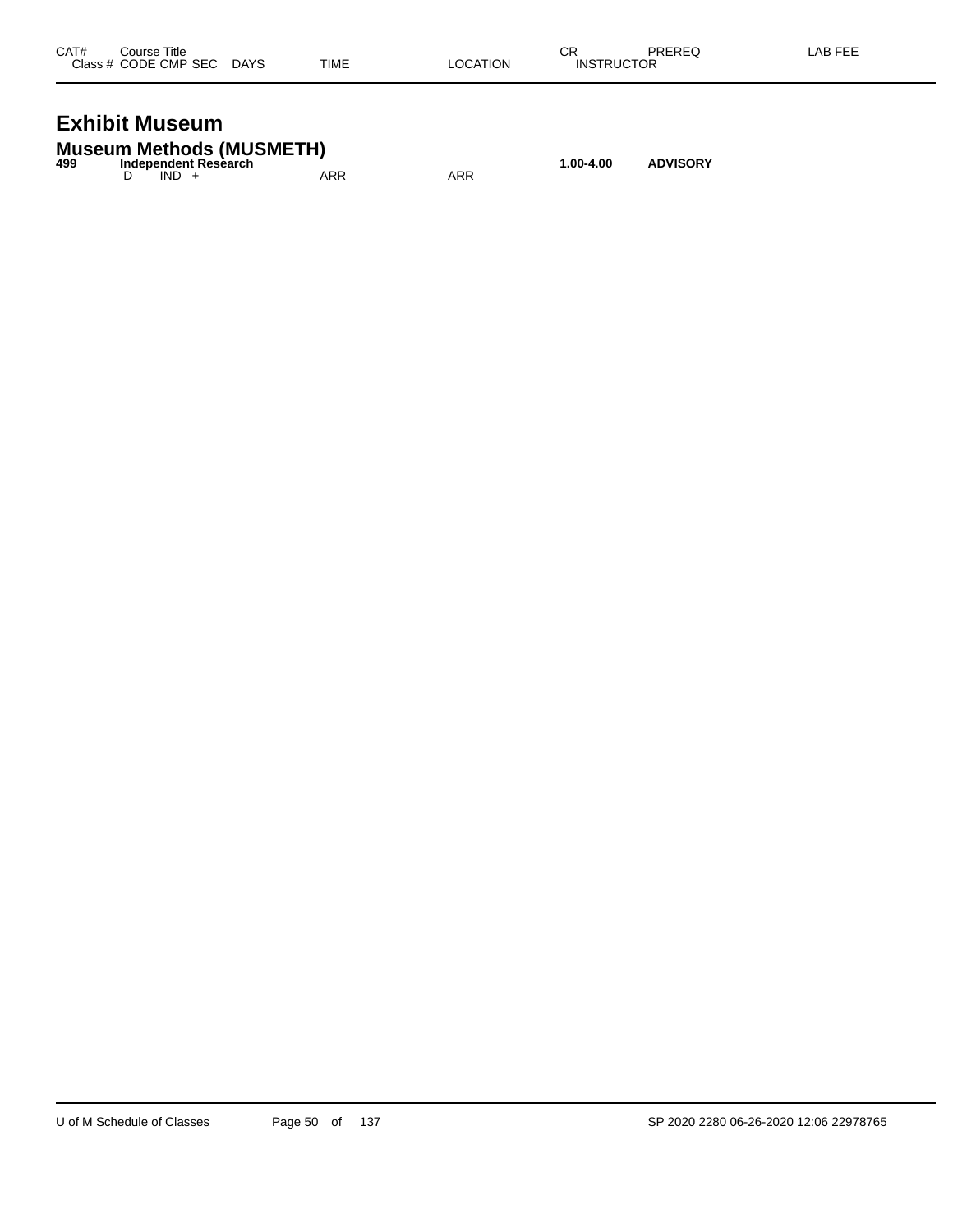| CAT# | Course Title Class # CODE CMP SEC DAYS | TIME | LOCATION | CR INSTRUCTOR | PREREQ | LAB FEE |
|---|---|---|---|---|---|---|

# Exhibit Museum

## Museum Methods (MUSMETH)

| CAT# | Course Title Class # CODE CMP SEC DAYS | TIME | LOCATION | CR INSTRUCTOR | PREREQ | LAB FEE |
|---|---|---|---|---|---|---|
| **499** | **Independent Research** | | | **1.00-4.00** | **ADVISORY** | |
| | D IND + | ARR | ARR | | | |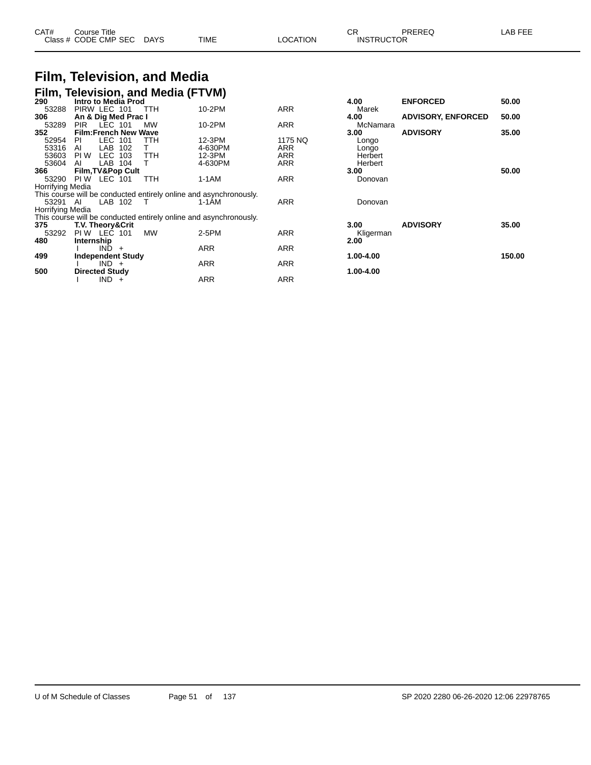# Film, Television, and Media

## Film, Television, and Media (FTVM)

| CAT# / Class # | Course Title / CODE CMP SEC | DAYS | TIME | LOCATION | CR / INSTRUCTOR | PREREQ | LAB FEE |
|---|---|---|---|---|---|---|---|
| **290** | **Intro to Media Prod** | | | | **4.00** | **ENFORCED** | **50.00** |
| 53288 | PIRW LEC 101 | TTH | 10-2PM | ARR | Marek | | |
| **306** | **An & Dig Med Prac I** | | | | **4.00** | **ADVISORY, ENFORCED** | **50.00** |
| 53289 | PIR LEC 101 | MW | 10-2PM | ARR | McNamara | | |
| **352** | **Film:French New Wave** | | | | **3.00** | **ADVISORY** | **35.00** |
| 52954 | PI LEC 101 | TTH | 12-3PM | 1175 NQ | Longo | | |
| 53316 | AI LAB 102 | T | 4-630PM | ARR | Longo | | |
| 53603 | PI W LEC 103 | TTH | 12-3PM | ARR | Herbert | | |
| 53604 | AI LAB 104 | T | 4-630PM | ARR | Herbert | | |
| **366** | **Film,TV&Pop Cult** | | | | **3.00** | | **50.00** |
| 53290 | PI W LEC 101 | TTH | 1-1AM | ARR | Donovan | | |
| Horrifying Media | | | | | | | |
| This course will be conducted entirely online and asynchronously. | | | | | | | |
| 53291 | AI LAB 102 | T | 1-1AM | ARR | Donovan | | |
| Horrifying Media | | | | | | | |
| This course will be conducted entirely online and asynchronously. | | | | | | | |
| **375** | **T.V. Theory&Crit** | | | | **3.00** | **ADVISORY** | **35.00** |
| 53292 | PI W LEC 101 | MW | 2-5PM | ARR | Kligerman | | |
| **480** | **Internship** | | | | **2.00** | | |
| | I IND + | | ARR | ARR | | | |
| **499** | **Independent Study** | | | | **1.00-4.00** | | **150.00** |
| | I IND + | | ARR | ARR | | | |
| **500** | **Directed Study** | | | | **1.00-4.00** | | |
| | I IND + | | ARR | ARR | | | |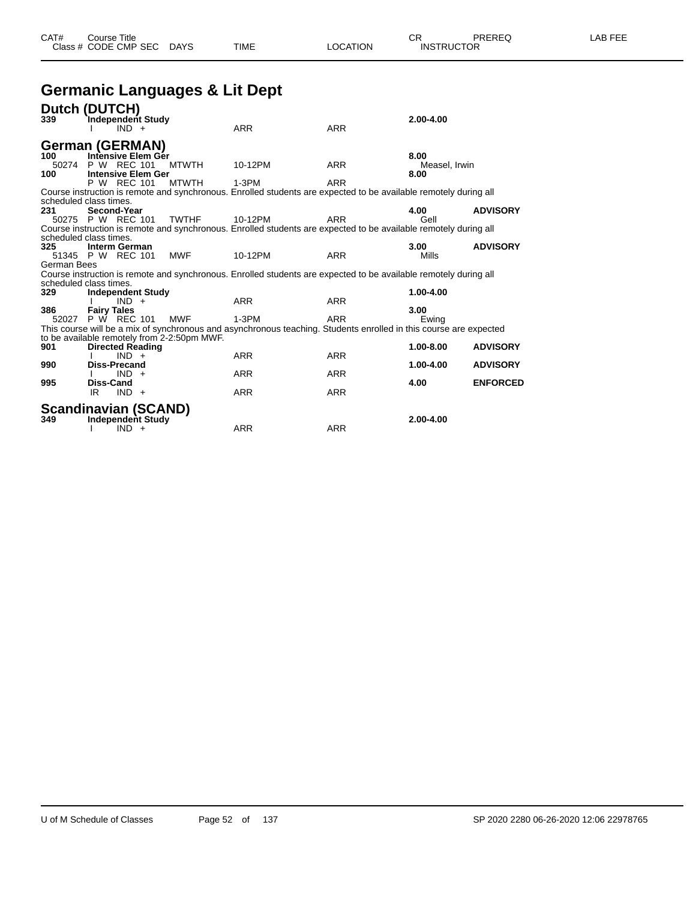| CAT# | Course Title | | | | | CR | PREREQ | LAB FEE |
|---|---|---|---|---|---|---|---|---|
| Class # | CODE CMP SEC | DAYS | TIME | LOCATION | INSTRUCTOR | | | |

# Germanic Languages & Lit Dept

## Dutch (DUTCH)

| CAT# | Course Title | DAYS | TIME | LOCATION | CR / INSTRUCTOR | PREREQ |
|---|---|---|---|---|---|---|
| **339** | **Independent Study** | | | | **2.00-4.00** | |
| | I IND + | | ARR | ARR | | |

## German (GERMAN)

| CAT# | Course Title | DAYS | TIME | LOCATION | CR / INSTRUCTOR | PREREQ |
|---|---|---|---|---|---|---|
| **100** | **Intensive Elem Ger** | | | | **8.00** | |
| 50274 | P W REC 101 | MTWTH | 10-12PM | ARR | Measel, Irwin | |
| **100** | **Intensive Elem Ger** | | | | **8.00** | |
| | P W REC 101 | MTWTH | 1-3PM | ARR | | |

Course instruction is remote and synchronous. Enrolled students are expected to be available remotely during all scheduled class times.

| CAT# | Course Title | DAYS | TIME | LOCATION | CR / INSTRUCTOR | PREREQ |
|---|---|---|---|---|---|---|
| **231** | **Second-Year** | | | | **4.00** | **ADVISORY** |
| 50275 | P W REC 101 | TWTHF | 10-12PM | ARR | Gell | |

Course instruction is remote and synchronous. Enrolled students are expected to be available remotely during all scheduled class times.

| CAT# | Course Title | DAYS | TIME | LOCATION | CR / INSTRUCTOR | PREREQ |
|---|---|---|---|---|---|---|
| **325** | **Interm German** | | | | **3.00** | **ADVISORY** |
| 51345 | P W REC 101 | MWF | 10-12PM | ARR | Mills | |

German Bees

Course instruction is remote and synchronous. Enrolled students are expected to be available remotely during all scheduled class times.

| CAT# | Course Title | DAYS | TIME | LOCATION | CR / INSTRUCTOR | PREREQ |
|---|---|---|---|---|---|---|
| **329** | **Independent Study** | | | | **1.00-4.00** | |
| | I IND + | | ARR | ARR | | |
| **386** | **Fairy Tales** | | | | **3.00** | |
| 52027 | P W REC 101 | MWF | 1-3PM | ARR | Ewing | |

This course will be a mix of synchronous and asynchronous teaching. Students enrolled in this course are expected to be available remotely from 2-2:50pm MWF.

| CAT# | Course Title | DAYS | TIME | LOCATION | CR / INSTRUCTOR | PREREQ |
|---|---|---|---|---|---|---|
| **901** | **Directed Reading** | | | | **1.00-8.00** | **ADVISORY** |
| | I IND + | | ARR | ARR | | |
| **990** | **Diss-Precand** | | | | **1.00-4.00** | **ADVISORY** |
| | I IND + | | ARR | ARR | | |
| **995** | **Diss-Cand** | | | | **4.00** | **ENFORCED** |
| | IR IND + | | ARR | ARR | | |

## Scandinavian (SCAND)

| CAT# | Course Title | DAYS | TIME | LOCATION | CR / INSTRUCTOR | PREREQ |
|---|---|---|---|---|---|---|
| **349** | **Independent Study** | | | | **2.00-4.00** | |
| | I IND + | | ARR | ARR | | |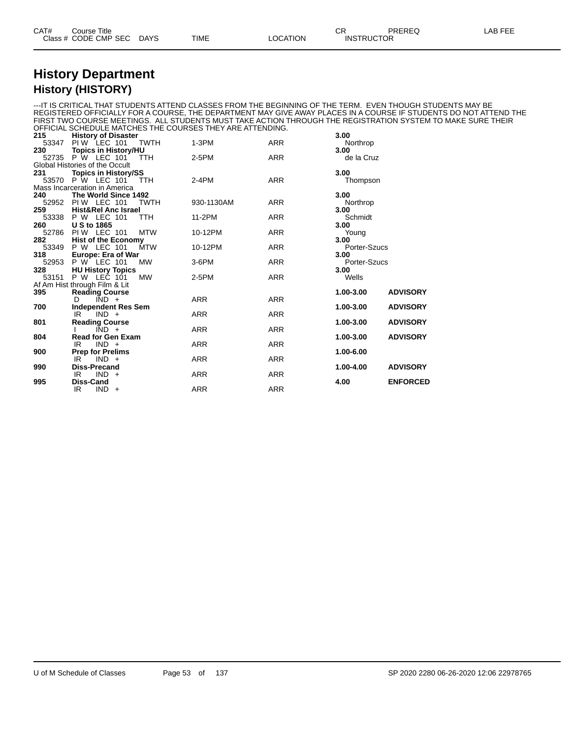# History Department

## History (HISTORY)

---IT IS CRITICAL THAT STUDENTS ATTEND CLASSES FROM THE BEGINNING OF THE TERM. EVEN THOUGH STUDENTS MAY BE REGISTERED OFFICIALLY FOR A COURSE, THE DEPARTMENT MAY GIVE AWAY PLACES IN A COURSE IF STUDENTS DO NOT ATTEND THE FIRST TWO COURSE MEETINGS. ALL STUDENTS MUST TAKE ACTION THROUGH THE REGISTRATION SYSTEM TO MAKE SURE THEIR OFFICIAL SCHEDULE MATCHES THE COURSES THEY ARE ATTENDING.

| CAT# / Class # | Course Title / CODE CMP SEC | DAYS | TIME | LOCATION | CR / INSTRUCTOR | PREREQ | LAB FEE |
|---|---|---|---|---|---|---|---|
| **215** | **History of Disaster** | | | | **3.00** | | |
| 53347 | PI W LEC 101 | TWTH | 1-3PM | ARR | Northrop | | |
| **230** | **Topics in History/HU** | | | | **3.00** | | |
| 52735 | P W LEC 101 | TTH | 2-5PM | ARR | de la Cruz | | |
| Global Histories of the Occult | | | | | | | |
| **231** | **Topics in History/SS** | | | | **3.00** | | |
| 53570 | P W LEC 101 | TTH | 2-4PM | ARR | Thompson | | |
| Mass Incarceration in America | | | | | | | |
| **240** | **The World Since 1492** | | | | **3.00** | | |
| 52952 | PI W LEC 101 | TWTH | 930-1130AM | ARR | Northrop | | |
| **259** | **Hist&Rel Anc Israel** | | | | **3.00** | | |
| 53338 | P W LEC 101 | TTH | 11-2PM | ARR | Schmidt | | |
| **260** | **U S to 1865** | | | | **3.00** | | |
| 52786 | PI W LEC 101 | MTW | 10-12PM | ARR | Young | | |
| **282** | **Hist of the Economy** | | | | **3.00** | | |
| 53349 | P W LEC 101 | MTW | 10-12PM | ARR | Porter-Szucs | | |
| **318** | **Europe: Era of War** | | | | **3.00** | | |
| 52953 | P W LEC 101 | MW | 3-6PM | ARR | Porter-Szucs | | |
| **328** | **HU History Topics** | | | | **3.00** | | |
| 53151 | P W LEC 101 | MW | 2-5PM | ARR | Wells | | |
| Af Am Hist through Film & Lit | | | | | | | |
| **395** | **Reading Course** | | | | **1.00-3.00** | **ADVISORY** | |
| | D IND + | | ARR | ARR | | | |
| **700** | **Independent Res Sem** | | | | **1.00-3.00** | **ADVISORY** | |
| | IR IND + | | ARR | ARR | | | |
| **801** | **Reading Course** | | | | **1.00-3.00** | **ADVISORY** | |
| | I IND + | | ARR | ARR | | | |
| **804** | **Read for Gen Exam** | | | | **1.00-3.00** | **ADVISORY** | |
| | IR IND + | | ARR | ARR | | | |
| **900** | **Prep for Prelims** | | | | **1.00-6.00** | | |
| | IR IND + | | ARR | ARR | | | |
| **990** | **Diss-Precand** | | | | **1.00-4.00** | **ADVISORY** | |
| | IR IND + | | ARR | ARR | | | |
| **995** | **Diss-Cand** | | | | **4.00** | **ENFORCED** | |
| | IR IND + | | ARR | ARR | | | |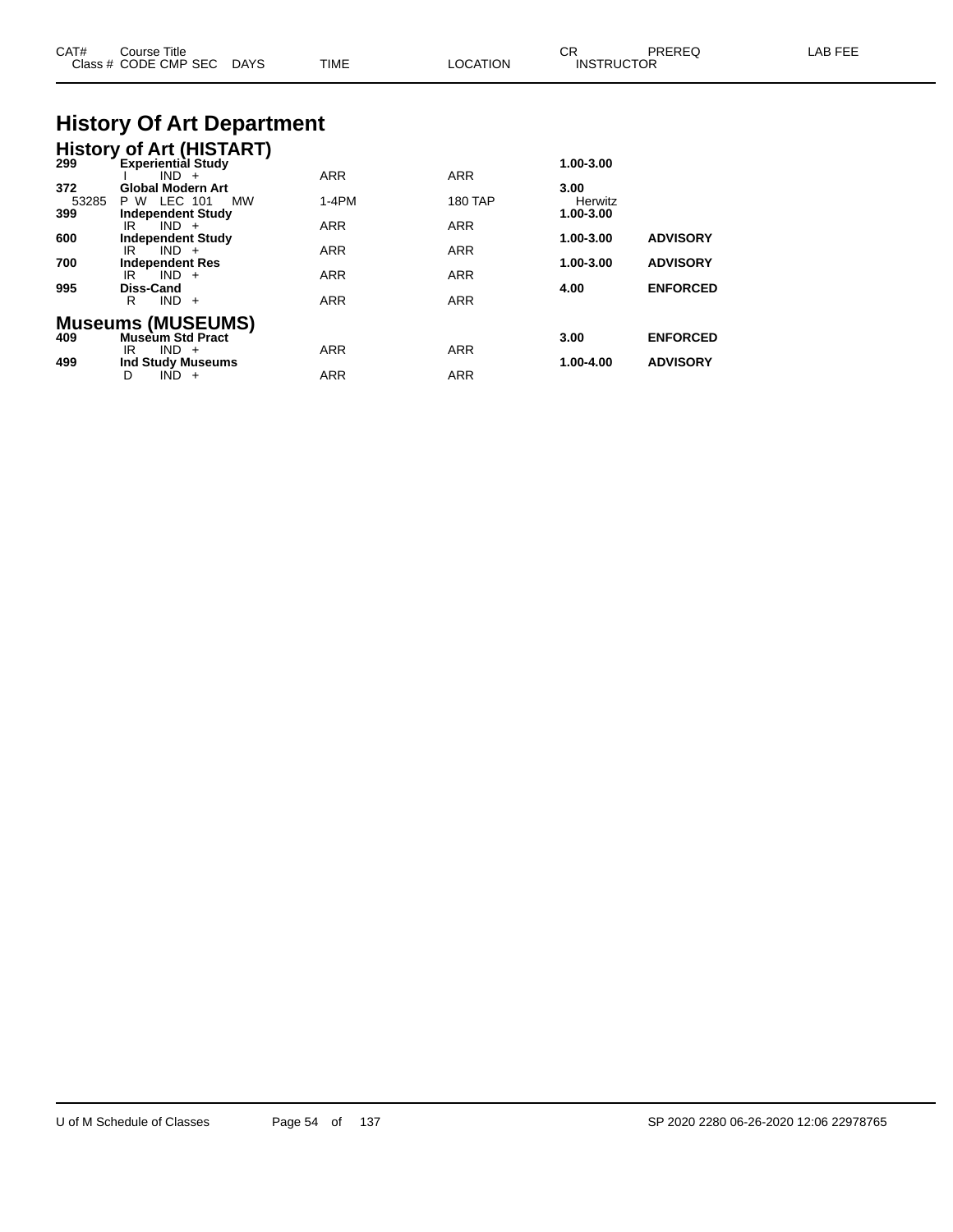| CAT# | Course Title | | | | | CR | PREREQ | LAB FEE |
|---|---|---|---|---|---|---|---|---|
| Class # | CODE CMP SEC | DAYS | TIME | LOCATION | INSTRUCTOR | | | |

# History Of Art Department

## History of Art (HISTART)

| CAT# | Course Title / Class # CODE CMP SEC | DAYS | TIME | LOCATION | CR / INSTRUCTOR | PREREQ |
|---|---|---|---|---|---|---|
| **299** | **Experiential Study** | | | | **1.00-3.00** | |
| | I IND + | | ARR | ARR | | |
| **372** | **Global Modern Art** | | | | **3.00** | |
| 53285 | P W LEC 101 | MW | 1-4PM | 180 TAP | Herwitz | |
| **399** | **Independent Study** | | | | **1.00-3.00** | |
| | IR IND + | | ARR | ARR | | |
| **600** | **Independent Study** | | | | **1.00-3.00** | **ADVISORY** |
| | IR IND + | | ARR | ARR | | |
| **700** | **Independent Res** | | | | **1.00-3.00** | **ADVISORY** |
| | IR IND + | | ARR | ARR | | |
| **995** | **Diss-Cand** | | | | **4.00** | **ENFORCED** |
| | R IND + | | ARR | ARR | | |

## Museums (MUSEUMS)

| CAT# | Course Title / Class # CODE CMP SEC | DAYS | TIME | LOCATION | CR / INSTRUCTOR | PREREQ |
|---|---|---|---|---|---|---|
| **409** | **Museum Std Pract** | | | | **3.00** | **ENFORCED** |
| | IR IND + | | ARR | ARR | | |
| **499** | **Ind Study Museums** | | | | **1.00-4.00** | **ADVISORY** |
| | D IND + | | ARR | ARR | | |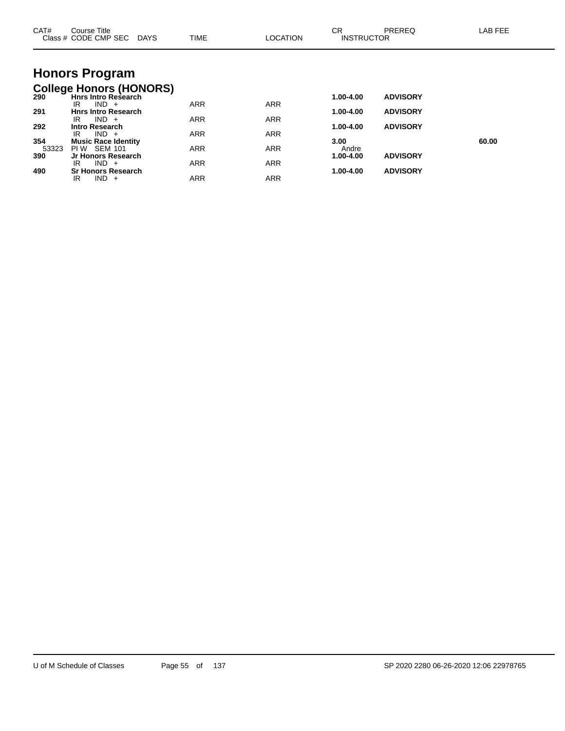| CAT# | Course Title<br>Class # CODE CMP SEC DAYS | TIME | LOCATION | CR<br>INSTRUCTOR | PREREQ | LAB FEE |
|---|---|---|---|---|---|---|

# Honors Program

## College Honors (HONORS)

| CAT# | Course Title / Class # CODE CMP SEC DAYS | TIME | LOCATION | CR / INSTRUCTOR | PREREQ | LAB FEE |
|---|---|---|---|---|---|---|
| **290** | **Hnrs Intro Research** | | | **1.00-4.00** | **ADVISORY** | |
| | IR IND + | ARR | ARR | | | |
| **291** | **Hnrs Intro Research** | | | **1.00-4.00** | **ADVISORY** | |
| | IR IND + | ARR | ARR | | | |
| **292** | **Intro Research** | | | **1.00-4.00** | **ADVISORY** | |
| | IR IND + | ARR | ARR | | | |
| **354** | **Music Race Identity** | | | **3.00** | | **60.00** |
| 53323 | PI W SEM 101 | ARR | ARR | Andre | | |
| **390** | **Jr Honors Research** | | | **1.00-4.00** | **ADVISORY** | |
| | IR IND + | ARR | ARR | | | |
| **490** | **Sr Honors Research** | | | **1.00-4.00** | **ADVISORY** | |
| | IR IND + | ARR | ARR | | | |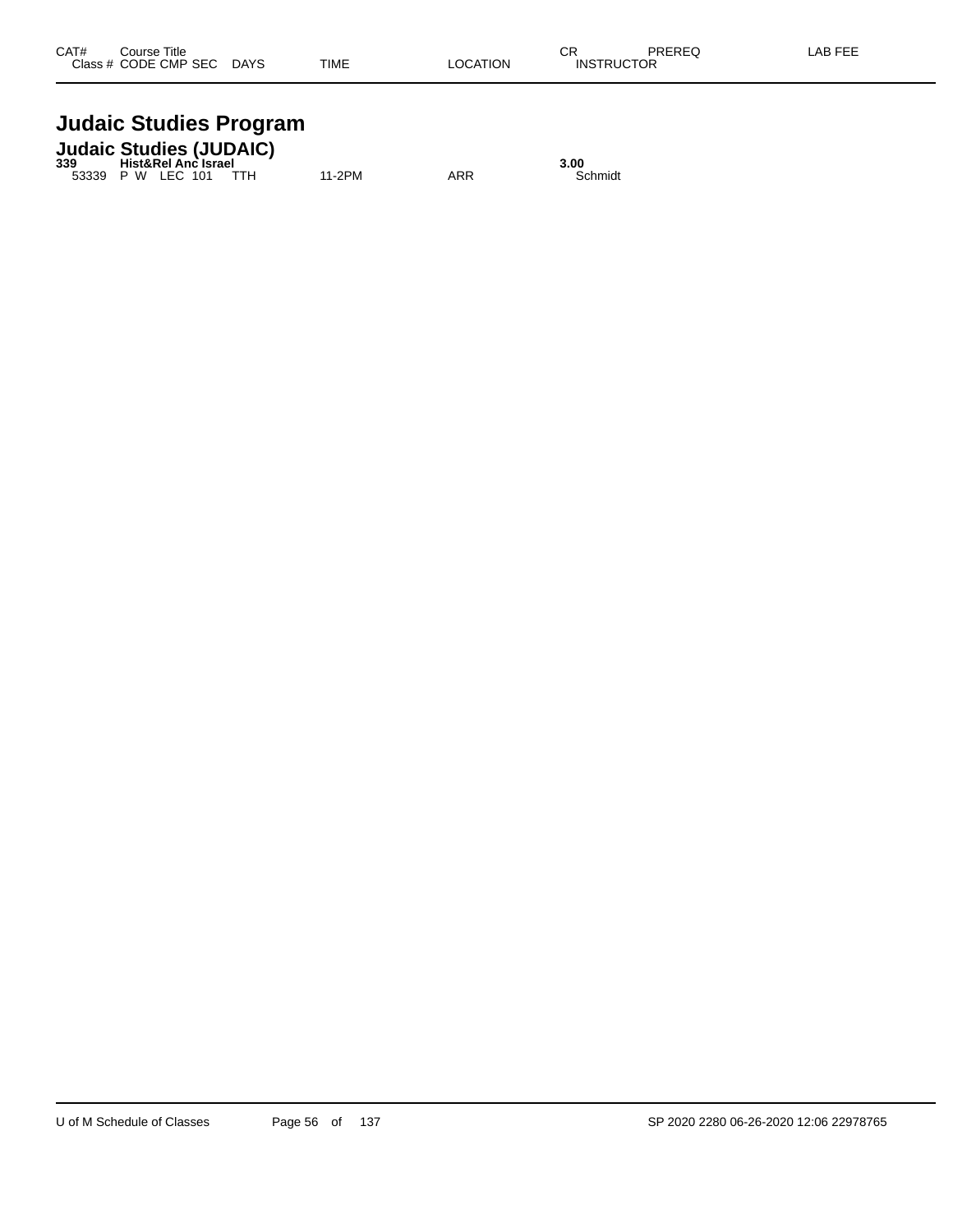| CAT# | Course Title | | | | | | CR | PREREQ | LAB FEE |
|---|---|---|---|---|---|---|---|---|---|
| Class # | CODE | CMP | SEC | DAYS | TIME | LOCATION | INSTRUCTOR | | |

# Judaic Studies Program

## Judaic Studies (JUDAIC)

| CAT# | Course Title | | | | | | CR | PREREQ | LAB FEE |
|---|---|---|---|---|---|---|---|---|---|
| **339** | **Hist&Rel Anc Israel** | | | | | | **3.00** | | |
| 53339 | P W | LEC | 101 | TTH | 11-2PM | ARR | Schmidt | | |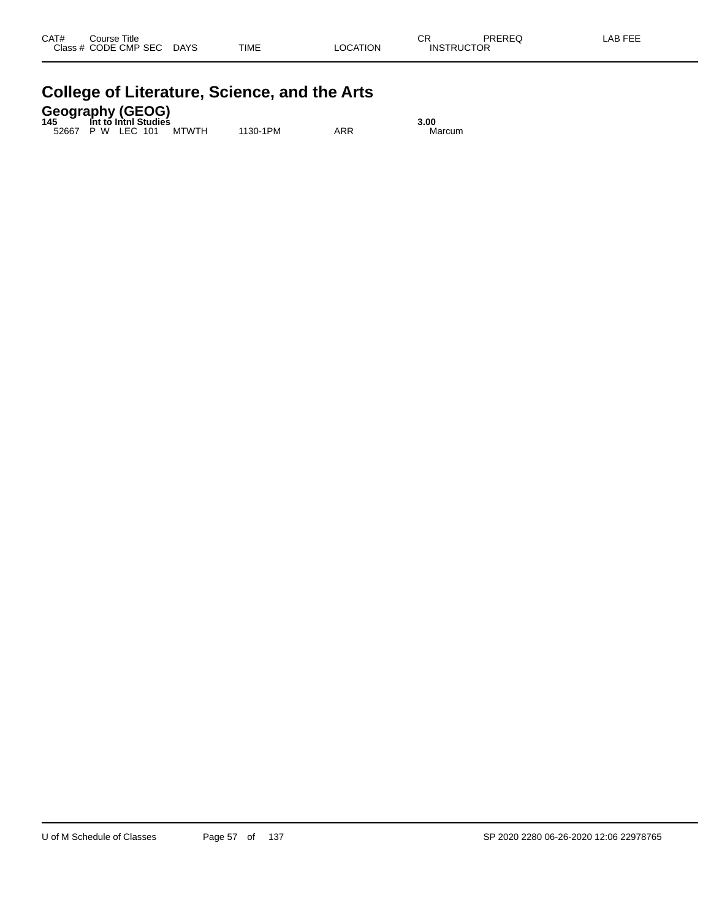| CAT# | Course Title | | | | | | CR | PREREQ | LAB FEE |
|---|---|---|---|---|---|---|---|---|---|
| Class # | CODE | CMP | SEC | DAYS | TIME | LOCATION | INSTRUCTOR | | |

# College of Literature, Science, and the Arts

## Geography (GEOG)

| CAT# | Course Title | | | | | | CR | PREREQ | LAB FEE |
|---|---|---|---|---|---|---|---|---|---|
| **145** | **Int to Intnl Studies** | | | | | | **3.00** | | |
| 52667 | P W | LEC | 101 | MTWTH | 1130-1PM | ARR | Marcum | | |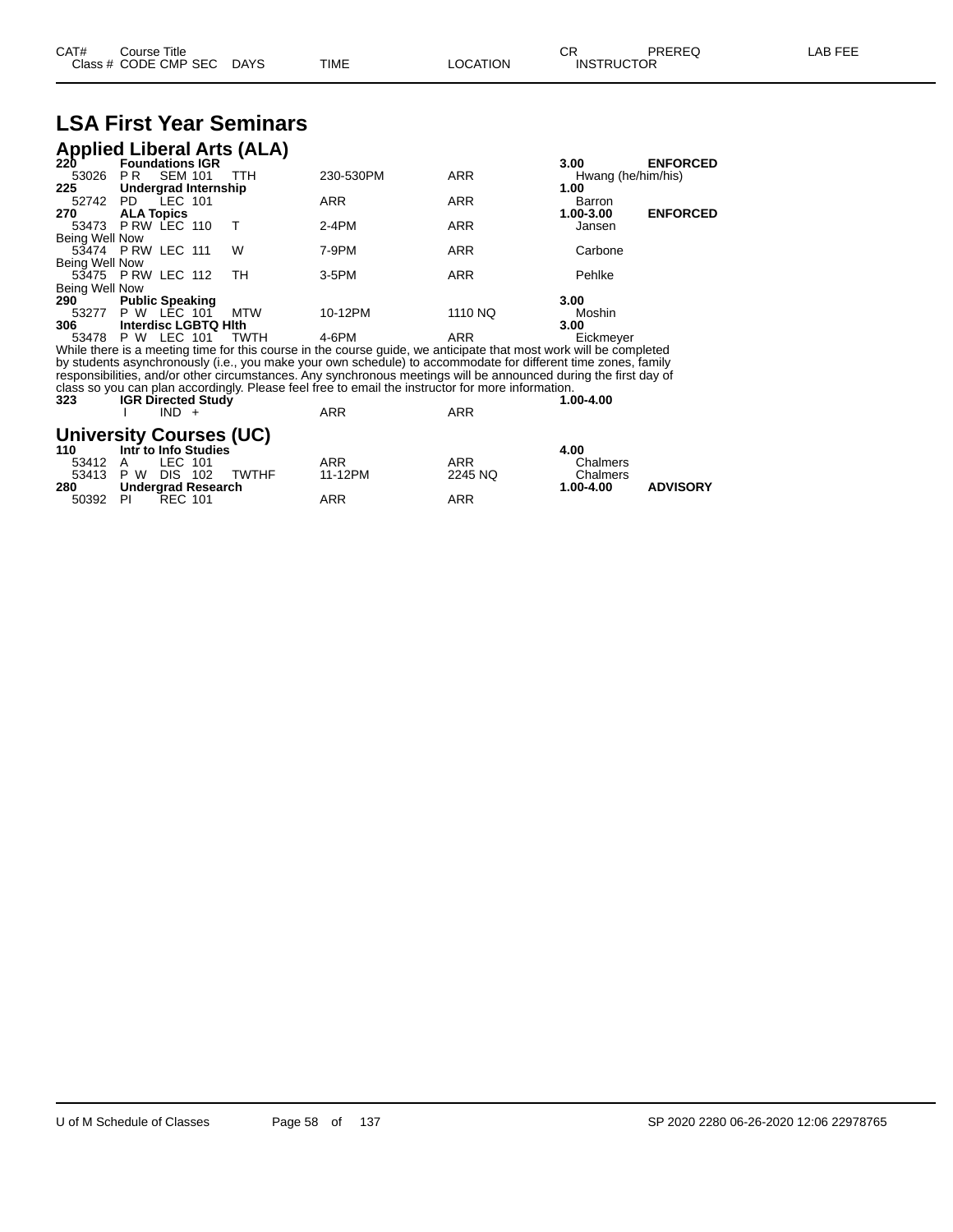# LSA First Year Seminars

## Applied Liberal Arts (ALA)

| CAT# | Course Title | | | | | | CR | PREREQ |
|---|---|---|---|---|---|---|---|---|
| Class # | CODE CMP SEC | DAYS | TIME | LOCATION | INSTRUCTOR | | | |
| **220** | **Foundations IGR** | | | | | | **3.00** | **ENFORCED** |
| 53026 | P R SEM 101 | TTH | 230-530PM | ARR | Hwang (he/him/his) | | | |
| **225** | **Undergrad Internship** | | | | | | **1.00** | |
| 52742 | PD LEC 101 | | ARR | ARR | Barron | | | |
| **270** | **ALA Topics** | | | | | | **1.00-3.00** | **ENFORCED** |
| 53473 | P RW LEC 110 | T | 2-4PM | ARR | Jansen | | | |
| Being Well Now | | | | | | | | |
| 53474 | P RW LEC 111 | W | 7-9PM | ARR | Carbone | | | |
| Being Well Now | | | | | | | | |
| 53475 | P RW LEC 112 | TH | 3-5PM | ARR | Pehlke | | | |
| Being Well Now | | | | | | | | |
| **290** | **Public Speaking** | | | | | | **3.00** | |
| 53277 | P W LEC 101 | MTW | 10-12PM | 1110 NQ | Moshin | | | |
| **306** | **Interdisc LGBTQ Hlth** | | | | | | **3.00** | |
| 53478 | P W LEC 101 | TWTH | 4-6PM | ARR | Eickmeyer | | | |

While there is a meeting time for this course in the course guide, we anticipate that most work will be completed by students asynchronously (i.e., you make your own schedule) to accommodate for different time zones, family responsibilities, and/or other circumstances. Any synchronous meetings will be announced during the first day of class so you can plan accordingly. Please feel free to email the instructor for more information.

| CAT# | Course Title | | | | | CR | PREREQ |
|---|---|---|---|---|---|---|---|
| **323** | **IGR Directed Study** | | | | | **1.00-4.00** | |
| | I IND + | | ARR | ARR | | | |

## University Courses (UC)

| CAT# | Course Title | DAYS | TIME | LOCATION | INSTRUCTOR | CR | PREREQ |
|---|---|---|---|---|---|---|---|
| **110** | **Intr to Info Studies** | | | | | **4.00** | |
| 53412 | A LEC 101 | | ARR | ARR | Chalmers | | |
| 53413 | P W DIS 102 | TWTHF | 11-12PM | 2245 NQ | Chalmers | | |
| **280** | **Undergrad Research** | | | | | **1.00-4.00** | **ADVISORY** |
| 50392 | PI REC 101 | | ARR | ARR | | | |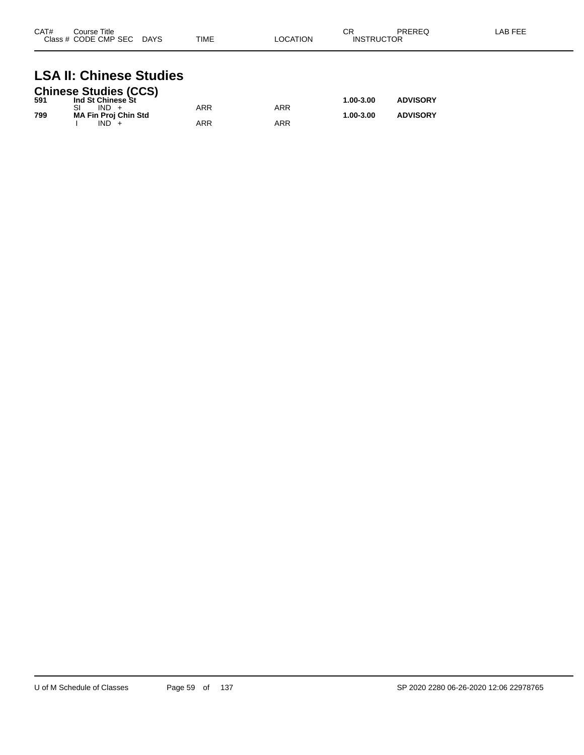| CAT# | Course Title<br>Class # CODE CMP SEC DAYS | TIME | LOCATION | CR<br>INSTRUCTOR | PREREQ | LAB FEE |
|---|---|---|---|---|---|---|

# LSA II: Chinese Studies

## Chinese Studies (CCS)

| CAT# | Course Title / Class # CODE CMP SEC DAYS | TIME | LOCATION | CR / INSTRUCTOR | PREREQ | LAB FEE |
|---|---|---|---|---|---|---|
| **591** | **Ind St Chinese St** | | | **1.00-3.00** | **ADVISORY** | |
| | SI IND + | ARR | ARR | | | |
| **799** | **MA Fin Proj Chin Std** | | | **1.00-3.00** | **ADVISORY** | |
| | I IND + | ARR | ARR | | | |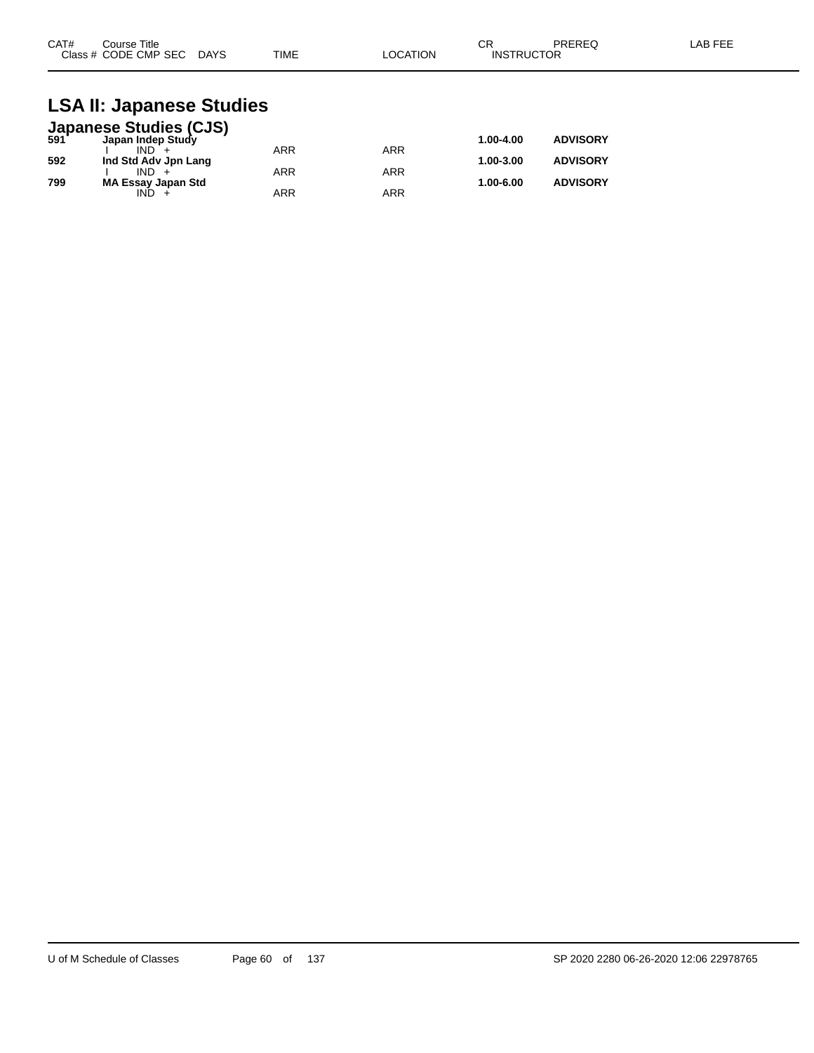| CAT# | Course Title | | | | CR | PREREQ | LAB FEE |
|---|---|---|---|---|---|---|---|
| Class # | CODE CMP SEC | DAYS | TIME | LOCATION | INSTRUCTOR | | |

# LSA II: Japanese Studies

## Japanese Studies (CJS)

| CAT# | Course Title | | TIME | LOCATION | CR | PREREQ |
|---|---|---|---|---|---|---|
| **591** | **Japan Indep Study** | | | | **1.00-4.00** | **ADVISORY** |
| | I IND + | | ARR | ARR | | |
| **592** | **Ind Std Adv Jpn Lang** | | | | **1.00-3.00** | **ADVISORY** |
| | I IND + | | ARR | ARR | | |
| **799** | **MA Essay Japan Std** | | | | **1.00-6.00** | **ADVISORY** |
| | IND + | | ARR | ARR | | |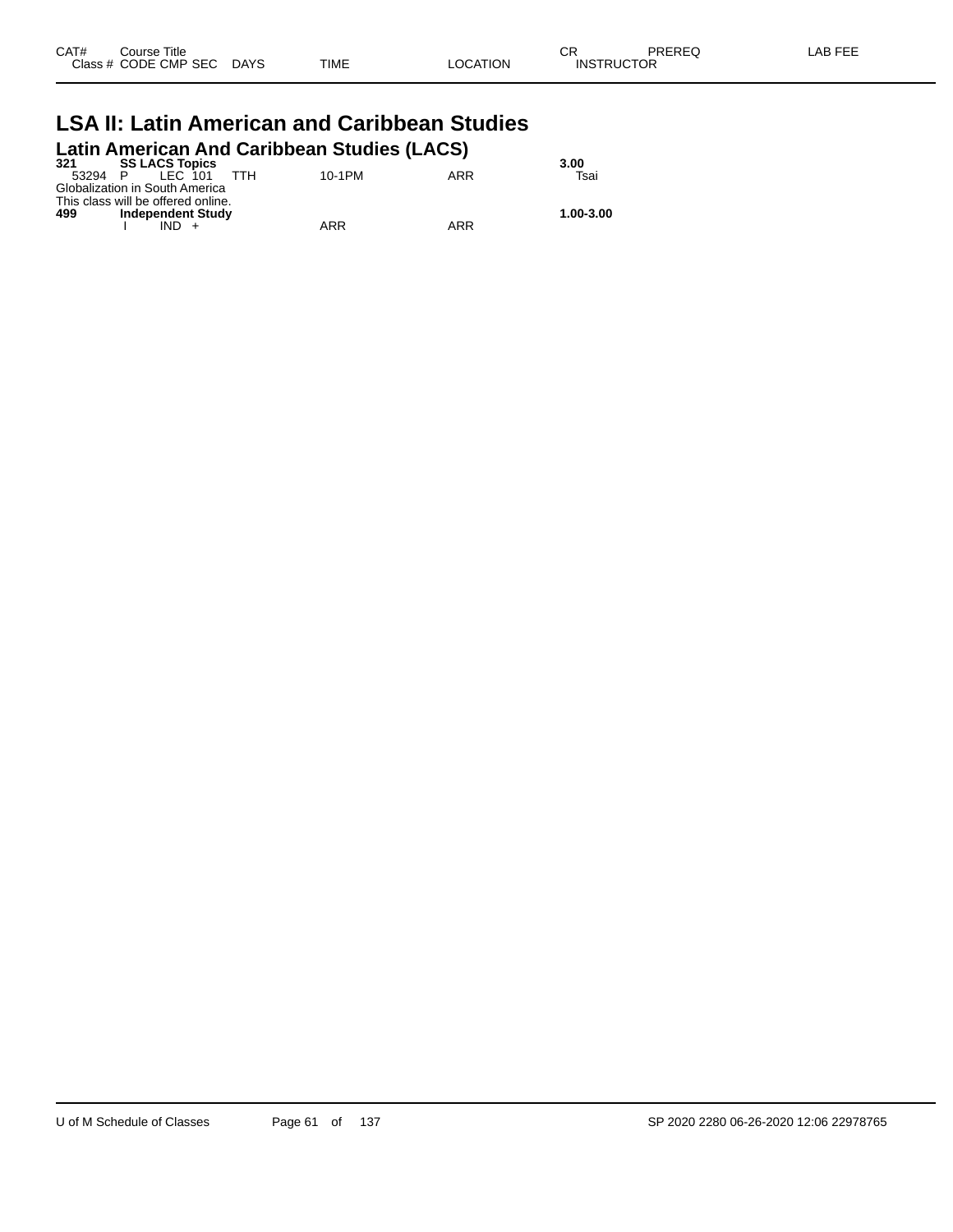| CAT# | Course Title | | | | | | CR | PREREQ | LAB FEE |
|---|---|---|---|---|---|---|---|---|---|
| Class # | CODE | CMP | SEC | DAYS | TIME | LOCATION | INSTRUCTOR | | |

# LSA II: Latin American and Caribbean Studies

## Latin American And Caribbean Studies (LACS)

| CAT# | Course Title | | | | | | CR | PREREQ | LAB FEE |
|---|---|---|---|---|---|---|---|---|---|
| **321** | **SS LACS Topics** | | | | | | **3.00** | | |
| 53294 | P | LEC | 101 | TTH | 10-1PM | ARR | Tsai | | |

Globalization in South America
This class will be offered online.

| CAT# | Course Title | | | | | | CR | PREREQ | LAB FEE |
|---|---|---|---|---|---|---|---|---|---|
| **499** | **Independent Study** | | | | | | **1.00-3.00** | | |
| | I | IND | + | | ARR | ARR | | | |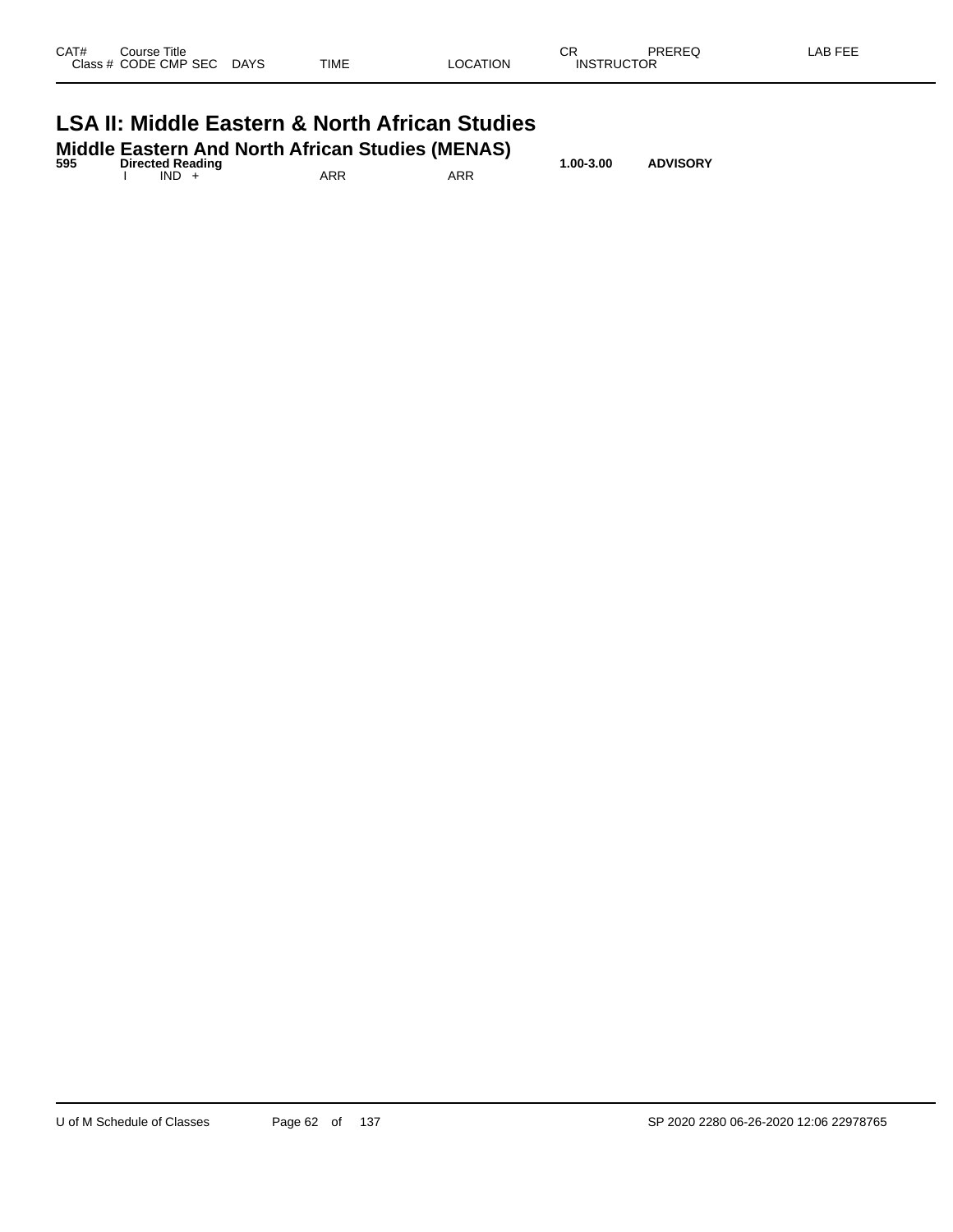| CAT# | Course Title | | | | | | CR | PREREQ | LAB FEE |
|---|---|---|---|---|---|---|---|---|---|
| Class # | CODE | CMP | SEC | DAYS | TIME | LOCATION | INSTRUCTOR | | |

# LSA II: Middle Eastern & North African Studies

## Middle Eastern And North African Studies (MENAS)

| CAT# | Course Title | | | | | | CR | PREREQ | LAB FEE |
|---|---|---|---|---|---|---|---|---|---|
| **595** | **Directed Reading** | | | | | | **1.00-3.00** | **ADVISORY** | |
| | I | IND | + | | ARR | ARR | | | |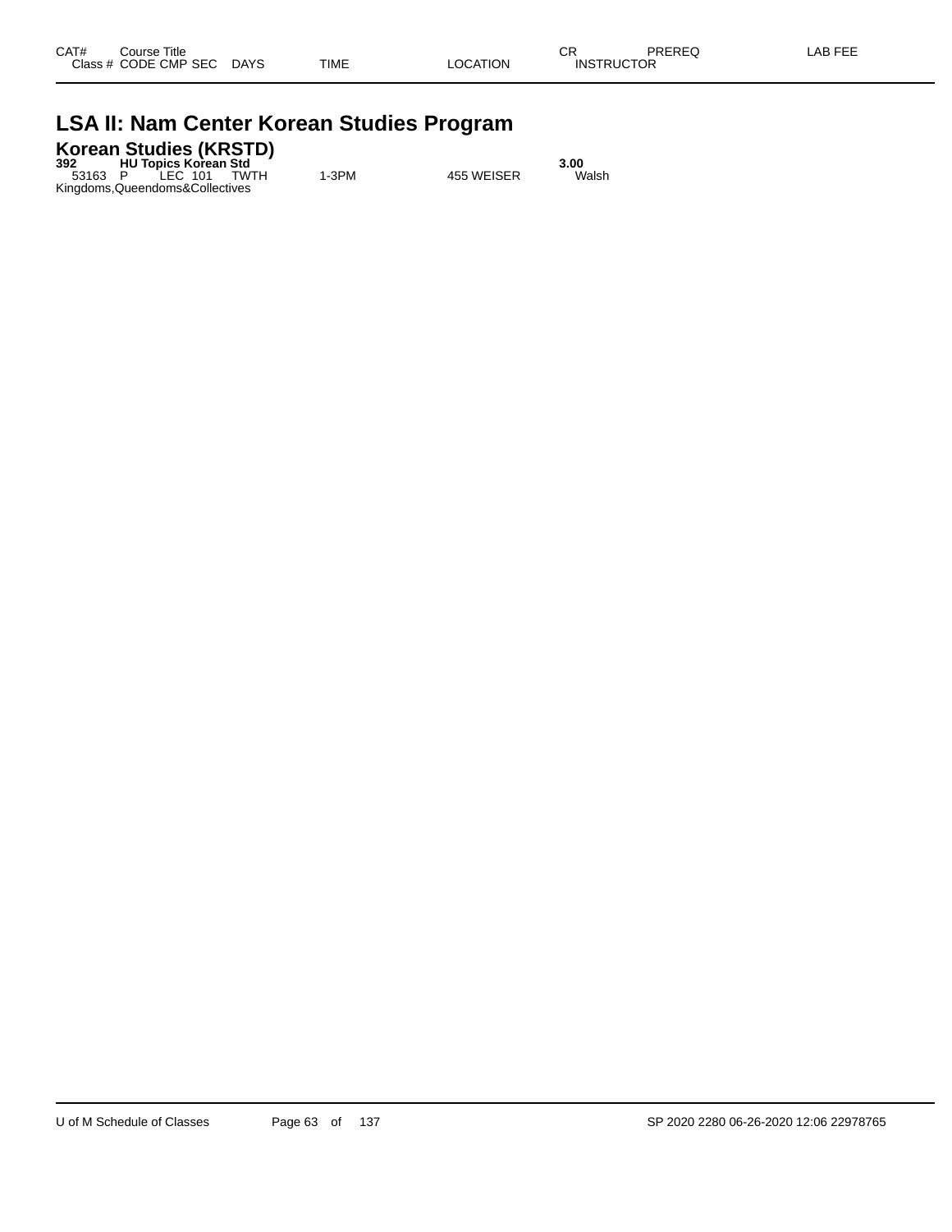| CAT# | Course Title | | | | | | CR | PREREQ | LAB FEE |
|---|---|---|---|---|---|---|---|---|---|
| Class # | CODE | CMP | SEC | DAYS | TIME | LOCATION | INSTRUCTOR | | |

# LSA II: Nam Center Korean Studies Program

## Korean Studies (KRSTD)

**392 HU Topics Korean Std** **3.00**

| Class # | CODE | CMP | SEC | DAYS | TIME | LOCATION | INSTRUCTOR |
|---|---|---|---|---|---|---|---|
| 53163 | P | LEC | 101 | TWTH | 1-3PM | 455 WEISER | Walsh |

Kingdoms,Queendoms&Collectives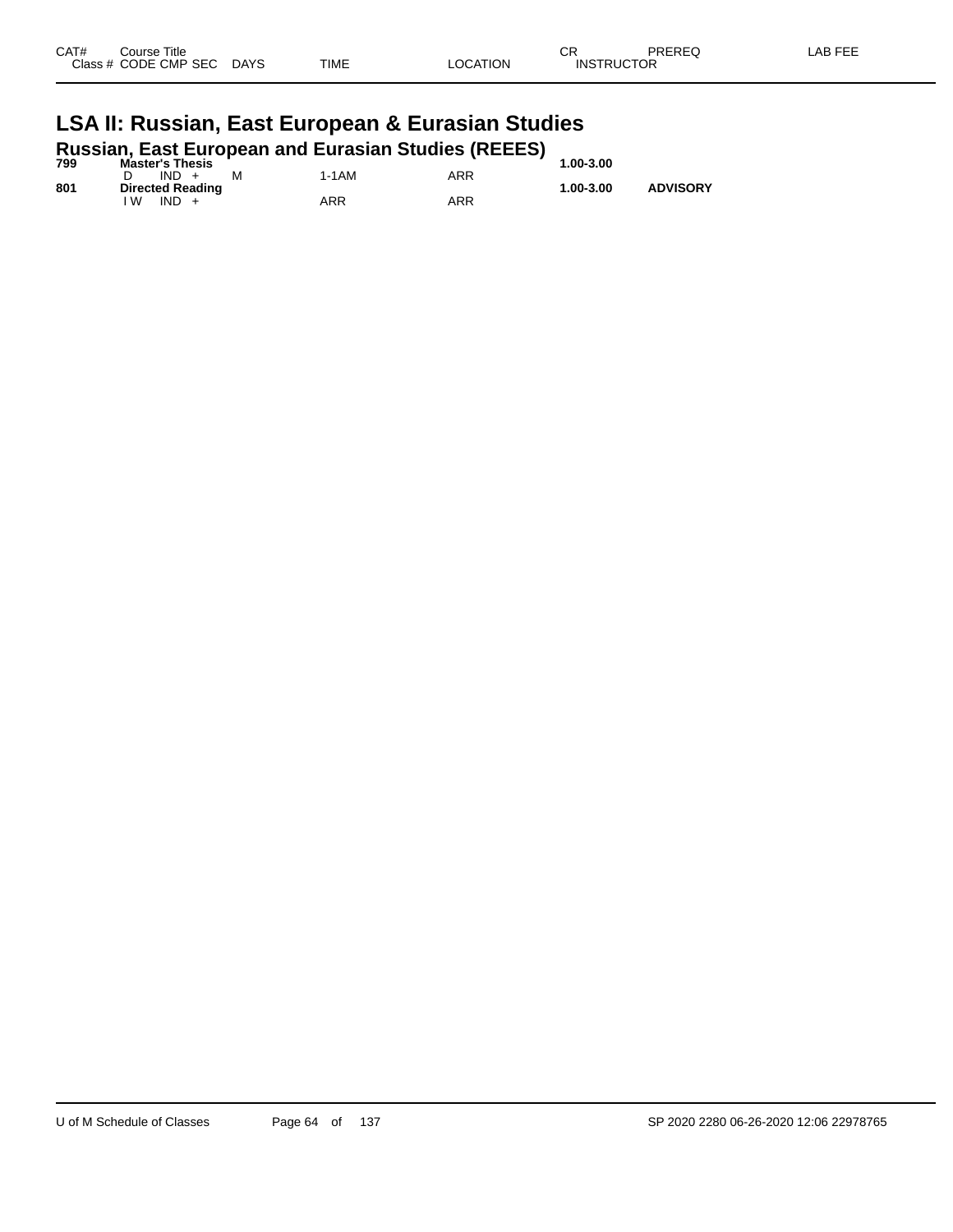| CAT# | Course Title<br>Class # CODE CMP SEC | DAYS | TIME | LOCATION | CR<br>INSTRUCTOR | PREREQ | LAB FEE |
|---|---|---|---|---|---|---|---|

# LSA II: Russian, East European & Eurasian Studies

## Russian, East European and Eurasian Studies (REEES)

| CAT# | Course Title<br>Class # CODE CMP SEC | DAYS | TIME | LOCATION | CR<br>INSTRUCTOR | PREREQ | LAB FEE |
|---|---|---|---|---|---|---|---|
| **799** | **Master's Thesis** | | | | **1.00-3.00** | | |
| | D IND + | M | 1-1AM | ARR | | | |
| **801** | **Directed Reading** | | | | **1.00-3.00** | **ADVISORY** | |
| | I W IND + | | ARR | ARR | | | |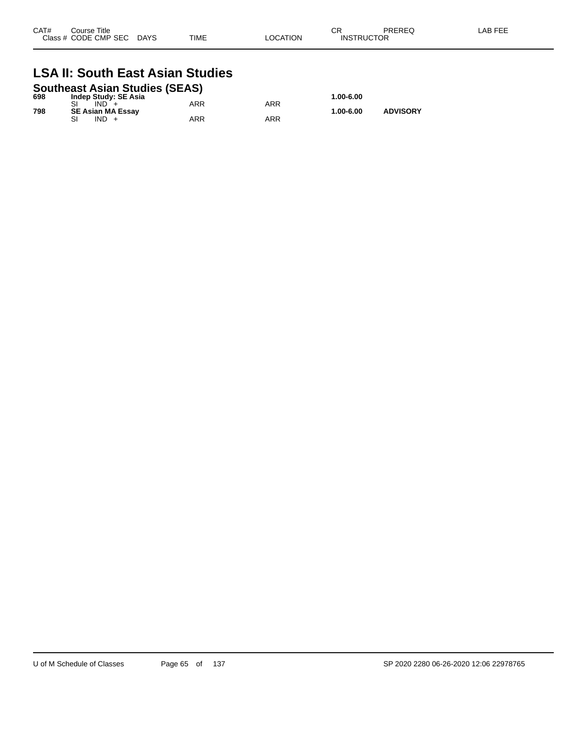| CAT# | Course Title | | | | | CR | PREREQ | LAB FEE |
|---|---|---|---|---|---|---|---|---|
| Class # | CODE CMP SEC | DAYS | TIME | LOCATION | | INSTRUCTOR | | |

# LSA II: South East Asian Studies

## Southeast Asian Studies (SEAS)

| CAT# | Course Title / Class # CODE CMP SEC | DAYS | TIME | LOCATION | CR / INSTRUCTOR | PREREQ | LAB FEE |
|---|---|---|---|---|---|---|---|
| **698** | **Indep Study: SE Asia** | | | | **1.00-6.00** | | |
| | SI IND + | | ARR | ARR | | | |
| **798** | **SE Asian MA Essay** | | | | **1.00-6.00** | **ADVISORY** | |
| | SI IND + | | ARR | ARR | | | |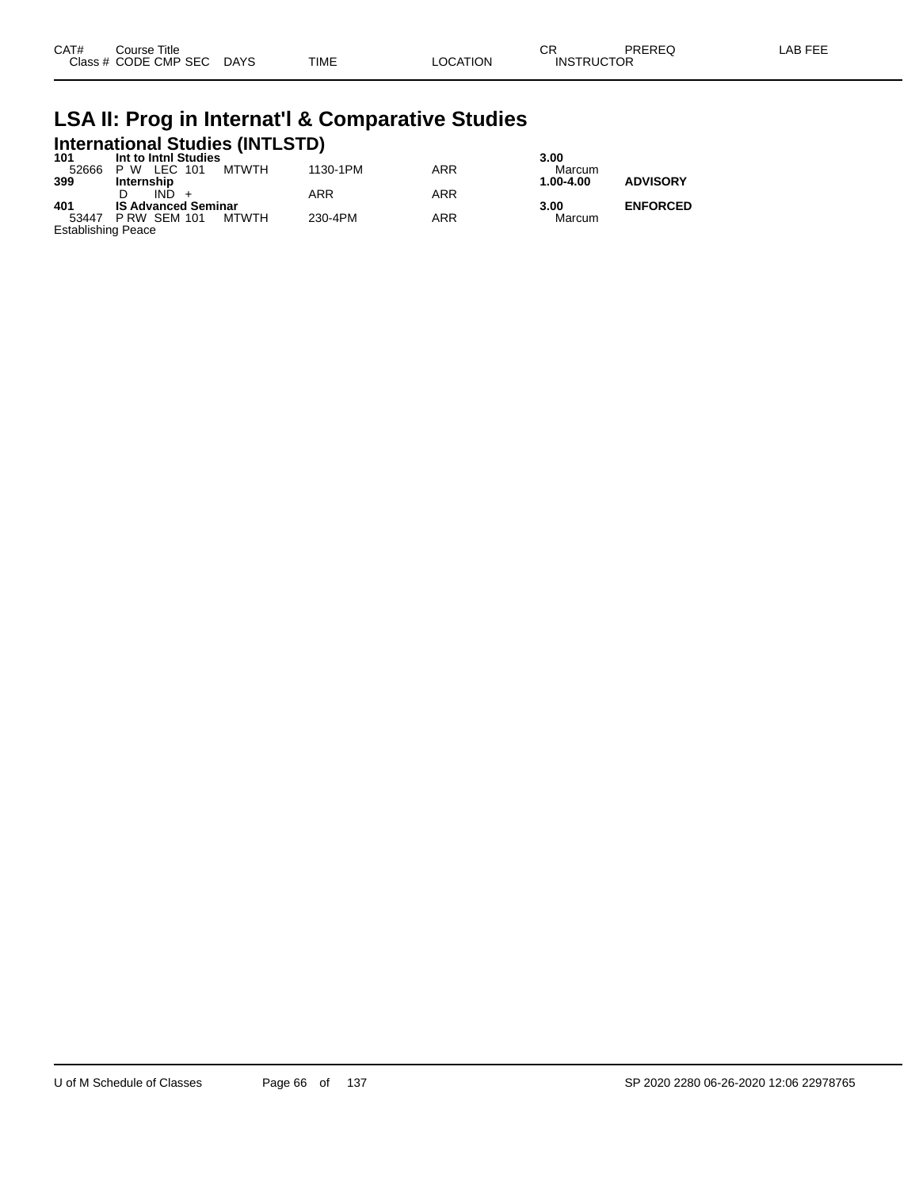| CAT# | Course Title | | | | | CR | PREREQ | LAB FEE |
|---|---|---|---|---|---|---|---|---|
| Class # | CODE | CMP | SEC | DAYS | TIME | LOCATION | INSTRUCTOR | |

# LSA II: Prog in Internat'l & Comparative Studies

## International Studies (INTLSTD)

| CAT# | Course Title | | | | | CR | PREREQ | LAB FEE |
|---|---|---|---|---|---|---|---|---|
| **101** | **Int to Intnl Studies** | | | | | **3.00** | | |
| 52666 | P W | LEC 101 | MTWTH | 1130-1PM | ARR | Marcum | | |
| **399** | **Internship** | | | | | **1.00-4.00** | **ADVISORY** | |
| | D | IND + | | ARR | ARR | | | |
| **401** | **IS Advanced Seminar** | | | | | **3.00** | **ENFORCED** | |
| 53447 | P RW | SEM 101 | MTWTH | 230-4PM | ARR | Marcum | | |

Establishing Peace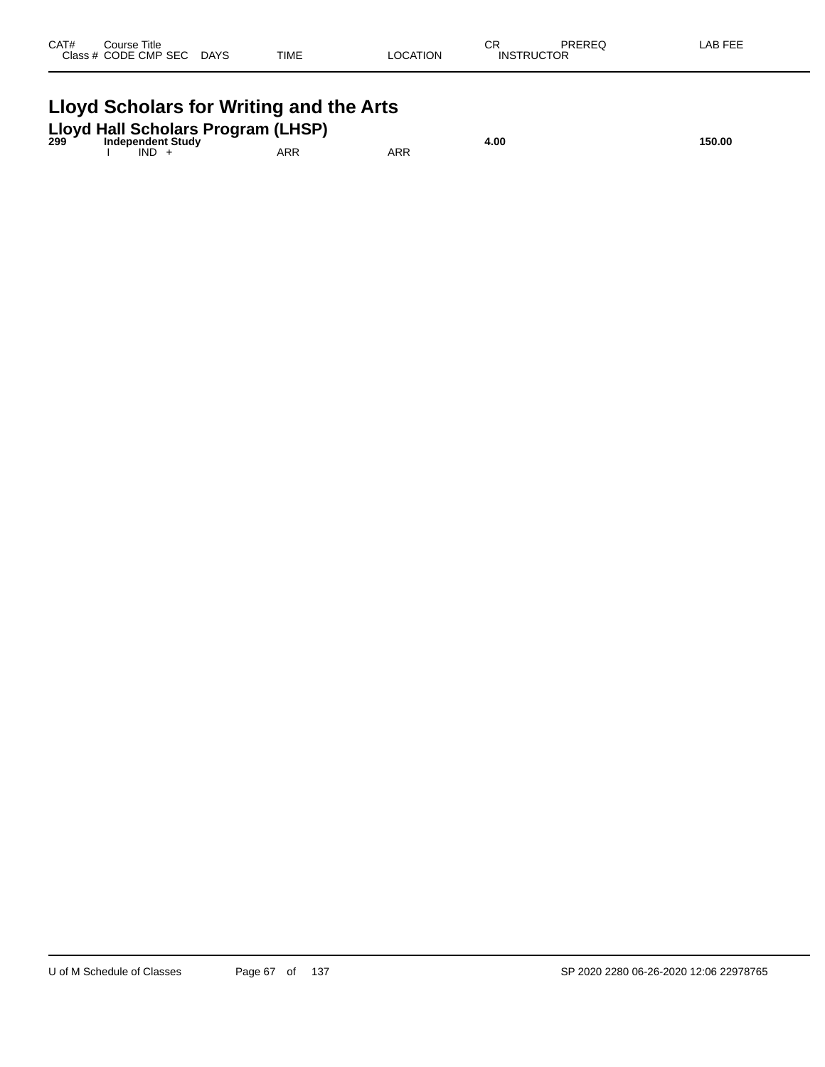| CAT# | Course Title | | | | | CR | PREREQ | LAB FEE |
|---|---|---|---|---|---|---|---|---|
| Class # | CODE | CMP SEC | DAYS | TIME | LOCATION | INSTRUCTOR | | |

# Lloyd Scholars for Writing and the Arts

## Lloyd Hall Scholars Program (LHSP)

| CAT# | Course Title | | | | | CR | PREREQ | LAB FEE |
|---|---|---|---|---|---|---|---|---|
| **299** | **Independent Study** | | | | | **4.00** | | **150.00** |
| | I | IND + | | ARR | ARR | | | |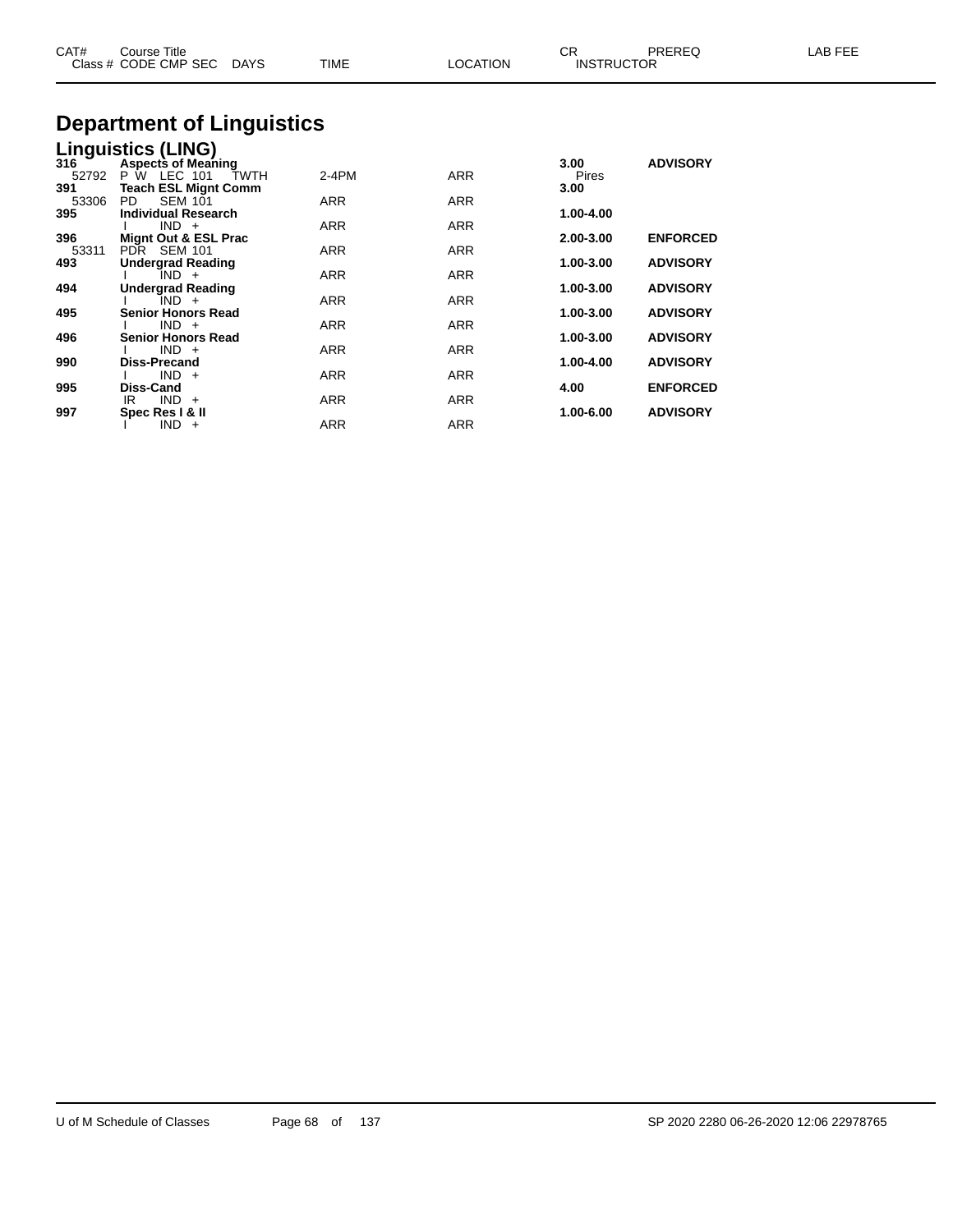| CAT# | Course Title<br>Class # CODE CMP SEC DAYS | TIME | LOCATION | CR<br>INSTRUCTOR | PREREQ | LAB FEE |
|---|---|---|---|---|---|---|

# Department of Linguistics

## Linguistics (LING)

| CAT# | Course Title / Class # CODE CMP SEC DAYS | TIME | LOCATION | CR / INSTRUCTOR | PREREQ | LAB FEE |
|---|---|---|---|---|---|---|
| **316** | **Aspects of Meaning** | | | **3.00** | **ADVISORY** | |
| 52792 | P W LEC 101 TWTH | 2-4PM | ARR | Pires | | |
| **391** | **Teach ESL Mignt Comm** | | | **3.00** | | |
| 53306 | PD SEM 101 | ARR | ARR | | | |
| **395** | **Individual Research** | | | **1.00-4.00** | | |
| | I IND + | ARR | ARR | | | |
| **396** | **Mignt Out & ESL Prac** | | | **2.00-3.00** | **ENFORCED** | |
| 53311 | PDR SEM 101 | ARR | ARR | | | |
| **493** | **Undergrad Reading** | | | **1.00-3.00** | **ADVISORY** | |
| | I IND + | ARR | ARR | | | |
| **494** | **Undergrad Reading** | | | **1.00-3.00** | **ADVISORY** | |
| | I IND + | ARR | ARR | | | |
| **495** | **Senior Honors Read** | | | **1.00-3.00** | **ADVISORY** | |
| | I IND + | ARR | ARR | | | |
| **496** | **Senior Honors Read** | | | **1.00-3.00** | **ADVISORY** | |
| | I IND + | ARR | ARR | | | |
| **990** | **Diss-Precand** | | | **1.00-4.00** | **ADVISORY** | |
| | I IND + | ARR | ARR | | | |
| **995** | **Diss-Cand** | | | **4.00** | **ENFORCED** | |
| | IR IND + | ARR | ARR | | | |
| **997** | **Spec Res I & II** | | | **1.00-6.00** | **ADVISORY** | |
| | I IND + | ARR | ARR | | | |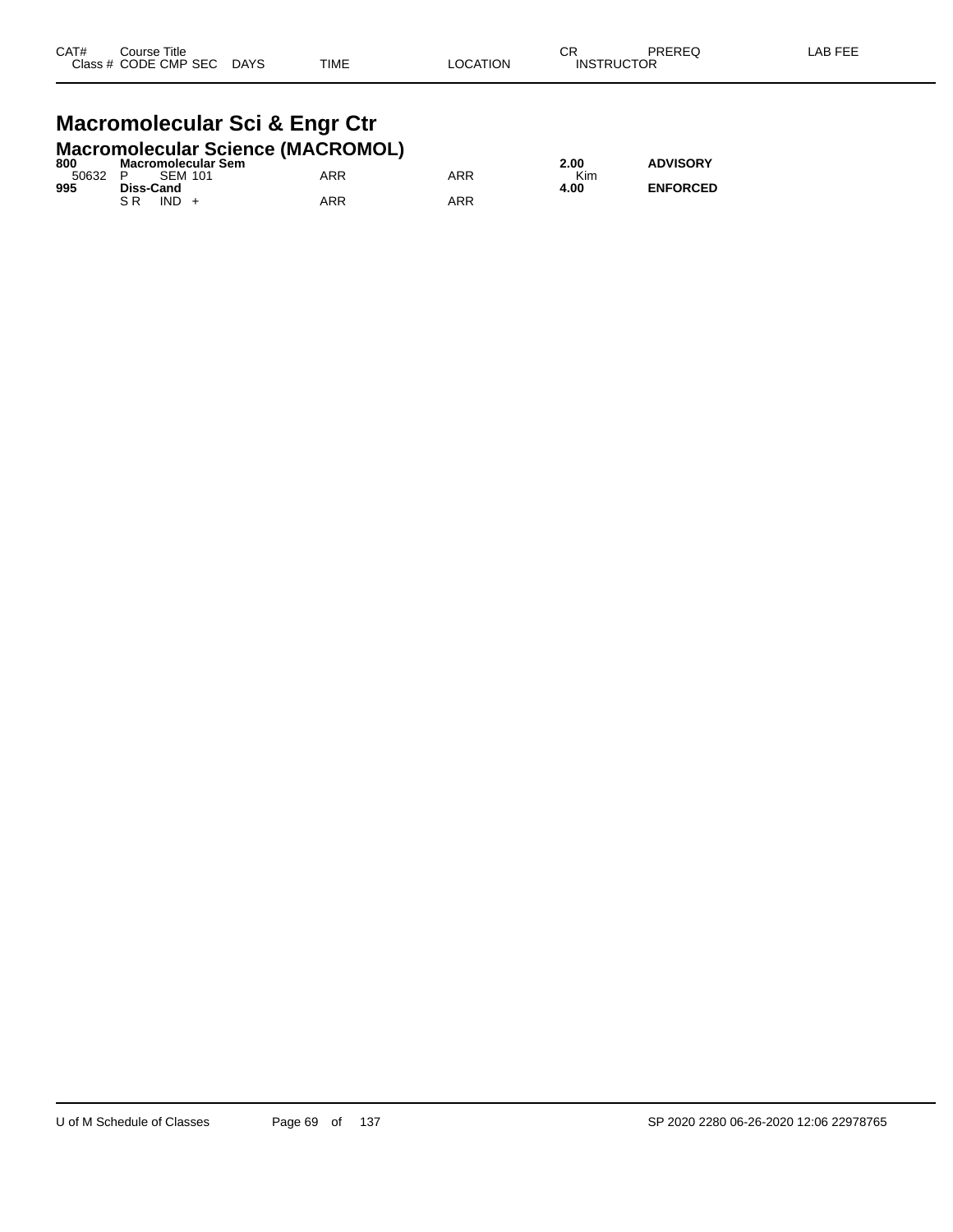| CAT# Class # | Course Title CODE CMP SEC | DAYS | TIME | LOCATION | CR INSTRUCTOR | PREREQ | LAB FEE |
|---|---|---|---|---|---|---|---|

# Macromolecular Sci & Engr Ctr

## Macromolecular Science (MACROMOL)

| CAT# Class # | Course Title CODE CMP SEC | DAYS | TIME | LOCATION | CR INSTRUCTOR | PREREQ | LAB FEE |
|---|---|---|---|---|---|---|---|
| **800** | **Macromolecular Sem** | | | | **2.00** | **ADVISORY** | |
| 50632 | P SEM 101 | | ARR | ARR | Kim | | |
| **995** | **Diss-Cand** | | | | **4.00** | **ENFORCED** | |
| | S R IND + | | ARR | ARR | | | |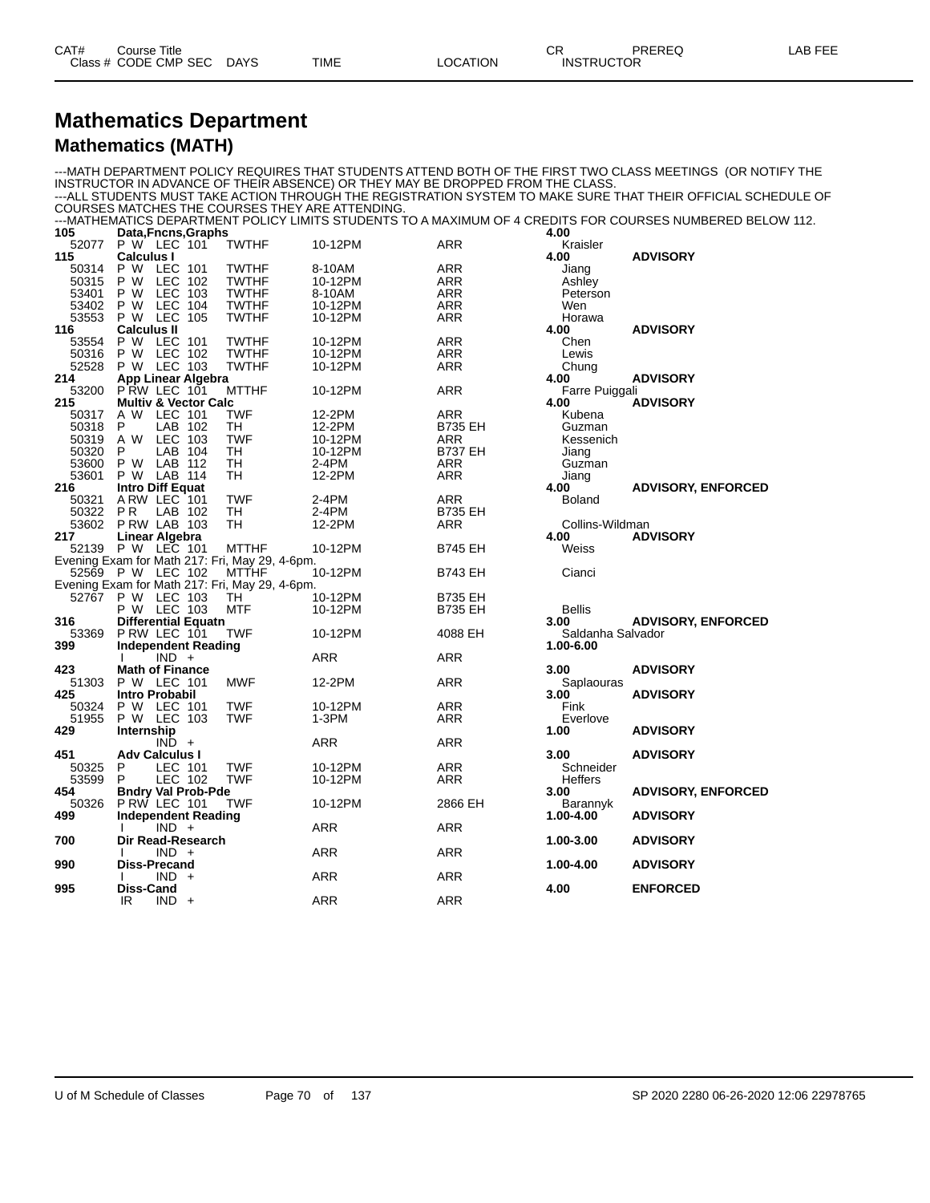# Mathematics Department

## Mathematics (MATH)

---MATH DEPARTMENT POLICY REQUIRES THAT STUDENTS ATTEND BOTH OF THE FIRST TWO CLASS MEETINGS (OR NOTIFY THE INSTRUCTOR IN ADVANCE OF THEIR ABSENCE) OR THEY MAY BE DROPPED FROM THE CLASS.
---ALL STUDENTS MUST TAKE ACTION THROUGH THE REGISTRATION SYSTEM TO MAKE SURE THAT THEIR OFFICIAL SCHEDULE OF COURSES MATCHES THE COURSES THEY ARE ATTENDING.
---MATHEMATICS DEPARTMENT POLICY LIMITS STUDENTS TO A MAXIMUM OF 4 CREDITS FOR COURSES NUMBERED BELOW 112.

| CAT# / Class # | Course Title / CODE CMP SEC | DAYS | TIME | LOCATION | CR / INSTRUCTOR | PREREQ | LAB FEE |
|---|---|---|---|---|---|---|---|
| **105** | **Data,Fncns,Graphs** | | | | **4.00** | | |
| 52077 | P W LEC 101 | TWTHF | 10-12PM | ARR | Kraisler | | |
| **115** | **Calculus I** | | | | **4.00** | **ADVISORY** | |
| 50314 | P W LEC 101 | TWTHF | 8-10AM | ARR | Jiang | | |
| 50315 | P W LEC 102 | TWTHF | 10-12PM | ARR | Ashley | | |
| 53401 | P W LEC 103 | TWTHF | 8-10AM | ARR | Peterson | | |
| 53402 | P W LEC 104 | TWTHF | 10-12PM | ARR | Wen | | |
| 53553 | P W LEC 105 | TWTHF | 10-12PM | ARR | Horawa | | |
| **116** | **Calculus II** | | | | **4.00** | **ADVISORY** | |
| 53554 | P W LEC 101 | TWTHF | 10-12PM | ARR | Chen | | |
| 50316 | P W LEC 102 | TWTHF | 10-12PM | ARR | Lewis | | |
| 52528 | P W LEC 103 | TWTHF | 10-12PM | ARR | Chung | | |
| **214** | **App Linear Algebra** | | | | **4.00** | **ADVISORY** | |
| 53200 | P RW LEC 101 | MTTHF | 10-12PM | ARR | Farre Puiggali | | |
| **215** | **Multiv & Vector Calc** | | | | **4.00** | **ADVISORY** | |
| 50317 | A W LEC 101 | TWF | 12-2PM | ARR | Kubena | | |
| 50318 | P LAB 102 | TH | 12-2PM | B735 EH | Guzman | | |
| 50319 | A W LEC 103 | TWF | 10-12PM | ARR | Kessenich | | |
| 50320 | P LAB 104 | TH | 10-12PM | B737 EH | Jiang | | |
| 53600 | P W LAB 112 | TH | 2-4PM | ARR | Guzman | | |
| 53601 | P W LAB 114 | TH | 12-2PM | ARR | Jiang | | |
| **216** | **Intro Diff Equat** | | | | **4.00** | **ADVISORY, ENFORCED** | |
| 50321 | A RW LEC 101 | TWF | 2-4PM | ARR | Boland | | |
| 50322 | P R LAB 102 | TH | 2-4PM | B735 EH | | | |
| 53602 | P RW LAB 103 | TH | 12-2PM | ARR | Collins-Wildman | | |
| **217** | **Linear Algebra** | | | | **4.00** | **ADVISORY** | |
| 52139 | P W LEC 101 | MTTHF | 10-12PM | B745 EH | Weiss | | |
| | Evening Exam for Math 217: Fri, May 29, 4-6pm. | | | | | | |
| 52569 | P W LEC 102 | MTTHF | 10-12PM | B743 EH | Cianci | | |
| | Evening Exam for Math 217: Fri, May 29, 4-6pm. | | | | | | |
| 52767 | P W LEC 103 | TH | 10-12PM | B735 EH | | | |
| | P W LEC 103 | MTF | 10-12PM | B735 EH | Bellis | | |
| **316** | **Differential Equatn** | | | | **3.00** | **ADVISORY, ENFORCED** | |
| 53369 | P RW LEC 101 | TWF | 10-12PM | 4088 EH | Saldanha Salvador | | |
| **399** | **Independent Reading** | | | | **1.00-6.00** | | |
| | I IND + | | ARR | ARR | | | |
| **423** | **Math of Finance** | | | | **3.00** | **ADVISORY** | |
| 51303 | P W LEC 101 | MWF | 12-2PM | ARR | Saplaouras | | |
| **425** | **Intro Probabil** | | | | **3.00** | **ADVISORY** | |
| 50324 | P W LEC 101 | TWF | 10-12PM | ARR | Fink | | |
| 51955 | P W LEC 103 | TWF | 1-3PM | ARR | Everlove | | |
| **429** | **Internship** | | | | **1.00** | **ADVISORY** | |
| | IND + | | ARR | ARR | | | |
| **451** | **Adv Calculus I** | | | | **3.00** | **ADVISORY** | |
| 50325 | P LEC 101 | TWF | 10-12PM | ARR | Schneider | | |
| 53599 | P LEC 102 | TWF | 10-12PM | ARR | Heffers | | |
| **454** | **Bndry Val Prob-Pde** | | | | **3.00** | **ADVISORY, ENFORCED** | |
| 50326 | P RW LEC 101 | TWF | 10-12PM | 2866 EH | Barannyk | | |
| **499** | **Independent Reading** | | | | **1.00-4.00** | **ADVISORY** | |
| | I IND + | | ARR | ARR | | | |
| **700** | **Dir Read-Research** | | | | **1.00-3.00** | **ADVISORY** | |
| | I IND + | | ARR | ARR | | | |
| **990** | **Diss-Precand** | | | | **1.00-4.00** | **ADVISORY** | |
| | I IND + | | ARR | ARR | | | |
| **995** | **Diss-Cand** | | | | **4.00** | **ENFORCED** | |
| | IR IND + | | ARR | ARR | | | |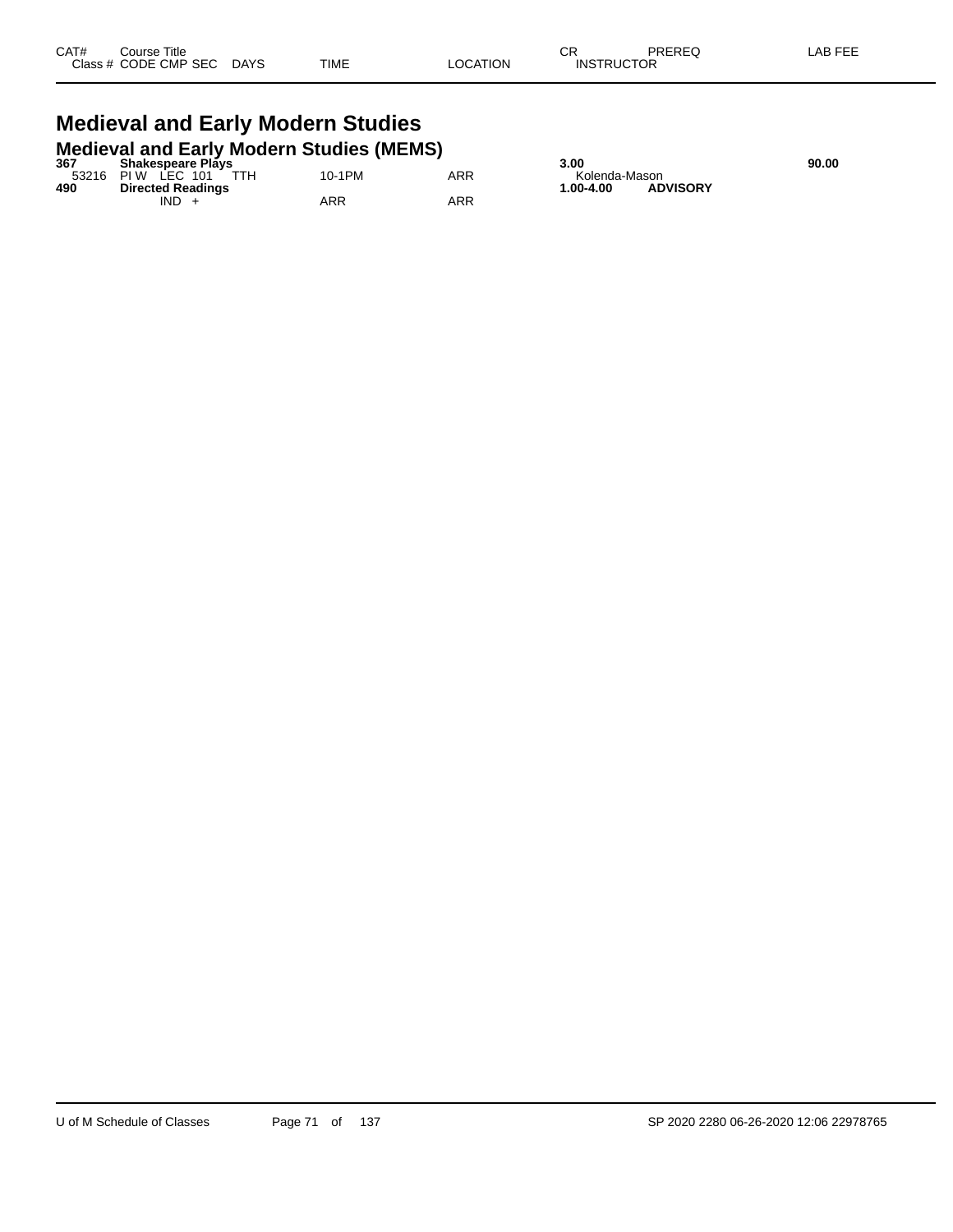| CAT# | Course Title | | | | CR | PREREQ | LAB FEE |
|---|---|---|---|---|---|---|---|
| Class # | CODE CMP SEC | DAYS | TIME | LOCATION | INSTRUCTOR | | |

# Medieval and Early Modern Studies

## Medieval and Early Modern Studies (MEMS)

| CAT# | Course Title | DAYS | TIME | LOCATION | CR / INSTRUCTOR | PREREQ | LAB FEE |
|---|---|---|---|---|---|---|---|
| **367** | **Shakespeare Plays** | | | | **3.00** | | **90.00** |
| 53216 | PI W LEC 101 | TTH | 10-1PM | ARR | Kolenda-Mason | | |
| **490** | **Directed Readings** | | | | **1.00-4.00** | **ADVISORY** | |
| | IND + | | ARR | ARR | | | |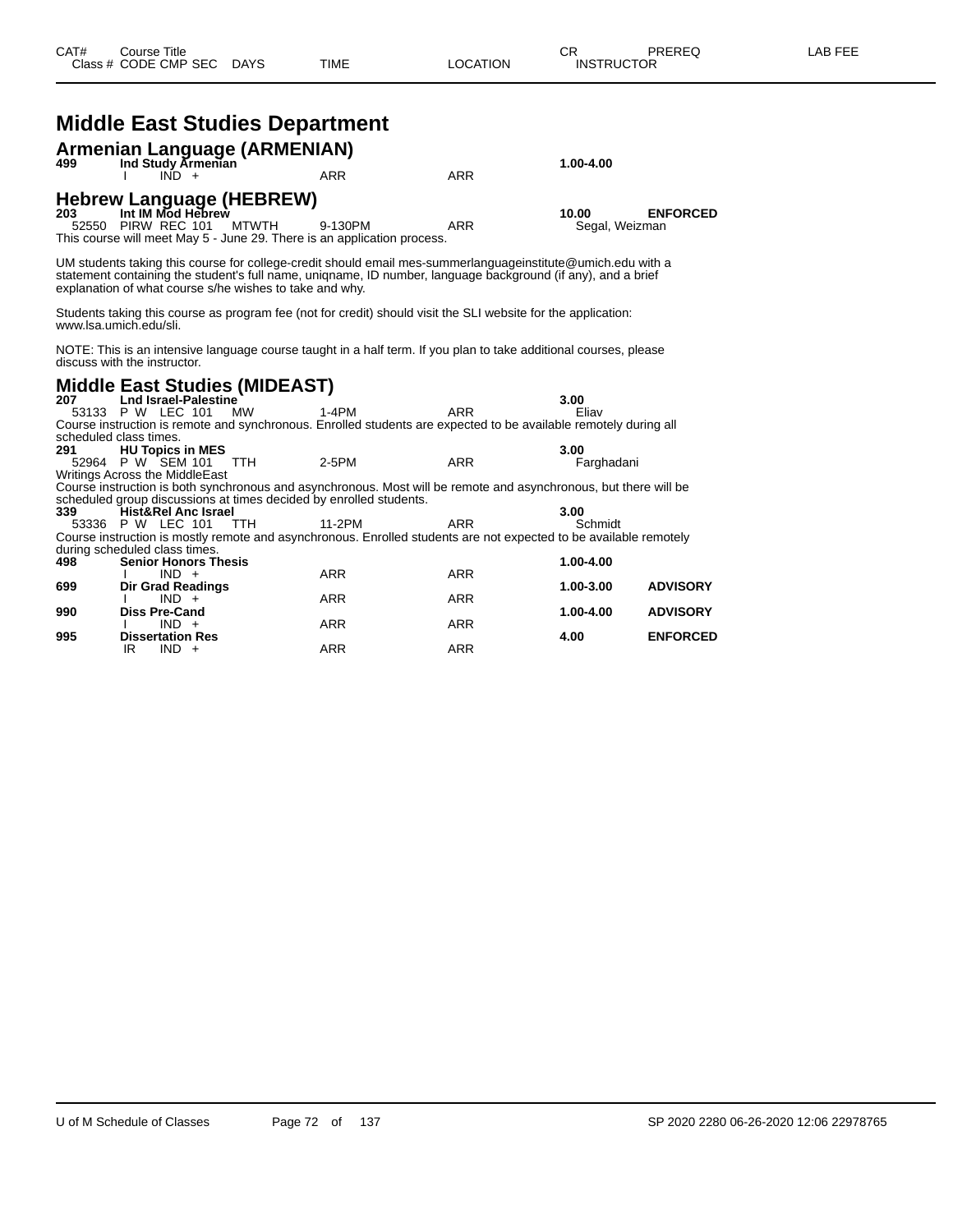| CAT# | Course Title Class # CODE CMP SEC | DAYS | TIME | LOCATION | CR INSTRUCTOR | PREREQ | LAB FEE |
|---|---|---|---|---|---|---|---|

# Middle East Studies Department

## Armenian Language (ARMENIAN)

| | | | | | | |
|---|---|---|---|---|---|---|
| **499** | **Ind Study Armenian** | | | | **1.00-4.00** | |
| | I IND + | | ARR | ARR | | |

## Hebrew Language (HEBREW)

| | | | | | | |
|---|---|---|---|---|---|---|
| **203** | **Int IM Mod Hebrew** | | | | **10.00** | **ENFORCED** |
| 52550 | PIRW REC 101 | MTWTH | 9-130PM | ARR | Segal, Weizman | |

This course will meet May 5 - June 29. There is an application process.

UM students taking this course for college-credit should email mes-summerlanguageinstitute@umich.edu with a statement containing the student's full name, uniqname, ID number, language background (if any), and a brief explanation of what course s/he wishes to take and why.

Students taking this course as program fee (not for credit) should visit the SLI website for the application: www.lsa.umich.edu/sli.

NOTE: This is an intensive language course taught in a half term. If you plan to take additional courses, please discuss with the instructor.

## Middle East Studies (MIDEAST)

| | | | | | | |
|---|---|---|---|---|---|---|
| **207** | **Lnd Israel-Palestine** | | | | **3.00** | |
| 53133 | P W LEC 101 | MW | 1-4PM | ARR | Eliav | |

Course instruction is remote and synchronous. Enrolled students are expected to be available remotely during all scheduled class times.

| | | | | | | |
|---|---|---|---|---|---|---|
| **291** | **HU Topics in MES** | | | | **3.00** | |
| 52964 | P W SEM 101 | TTH | 2-5PM | ARR | Farghadani | |

Writings Across the MiddleEast

Course instruction is both synchronous and asynchronous. Most will be remote and asynchronous, but there will be scheduled group discussions at times decided by enrolled students.

| | | | | | | |
|---|---|---|---|---|---|---|
| **339** | **Hist&Rel Anc Israel** | | | | **3.00** | |
| 53336 | P W LEC 101 | TTH | 11-2PM | ARR | Schmidt | |

Course instruction is mostly remote and asynchronous. Enrolled students are not expected to be available remotely during scheduled class times.

| | | | | | | |
|---|---|---|---|---|---|---|
| **498** | **Senior Honors Thesis** | | | | **1.00-4.00** | |
| | I IND + | | ARR | ARR | | |
| **699** | **Dir Grad Readings** | | | | **1.00-3.00** | **ADVISORY** |
| | I IND + | | ARR | ARR | | |
| **990** | **Diss Pre-Cand** | | | | **1.00-4.00** | **ADVISORY** |
| | I IND + | | ARR | ARR | | |
| **995** | **Dissertation Res** | | | | **4.00** | **ENFORCED** |
| | IR IND + | | ARR | ARR | | |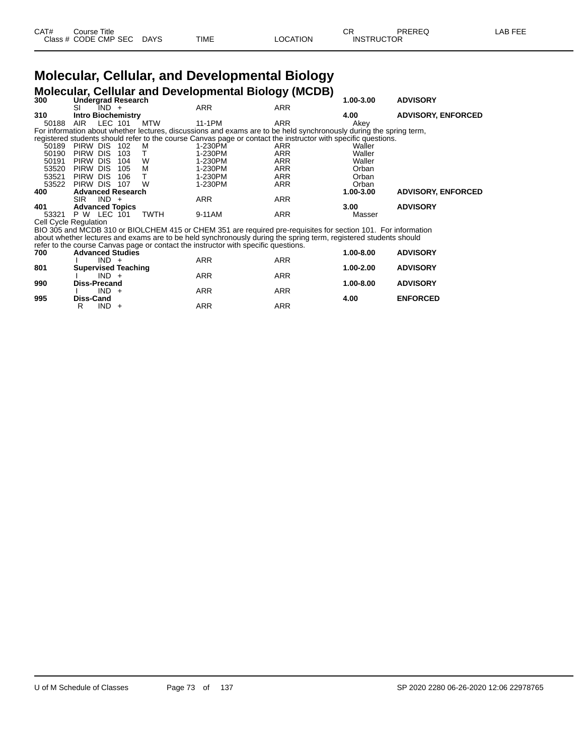# Molecular, Cellular, and Developmental Biology

## Molecular, Cellular and Developmental Biology (MCDB)

| CAT# / Class # | Course Title / CODE CMP SEC | DAYS | TIME | LOCATION | CR / INSTRUCTOR | PREREQ | LAB FEE |
|---|---|---|---|---|---|---|---|
| **300** | **Undergrad Research** | | | | **1.00-3.00** | **ADVISORY** | |
| | SI IND + | | ARR | ARR | | | |
| **310** | **Intro Biochemistry** | | | | **4.00** | **ADVISORY, ENFORCED** | |
| 50188 | AIR LEC 101 | MTW | 11-1PM | ARR | Akey | | |

For information about whether lectures, discussions and exams are to be held synchronously during the spring term, registered students should refer to the course Canvas page or contact the instructor with specific questions.

| CAT# / Class # | Course Title / CODE CMP SEC | DAYS | TIME | LOCATION | CR / INSTRUCTOR | PREREQ | LAB FEE |
|---|---|---|---|---|---|---|---|
| 50189 | PIRW DIS 102 | M | 1-230PM | ARR | Waller | | |
| 50190 | PIRW DIS 103 | T | 1-230PM | ARR | Waller | | |
| 50191 | PIRW DIS 104 | W | 1-230PM | ARR | Waller | | |
| 53520 | PIRW DIS 105 | M | 1-230PM | ARR | Orban | | |
| 53521 | PIRW DIS 106 | T | 1-230PM | ARR | Orban | | |
| 53522 | PIRW DIS 107 | W | 1-230PM | ARR | Orban | | |
| **400** | **Advanced Research** | | | | **1.00-3.00** | **ADVISORY, ENFORCED** | |
| | SIR IND + | | ARR | ARR | | | |
| **401** | **Advanced Topics** | | | | **3.00** | **ADVISORY** | |
| 53321 | P W LEC 101 | TWTH | 9-11AM | ARR | Masser | | |

Cell Cycle Regulation

BIO 305 and MCDB 310 or BIOLCHEM 415 or CHEM 351 are required pre-requisites for section 101. For information about whether lectures and exams are to be held synchronously during the spring term, registered students should refer to the course Canvas page or contact the instructor with specific questions.

| CAT# / Class # | Course Title / CODE CMP SEC | DAYS | TIME | LOCATION | CR / INSTRUCTOR | PREREQ | LAB FEE |
|---|---|---|---|---|---|---|---|
| **700** | **Advanced Studies** | | | | **1.00-8.00** | **ADVISORY** | |
| | I IND + | | ARR | ARR | | | |
| **801** | **Supervised Teaching** | | | | **1.00-2.00** | **ADVISORY** | |
| | I IND + | | ARR | ARR | | | |
| **990** | **Diss-Precand** | | | | **1.00-8.00** | **ADVISORY** | |
| | I IND + | | ARR | ARR | | | |
| **995** | **Diss-Cand** | | | | **4.00** | **ENFORCED** | |
| | R IND + | | ARR | ARR | | | |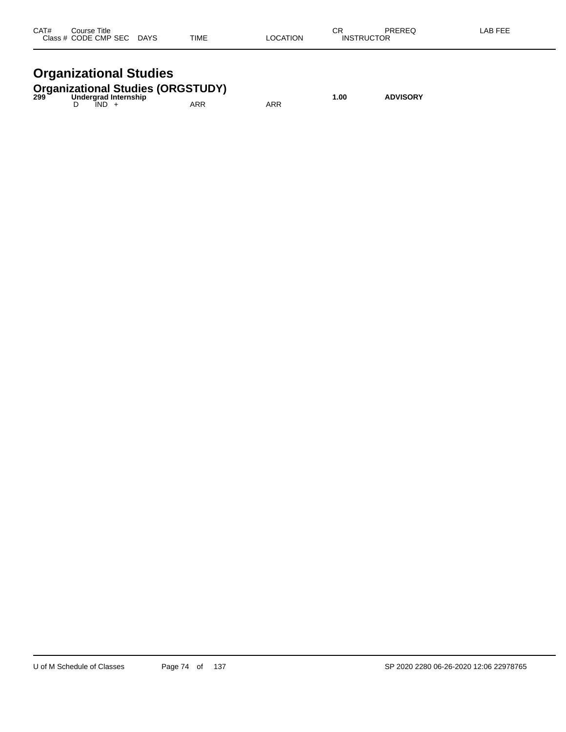| CAT# | Course Title | | | | | | | CR | PREREQ | LAB FEE |
|---|---|---|---|---|---|---|---|---|---|---|
| Class # | CODE | CMP | SEC | DAYS | TIME | LOCATION | INSTRUCTOR | | | |

# Organizational Studies

## Organizational Studies (ORGSTUDY)

| CAT# | Course Title | | | | TIME | LOCATION | CR | PREREQ |
|---|---|---|---|---|---|---|---|---|
| **299** | **Undergrad Internship** | | | | | | **1.00** | **ADVISORY** |
| | D | IND | + | | ARR | ARR | | |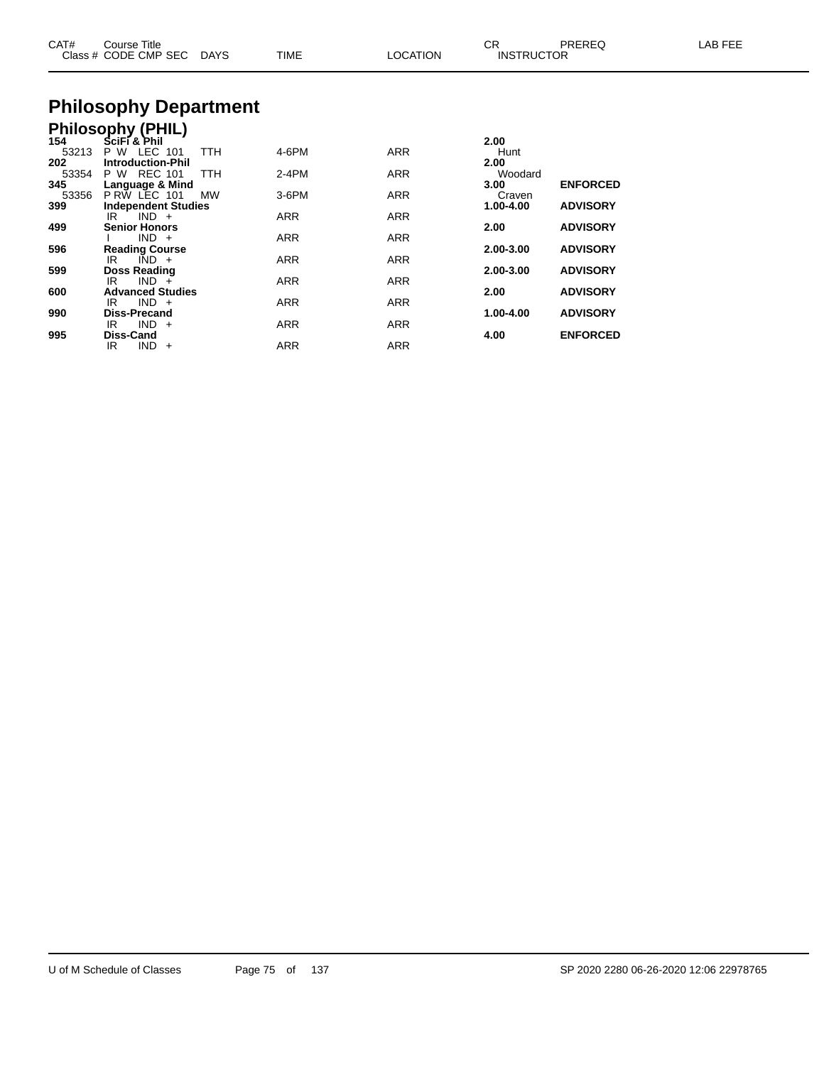| CAT# | Course Title | | | | CR | PREREQ | LAB FEE |
|---|---|---|---|---|---|---|---|
| Class # | CODE CMP SEC | DAYS | TIME | LOCATION | INSTRUCTOR | | |

# Philosophy Department

## Philosophy (PHIL)

| CAT# | Course Title | | | | CR | PREREQ | LAB FEE |
|---|---|---|---|---|---|---|---|
| **154** | **SciFi & Phil** | | | | **2.00** | | |
| 53213 | P W LEC 101 | TTH | 4-6PM | ARR | Hunt | | |
| **202** | **Introduction-Phil** | | | | **2.00** | | |
| 53354 | P W REC 101 | TTH | 2-4PM | ARR | Woodard | | |
| **345** | **Language & Mind** | | | | **3.00** | **ENFORCED** | |
| 53356 | P RW LEC 101 | MW | 3-6PM | ARR | Craven | | |
| **399** | **Independent Studies** | | | | **1.00-4.00** | **ADVISORY** | |
| | IR IND + | | ARR | ARR | | | |
| **499** | **Senior Honors** | | | | **2.00** | **ADVISORY** | |
| | I IND + | | ARR | ARR | | | |
| **596** | **Reading Course** | | | | **2.00-3.00** | **ADVISORY** | |
| | IR IND + | | ARR | ARR | | | |
| **599** | **Doss Reading** | | | | **2.00-3.00** | **ADVISORY** | |
| | IR IND + | | ARR | ARR | | | |
| **600** | **Advanced Studies** | | | | **2.00** | **ADVISORY** | |
| | IR IND + | | ARR | ARR | | | |
| **990** | **Diss-Precand** | | | | **1.00-4.00** | **ADVISORY** | |
| | IR IND + | | ARR | ARR | | | |
| **995** | **Diss-Cand** | | | | **4.00** | **ENFORCED** | |
| | IR IND + | | ARR | ARR | | | |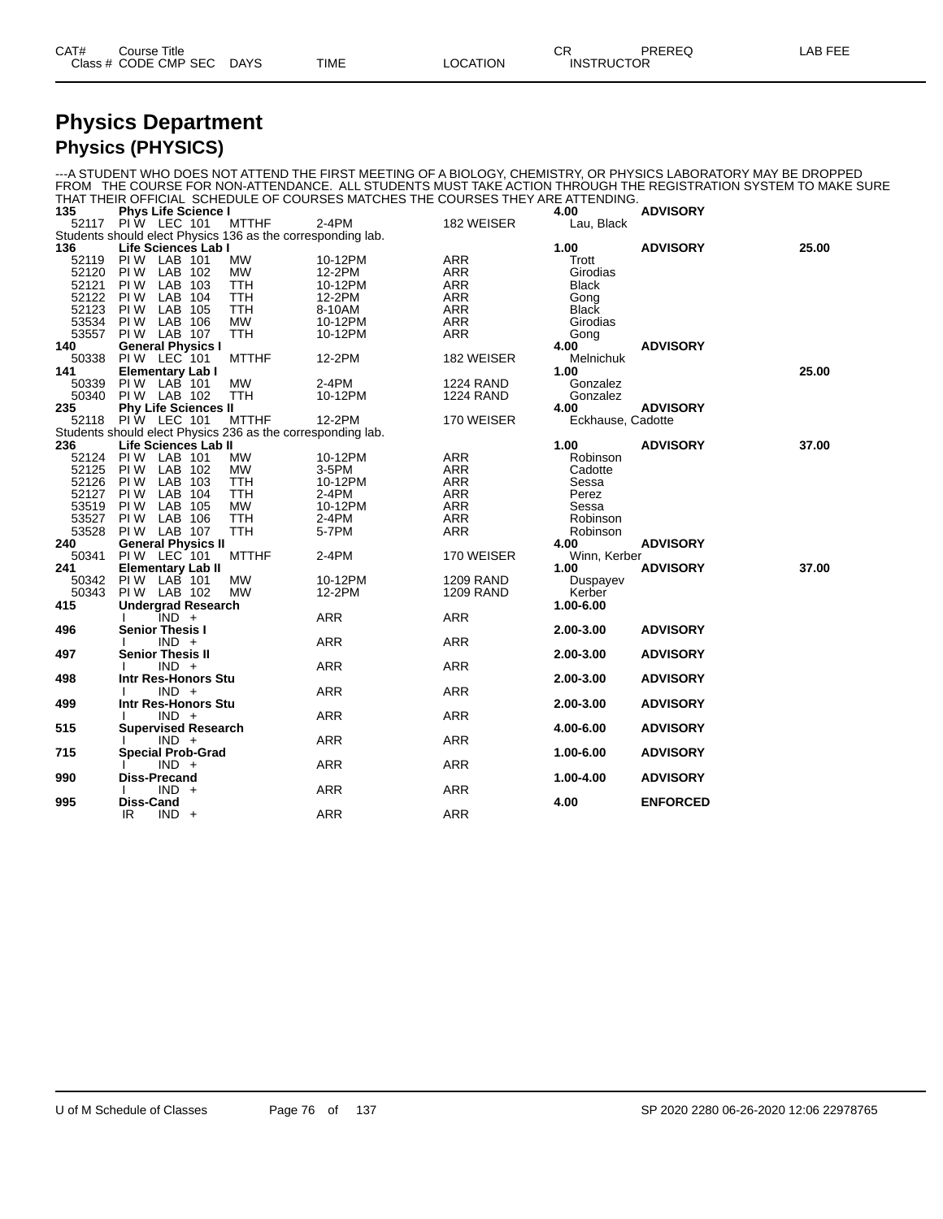# Physics Department

## Physics (PHYSICS)

---A STUDENT WHO DOES NOT ATTEND THE FIRST MEETING OF A BIOLOGY, CHEMISTRY, OR PHYSICS LABORATORY MAY BE DROPPED FROM THE COURSE FOR NON-ATTENDANCE. ALL STUDENTS MUST TAKE ACTION THROUGH THE REGISTRATION SYSTEM TO MAKE SURE THAT THEIR OFFICIAL SCHEDULE OF COURSES MATCHES THE COURSES THEY ARE ATTENDING.

| CAT# / Class # | Course Title / CODE CMP SEC | DAYS | TIME | LOCATION | CR / INSTRUCTOR | PREREQ | LAB FEE |
|---|---|---|---|---|---|---|---|
| **135** | **Phys Life Science I** | | | | **4.00** | **ADVISORY** | |
| 52117 | PI W LEC 101 | MTTHF | 2-4PM | 182 WEISER | Lau, Black | | |
| Students should elect Physics 136 as the corresponding lab. | | | | | | | |
| **136** | **Life Sciences Lab I** | | | | **1.00** | **ADVISORY** | **25.00** |
| 52119 | PI W LAB 101 | MW | 10-12PM | ARR | Trott | | |
| 52120 | PI W LAB 102 | MW | 12-2PM | ARR | Girodias | | |
| 52121 | PI W LAB 103 | TTH | 10-12PM | ARR | Black | | |
| 52122 | PI W LAB 104 | TTH | 12-2PM | ARR | Gong | | |
| 52123 | PI W LAB 105 | TTH | 8-10AM | ARR | Black | | |
| 53534 | PI W LAB 106 | MW | 10-12PM | ARR | Girodias | | |
| 53557 | PI W LAB 107 | TTH | 10-12PM | ARR | Gong | | |
| **140** | **General Physics I** | | | | **4.00** | **ADVISORY** | |
| 50338 | PI W LEC 101 | MTTHF | 12-2PM | 182 WEISER | Melnichuk | | |
| **141** | **Elementary Lab I** | | | | **1.00** | | **25.00** |
| 50339 | PI W LAB 101 | MW | 2-4PM | 1224 RAND | Gonzalez | | |
| 50340 | PI W LAB 102 | TTH | 10-12PM | 1224 RAND | Gonzalez | | |
| **235** | **Phy Life Sciences II** | | | | **4.00** | **ADVISORY** | |
| 52118 | PI W LEC 101 | MTTHF | 12-2PM | 170 WEISER | Eckhause, Cadotte | | |
| Students should elect Physics 236 as the corresponding lab. | | | | | | | |
| **236** | **Life Sciences Lab II** | | | | **1.00** | **ADVISORY** | **37.00** |
| 52124 | PI W LAB 101 | MW | 10-12PM | ARR | Robinson | | |
| 52125 | PI W LAB 102 | MW | 3-5PM | ARR | Cadotte | | |
| 52126 | PI W LAB 103 | TTH | 10-12PM | ARR | Sessa | | |
| 52127 | PI W LAB 104 | TTH | 2-4PM | ARR | Perez | | |
| 53519 | PI W LAB 105 | MW | 10-12PM | ARR | Sessa | | |
| 53527 | PI W LAB 106 | TTH | 2-4PM | ARR | Robinson | | |
| 53528 | PI W LAB 107 | TTH | 5-7PM | ARR | Robinson | | |
| **240** | **General Physics II** | | | | **4.00** | **ADVISORY** | |
| 50341 | PI W LEC 101 | MTTHF | 2-4PM | 170 WEISER | Winn, Kerber | | |
| **241** | **Elementary Lab II** | | | | **1.00** | **ADVISORY** | **37.00** |
| 50342 | PI W LAB 101 | MW | 10-12PM | 1209 RAND | Duspayev | | |
| 50343 | PI W LAB 102 | MW | 12-2PM | 1209 RAND | Kerber | | |
| **415** | **Undergrad Research** | | | | **1.00-6.00** | | |
| | I IND + | | ARR | ARR | | | |
| **496** | **Senior Thesis I** | | | | **2.00-3.00** | **ADVISORY** | |
| | I IND + | | ARR | ARR | | | |
| **497** | **Senior Thesis II** | | | | **2.00-3.00** | **ADVISORY** | |
| | I IND + | | ARR | ARR | | | |
| **498** | **Intr Res-Honors Stu** | | | | **2.00-3.00** | **ADVISORY** | |
| | I IND + | | ARR | ARR | | | |
| **499** | **Intr Res-Honors Stu** | | | | **2.00-3.00** | **ADVISORY** | |
| | I IND + | | ARR | ARR | | | |
| **515** | **Supervised Research** | | | | **4.00-6.00** | **ADVISORY** | |
| | I IND + | | ARR | ARR | | | |
| **715** | **Special Prob-Grad** | | | | **1.00-6.00** | **ADVISORY** | |
| | I IND + | | ARR | ARR | | | |
| **990** | **Diss-Precand** | | | | **1.00-4.00** | **ADVISORY** | |
| | I IND + | | ARR | ARR | | | |
| **995** | **Diss-Cand** | | | | **4.00** | **ENFORCED** | |
| | IR IND + | | ARR | ARR | | | |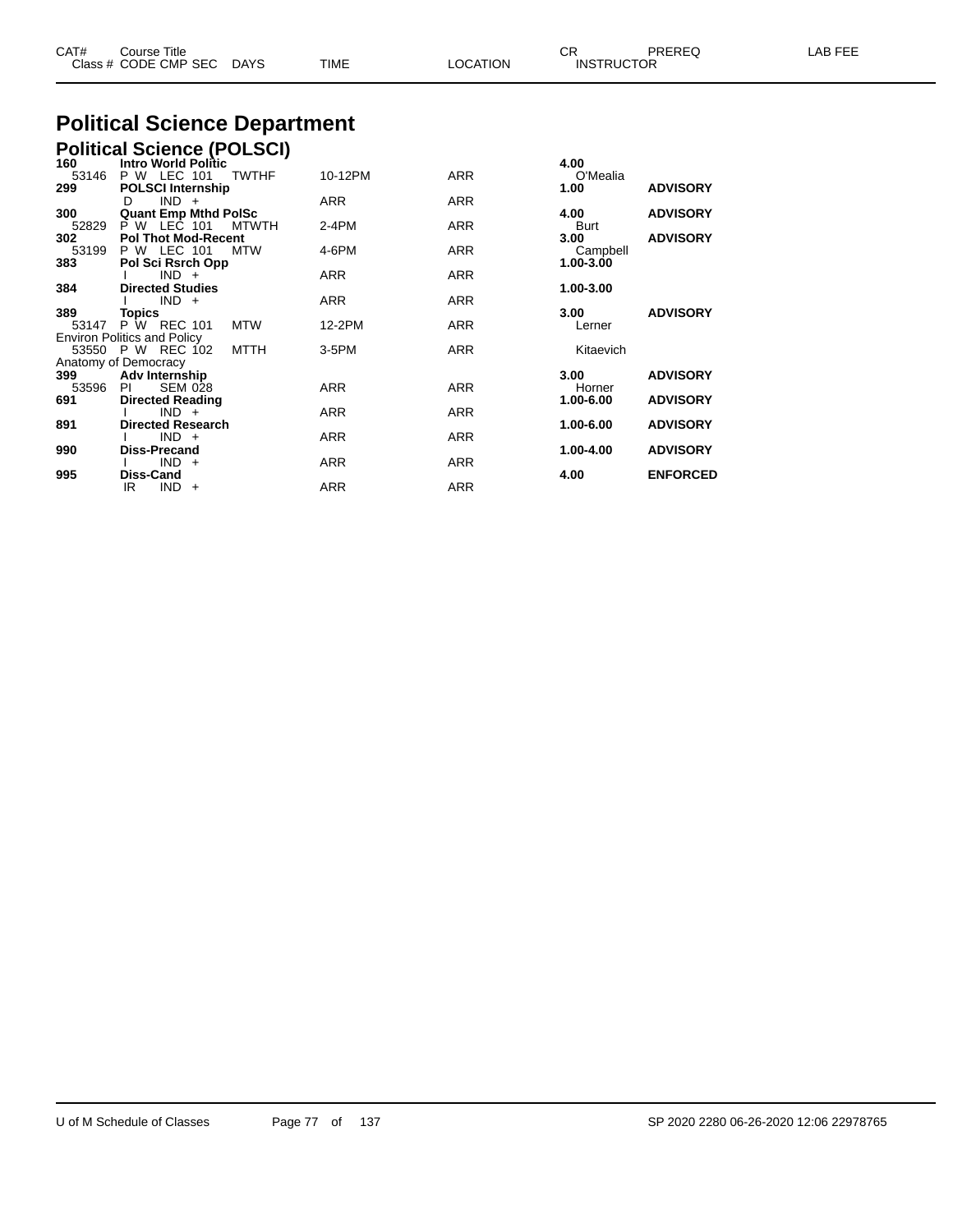# Political Science Department

## Political Science (POLSCI)

| CAT# | Course Title / Class # CODE CMP SEC | DAYS | TIME | LOCATION | CR / INSTRUCTOR | PREREQ | LAB FEE |
|---|---|---|---|---|---|---|---|
| **160** | **Intro World Politic** | | | | **4.00** | | |
| 53146 | P W LEC 101 | TWTHF | 10-12PM | ARR | O'Mealia | | |
| **299** | **POLSCI Internship** | | | | **1.00** | **ADVISORY** | |
| | D IND + | | ARR | ARR | | | |
| **300** | **Quant Emp Mthd PolSc** | | | | **4.00** | **ADVISORY** | |
| 52829 | P W LEC 101 | MTWTH | 2-4PM | ARR | Burt | | |
| **302** | **Pol Thot Mod-Recent** | | | | **3.00** | **ADVISORY** | |
| 53199 | P W LEC 101 | MTW | 4-6PM | ARR | Campbell | | |
| **383** | **Pol Sci Rsrch Opp** | | | | **1.00-3.00** | | |
| | I IND + | | ARR | ARR | | | |
| **384** | **Directed Studies** | | | | **1.00-3.00** | | |
| | I IND + | | ARR | ARR | | | |
| **389** | **Topics** | | | | **3.00** | **ADVISORY** | |
| 53147 | P W REC 101 | MTW | 12-2PM | ARR | Lerner | | |
| Environ Politics and Policy | | | | | | | |
| 53550 | P W REC 102 | MTTH | 3-5PM | ARR | Kitaevich | | |
| Anatomy of Democracy | | | | | | | |
| **399** | **Adv Internship** | | | | **3.00** | **ADVISORY** | |
| 53596 | PI SEM 028 | | ARR | ARR | Horner | | |
| **691** | **Directed Reading** | | | | **1.00-6.00** | **ADVISORY** | |
| | I IND + | | ARR | ARR | | | |
| **891** | **Directed Research** | | | | **1.00-6.00** | **ADVISORY** | |
| | I IND + | | ARR | ARR | | | |
| **990** | **Diss-Precand** | | | | **1.00-4.00** | **ADVISORY** | |
| | I IND + | | ARR | ARR | | | |
| **995** | **Diss-Cand** | | | | **4.00** | **ENFORCED** | |
| | IR IND + | | ARR | ARR | | | |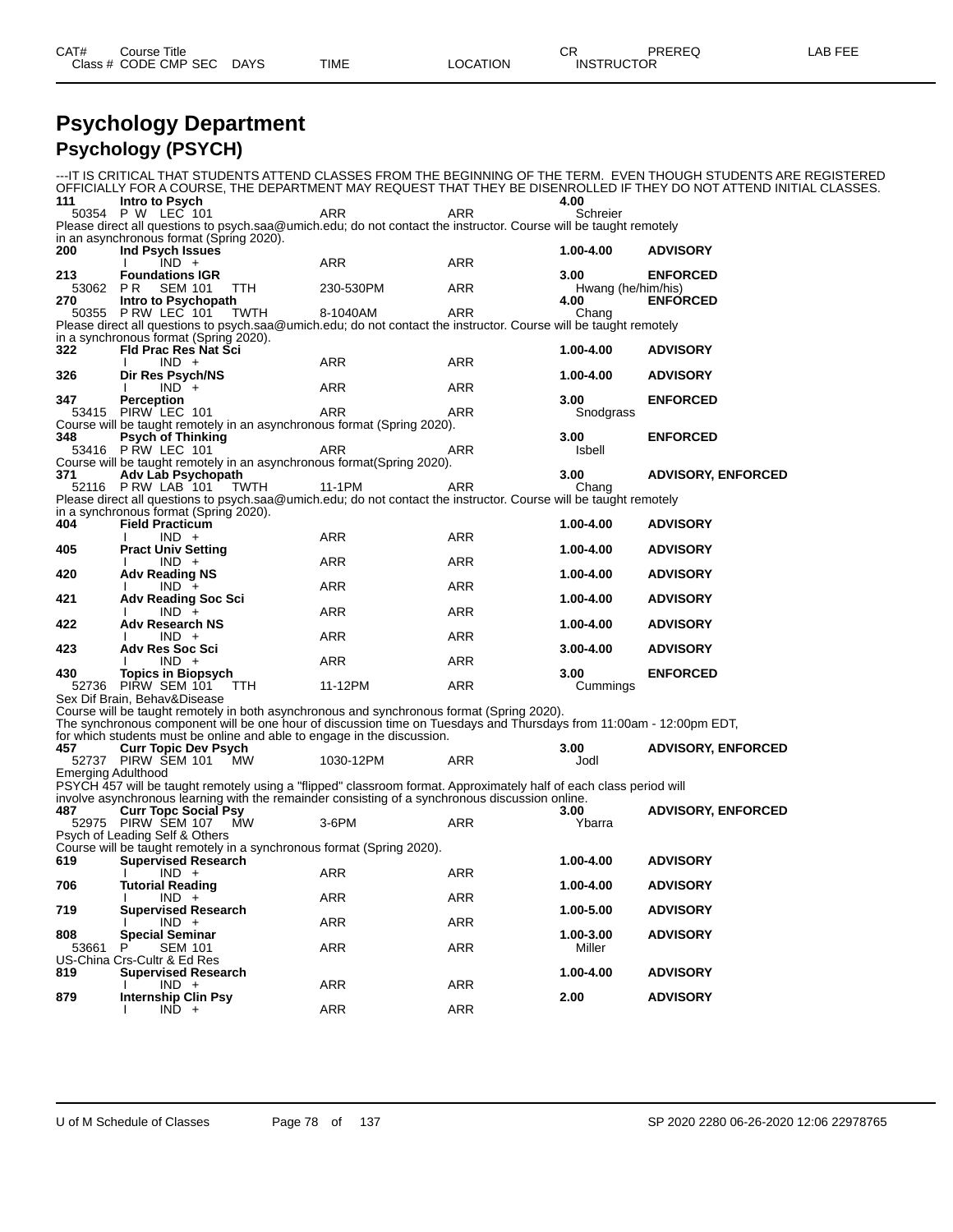| CAT# | Course Title | | | | CR | PREREQ | LAB FEE |
|---|---|---|---|---|---|---|---|
| Class # | CODE CMP SEC | DAYS | TIME | LOCATION | INSTRUCTOR | | |

# Psychology Department

## Psychology (PSYCH)

---IT IS CRITICAL THAT STUDENTS ATTEND CLASSES FROM THE BEGINNING OF THE TERM. EVEN THOUGH STUDENTS ARE REGISTERED OFFICIALLY FOR A COURSE, THE DEPARTMENT MAY REQUEST THAT THEY BE DISENROLLED IF THEY DO NOT ATTEND INITIAL CLASSES.

**111** **Intro to Psych** — 4.00
50354 P W LEC 101 | ARR | ARR | Schreier
Please direct all questions to psych.saa@umich.edu; do not contact the instructor. Course will be taught remotely in an asynchronous format (Spring 2020).

**200** **Ind Psych Issues** — 1.00-4.00 — **ADVISORY**
I IND + | ARR | ARR

**213** **Foundations IGR** — 3.00 — **ENFORCED**
53062 P R SEM 101 | TTH | 230-530PM | ARR | Hwang (he/him/his)

**270** **Intro to Psychopath** — 4.00 — **ENFORCED**
50355 P RW LEC 101 | TWTH | 8-1040AM | ARR | Chang
Please direct all questions to psych.saa@umich.edu; do not contact the instructor. Course will be taught remotely in a synchronous format (Spring 2020).

**322** **Fld Prac Res Nat Sci** — 1.00-4.00 — **ADVISORY**
I IND + | ARR | ARR

**326** **Dir Res Psych/NS** — 1.00-4.00 — **ADVISORY**
I IND + | ARR | ARR

**347** **Perception** — 3.00 — **ENFORCED**
53415 PIRW LEC 101 | ARR | ARR | Snodgrass
Course will be taught remotely in an asynchronous format (Spring 2020).

**348** **Psych of Thinking** — 3.00 — **ENFORCED**
53416 P RW LEC 101 | ARR | ARR | Isbell
Course will be taught remotely in an asynchronous format(Spring 2020).

**371** **Adv Lab Psychopath** — 3.00 — **ADVISORY, ENFORCED**
52116 P RW LAB 101 | TWTH | 11-1PM | ARR | Chang
Please direct all questions to psych.saa@umich.edu; do not contact the instructor. Course will be taught remotely in a synchronous format (Spring 2020).

**404** **Field Practicum** — 1.00-4.00 — **ADVISORY**
I IND + | ARR | ARR

**405** **Pract Univ Setting** — 1.00-4.00 — **ADVISORY**
I IND + | ARR | ARR

**420** **Adv Reading NS** — 1.00-4.00 — **ADVISORY**
I IND + | ARR | ARR

**421** **Adv Reading Soc Sci** — 1.00-4.00 — **ADVISORY**
I IND + | ARR | ARR

**422** **Adv Research NS** — 1.00-4.00 — **ADVISORY**
I IND + | ARR | ARR

**423** **Adv Res Soc Sci** — 3.00-4.00 — **ADVISORY**
I IND + | ARR | ARR

**430** **Topics in Biopsych** — 3.00 — **ENFORCED**
52736 PIRW SEM 101 | TTH | 11-12PM | ARR | Cummings
Sex Dif Brain, Behav&Disease
Course will be taught remotely in both asynchronous and synchronous format (Spring 2020).
The synchronous component will be one hour of discussion time on Tuesdays and Thursdays from 11:00am - 12:00pm EDT, for which students must be online and able to engage in the discussion.

**457** **Curr Topic Dev Psych** — 3.00 — **ADVISORY, ENFORCED**
52737 PIRW SEM 101 | MW | 1030-12PM | ARR | Jodl
Emerging Adulthood
PSYCH 457 will be taught remotely using a "flipped" classroom format. Approximately half of each class period will involve asynchronous learning with the remainder consisting of a synchronous discussion online.

**487** **Curr Topc Social Psy** — 3.00 — **ADVISORY, ENFORCED**
52975 PIRW SEM 107 | MW | 3-6PM | ARR | Ybarra
Psych of Leading Self & Others
Course will be taught remotely in a synchronous format (Spring 2020).

**619** **Supervised Research** — 1.00-4.00 — **ADVISORY**
I IND + | ARR | ARR

**706** **Tutorial Reading** — 1.00-4.00 — **ADVISORY**
I IND + | ARR | ARR

**719** **Supervised Research** — 1.00-5.00 — **ADVISORY**
I IND + | ARR | ARR

**808** **Special Seminar** — 1.00-3.00 — **ADVISORY**
53661 P SEM 101 | ARR | ARR | Miller
US-China Crs-Cultr & Ed Res

**819** **Supervised Research** — 1.00-4.00 — **ADVISORY**
I IND + | ARR | ARR

**879** **Internship Clin Psy** — 2.00 — **ADVISORY**
I IND + | ARR | ARR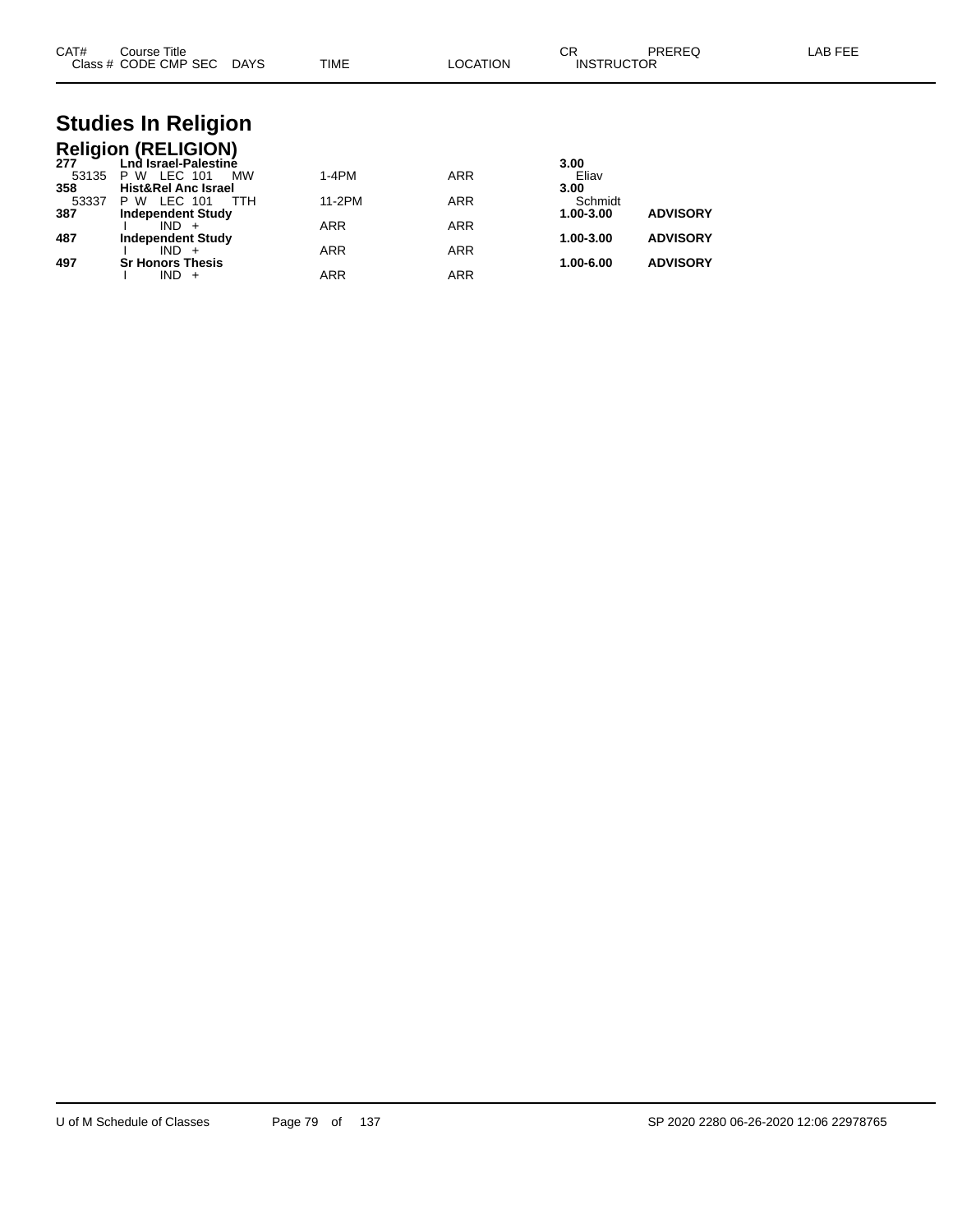| CAT# | Course Title | | | |
|---|---|---|---|---|
| Class # CODE CMP SEC DAYS | TIME | LOCATION | CR INSTRUCTOR | PREREQ | LAB FEE |

# Studies In Religion

## Religion (RELIGION)

| CAT# / Class # | Course Title / CODE CMP SEC DAYS | TIME | LOCATION | CR / INSTRUCTOR | PREREQ | LAB FEE |
|---|---|---|---|---|---|---|
| **277** | **Lnd Israel-Palestine** | | | **3.00** | | |
| 53135 | P W LEC 101 MW | 1-4PM | ARR | Eliav | | |
| **358** | **Hist&Rel Anc Israel** | | | **3.00** | | |
| 53337 | P W LEC 101 TTH | 11-2PM | ARR | Schmidt | | |
| **387** | **Independent Study** | | | **1.00-3.00** | **ADVISORY** | |
| | I IND + | ARR | ARR | | | |
| **487** | **Independent Study** | | | **1.00-3.00** | **ADVISORY** | |
| | I IND + | ARR | ARR | | | |
| **497** | **Sr Honors Thesis** | | | **1.00-6.00** | **ADVISORY** | |
| | I IND + | ARR | ARR | | | |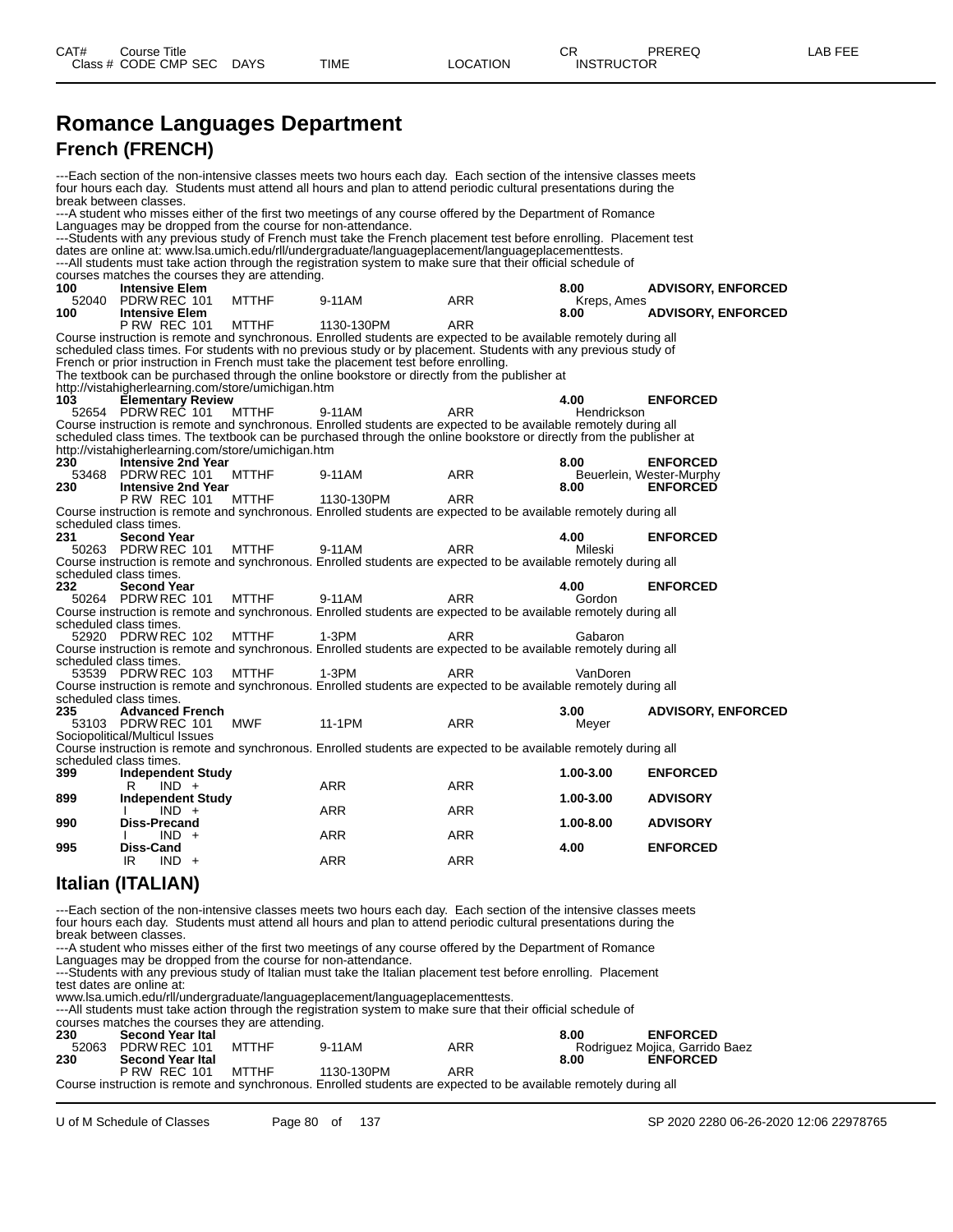# Romance Languages Department

## French (FRENCH)

---Each section of the non-intensive classes meets two hours each day. Each section of the intensive classes meets four hours each day. Students must attend all hours and plan to attend periodic cultural presentations during the break between classes.
---A student who misses either of the first two meetings of any course offered by the Department of Romance Languages may be dropped from the course for non-attendance.
---Students with any previous study of French must take the French placement test before enrolling. Placement test dates are online at: www.lsa.umich.edu/rll/undergraduate/languageplacement/languageplacementtests.
---All students must take action through the registration system to make sure that their official schedule of courses matches the courses they are attending.

| CAT# / Class # | Course Title / CODE CMP SEC | DAYS | TIME | LOCATION | CR / INSTRUCTOR | PREREQ |
|---|---|---|---|---|---|---|
| **100** | **Intensive Elem** | | | | **8.00** | **ADVISORY, ENFORCED** |
| 52040 | PDRW REC 101 | MTTHF | 9-11AM | ARR | Kreps, Ames | |
| **100** | **Intensive Elem** | | | | **8.00** | **ADVISORY, ENFORCED** |
| | P RW REC 101 | MTTHF | 1130-130PM | ARR | | |

Course instruction is remote and synchronous. Enrolled students are expected to be available remotely during all scheduled class times. For students with no previous study or by placement. Students with any previous study of French or prior instruction in French must take the placement test before enrolling.
The textbook can be purchased through the online bookstore or directly from the publisher at http://vistahigherlearning.com/store/umichigan.htm

| CAT# / Class # | Course Title / CODE CMP SEC | DAYS | TIME | LOCATION | CR / INSTRUCTOR | PREREQ |
|---|---|---|---|---|---|---|
| **103** | **Elementary Review** | | | | **4.00** | **ENFORCED** |
| 52654 | PDRW REC 101 | MTTHF | 9-11AM | ARR | Hendrickson | |

Course instruction is remote and synchronous. Enrolled students are expected to be available remotely during all scheduled class times. The textbook can be purchased through the online bookstore or directly from the publisher at http://vistahigherlearning.com/store/umichigan.htm

| CAT# / Class # | Course Title / CODE CMP SEC | DAYS | TIME | LOCATION | CR / INSTRUCTOR | PREREQ |
|---|---|---|---|---|---|---|
| **230** | **Intensive 2nd Year** | | | | **8.00** | **ENFORCED** |
| 53468 | PDRW REC 101 | MTTHF | 9-11AM | ARR | Beuerlein, Wester-Murphy | |
| **230** | **Intensive 2nd Year** | | | | **8.00** | **ENFORCED** |
| | P RW REC 101 | MTTHF | 1130-130PM | ARR | | |

Course instruction is remote and synchronous. Enrolled students are expected to be available remotely during all scheduled class times.

| CAT# / Class # | Course Title / CODE CMP SEC | DAYS | TIME | LOCATION | CR / INSTRUCTOR | PREREQ |
|---|---|---|---|---|---|---|
| **231** | **Second Year** | | | | **4.00** | **ENFORCED** |
| 50263 | PDRW REC 101 | MTTHF | 9-11AM | ARR | Mileski | |

Course instruction is remote and synchronous. Enrolled students are expected to be available remotely during all scheduled class times.

| CAT# / Class # | Course Title / CODE CMP SEC | DAYS | TIME | LOCATION | CR / INSTRUCTOR | PREREQ |
|---|---|---|---|---|---|---|
| **232** | **Second Year** | | | | **4.00** | **ENFORCED** |
| 50264 | PDRW REC 101 | MTTHF | 9-11AM | ARR | Gordon | |

Course instruction is remote and synchronous. Enrolled students are expected to be available remotely during all scheduled class times.

| Class # | CODE CMP SEC | DAYS | TIME | LOCATION | INSTRUCTOR |
|---|---|---|---|---|---|
| 52920 | PDRW REC 102 | MTTHF | 1-3PM | ARR | Gabaron |

Course instruction is remote and synchronous. Enrolled students are expected to be available remotely during all scheduled class times.

| Class # | CODE CMP SEC | DAYS | TIME | LOCATION | INSTRUCTOR |
|---|---|---|---|---|---|
| 53539 | PDRW REC 103 | MTTHF | 1-3PM | ARR | VanDoren |

Course instruction is remote and synchronous. Enrolled students are expected to be available remotely during all scheduled class times.

| CAT# / Class # | Course Title / CODE CMP SEC | DAYS | TIME | LOCATION | CR / INSTRUCTOR | PREREQ |
|---|---|---|---|---|---|---|
| **235** | **Advanced French** | | | | **3.00** | **ADVISORY, ENFORCED** |
| 53103 | PDRW REC 101 | MWF | 11-1PM | ARR | Meyer | |

Sociopolitical/Multicul Issues
Course instruction is remote and synchronous. Enrolled students are expected to be available remotely during all scheduled class times.

| CAT# | Course Title / CODE CMP SEC | DAYS | TIME | LOCATION | CR | PREREQ |
|---|---|---|---|---|---|---|
| **399** | **Independent Study** | | | | **1.00-3.00** | **ENFORCED** |
| | R IND + | | ARR | ARR | | |
| **899** | **Independent Study** | | | | **1.00-3.00** | **ADVISORY** |
| | I IND + | | ARR | ARR | | |
| **990** | **Diss-Precand** | | | | **1.00-8.00** | **ADVISORY** |
| | I IND + | | ARR | ARR | | |
| **995** | **Diss-Cand** | | | | **4.00** | **ENFORCED** |
| | IR IND + | | ARR | ARR | | |

## Italian (ITALIAN)

---Each section of the non-intensive classes meets two hours each day. Each section of the intensive classes meets four hours each day. Students must attend all hours and plan to attend periodic cultural presentations during the break between classes.
---A student who misses either of the first two meetings of any course offered by the Department of Romance Languages may be dropped from the course for non-attendance.
---Students with any previous study of Italian must take the Italian placement test before enrolling. Placement test dates are online at:
www.lsa.umich.edu/rll/undergraduate/languageplacement/languageplacementtests.
---All students must take action through the registration system to make sure that their official schedule of courses matches the courses they are attending.

| CAT# / Class # | Course Title / CODE CMP SEC | DAYS | TIME | LOCATION | CR / INSTRUCTOR | PREREQ |
|---|---|---|---|---|---|---|
| **230** | **Second Year Ital** | | | | **8.00** | **ENFORCED** |
| 52063 | PDRW REC 101 | MTTHF | 9-11AM | ARR | Rodriguez Mojica, Garrido Baez | |
| **230** | **Second Year Ital** | | | | **8.00** | **ENFORCED** |
| | P RW REC 101 | MTTHF | 1130-130PM | ARR | | |

Course instruction is remote and synchronous. Enrolled students are expected to be available remotely during all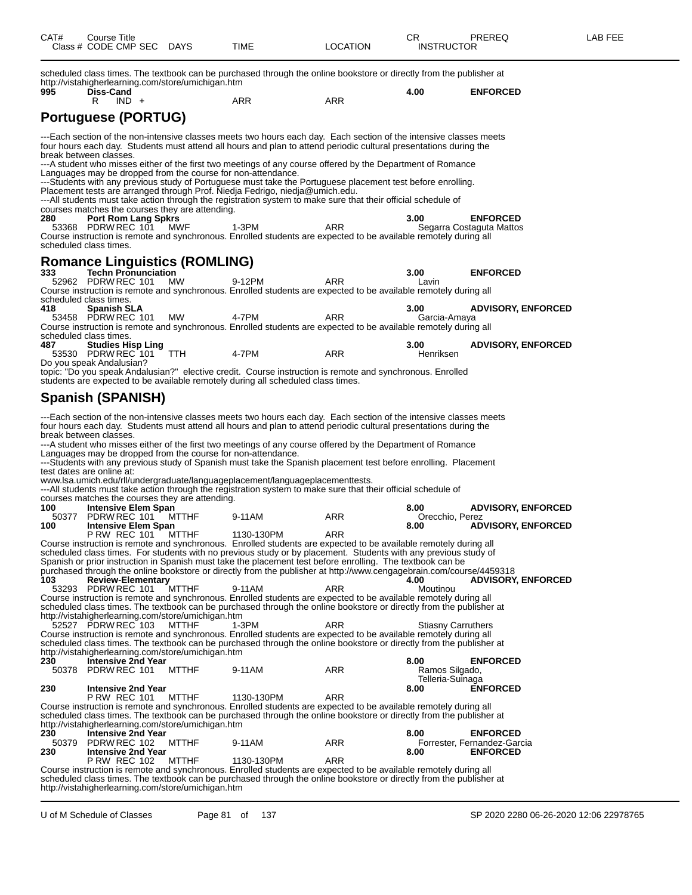| CAT# | Course Title<br>Class # CODE CMP SEC | DAYS | TIME | LOCATION | CR<br>INSTRUCTOR | PREREQ | LAB FEE |
|---|---|---|---|---|---|---|---|

scheduled class times. The textbook can be purchased through the online bookstore or directly from the publisher at http://vistahigherlearning.com/store/umichigan.htm

**995 Diss-Cand** 4.00 **ENFORCED**
R IND + ARR ARR

## Portuguese (PORTUG)

---Each section of the non-intensive classes meets two hours each day. Each section of the intensive classes meets four hours each day. Students must attend all hours and plan to attend periodic cultural presentations during the break between classes.
---A student who misses either of the first two meetings of any course offered by the Department of Romance Languages may be dropped from the course for non-attendance.
---Students with any previous study of Portuguese must take the Portuguese placement test before enrolling. Placement tests are arranged through Prof. Niedja Fedrigo, niedja@umich.edu.
---All students must take action through the registration system to make sure that their official schedule of courses matches the courses they are attending.

**280 Port Rom Lang Spkrs** 3.00 **ENFORCED**
53368 PDRW REC 101 MWF 1-3PM ARR Segarra Costaguta Mattos
Course instruction is remote and synchronous. Enrolled students are expected to be available remotely during all scheduled class times.

## Romance Linguistics (ROMLING)

**333 Techn Pronunciation** 3.00 **ENFORCED**
52962 PDRW REC 101 MW 9-12PM ARR Lavin
Course instruction is remote and synchronous. Enrolled students are expected to be available remotely during all scheduled class times.

**418 Spanish SLA** 3.00 **ADVISORY, ENFORCED**
53458 PDRW REC 101 MW 4-7PM ARR Garcia-Amaya
Course instruction is remote and synchronous. Enrolled students are expected to be available remotely during all scheduled class times.

**487 Studies Hisp Ling** 3.00 **ADVISORY, ENFORCED**
53530 PDRW REC 101 TTH 4-7PM ARR Henriksen
Do you speak Andalusian?
topic: "Do you speak Andalusian?" elective credit. Course instruction is remote and synchronous. Enrolled students are expected to be available remotely during all scheduled class times.

## Spanish (SPANISH)

---Each section of the non-intensive classes meets two hours each day. Each section of the intensive classes meets four hours each day. Students must attend all hours and plan to attend periodic cultural presentations during the break between classes.
---A student who misses either of the first two meetings of any course offered by the Department of Romance Languages may be dropped from the course for non-attendance.
---Students with any previous study of Spanish must take the Spanish placement test before enrolling. Placement test dates are online at:
www.lsa.umich.edu/rll/undergraduate/languageplacement/languageplacementtests.
---All students must take action through the registration system to make sure that their official schedule of courses matches the courses they are attending.

**100 Intensive Elem Span** 8.00 **ADVISORY, ENFORCED**
50377 PDRW REC 101 MTTHF 9-11AM ARR Orecchio, Perez

**100 Intensive Elem Span** 8.00 **ADVISORY, ENFORCED**
P RW REC 101 MTTHF 1130-130PM ARR
Course instruction is remote and synchronous. Enrolled students are expected to be available remotely during all scheduled class times. For students with no previous study or by placement. Students with any previous study of Spanish or prior instruction in Spanish must take the placement test before enrolling. The textbook can be purchased through the online bookstore or directly from the publisher at http://www.cengagebrain.com/course/4459318

**103 Review-Elementary** 4.00 **ADVISORY, ENFORCED**
53293 PDRW REC 101 MTTHF 9-11AM ARR Moutinou
Course instruction is remote and synchronous. Enrolled students are expected to be available remotely during all scheduled class times. The textbook can be purchased through the online bookstore or directly from the publisher at http://vistahigherlearning.com/store/umichigan.htm

52527 PDRW REC 103 MTTHF 1-3PM ARR Stiasny Carruthers
Course instruction is remote and synchronous. Enrolled students are expected to be available remotely during all scheduled class times. The textbook can be purchased through the online bookstore or directly from the publisher at http://vistahigherlearning.com/store/umichigan.htm

**230 Intensive 2nd Year** 8.00 **ENFORCED**
50378 PDRW REC 101 MTTHF 9-11AM ARR Ramos Silgado, Telleria-Suinaga

**230 Intensive 2nd Year** 8.00 **ENFORCED**
P RW REC 101 MTTHF 1130-130PM ARR
Course instruction is remote and synchronous. Enrolled students are expected to be available remotely during all scheduled class times. The textbook can be purchased through the online bookstore or directly from the publisher at http://vistahigherlearning.com/store/umichigan.htm

**230 Intensive 2nd Year** 8.00 **ENFORCED**
50379 PDRW REC 102 MTTHF 9-11AM ARR Forrester, Fernandez-Garcia

**230 Intensive 2nd Year** 8.00 **ENFORCED**
P RW REC 102 MTTHF 1130-130PM ARR
Course instruction is remote and synchronous. Enrolled students are expected to be available remotely during all scheduled class times. The textbook can be purchased through the online bookstore or directly from the publisher at http://vistahigherlearning.com/store/umichigan.htm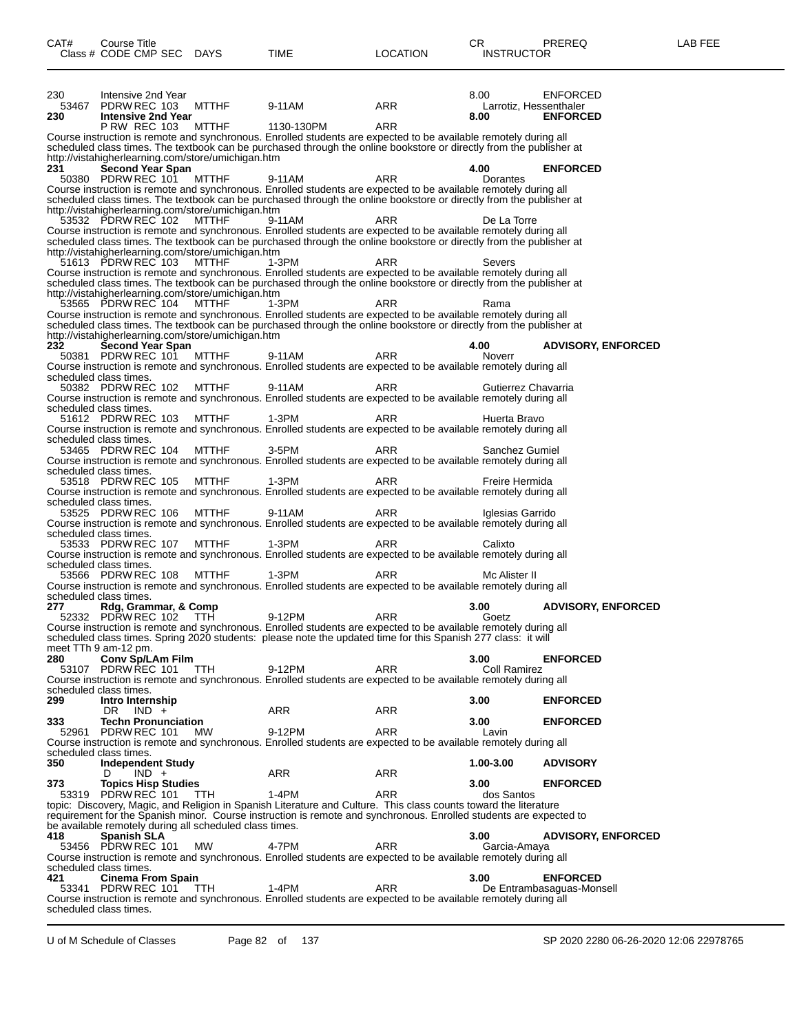| CAT# | Course Title | | | | | | CR | PREREQ | LAB FEE |
|---|---|---|---|---|---|---|---|---|---|
| Class # | CODE | CMP | SEC | DAYS | TIME | LOCATION | INSTRUCTOR | | |

230 Intensive 2nd Year — 8.00 — ENFORCED
53467 PDRW REC 103 MTTHF 9-11AM ARR Larrotiz, Hessenthaler

**230 Intensive 2nd Year — 8.00 — ENFORCED**
P RW REC 103 MTTHF 1130-130PM ARR
Course instruction is remote and synchronous. Enrolled students are expected to be available remotely during all scheduled class times. The textbook can be purchased through the online bookstore or directly from the publisher at http://vistahigherlearning.com/store/umichigan.htm

**231 Second Year Span — 4.00 — ENFORCED**
50380 PDRW REC 101 MTTHF 9-11AM ARR Dorantes
Course instruction is remote and synchronous. Enrolled students are expected to be available remotely during all scheduled class times. The textbook can be purchased through the online bookstore or directly from the publisher at http://vistahigherlearning.com/store/umichigan.htm
53532 PDRW REC 102 MTTHF 9-11AM ARR De La Torre
Course instruction is remote and synchronous. Enrolled students are expected to be available remotely during all scheduled class times. The textbook can be purchased through the online bookstore or directly from the publisher at http://vistahigherlearning.com/store/umichigan.htm
51613 PDRW REC 103 MTTHF 1-3PM ARR Severs
Course instruction is remote and synchronous. Enrolled students are expected to be available remotely during all scheduled class times. The textbook can be purchased through the online bookstore or directly from the publisher at http://vistahigherlearning.com/store/umichigan.htm
53565 PDRW REC 104 MTTHF 1-3PM ARR Rama
Course instruction is remote and synchronous. Enrolled students are expected to be available remotely during all scheduled class times. The textbook can be purchased through the online bookstore or directly from the publisher at http://vistahigherlearning.com/store/umichigan.htm

**232 Second Year Span — 4.00 — ADVISORY, ENFORCED**
50381 PDRW REC 101 MTTHF 9-11AM ARR Noverr
Course instruction is remote and synchronous. Enrolled students are expected to be available remotely during all scheduled class times.
50382 PDRW REC 102 MTTHF 9-11AM ARR Gutierrez Chavarria
Course instruction is remote and synchronous. Enrolled students are expected to be available remotely during all scheduled class times.
51612 PDRW REC 103 MTTHF 1-3PM ARR Huerta Bravo
Course instruction is remote and synchronous. Enrolled students are expected to be available remotely during all scheduled class times.
53465 PDRW REC 104 MTTHF 3-5PM ARR Sanchez Gumiel
Course instruction is remote and synchronous. Enrolled students are expected to be available remotely during all scheduled class times.
53518 PDRW REC 105 MTTHF 1-3PM ARR Freire Hermida
Course instruction is remote and synchronous. Enrolled students are expected to be available remotely during all scheduled class times.
53525 PDRW REC 106 MTTHF 9-11AM ARR Iglesias Garrido
Course instruction is remote and synchronous. Enrolled students are expected to be available remotely during all scheduled class times.
53533 PDRW REC 107 MTTHF 1-3PM ARR Calixto
Course instruction is remote and synchronous. Enrolled students are expected to be available remotely during all scheduled class times.
53566 PDRW REC 108 MTTHF 1-3PM ARR Mc Alister II
Course instruction is remote and synchronous. Enrolled students are expected to be available remotely during all scheduled class times.

**277 Rdg, Grammar, & Comp — 3.00 — ADVISORY, ENFORCED**
52332 PDRW REC 102 TTH 9-12PM ARR Goetz
Course instruction is remote and synchronous. Enrolled students are expected to be available remotely during all scheduled class times. Spring 2020 students: please note the updated time for this Spanish 277 class: it will meet TTh 9 am-12 pm.

**280 Conv Sp/LAm Film — 3.00 — ENFORCED**
53107 PDRW REC 101 TTH 9-12PM ARR Coll Ramirez
Course instruction is remote and synchronous. Enrolled students are expected to be available remotely during all scheduled class times.

**299 Intro Internship — 3.00 — ENFORCED**
DR IND + ARR ARR

**333 Techn Pronunciation — 3.00 — ENFORCED**
52961 PDRW REC 101 MW 9-12PM ARR Lavin
Course instruction is remote and synchronous. Enrolled students are expected to be available remotely during all scheduled class times.

**350 Independent Study — 1.00-3.00 — ADVISORY**
D IND + ARR ARR

**373 Topics Hisp Studies — 3.00 — ENFORCED**
53319 PDRW REC 101 TTH 1-4PM ARR dos Santos
topic: Discovery, Magic, and Religion in Spanish Literature and Culture. This class counts toward the literature requirement for the Spanish minor. Course instruction is remote and synchronous. Enrolled students are expected to be available remotely during all scheduled class times.

**418 Spanish SLA — 3.00 — ADVISORY, ENFORCED**
53456 PDRW REC 101 MW 4-7PM ARR Garcia-Amaya
Course instruction is remote and synchronous. Enrolled students are expected to be available remotely during all scheduled class times.

**421 Cinema From Spain — 3.00 — ENFORCED**
53341 PDRW REC 101 TTH 1-4PM ARR De Entrambasaguas-Monsell
Course instruction is remote and synchronous. Enrolled students are expected to be available remotely during all scheduled class times.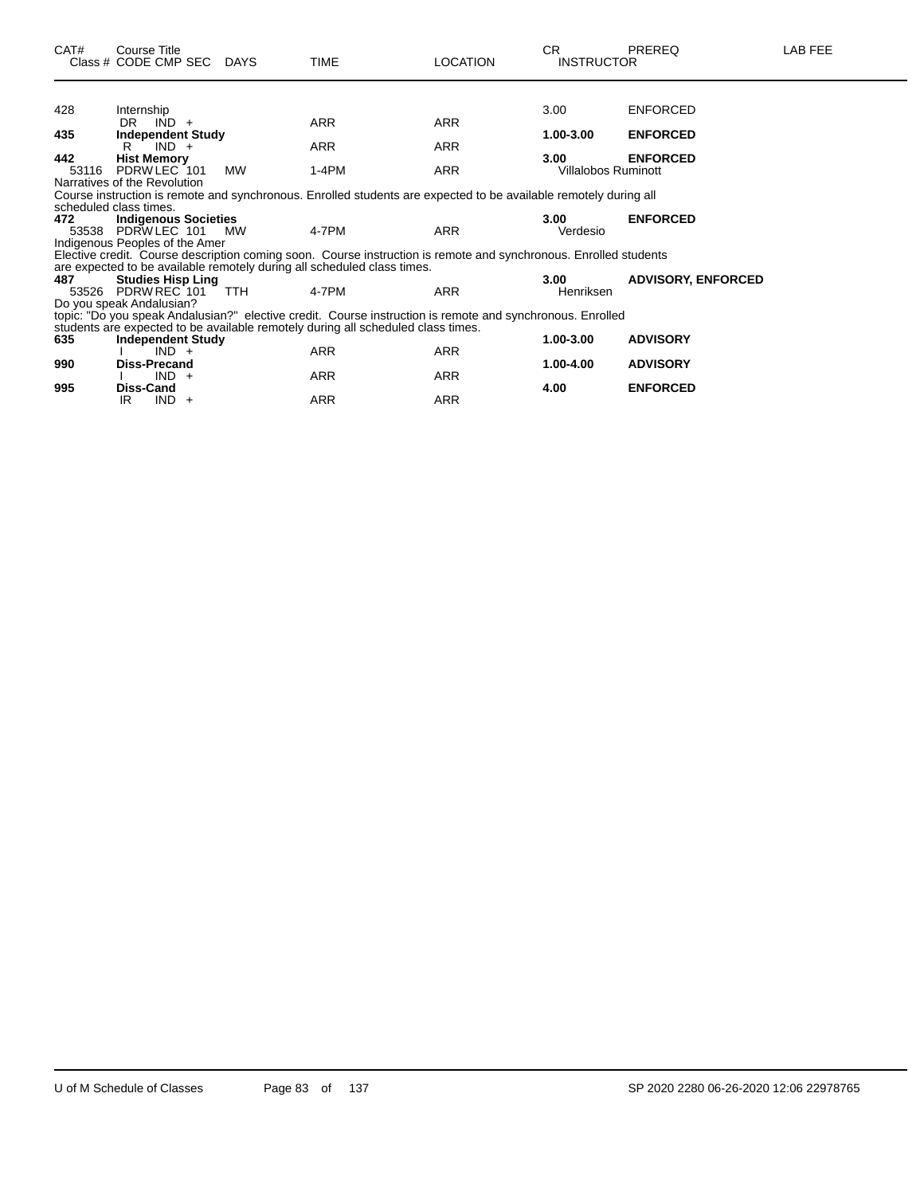| CAT# | Course Title Class # CODE CMP SEC | DAYS | TIME | LOCATION | CR INSTRUCTOR | PREREQ | LAB FEE |
|---|---|---|---|---|---|---|---|
| 428 | Internship | | | | 3.00 | ENFORCED | |
| | DR IND + | | ARR | ARR | | | |
| **435** | **Independent Study** | | | | **1.00-3.00** | **ENFORCED** | |
| | R IND + | | ARR | ARR | | | |
| **442** | **Hist Memory** | | | | **3.00** | **ENFORCED** | |
| 53116 | PDRW LEC 101 | MW | 1-4PM | ARR | Villalobos Ruminott | | |

Narratives of the Revolution

Course instruction is remote and synchronous. Enrolled students are expected to be available remotely during all scheduled class times.

| CAT# | Course Title Class # CODE CMP SEC | DAYS | TIME | LOCATION | CR INSTRUCTOR | PREREQ | LAB FEE |
|---|---|---|---|---|---|---|---|
| **472** | **Indigenous Societies** | | | | **3.00** | **ENFORCED** | |
| 53538 | PDRW LEC 101 | MW | 4-7PM | ARR | Verdesio | | |

Indigenous Peoples of the Amer

Elective credit. Course description coming soon. Course instruction is remote and synchronous. Enrolled students are expected to be available remotely during all scheduled class times.

| CAT# | Course Title Class # CODE CMP SEC | DAYS | TIME | LOCATION | CR INSTRUCTOR | PREREQ | LAB FEE |
|---|---|---|---|---|---|---|---|
| **487** | **Studies Hisp Ling** | | | | **3.00** | **ADVISORY, ENFORCED** | |
| 53526 | PDRW REC 101 | TTH | 4-7PM | ARR | Henriksen | | |

Do you speak Andalusian?

topic: "Do you speak Andalusian?" elective credit. Course instruction is remote and synchronous. Enrolled students are expected to be available remotely during all scheduled class times.

| CAT# | Course Title Class # CODE CMP SEC | DAYS | TIME | LOCATION | CR INSTRUCTOR | PREREQ | LAB FEE |
|---|---|---|---|---|---|---|---|
| **635** | **Independent Study** | | | | **1.00-3.00** | **ADVISORY** | |
| | I IND + | | ARR | ARR | | | |
| **990** | **Diss-Precand** | | | | **1.00-4.00** | **ADVISORY** | |
| | I IND + | | ARR | ARR | | | |
| **995** | **Diss-Cand** | | | | **4.00** | **ENFORCED** | |
| | IR IND + | | ARR | ARR | | | |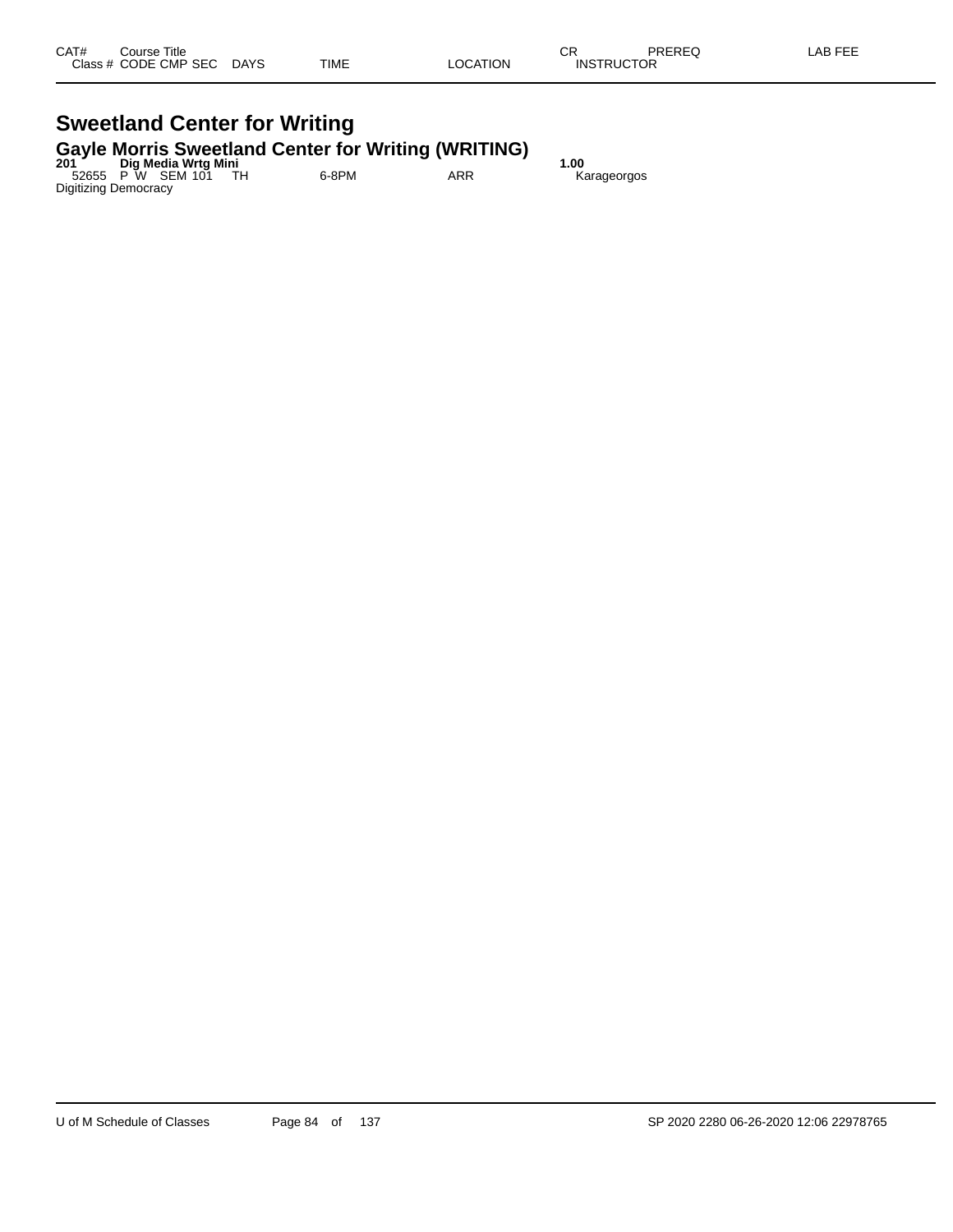| CAT# | Course Title | | | | | | | | | |
|---|---|---|---|---|---|---|---|---|---|---|
| Class # | CODE | CMP | SEC | DAYS | TIME | LOCATION | CR | INSTRUCTOR | PREREQ | LAB FEE |

# Sweetland Center for Writing

## Gayle Morris Sweetland Center for Writing (WRITING)

**201 Dig Media Wrtg Mini** **1.00**

| Class # | CODE | CMP | SEC | DAYS | TIME | LOCATION | INSTRUCTOR |
|---|---|---|---|---|---|---|---|
| 52655 | P W | SEM | 101 | TH | 6-8PM | ARR | Karageorgos |

Digitizing Democracy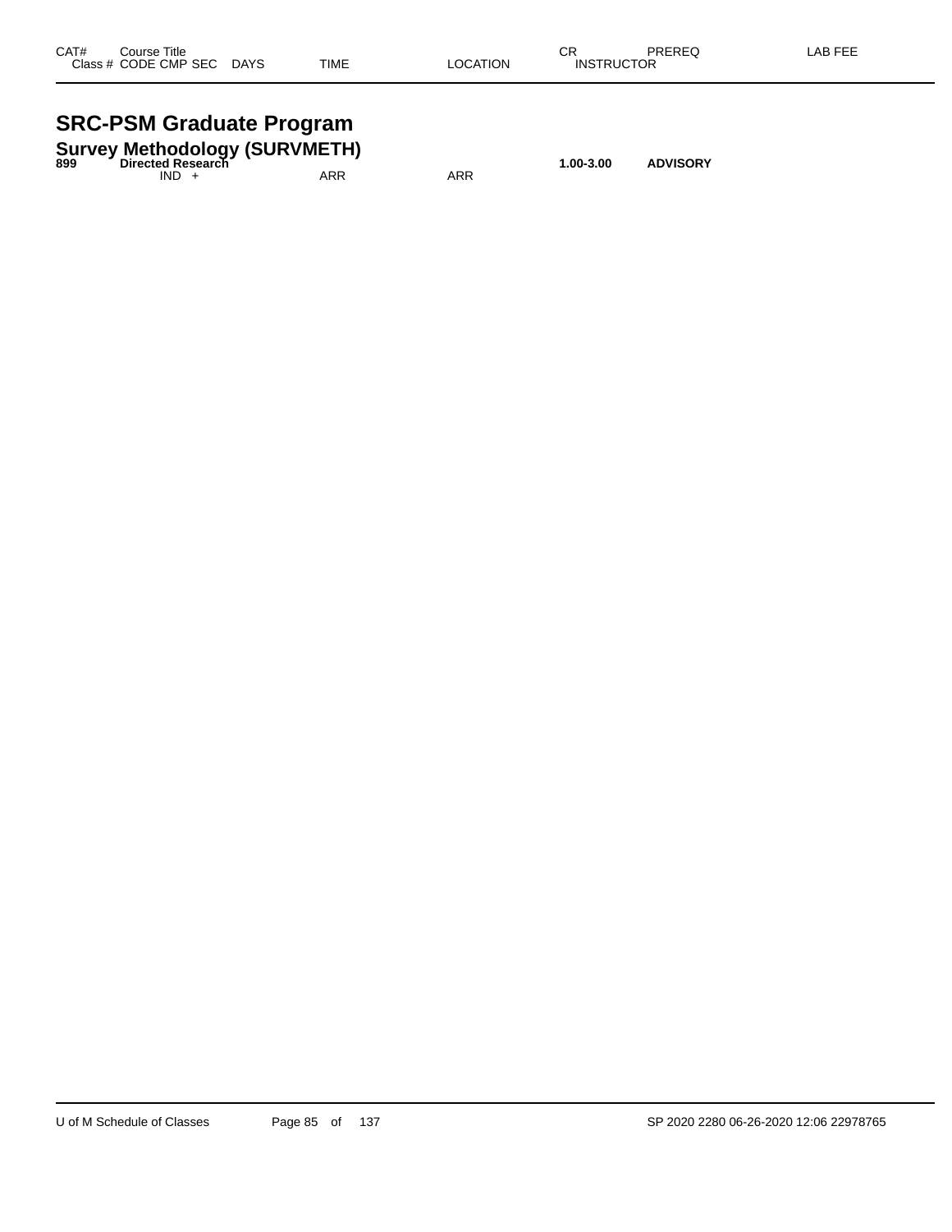| CAT# | Course Title |  |  |  | CR | PREREQ | LAB FEE |
|---|---|---|---|---|---|---|---|
|  | Class # CODE CMP SEC | DAYS | TIME | LOCATION | INSTRUCTOR |  |  |

# SRC-PSM Graduate Program

## Survey Methodology (SURVMETH)

| CAT# | Course Title |  |  |  | CR | PREREQ | LAB FEE |
|---|---|---|---|---|---|---|---|
| **899** | **Directed Research** |  |  |  | **1.00-3.00** | **ADVISORY** |  |
|  | IND + |  | ARR | ARR |  |  |  |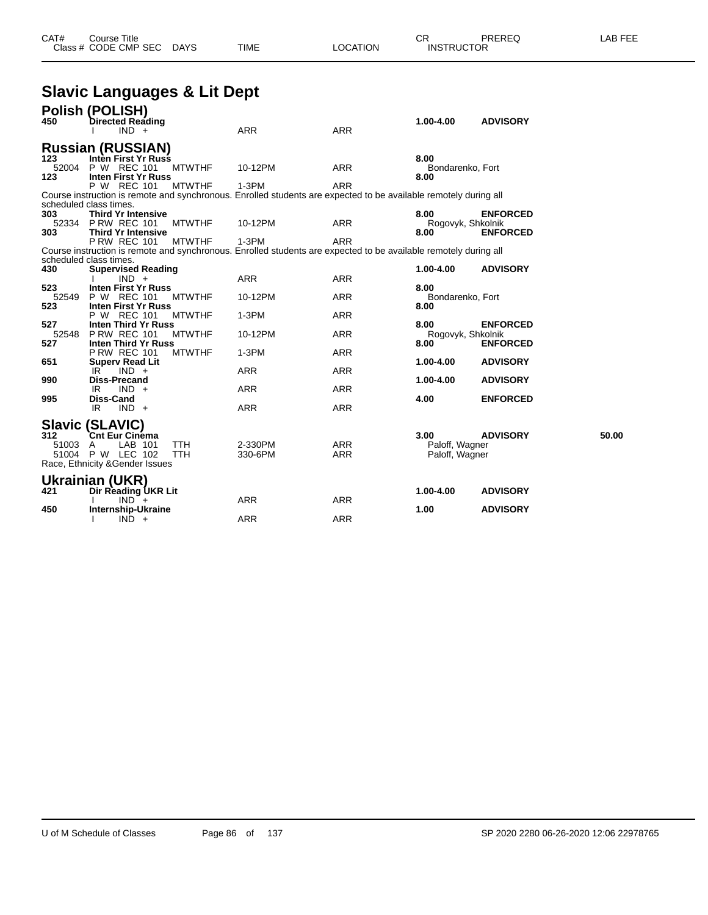| CAT# | Course Title | | | | CR | PREREQ | LAB FEE |
|---|---|---|---|---|---|---|---|
| Class # | CODE CMP SEC | DAYS | TIME | LOCATION | INSTRUCTOR | | |

# Slavic Languages & Lit Dept

## Polish (POLISH)

| CAT# | Course Title / Class # CODE CMP SEC | DAYS | TIME | LOCATION | CR / INSTRUCTOR | PREREQ | LAB FEE |
|---|---|---|---|---|---|---|---|
| **450** | **Directed Reading** | | | | **1.00-4.00** | **ADVISORY** | |
| | I IND + | | ARR | ARR | | | |

## Russian (RUSSIAN)

| CAT# | Course Title / Class # CODE CMP SEC | DAYS | TIME | LOCATION | CR / INSTRUCTOR | PREREQ | LAB FEE |
|---|---|---|---|---|---|---|---|
| **123** | **Inten First Yr Russ** | | | | **8.00** | | |
| 52004 | P W REC 101 | MTWTHF | 10-12PM | ARR | Bondarenko, Fort | | |
| **123** | **Inten First Yr Russ** | | | | **8.00** | | |
| | P W REC 101 | MTWTHF | 1-3PM | ARR | | | |

Course instruction is remote and synchronous. Enrolled students are expected to be available remotely during all scheduled class times.

| CAT# | Course Title / Class # CODE CMP SEC | DAYS | TIME | LOCATION | CR / INSTRUCTOR | PREREQ | LAB FEE |
|---|---|---|---|---|---|---|---|
| **303** | **Third Yr Intensive** | | | | **8.00** | **ENFORCED** | |
| 52334 | P RW REC 101 | MTWTHF | 10-12PM | ARR | Rogovyk, Shkolnik | | |
| **303** | **Third Yr Intensive** | | | | **8.00** | **ENFORCED** | |
| | P RW REC 101 | MTWTHF | 1-3PM | ARR | | | |

Course instruction is remote and synchronous. Enrolled students are expected to be available remotely during all scheduled class times.

| CAT# | Course Title / Class # CODE CMP SEC | DAYS | TIME | LOCATION | CR / INSTRUCTOR | PREREQ | LAB FEE |
|---|---|---|---|---|---|---|---|
| **430** | **Supervised Reading** | | | | **1.00-4.00** | **ADVISORY** | |
| | I IND + | | ARR | ARR | | | |
| **523** | **Inten First Yr Russ** | | | | **8.00** | | |
| 52549 | P W REC 101 | MTWTHF | 10-12PM | ARR | Bondarenko, Fort | | |
| **523** | **Inten First Yr Russ** | | | | **8.00** | | |
| | P W REC 101 | MTWTHF | 1-3PM | ARR | | | |
| **527** | **Inten Third Yr Russ** | | | | **8.00** | **ENFORCED** | |
| 52548 | P RW REC 101 | MTWTHF | 10-12PM | ARR | Rogovyk, Shkolnik | | |
| **527** | **Inten Third Yr Russ** | | | | **8.00** | **ENFORCED** | |
| | P RW REC 101 | MTWTHF | 1-3PM | ARR | | | |
| **651** | **Superv Read Lit** | | | | **1.00-4.00** | **ADVISORY** | |
| | IR IND + | | ARR | ARR | | | |
| **990** | **Diss-Precand** | | | | **1.00-4.00** | **ADVISORY** | |
| | IR IND + | | ARR | ARR | | | |
| **995** | **Diss-Cand** | | | | **4.00** | **ENFORCED** | |
| | IR IND + | | ARR | ARR | | | |

## Slavic (SLAVIC)

| CAT# | Course Title / Class # CODE CMP SEC | DAYS | TIME | LOCATION | CR / INSTRUCTOR | PREREQ | LAB FEE |
|---|---|---|---|---|---|---|---|
| **312** | **Cnt Eur Cinema** | | | | **3.00** | **ADVISORY** | **50.00** |
| 51003 | A LAB 101 | TTH | 2-330PM | ARR | Paloff, Wagner | | |
| 51004 | P W LEC 102 | TTH | 330-6PM | ARR | Paloff, Wagner | | |

Race, Ethnicity &Gender Issues

## Ukrainian (UKR)

| CAT# | Course Title / Class # CODE CMP SEC | DAYS | TIME | LOCATION | CR / INSTRUCTOR | PREREQ | LAB FEE |
|---|---|---|---|---|---|---|---|
| **421** | **Dir Reading UKR Lit** | | | | **1.00-4.00** | **ADVISORY** | |
| | I IND + | | ARR | ARR | | | |
| **450** | **Internship-Ukraine** | | | | **1.00** | **ADVISORY** | |
| | I IND + | | ARR | ARR | | | |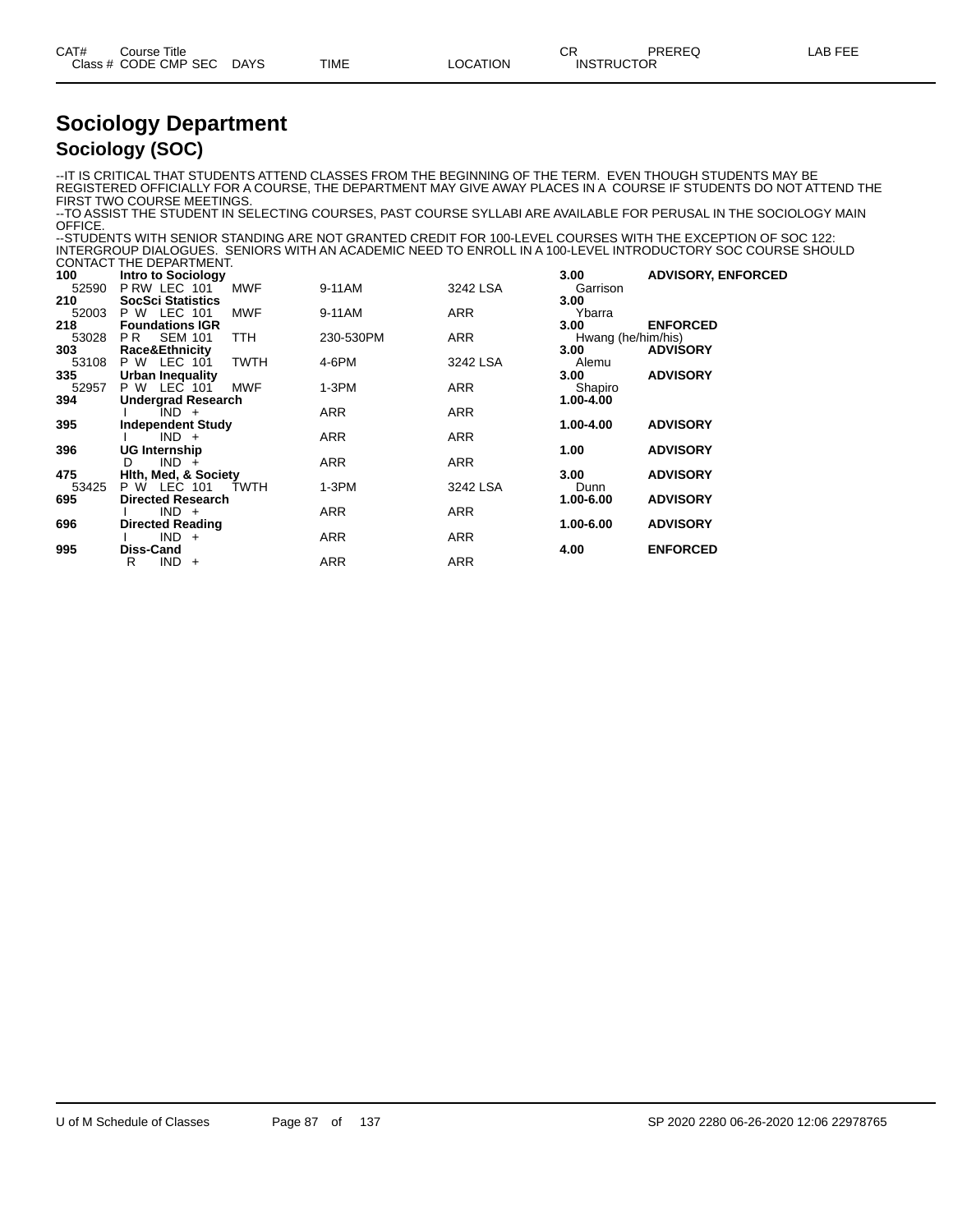# Sociology Department

## Sociology (SOC)

--IT IS CRITICAL THAT STUDENTS ATTEND CLASSES FROM THE BEGINNING OF THE TERM. EVEN THOUGH STUDENTS MAY BE REGISTERED OFFICIALLY FOR A COURSE, THE DEPARTMENT MAY GIVE AWAY PLACES IN A COURSE IF STUDENTS DO NOT ATTEND THE FIRST TWO COURSE MEETINGS.
--TO ASSIST THE STUDENT IN SELECTING COURSES, PAST COURSE SYLLABI ARE AVAILABLE FOR PERUSAL IN THE SOCIOLOGY MAIN OFFICE.
--STUDENTS WITH SENIOR STANDING ARE NOT GRANTED CREDIT FOR 100-LEVEL COURSES WITH THE EXCEPTION OF SOC 122: INTERGROUP DIALOGUES. SENIORS WITH AN ACADEMIC NEED TO ENROLL IN A 100-LEVEL INTRODUCTORY SOC COURSE SHOULD CONTACT THE DEPARTMENT.

| CAT# / Class # | Course Title / CODE CMP SEC | DAYS | TIME | LOCATION | CR / INSTRUCTOR | PREREQ | LAB FEE |
|---|---|---|---|---|---|---|---|
| **100** | **Intro to Sociology** | | | | **3.00** | **ADVISORY, ENFORCED** | |
| 52590 | P RW LEC 101 | MWF | 9-11AM | 3242 LSA | Garrison | | |
| **210** | **SocSci Statistics** | | | | **3.00** | | |
| 52003 | P W LEC 101 | MWF | 9-11AM | ARR | Ybarra | | |
| **218** | **Foundations IGR** | | | | **3.00** | **ENFORCED** | |
| 53028 | P R SEM 101 | TTH | 230-530PM | ARR | Hwang (he/him/his) | | |
| **303** | **Race&Ethnicity** | | | | **3.00** | **ADVISORY** | |
| 53108 | P W LEC 101 | TWTH | 4-6PM | 3242 LSA | Alemu | | |
| **335** | **Urban Inequality** | | | | **3.00** | **ADVISORY** | |
| 52957 | P W LEC 101 | MWF | 1-3PM | ARR | Shapiro | | |
| **394** | **Undergrad Research** | | | | **1.00-4.00** | | |
| | I IND + | | ARR | ARR | | | |
| **395** | **Independent Study** | | | | **1.00-4.00** | **ADVISORY** | |
| | I IND + | | ARR | ARR | | | |
| **396** | **UG Internship** | | | | **1.00** | **ADVISORY** | |
| | D IND + | | ARR | ARR | | | |
| **475** | **Hlth, Med, & Society** | | | | **3.00** | **ADVISORY** | |
| 53425 | P W LEC 101 | TWTH | 1-3PM | 3242 LSA | Dunn | | |
| **695** | **Directed Research** | | | | **1.00-6.00** | **ADVISORY** | |
| | I IND + | | ARR | ARR | | | |
| **696** | **Directed Reading** | | | | **1.00-6.00** | **ADVISORY** | |
| | I IND + | | ARR | ARR | | | |
| **995** | **Diss-Cand** | | | | **4.00** | **ENFORCED** | |
| | R IND + | | ARR | ARR | | | |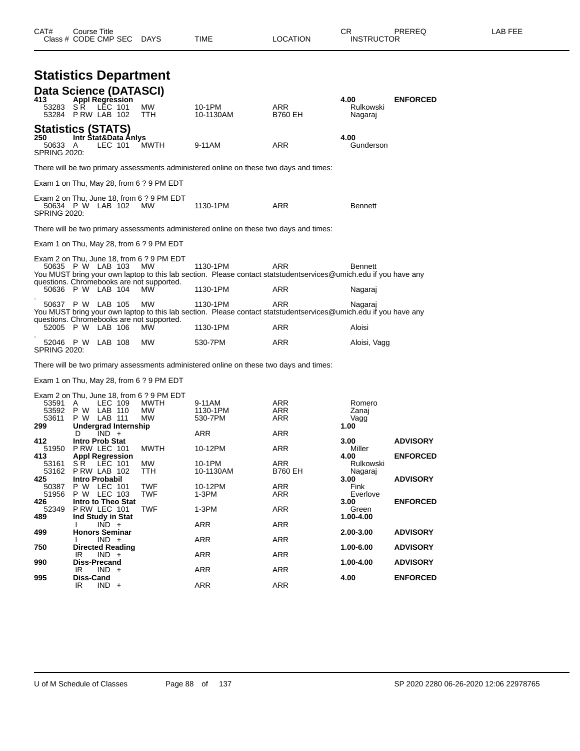# Statistics Department

## Data Science (DATASCI)

| CAT# | Class # | CODE | CMP | SEC | DAYS | TIME | LOCATION | CR / INSTRUCTOR | PREREQ | LAB FEE |
|---|---|---|---|---|---|---|---|---|---|---|
| 413 | Appl Regression | | | | | | | 4.00 | ENFORCED | |
| | 53283 | S R | LEC | 101 | MW | 10-1PM | ARR | Rulkowski | | |
| | 53284 | P RW | LAB | 102 | TTH | 10-1130AM | B760 EH | Nagaraj | | |

## Statistics (STATS)

| CAT# | Class # | CODE | CMP | SEC | DAYS | TIME | LOCATION | CR / INSTRUCTOR | PREREQ | LAB FEE |
|---|---|---|---|---|---|---|---|---|---|---|
| 250 | Intr Stat&Data Anlys | | | | | | | 4.00 | | |
| | 50633 | A | LEC | 101 | MWTH | 9-11AM | ARR | Gunderson | | |

SPRING 2020:

There will be two primary assessments administered online on these two days and times:

Exam 1 on Thu, May 28, from 6 ? 9 PM EDT

Exam 2 on Thu, June 18, from 6 ? 9 PM EDT

| Class # | CODE | CMP | SEC | DAYS | TIME | LOCATION | INSTRUCTOR |
|---|---|---|---|---|---|---|---|
| 50634 | P W | LAB | 102 | MW | 1130-1PM | ARR | Bennett |

SPRING 2020:

There will be two primary assessments administered online on these two days and times:

Exam 1 on Thu, May 28, from 6 ? 9 PM EDT

Exam 2 on Thu, June 18, from 6 ? 9 PM EDT

| Class # | CODE | CMP | SEC | DAYS | TIME | LOCATION | INSTRUCTOR |
|---|---|---|---|---|---|---|---|
| 50635 | P W | LAB | 103 | MW | 1130-1PM | ARR | Bennett |

You MUST bring your own laptop to this lab section. Please contact statstudentservices@umich.edu if you have any questions. Chromebooks are not supported.

| Class # | CODE | CMP | SEC | DAYS | TIME | LOCATION | INSTRUCTOR |
|---|---|---|---|---|---|---|---|
| 50636 | P W | LAB | 104 | MW | 1130-1PM | ARR | Nagaraj |

.

| Class # | CODE | CMP | SEC | DAYS | TIME | LOCATION | INSTRUCTOR |
|---|---|---|---|---|---|---|---|
| 50637 | P W | LAB | 105 | MW | 1130-1PM | ARR | Nagaraj |

You MUST bring your own laptop to this lab section. Please contact statstudentservices@umich.edu if you have any questions. Chromebooks are not supported.

| Class # | CODE | CMP | SEC | DAYS | TIME | LOCATION | INSTRUCTOR |
|---|---|---|---|---|---|---|---|
| 52005 | P W | LAB | 106 | MW | 1130-1PM | ARR | Aloisi |

.

| Class # | CODE | CMP | SEC | DAYS | TIME | LOCATION | INSTRUCTOR |
|---|---|---|---|---|---|---|---|
| 52046 | P W | LAB | 108 | MW | 530-7PM | ARR | Aloisi, Vagg |

SPRING 2020:

There will be two primary assessments administered online on these two days and times:

Exam 1 on Thu, May 28, from 6 ? 9 PM EDT

Exam 2 on Thu, June 18, from 6 ? 9 PM EDT

| CAT# | Class # | CODE | CMP | SEC | DAYS | TIME | LOCATION | CR / INSTRUCTOR | PREREQ | LAB FEE |
|---|---|---|---|---|---|---|---|---|---|---|
| | 53591 | A | LEC | 109 | MWTH | 9-11AM | ARR | Romero | | |
| | 53592 | P W | LAB | 110 | MW | 1130-1PM | ARR | Zanaj | | |
| | 53611 | P W | LAB | 111 | MW | 530-7PM | ARR | Vagg | | |
| 299 | Undergrad Internship | | | | | | | 1.00 | | |
| | | D | IND | + | | ARR | ARR | | | |
| 412 | Intro Prob Stat | | | | | | | 3.00 | ADVISORY | |
| | 51950 | P RW | LEC | 101 | MWTH | 10-12PM | ARR | Miller | | |
| 413 | Appl Regression | | | | | | | 4.00 | ENFORCED | |
| | 53161 | S R | LEC | 101 | MW | 10-1PM | ARR | Rulkowski | | |
| | 53162 | P RW | LAB | 102 | TTH | 10-1130AM | B760 EH | Nagaraj | | |
| 425 | Intro Probabil | | | | | | | 3.00 | ADVISORY | |
| | 50387 | P W | LEC | 101 | TWF | 10-12PM | ARR | Fink | | |
| | 51956 | P W | LEC | 103 | TWF | 1-3PM | ARR | Everlove | | |
| 426 | Intro to Theo Stat | | | | | | | 3.00 | ENFORCED | |
| | 52349 | P RW | LEC | 101 | TWF | 1-3PM | ARR | Green | | |
| 489 | Ind Study in Stat | | | | | | | 1.00-4.00 | | |
| | | I | IND | + | | ARR | ARR | | | |
| 499 | Honors Seminar | | | | | | | 2.00-3.00 | ADVISORY | |
| | | I | IND | + | | ARR | ARR | | | |
| 750 | Directed Reading | | | | | | | 1.00-6.00 | ADVISORY | |
| | | IR | IND | + | | ARR | ARR | | | |
| 990 | Diss-Precand | | | | | | | 1.00-4.00 | ADVISORY | |
| | | IR | IND | + | | ARR | ARR | | | |
| 995 | Diss-Cand | | | | | | | 4.00 | ENFORCED | |
| | | IR | IND | + | | ARR | ARR | | | |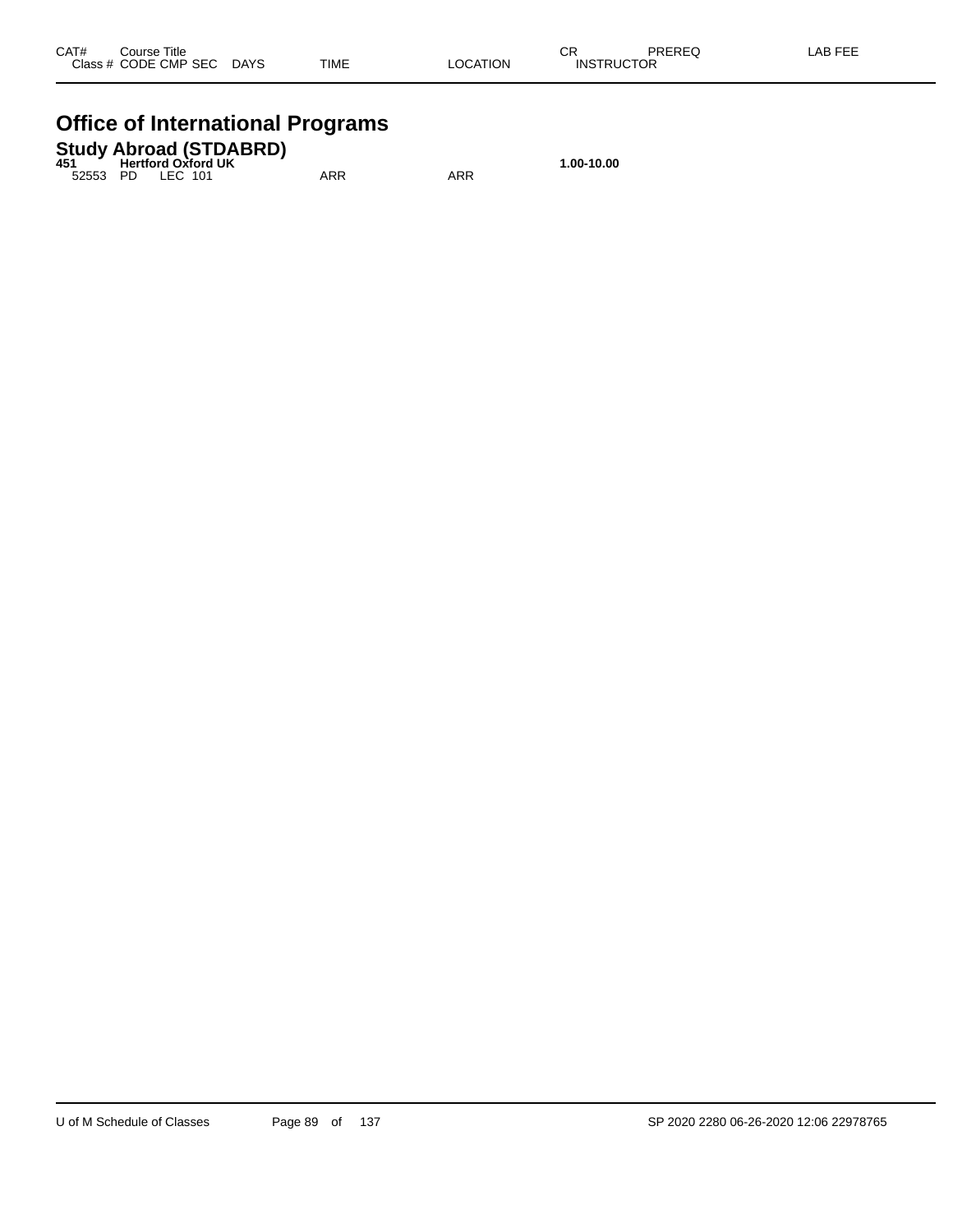| CAT# | Course Title Class # CODE CMP SEC | DAYS | TIME | LOCATION | CR INSTRUCTOR | PREREQ | LAB FEE |
|---|---|---|---|---|---|---|---|

# Office of International Programs

## Study Abroad (STDABRD)

| CAT# | Course Title Class # CODE CMP SEC | DAYS | TIME | LOCATION | CR INSTRUCTOR | PREREQ | LAB FEE |
|---|---|---|---|---|---|---|---|
| **451** | **Hertford Oxford UK** | | | | **1.00-10.00** | | |
| 52553 | PD LEC 101 | | ARR | ARR | | | |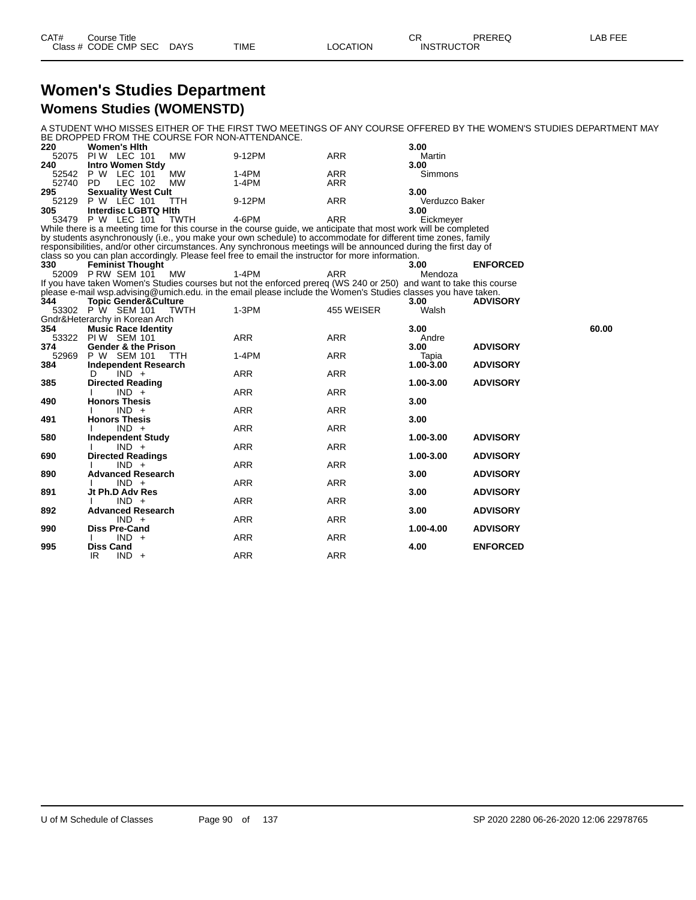# Women's Studies Department

## Womens Studies (WOMENSTD)

A STUDENT WHO MISSES EITHER OF THE FIRST TWO MEETINGS OF ANY COURSE OFFERED BY THE WOMEN'S STUDIES DEPARTMENT MAY BE DROPPED FROM THE COURSE FOR NON-ATTENDANCE.

| CAT# / Class # | Course Title / CODE CMP SEC | DAYS | TIME | LOCATION | CR / INSTRUCTOR | PREREQ | LAB FEE |
|---|---|---|---|---|---|---|---|
| **220** | **Women's Hlth** | | | | **3.00** | | |
| 52075 | PI W LEC 101 | MW | 9-12PM | ARR | Martin | | |
| **240** | **Intro Women Stdy** | | | | **3.00** | | |
| 52542 | P W LEC 101 | MW | 1-4PM | ARR | Simmons | | |
| 52740 | PD LEC 102 | MW | 1-4PM | ARR | | | |
| **295** | **Sexuality West Cult** | | | | **3.00** | | |
| 52129 | P W LEC 101 | TTH | 9-12PM | ARR | Verduzco Baker | | |
| **305** | **Interdisc LGBTQ Hlth** | | | | **3.00** | | |
| 53479 | P W LEC 101 | TWTH | 4-6PM | ARR | Eickmeyer | | |

While there is a meeting time for this course in the course guide, we anticipate that most work will be completed by students asynchronously (i.e., you make your own schedule) to accommodate for different time zones, family responsibilities, and/or other circumstances. Any synchronous meetings will be announced during the first day of class so you can plan accordingly. Please feel free to email the instructor for more information.

| CAT# / Class # | Course Title / CODE CMP SEC | DAYS | TIME | LOCATION | CR / INSTRUCTOR | PREREQ | LAB FEE |
|---|---|---|---|---|---|---|---|
| **330** | **Feminist Thought** | | | | **3.00** | **ENFORCED** | |
| 52009 | P RW SEM 101 | MW | 1-4PM | ARR | Mendoza | | |

If you have taken Women's Studies courses but not the enforced prereq (WS 240 or 250) and want to take this course please e-mail wsp.advising@umich.edu. in the email please include the Women's Studies classes you have taken.

| CAT# / Class # | Course Title / CODE CMP SEC | DAYS | TIME | LOCATION | CR / INSTRUCTOR | PREREQ | LAB FEE |
|---|---|---|---|---|---|---|---|
| **344** | **Topic Gender&Culture** | | | | **3.00** | **ADVISORY** | |
| 53302 | P W SEM 101 | TWTH | 1-3PM | 455 WEISER | Walsh | | |

Gndr&Heterarchy in Korean Arch

| CAT# / Class # | Course Title / CODE CMP SEC | DAYS | TIME | LOCATION | CR / INSTRUCTOR | PREREQ | LAB FEE |
|---|---|---|---|---|---|---|---|
| **354** | **Music Race Identity** | | | | **3.00** | | **60.00** |
| 53322 | PI W SEM 101 | | ARR | ARR | Andre | | |
| **374** | **Gender & the Prison** | | | | **3.00** | **ADVISORY** | |
| 52969 | P W SEM 101 | TTH | 1-4PM | ARR | Tapia | | |
| **384** | **Independent Research** | | | | **1.00-3.00** | **ADVISORY** | |
| | D IND + | | ARR | ARR | | | |
| **385** | **Directed Reading** | | | | **1.00-3.00** | **ADVISORY** | |
| | I IND + | | ARR | ARR | | | |
| **490** | **Honors Thesis** | | | | **3.00** | | |
| | I IND + | | ARR | ARR | | | |
| **491** | **Honors Thesis** | | | | **3.00** | | |
| | I IND + | | ARR | ARR | | | |
| **580** | **Independent Study** | | | | **1.00-3.00** | **ADVISORY** | |
| | I IND + | | ARR | ARR | | | |
| **690** | **Directed Readings** | | | | **1.00-3.00** | **ADVISORY** | |
| | I IND + | | ARR | ARR | | | |
| **890** | **Advanced Research** | | | | **3.00** | **ADVISORY** | |
| | I IND + | | ARR | ARR | | | |
| **891** | **Jt Ph.D Adv Res** | | | | **3.00** | **ADVISORY** | |
| | I IND + | | ARR | ARR | | | |
| **892** | **Advanced Research** | | | | **3.00** | **ADVISORY** | |
| | IND + | | ARR | ARR | | | |
| **990** | **Diss Pre-Cand** | | | | **1.00-4.00** | **ADVISORY** | |
| | I IND + | | ARR | ARR | | | |
| **995** | **Diss Cand** | | | | **4.00** | **ENFORCED** | |
| | IR IND + | | ARR | ARR | | | |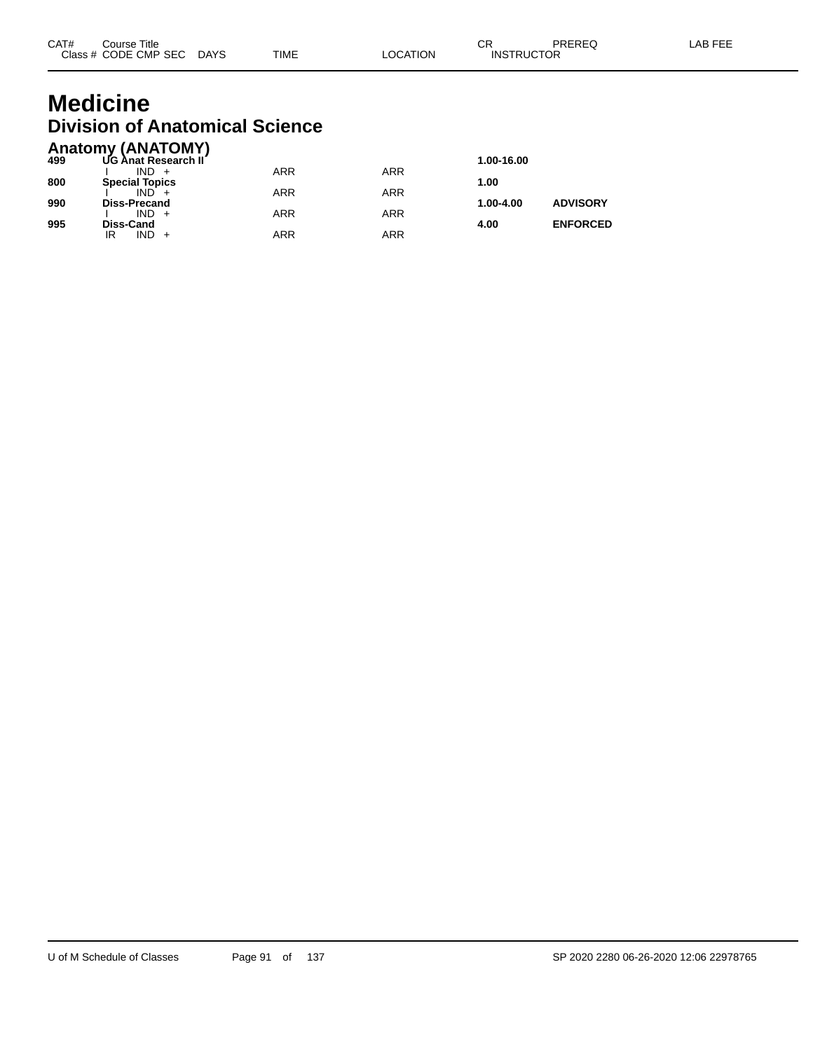# Medicine

## Division of Anatomical Science

### Anatomy (ANATOMY)

| CAT# | Course Title | | | | | CR | PREREQ | LAB FEE |
|---|---|---|---|---|---|---|---|---|
| Class # | CODE | CMP | SEC | DAYS | TIME | LOCATION | INSTRUCTOR | |
| **499** | **UG Anat Research II** | | | | | **1.00-16.00** | | |
| | I | IND | + | | ARR | ARR | | |
| **800** | **Special Topics** | | | | | **1.00** | | |
| | I | IND | + | | ARR | ARR | | |
| **990** | **Diss-Precand** | | | | | **1.00-4.00** | **ADVISORY** | |
| | I | IND | + | | ARR | ARR | | |
| **995** | **Diss-Cand** | | | | | **4.00** | **ENFORCED** | |
| | IR | IND | + | | ARR | ARR | | |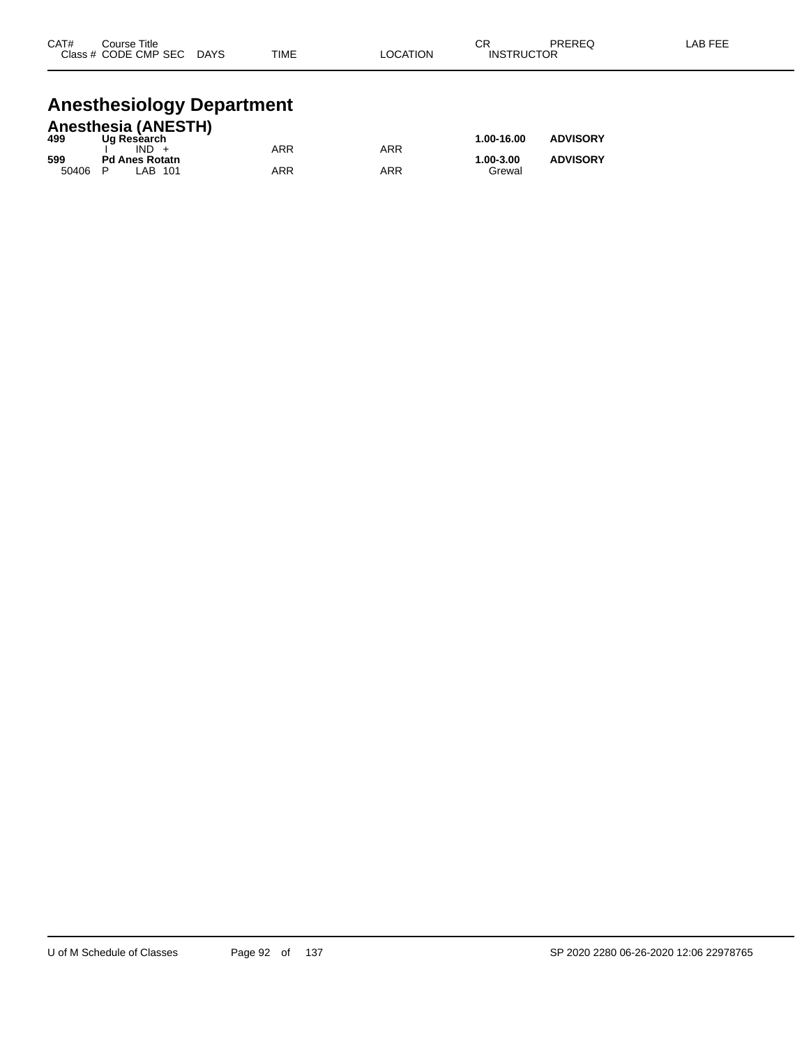| CAT# | Course Title | | | | | | CR | PREREQ | LAB FEE |
|---|---|---|---|---|---|---|---|---|---|
| Class # | CODE | CMP | SEC | DAYS | TIME | LOCATION | INSTRUCTOR | | |

# Anesthesiology Department

## Anesthesia (ANESTH)

| CAT# | Course Title | | | | | | CR | PREREQ | LAB FEE |
|---|---|---|---|---|---|---|---|---|---|
| **499** | **Ug Research** | | | | | | **1.00-16.00** | **ADVISORY** | |
| | I | IND | + | | ARR | ARR | | | |
| **599** | **Pd Anes Rotatn** | | | | | | **1.00-3.00** | **ADVISORY** | |
| 50406 | P | LAB | 101 | | ARR | ARR | Grewal | | |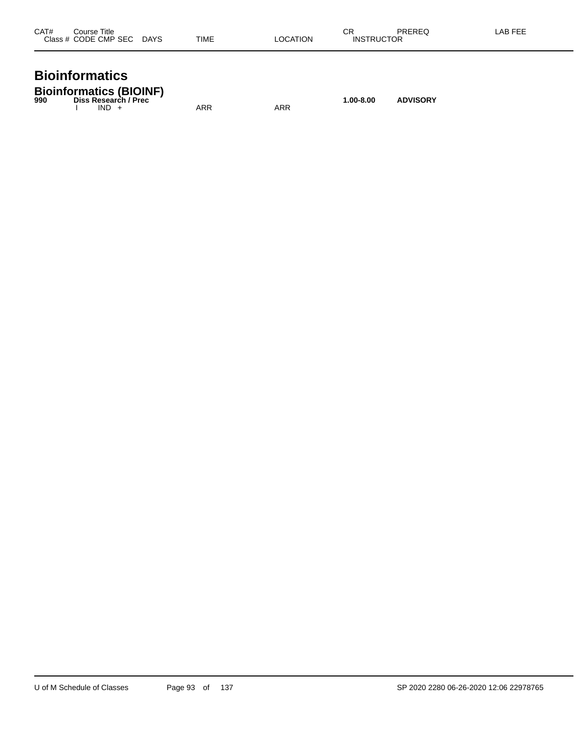| CAT# | Course Title<br>Class # CODE CMP SEC DAYS | TIME | LOCATION | CR<br>INSTRUCTOR | PREREQ | LAB FEE |
|---|---|---|---|---|---|---|

# Bioinformatics

## Bioinformatics (BIOINF)

| CAT# | Course Title<br>Class # CODE CMP SEC DAYS | TIME | LOCATION | CR<br>INSTRUCTOR | PREREQ | LAB FEE |
|---|---|---|---|---|---|---|
| **990** | **Diss Research / Prec** | | | **1.00-8.00** | **ADVISORY** | |
| | I IND + | ARR | ARR | | | |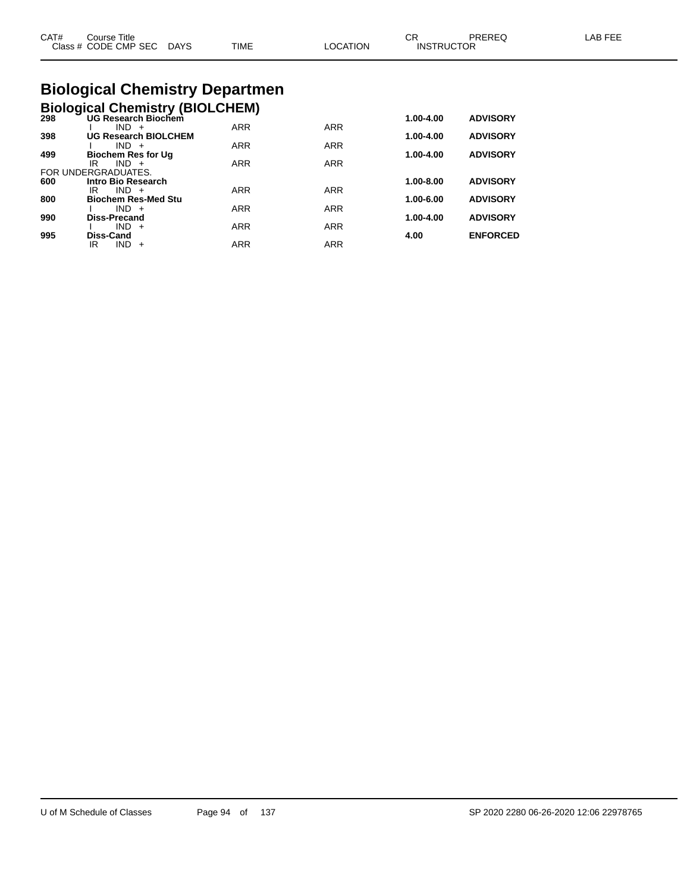| CAT# | Course Title | | | | | CR | PREREQ | LAB FEE |
|---|---|---|---|---|---|---|---|---|
| Class # | CODE | CMP | SEC | DAYS | TIME | LOCATION | INSTRUCTOR | |

# Biological Chemistry Departmen

## Biological Chemistry (BIOLCHEM)

| CAT# | Course Title | | | | TIME | LOCATION | CR | PREREQ |
|---|---|---|---|---|---|---|---|---|
| **298** | **UG Research Biochem** | | | | | | **1.00-4.00** | **ADVISORY** |
| | I | IND | + | | ARR | ARR | | |
| **398** | **UG Research BIOLCHEM** | | | | | | **1.00-4.00** | **ADVISORY** |
| | I | IND | + | | ARR | ARR | | |
| **499** | **Biochem Res for Ug** | | | | | | **1.00-4.00** | **ADVISORY** |
| | IR | IND | + | | ARR | ARR | | |
| FOR UNDERGRADUATES. | | | | | | | | |
| **600** | **Intro Bio Research** | | | | | | **1.00-8.00** | **ADVISORY** |
| | IR | IND | + | | ARR | ARR | | |
| **800** | **Biochem Res-Med Stu** | | | | | | **1.00-6.00** | **ADVISORY** |
| | I | IND | + | | ARR | ARR | | |
| **990** | **Diss-Precand** | | | | | | **1.00-4.00** | **ADVISORY** |
| | I | IND | + | | ARR | ARR | | |
| **995** | **Diss-Cand** | | | | | | **4.00** | **ENFORCED** |
| | IR | IND | + | | ARR | ARR | | |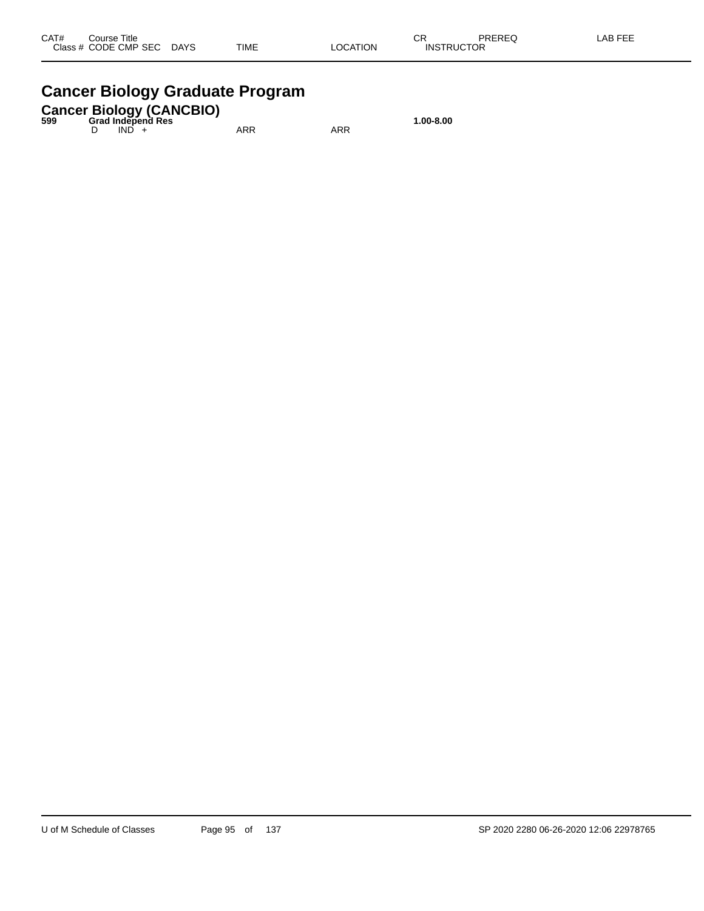| CAT# | Course Title Class # CODE CMP SEC | DAYS | TIME | LOCATION | CR INSTRUCTOR | PREREQ | LAB FEE |
|---|---|---|---|---|---|---|---|

# Cancer Biology Graduate Program

## Cancer Biology (CANCBIO)

| CAT# | Course Title Class # CODE CMP SEC | DAYS | TIME | LOCATION | CR INSTRUCTOR | PREREQ | LAB FEE |
|---|---|---|---|---|---|---|---|
| **599** | **Grad Independ Res** | | | | **1.00-8.00** | | |
| | D IND + | | ARR | ARR | | | |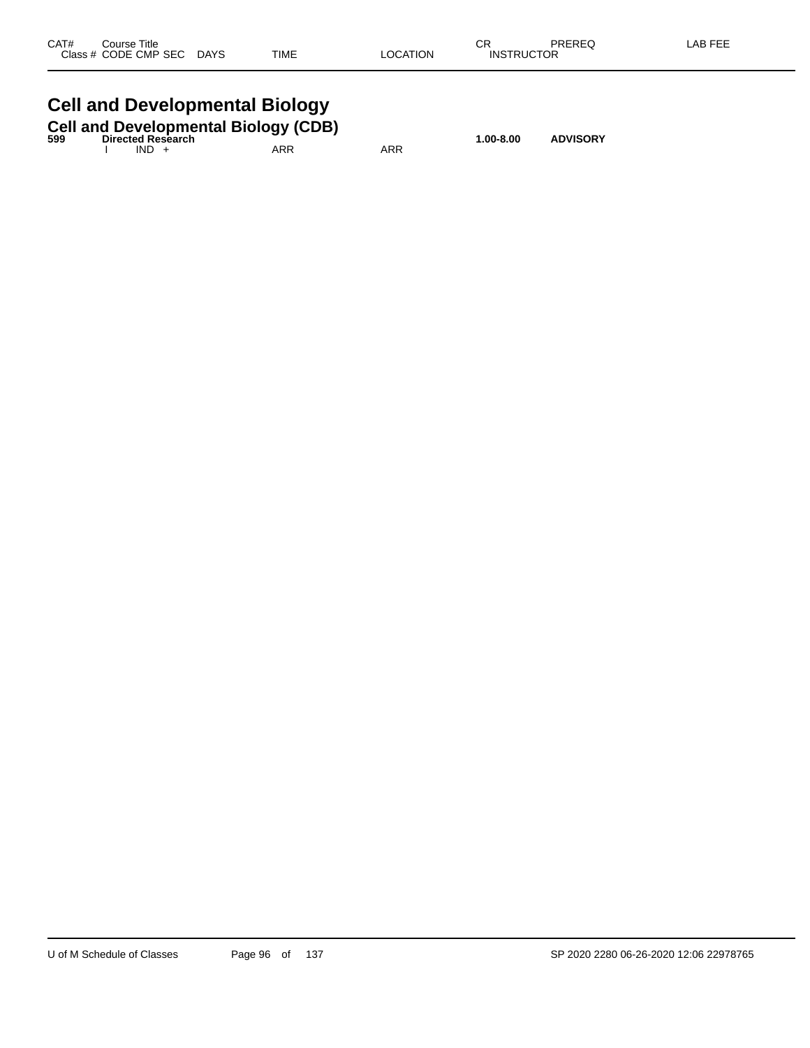| CAT# | Course Title<br>Class # CODE CMP SEC | DAYS | TIME | LOCATION | CR<br>INSTRUCTOR | PREREQ | LAB FEE |
|---|---|---|---|---|---|---|---|

# Cell and Developmental Biology

## Cell and Developmental Biology (CDB)

| CAT# | Course Title<br>Class # CODE CMP SEC | DAYS | TIME | LOCATION | CR<br>INSTRUCTOR | PREREQ | LAB FEE |
|---|---|---|---|---|---|---|---|
| **599** | **Directed Research** | | | | **1.00-8.00** | **ADVISORY** | |
| | I IND + | | ARR | ARR | | | |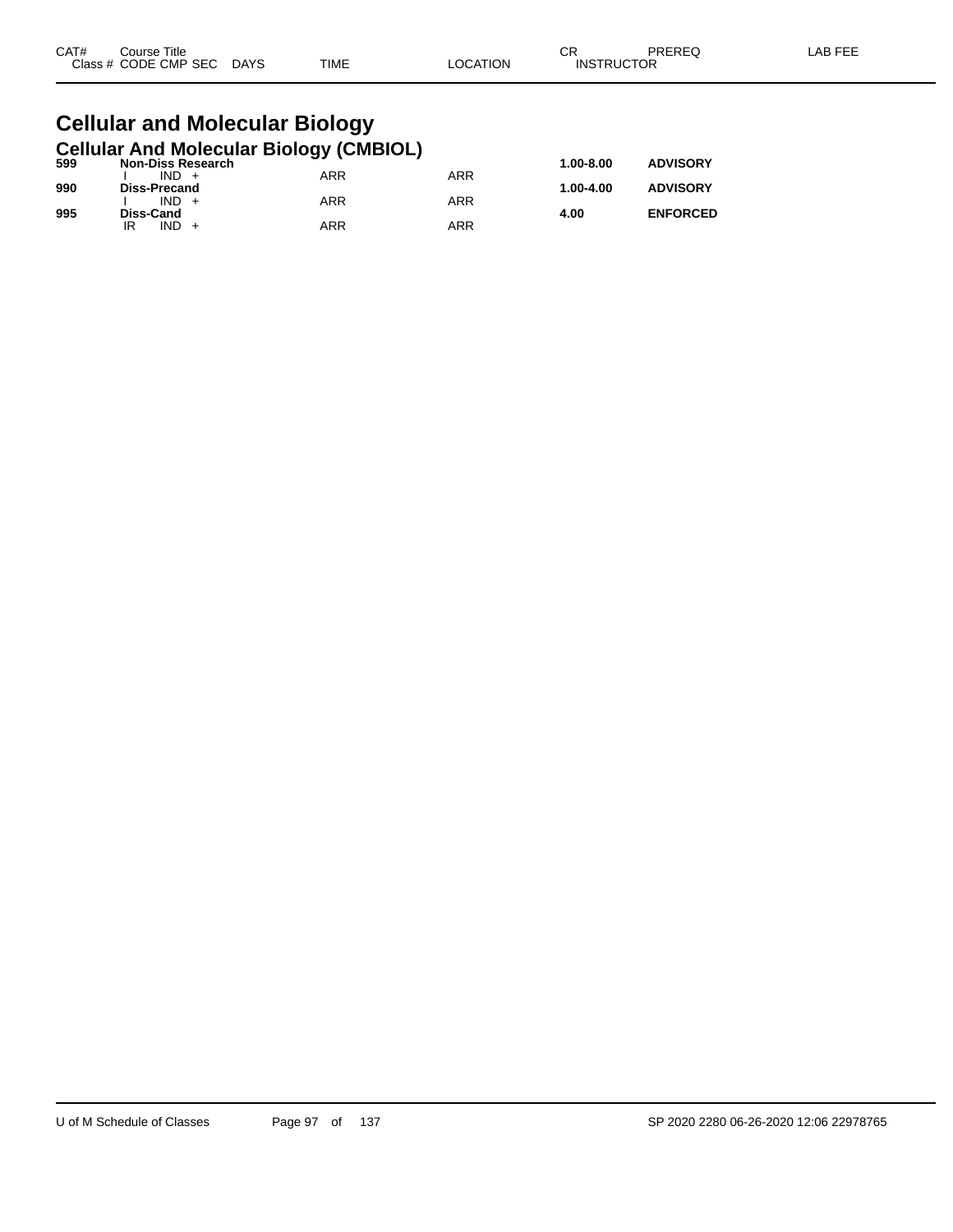# Cellular and Molecular Biology

## Cellular And Molecular Biology (CMBIOL)

| CAT# Class # | Course Title CODE | CMP | SEC | DAYS | TIME | LOCATION | CR INSTRUCTOR | PREREQ | LAB FEE |
|---|---|---|---|---|---|---|---|---|---|
| **599** | **Non-Diss Research** | | | | | | **1.00-8.00** | **ADVISORY** | |
| | I | IND | + | | ARR | ARR | | | |
| **990** | **Diss-Precand** | | | | | | **1.00-4.00** | **ADVISORY** | |
| | I | IND | + | | ARR | ARR | | | |
| **995** | **Diss-Cand** | | | | | | **4.00** | **ENFORCED** | |
| | IR | IND | + | | ARR | ARR | | | |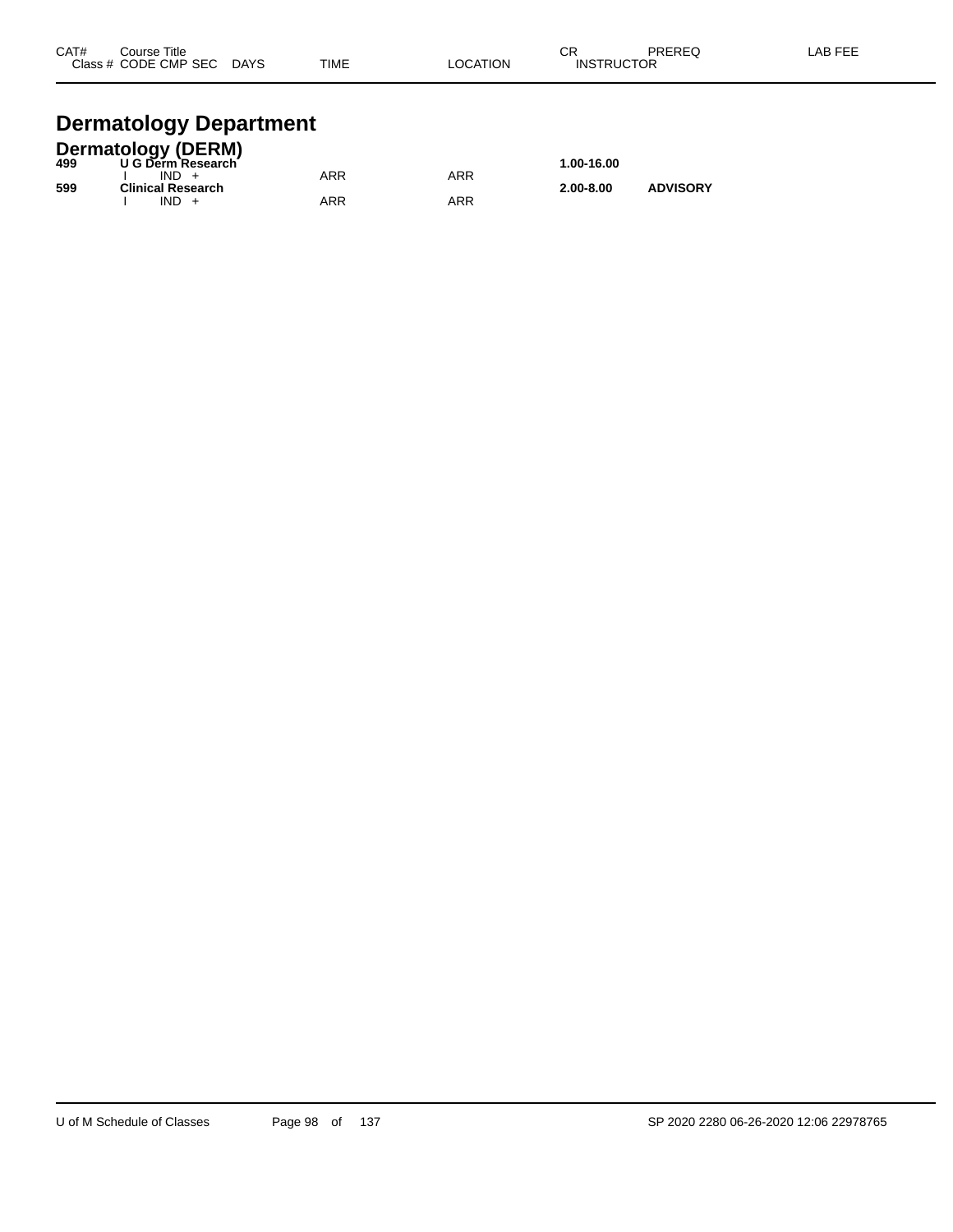| CAT# | Course Title Class # CODE CMP SEC | DAYS | TIME | LOCATION | CR INSTRUCTOR | PREREQ | LAB FEE |
|---|---|---|---|---|---|---|---|

# Dermatology Department

## Dermatology (DERM)

| CAT# | Course Title Class # CODE CMP SEC | DAYS | TIME | LOCATION | CR INSTRUCTOR | PREREQ | LAB FEE |
|---|---|---|---|---|---|---|---|
| **499** | **U G Derm Research** | | | | **1.00-16.00** | | |
| | I IND + | | ARR | ARR | | | |
| **599** | **Clinical Research** | | | | **2.00-8.00** | **ADVISORY** | |
| | I IND + | | ARR | ARR | | | |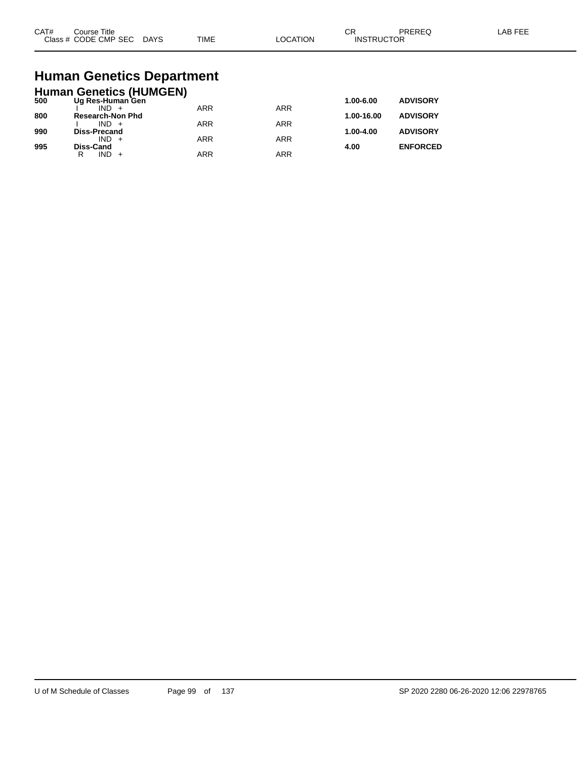| CAT# | Course Title<br>Class # CODE CMP SEC DAYS | TIME | LOCATION | CR<br>INSTRUCTOR | PREREQ | LAB FEE |
|---|---|---|---|---|---|---|

# Human Genetics Department

## Human Genetics (HUMGEN)

| CAT# | Course Title / Class # CODE CMP SEC DAYS | TIME | LOCATION | CR / INSTRUCTOR | PREREQ | LAB FEE |
|---|---|---|---|---|---|---|
| **500** | **Ug Res-Human Gen** | | | **1.00-6.00** | **ADVISORY** | |
| | I IND + | ARR | ARR | | | |
| **800** | **Research-Non Phd** | | | **1.00-16.00** | **ADVISORY** | |
| | I IND + | ARR | ARR | | | |
| **990** | **Diss-Precand** | | | **1.00-4.00** | **ADVISORY** | |
| | IND + | ARR | ARR | | | |
| **995** | **Diss-Cand** | | | **4.00** | **ENFORCED** | |
| | R IND + | ARR | ARR | | | |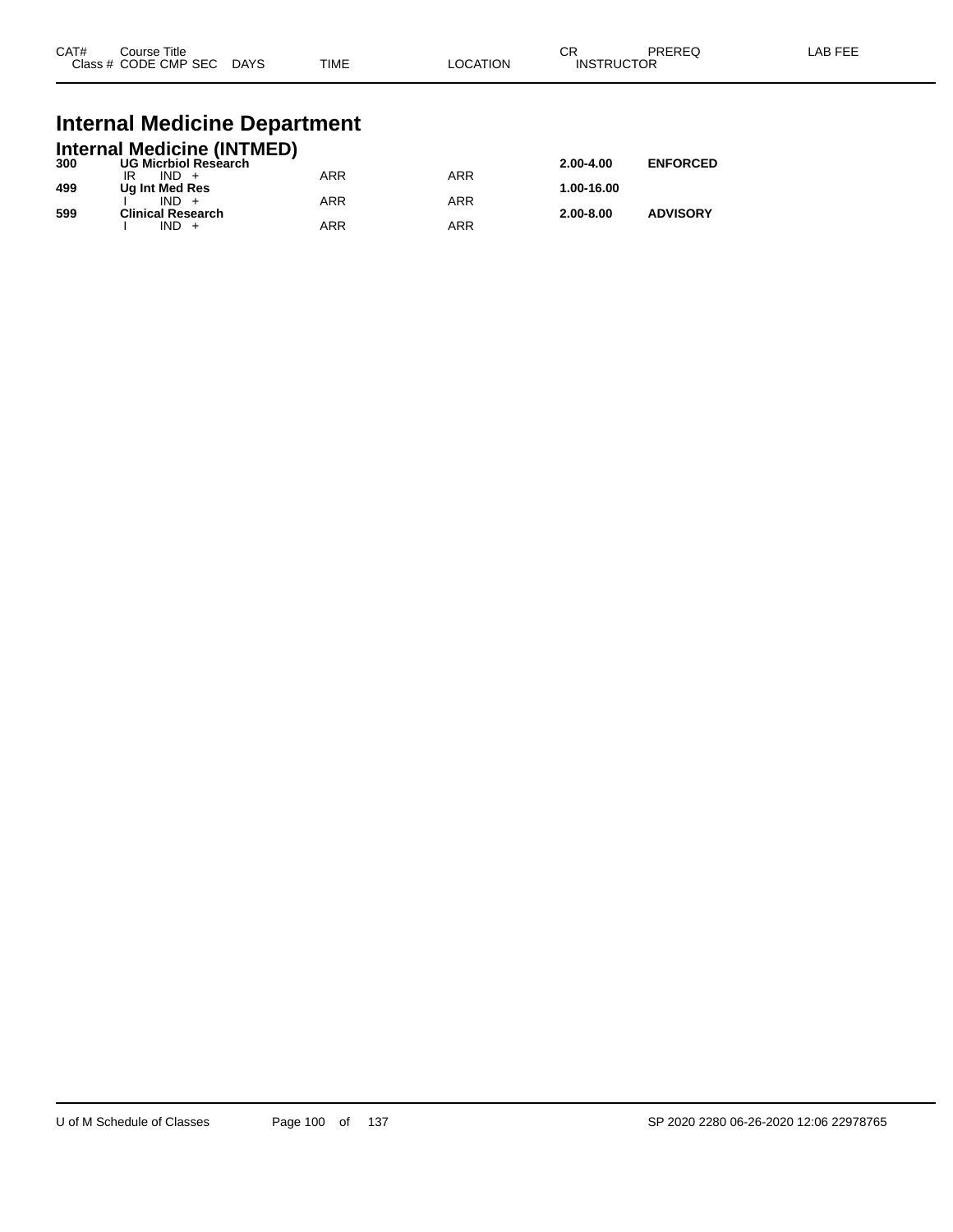| CAT# | Course Title<br>Class # CODE CMP SEC DAYS | TIME | LOCATION | CR<br>INSTRUCTOR | PREREQ | LAB FEE |
|---|---|---|---|---|---|---|

# Internal Medicine Department

## Internal Medicine (INTMED)

| CAT# | Course Title / Class # CODE CMP SEC DAYS | TIME | LOCATION | CR / INSTRUCTOR | PREREQ | LAB FEE |
|---|---|---|---|---|---|---|
| **300** | **UG Micrbiol Research** | | | **2.00-4.00** | **ENFORCED** | |
| | IR IND + | ARR | ARR | | | |
| **499** | **Ug Int Med Res** | | | **1.00-16.00** | | |
| | I IND + | ARR | ARR | | | |
| **599** | **Clinical Research** | | | **2.00-8.00** | **ADVISORY** | |
| | I IND + | ARR | ARR | | | |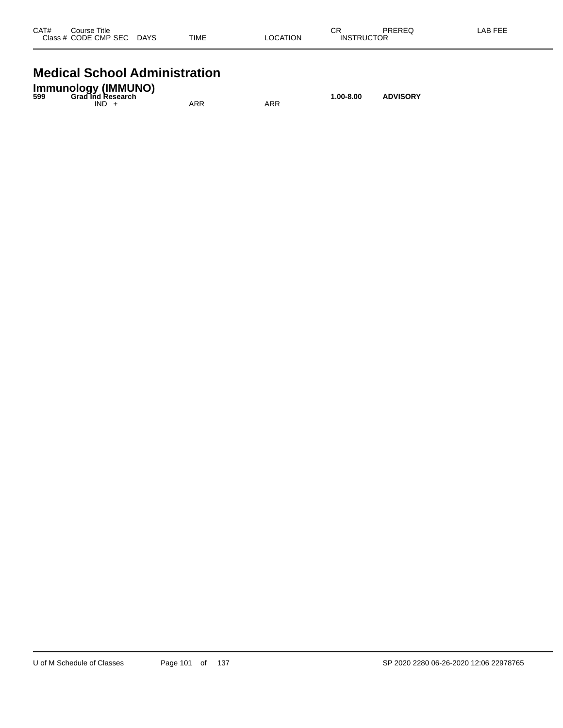| CAT# | Course Title Class # CODE CMP SEC | DAYS | TIME | LOCATION | CR INSTRUCTOR | PREREQ | LAB FEE |
|---|---|---|---|---|---|---|---|

# Medical School Administration

## Immunology (IMMUNO)

| CAT# | Course Title Class # CODE CMP SEC | DAYS | TIME | LOCATION | CR INSTRUCTOR | PREREQ | LAB FEE |
|---|---|---|---|---|---|---|---|
| **599** | **Grad Ind Research** | | | | **1.00-8.00** | **ADVISORY** | |
| | IND + | | ARR | ARR | | | |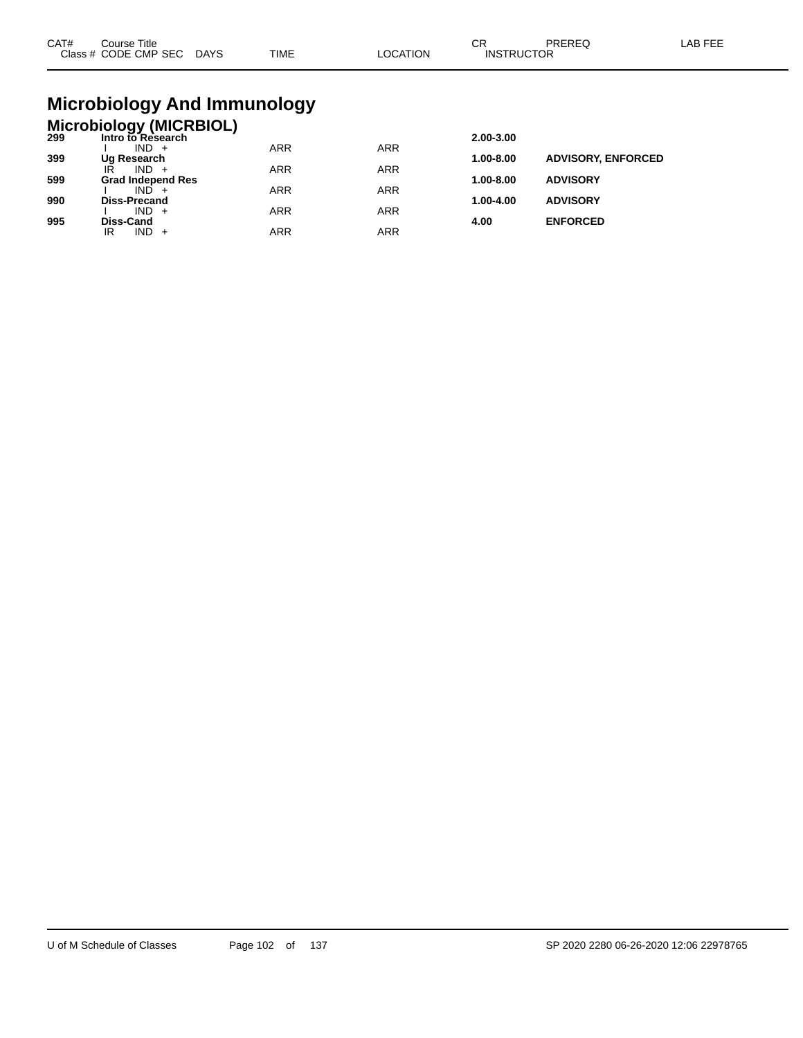# Microbiology And Immunology

## Microbiology (MICRBIOL)

| CAT# | Course Title / Class # CODE CMP SEC DAYS | TIME | LOCATION | CR / INSTRUCTOR | PREREQ | LAB FEE |
|---|---|---|---|---|---|---|
| 299 | **Intro to Research** | | | **2.00-3.00** | | |
| | I IND + | ARR | ARR | | | |
| 399 | **Ug Research** | | | **1.00-8.00** | **ADVISORY, ENFORCED** | |
| | IR IND + | ARR | ARR | | | |
| 599 | **Grad Independ Res** | | | **1.00-8.00** | **ADVISORY** | |
| | I IND + | ARR | ARR | | | |
| 990 | **Diss-Precand** | | | **1.00-4.00** | **ADVISORY** | |
| | I IND + | ARR | ARR | | | |
| 995 | **Diss-Cand** | | | **4.00** | **ENFORCED** | |
| | IR IND + | ARR | ARR | | | |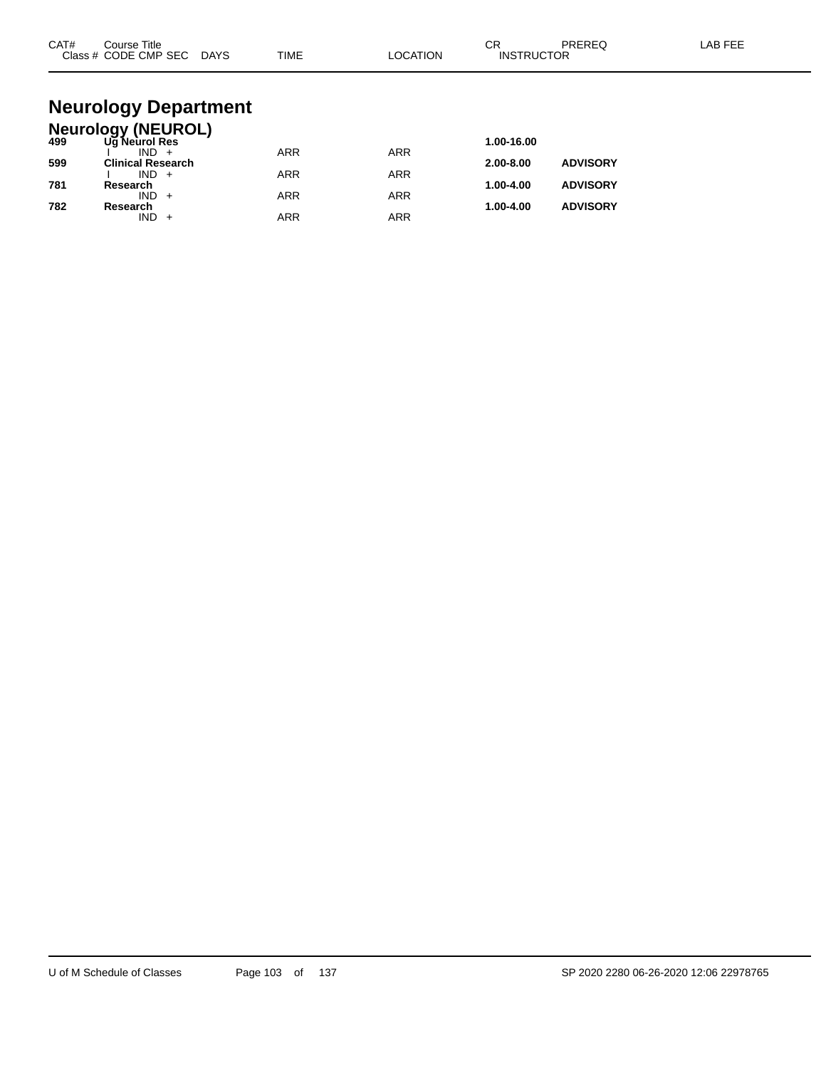| CAT# | Course Title | | | | | CR | PREREQ | LAB FEE |
|---|---|---|---|---|---|---|---|---|
| Class # | CODE CMP SEC | DAYS | TIME | LOCATION | INSTRUCTOR | | | |

# Neurology Department

## Neurology (NEUROL)

| CAT# | Course Title | | | | | CR | PREREQ | LAB FEE |
|---|---|---|---|---|---|---|---|---|
| **499** | **Ug Neurol Res** | | | | | **1.00-16.00** | | |
| | I IND + | | ARR | ARR | | | | |
| **599** | **Clinical Research** | | | | | **2.00-8.00** | **ADVISORY** | |
| | I IND + | | ARR | ARR | | | | |
| **781** | **Research** | | | | | **1.00-4.00** | **ADVISORY** | |
| | IND + | | ARR | ARR | | | | |
| **782** | **Research** | | | | | **1.00-4.00** | **ADVISORY** | |
| | IND + | | ARR | ARR | | | | |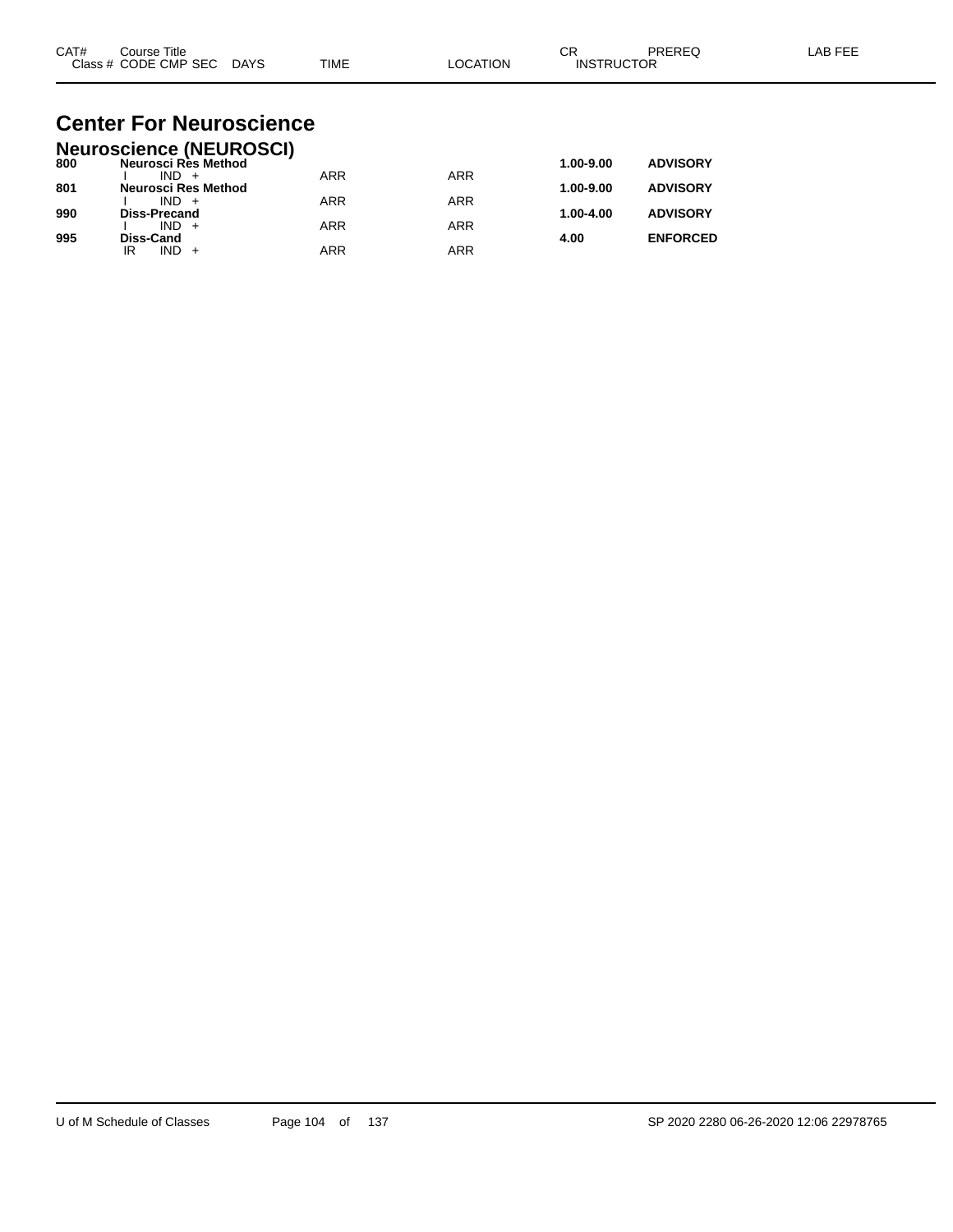# Center For Neuroscience

## Neuroscience (NEUROSCI)

| CAT# | Course Title / Class # CODE CMP SEC DAYS | TIME | LOCATION | CR / INSTRUCTOR | PREREQ | LAB FEE |
|---|---|---|---|---|---|---|
| **800** | **Neurosci Res Method** | | | **1.00-9.00** | **ADVISORY** | |
| | I IND + | ARR | ARR | | | |
| **801** | **Neurosci Res Method** | | | **1.00-9.00** | **ADVISORY** | |
| | I IND + | ARR | ARR | | | |
| **990** | **Diss-Precand** | | | **1.00-4.00** | **ADVISORY** | |
| | I IND + | ARR | ARR | | | |
| **995** | **Diss-Cand** | | | **4.00** | **ENFORCED** | |
| | IR IND + | ARR | ARR | | | |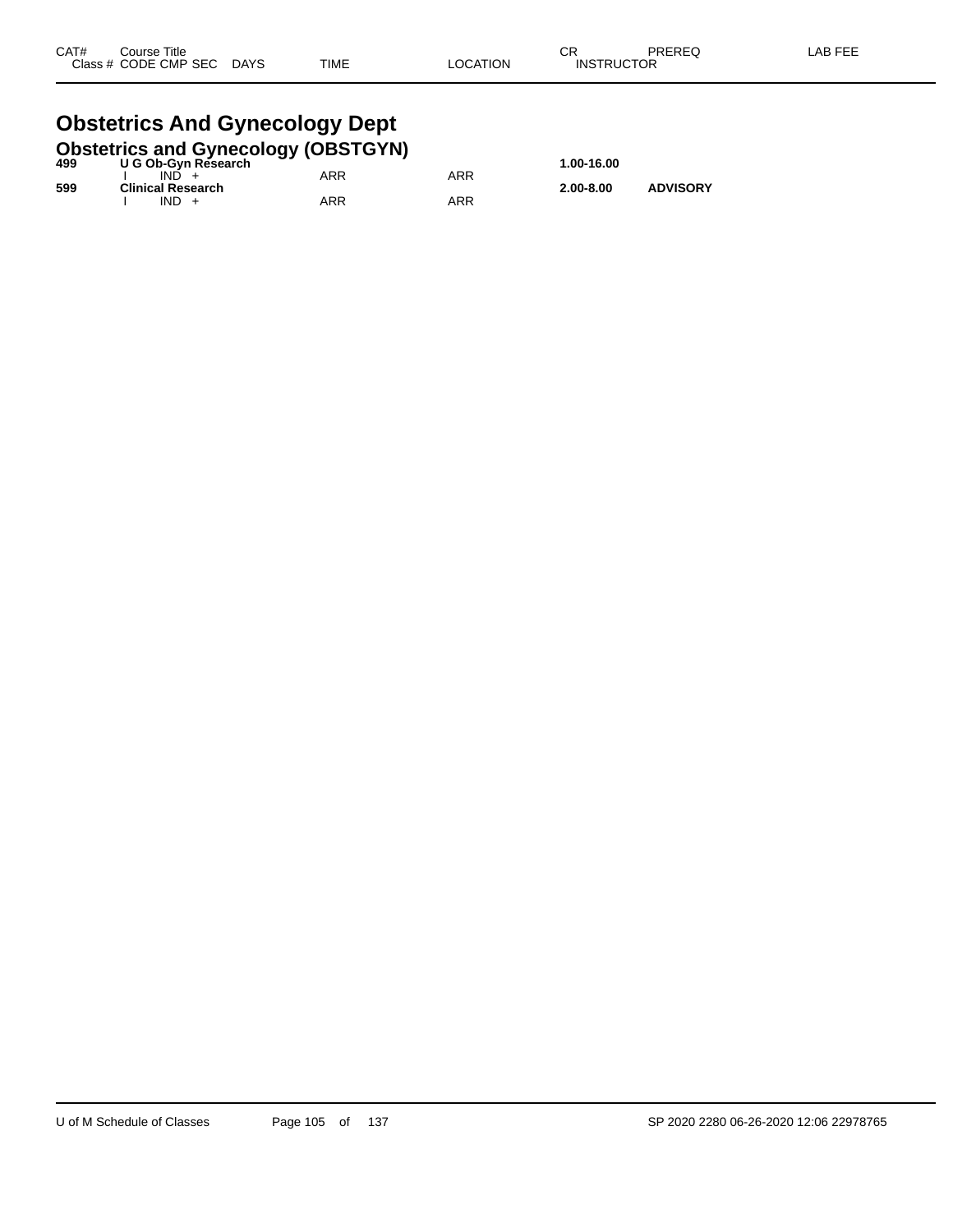| CAT# | Course Title | | | | CR | PREREQ | LAB FEE |
|---|---|---|---|---|---|---|---|
| Class # | CODE CMP SEC | DAYS | TIME | LOCATION | INSTRUCTOR | | |

# Obstetrics And Gynecology Dept

## Obstetrics and Gynecology (OBSTGYN)

| CAT# | Course Title | | TIME | LOCATION | CR | PREREQ | LAB FEE |
|---|---|---|---|---|---|---|---|
| **499** | **U G Ob-Gyn Research** | | | | **1.00-16.00** | | |
| | I IND + | | ARR | ARR | | | |
| **599** | **Clinical Research** | | | | **2.00-8.00** | **ADVISORY** | |
| | I IND + | | ARR | ARR | | | |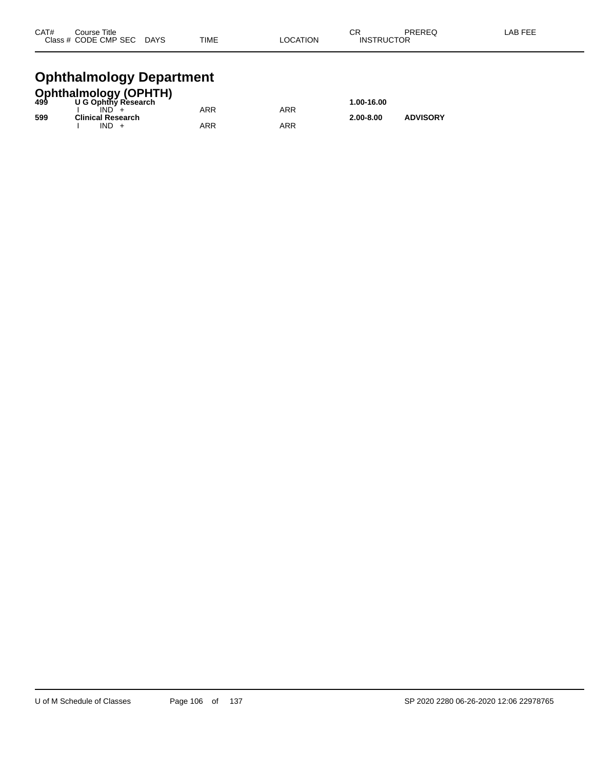| CAT# | Course Title | | | | | CR | PREREQ | LAB FEE |
|---|---|---|---|---|---|---|---|---|
| Class # | CODE | CMP SEC | DAYS | TIME | LOCATION | INSTRUCTOR | | |

# Ophthalmology Department

## Ophthalmology (OPHTH)

| CAT# | Course Title | | | | | CR | PREREQ | LAB FEE |
|---|---|---|---|---|---|---|---|---|
| **499** | **U G Ophthy Research** | | | | | **1.00-16.00** | | |
| | I | IND + | | ARR | ARR | | | |
| **599** | **Clinical Research** | | | | | **2.00-8.00** | **ADVISORY** | |
| | I | IND + | | ARR | ARR | | | |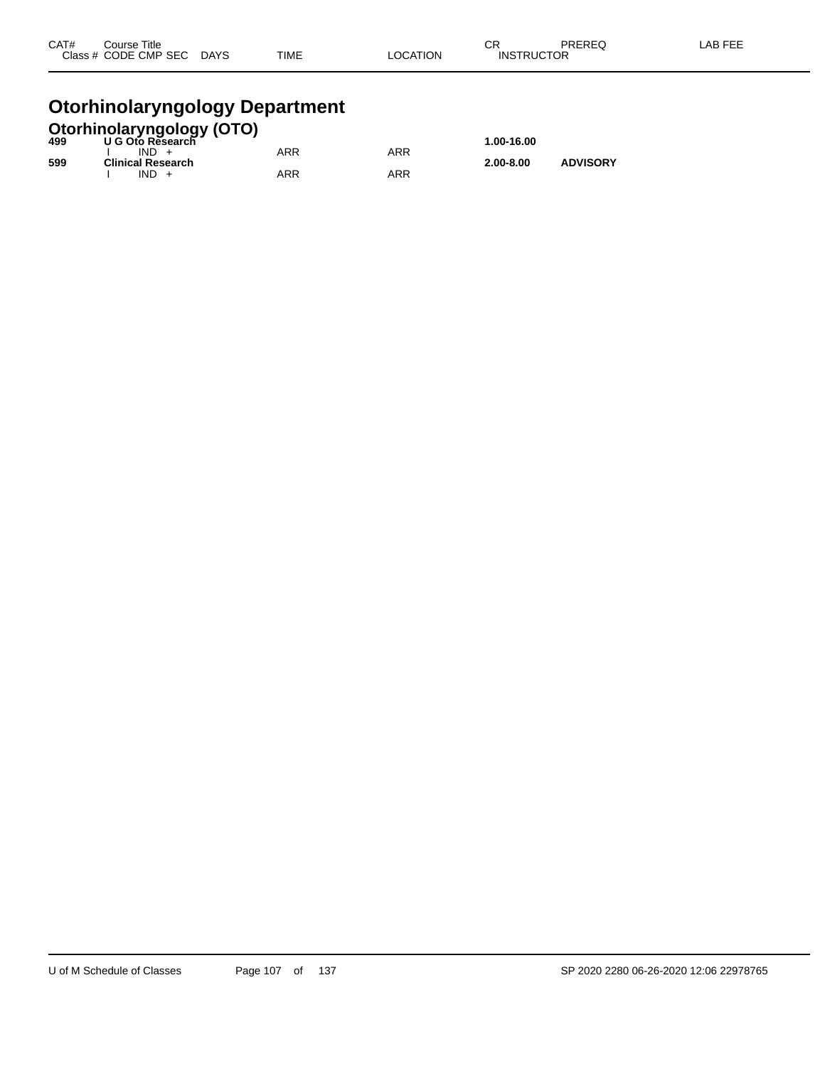| CAT# | Course Title<br>Class # CODE CMP SEC | DAYS | TIME | LOCATION | CR<br>INSTRUCTOR | PREREQ | LAB FEE |
|---|---|---|---|---|---|---|---|

# Otorhinolaryngology Department

## Otorhinolaryngology (OTO)

| CAT# | Course Title / Class # CODE CMP SEC | DAYS | TIME | LOCATION | CR / INSTRUCTOR | PREREQ | LAB FEE |
|---|---|---|---|---|---|---|---|
| **499** | **U G Oto Research** | | | | **1.00-16.00** | | |
| | I IND + | | ARR | ARR | | | |
| **599** | **Clinical Research** | | | | **2.00-8.00** | **ADVISORY** | |
| | I IND + | | ARR | ARR | | | |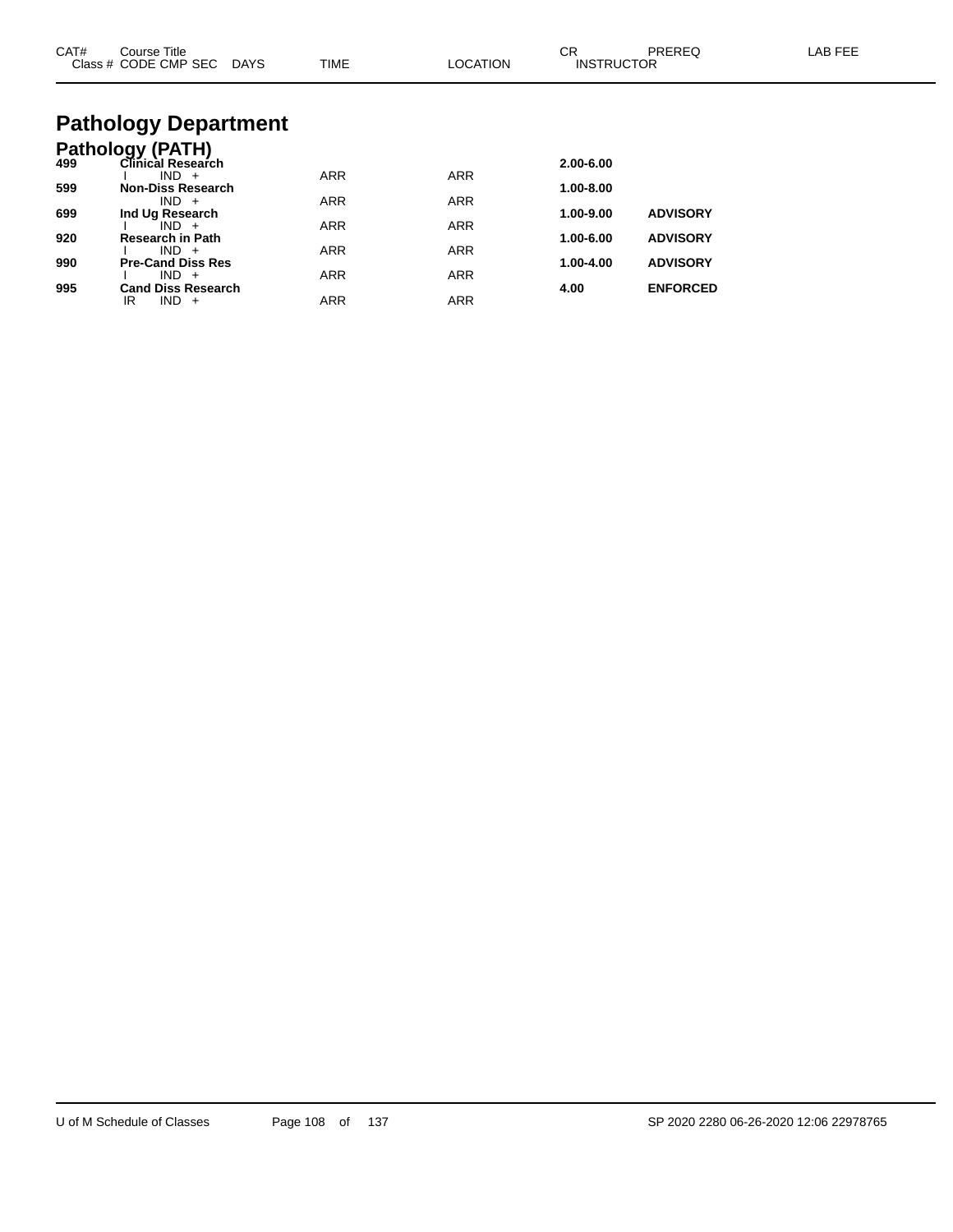# Pathology Department

## Pathology (PATH)

| CAT# | Course Title / Class # CODE CMP SEC DAYS | TIME | LOCATION | CR / INSTRUCTOR | PREREQ | LAB FEE |
|---|---|---|---|---|---|---|
| 499 | **Clinical Research** | | | **2.00-6.00** | | |
| | I IND + | ARR | ARR | | | |
| 599 | **Non-Diss Research** | | | **1.00-8.00** | | |
| | IND + | ARR | ARR | | | |
| 699 | **Ind Ug Research** | | | **1.00-9.00** | **ADVISORY** | |
| | I IND + | ARR | ARR | | | |
| 920 | **Research in Path** | | | **1.00-6.00** | **ADVISORY** | |
| | I IND + | ARR | ARR | | | |
| 990 | **Pre-Cand Diss Res** | | | **1.00-4.00** | **ADVISORY** | |
| | I IND + | ARR | ARR | | | |
| 995 | **Cand Diss Research** | | | **4.00** | **ENFORCED** | |
| | IR IND + | ARR | ARR | | | |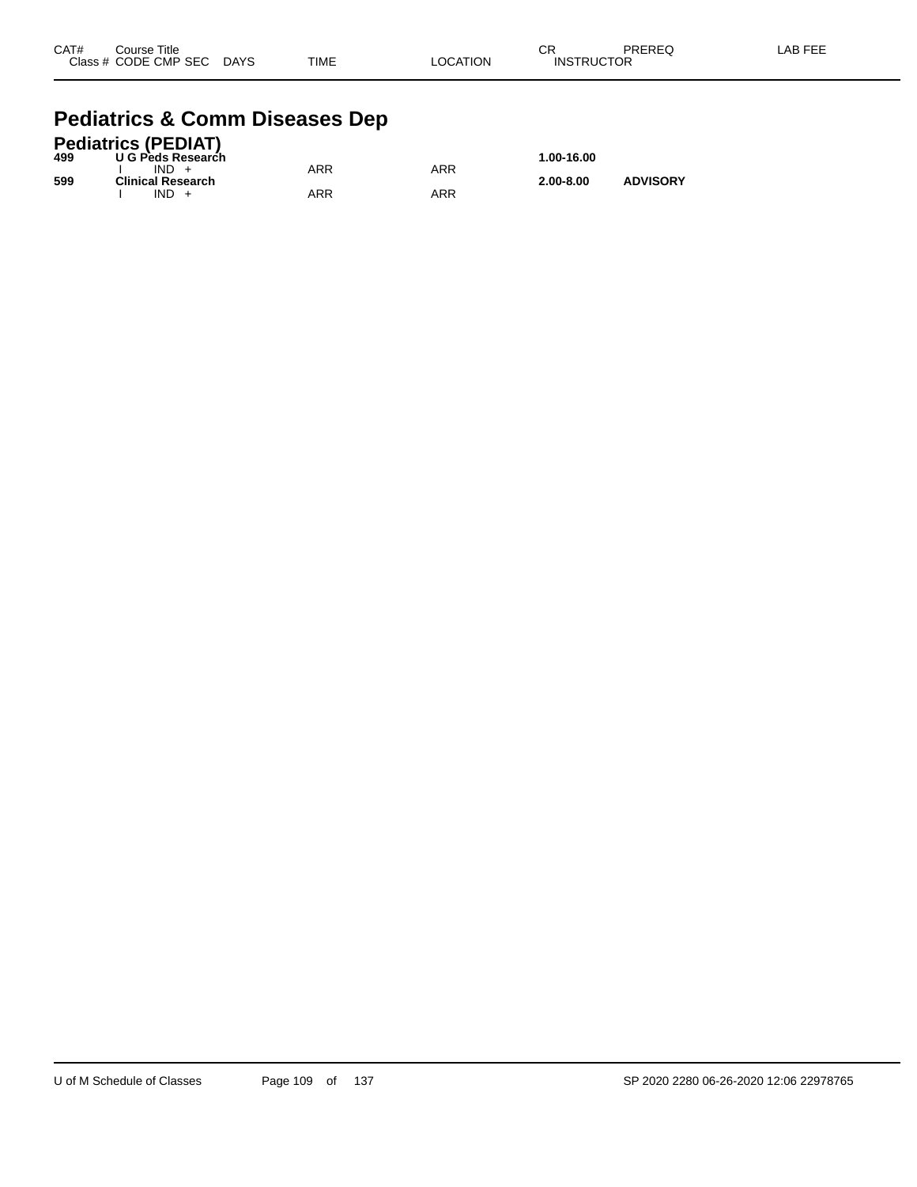| CAT# | Course Title / Class # CODE CMP SEC | DAYS | TIME | LOCATION | CR / INSTRUCTOR | PREREQ | LAB FEE |
|---|---|---|---|---|---|---|---|

# Pediatrics & Comm Diseases Dep

## Pediatrics (PEDIAT)

| CAT# | Course Title / Class # CODE CMP SEC | DAYS | TIME | LOCATION | CR / INSTRUCTOR | PREREQ | LAB FEE |
|---|---|---|---|---|---|---|---|
| **499** | **U G Peds Research** | | | | **1.00-16.00** | | |
| | I IND + | | ARR | ARR | | | |
| **599** | **Clinical Research** | | | | **2.00-8.00** | **ADVISORY** | |
| | I IND + | | ARR | ARR | | | |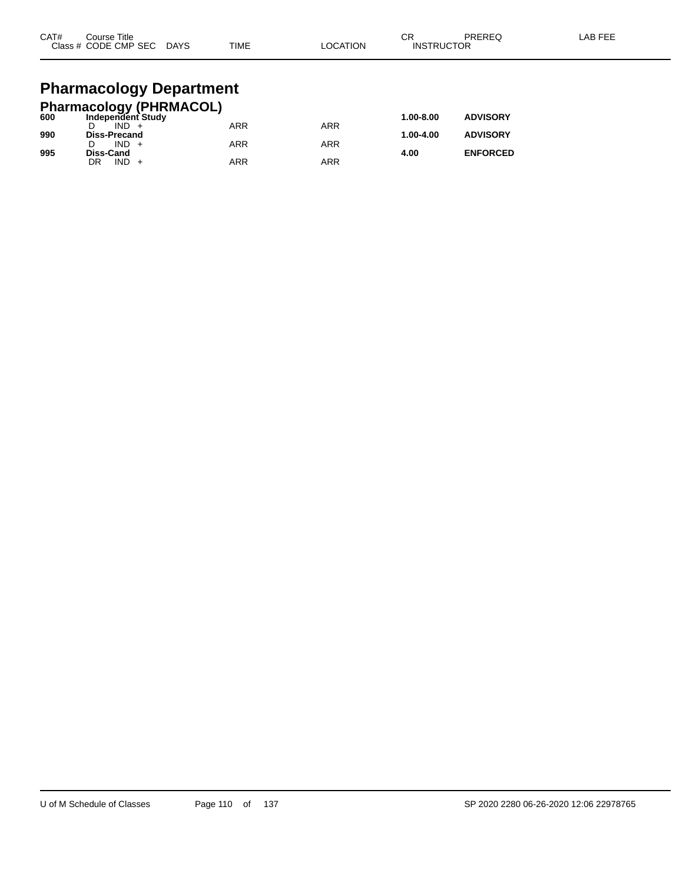| CAT# | Course Title | | | | | | CR | PREREQ | LAB FEE |
|---|---|---|---|---|---|---|---|---|---|
| Class # | CODE | CMP | SEC | DAYS | TIME | LOCATION | INSTRUCTOR | | |

# Pharmacology Department

## Pharmacology (PHRMACOL)

| CAT# | Course Title | | | | | | CR | PREREQ | LAB FEE |
|---|---|---|---|---|---|---|---|---|---|
| **600** | **Independent Study** | | | | | | **1.00-8.00** | **ADVISORY** | |
| | D | IND | + | | ARR | ARR | | | |
| **990** | **Diss-Precand** | | | | | | **1.00-4.00** | **ADVISORY** | |
| | D | IND | + | | ARR | ARR | | | |
| **995** | **Diss-Cand** | | | | | | **4.00** | **ENFORCED** | |
| | DR | IND | + | | ARR | ARR | | | |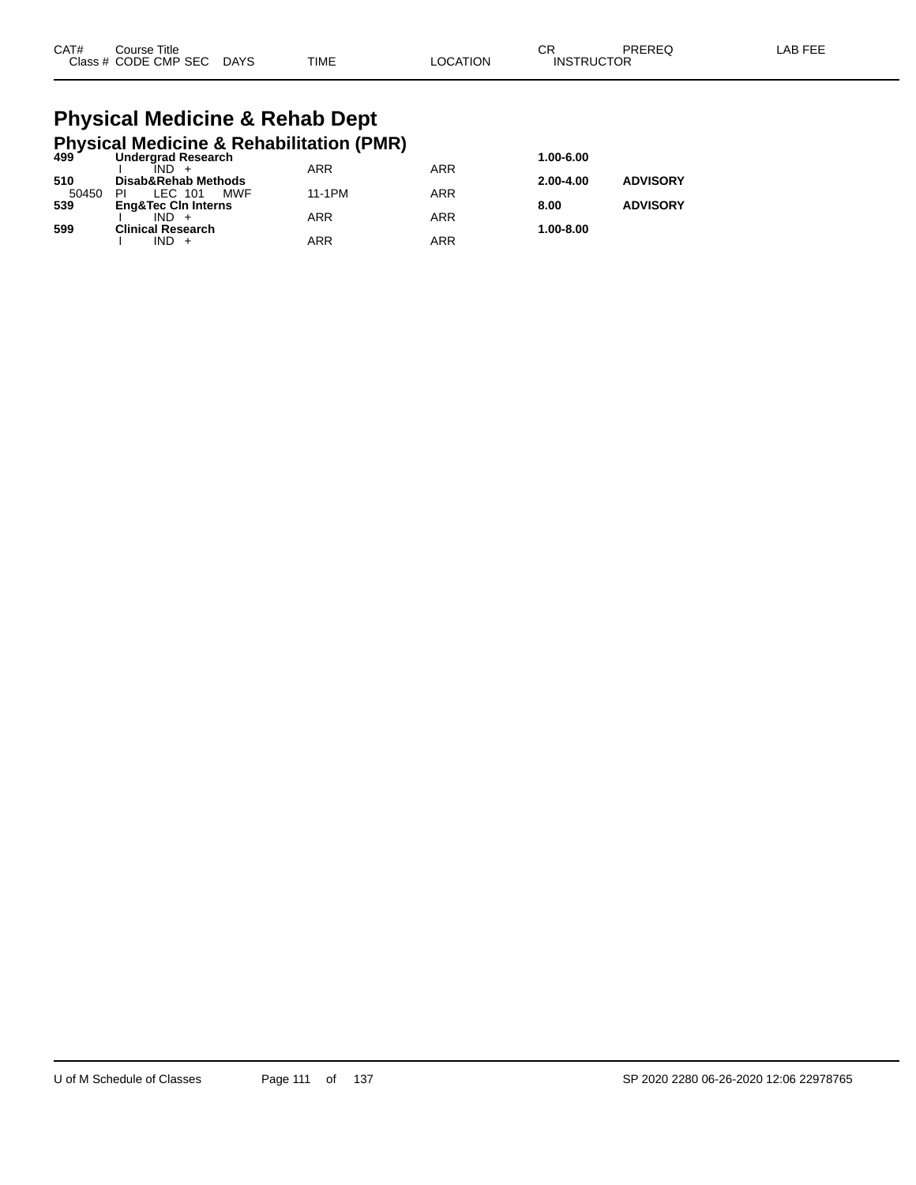# Physical Medicine & Rehab Dept

## Physical Medicine & Rehabilitation (PMR)

| CAT# / Class # | Course Title / CODE CMP SEC | DAYS | TIME | LOCATION | CR / INSTRUCTOR | PREREQ | LAB FEE |
|---|---|---|---|---|---|---|---|
| **499** | **Undergrad Research** | | | | **1.00-6.00** | | |
| | I IND + | | ARR | ARR | | | |
| **510** | **Disab&Rehab Methods** | | | | **2.00-4.00** | **ADVISORY** | |
| 50450 | PI LEC 101 | MWF | 11-1PM | ARR | | | |
| **539** | **Eng&Tec Cln Interns** | | | | **8.00** | **ADVISORY** | |
| | I IND + | | ARR | ARR | | | |
| **599** | **Clinical Research** | | | | **1.00-8.00** | | |
| | I IND + | | ARR | ARR | | | |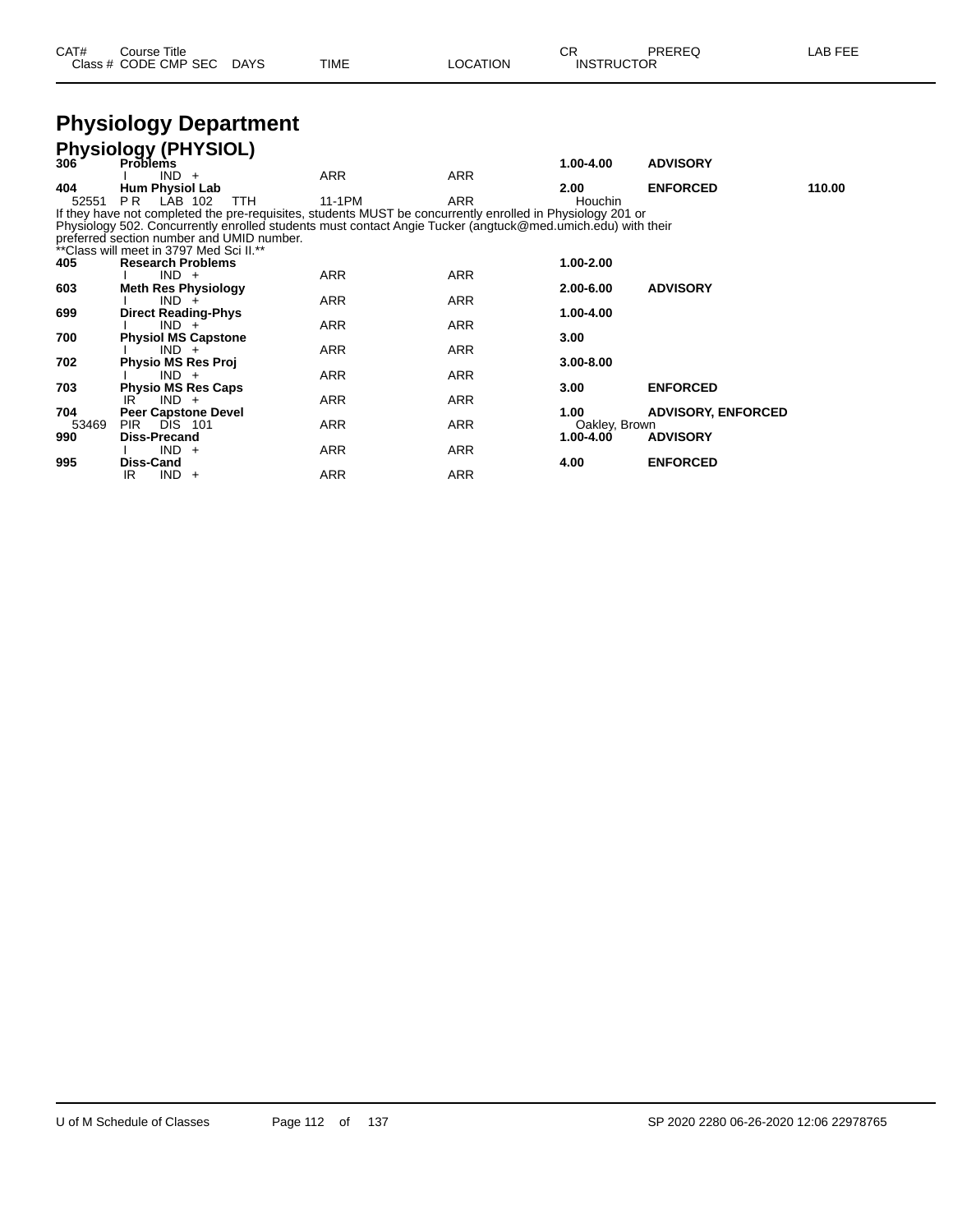| CAT# | Course Title | | | | | CR | PREREQ | LAB FEE |
|---|---|---|---|---|---|---|---|---|
| Class # | CODE CMP SEC | DAYS | TIME | LOCATION | | INSTRUCTOR | | |

# Physiology Department

## Physiology (PHYSIOL)

| CAT# | Course Title / Class # CODE CMP SEC | DAYS | TIME | LOCATION | CR / INSTRUCTOR | PREREQ | LAB FEE |
|---|---|---|---|---|---|---|---|
| **306** | **Problems** | | | | **1.00-4.00** | **ADVISORY** | |
| | I IND + | | ARR | ARR | | | |
| **404** | **Hum Physiol Lab** | | | | **2.00** | **ENFORCED** | **110.00** |
| 52551 | P R LAB 102 | TTH | 11-1PM | ARR | Houchin | | |

If they have not completed the pre-requisites, students MUST be concurrently enrolled in Physiology 201 or Physiology 502. Concurrently enrolled students must contact Angie Tucker (angtuck@med.umich.edu) with their preferred section number and UMID number.
**Class will meet in 3797 Med Sci II.**

| CAT# | Course Title / Class # CODE CMP SEC | DAYS | TIME | LOCATION | CR / INSTRUCTOR | PREREQ | LAB FEE |
|---|---|---|---|---|---|---|---|
| **405** | **Research Problems** | | | | **1.00-2.00** | | |
| | I IND + | | ARR | ARR | | | |
| **603** | **Meth Res Physiology** | | | | **2.00-6.00** | **ADVISORY** | |
| | I IND + | | ARR | ARR | | | |
| **699** | **Direct Reading-Phys** | | | | **1.00-4.00** | | |
| | I IND + | | ARR | ARR | | | |
| **700** | **Physiol MS Capstone** | | | | **3.00** | | |
| | I IND + | | ARR | ARR | | | |
| **702** | **Physio MS Res Proj** | | | | **3.00-8.00** | | |
| | I IND + | | ARR | ARR | | | |
| **703** | **Physio MS Res Caps** | | | | **3.00** | **ENFORCED** | |
| | IR IND + | | ARR | ARR | | | |
| **704** | **Peer Capstone Devel** | | | | **1.00** | **ADVISORY, ENFORCED** | |
| 53469 | PIR DIS 101 | | ARR | ARR | Oakley, Brown | | |
| **990** | **Diss-Precand** | | | | **1.00-4.00** | **ADVISORY** | |
| | I IND + | | ARR | ARR | | | |
| **995** | **Diss-Cand** | | | | **4.00** | **ENFORCED** | |
| | IR IND + | | ARR | ARR | | | |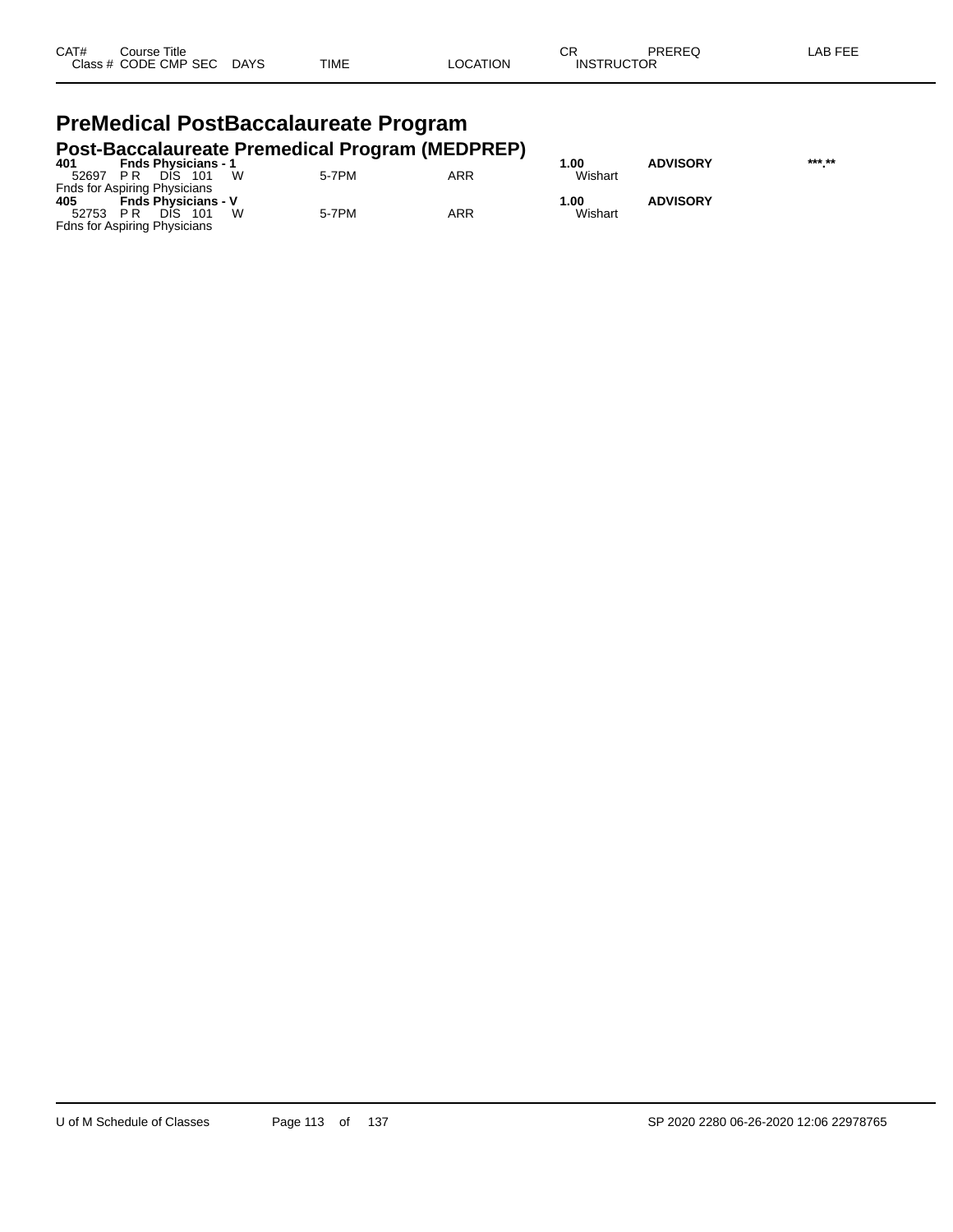| CAT# | Course Title |  |  |  | CR | PREREQ | LAB FEE |
|---|---|---|---|---|---|---|---|
| Class # | CODE CMP SEC | DAYS | TIME | LOCATION | INSTRUCTOR |  |  |

# PreMedical PostBaccalaureate Program

## Post-Baccalaureate Premedical Program (MEDPREP)

| CAT# | Course Title |  |  |  | CR | PREREQ | LAB FEE |
|---|---|---|---|---|---|---|---|
| **401** | **Fnds Physicians - 1** |  |  |  | **1.00** | **ADVISORY** | **\*\*\*.\*\*** |
| 52697 | P R DIS 101 | W | 5-7PM | ARR | Wishart |  |  |
| Fnds for Aspiring Physicians |  |  |  |  |  |  |  |
| **405** | **Fnds Physicians - V** |  |  |  | **1.00** | **ADVISORY** |  |
| 52753 | P R DIS 101 | W | 5-7PM | ARR | Wishart |  |  |
| Fdns for Aspiring Physicians |  |  |  |  |  |  |  |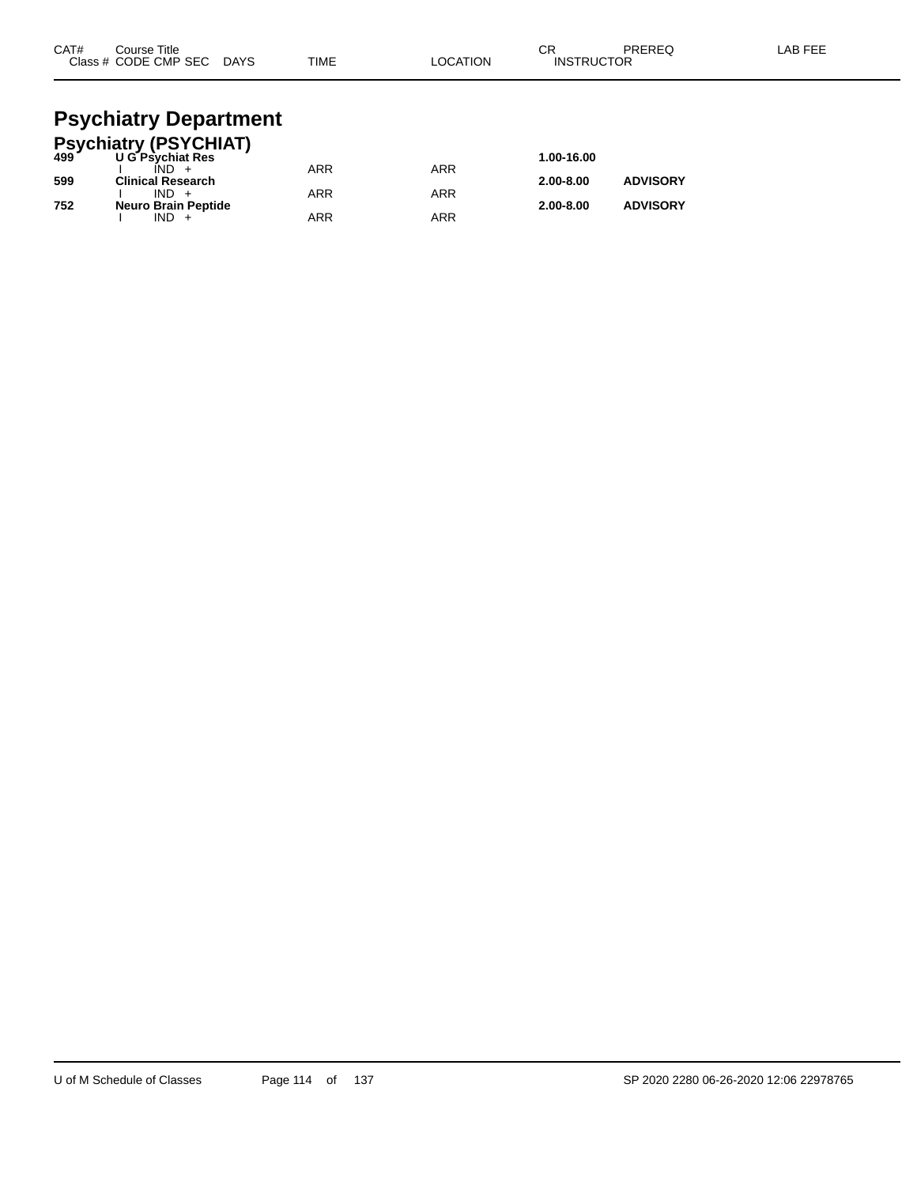| CAT# | Course Title | | | | CR | PREREQ | LAB FEE |
|---|---|---|---|---|---|---|---|
| Class # | CODE CMP SEC | DAYS | TIME | LOCATION | INSTRUCTOR | | |

# Psychiatry Department

## Psychiatry (PSYCHIAT)

| CAT# | Course Title | DAYS | TIME | LOCATION | CR | PREREQ | LAB FEE |
|---|---|---|---|---|---|---|---|
| **499** | **U G Psychiat Res** | | | | **1.00-16.00** | | |
| | I IND + | | ARR | ARR | | | |
| **599** | **Clinical Research** | | | | **2.00-8.00** | **ADVISORY** | |
| | I IND + | | ARR | ARR | | | |
| **752** | **Neuro Brain Peptide** | | | | **2.00-8.00** | **ADVISORY** | |
| | I IND + | | ARR | ARR | | | |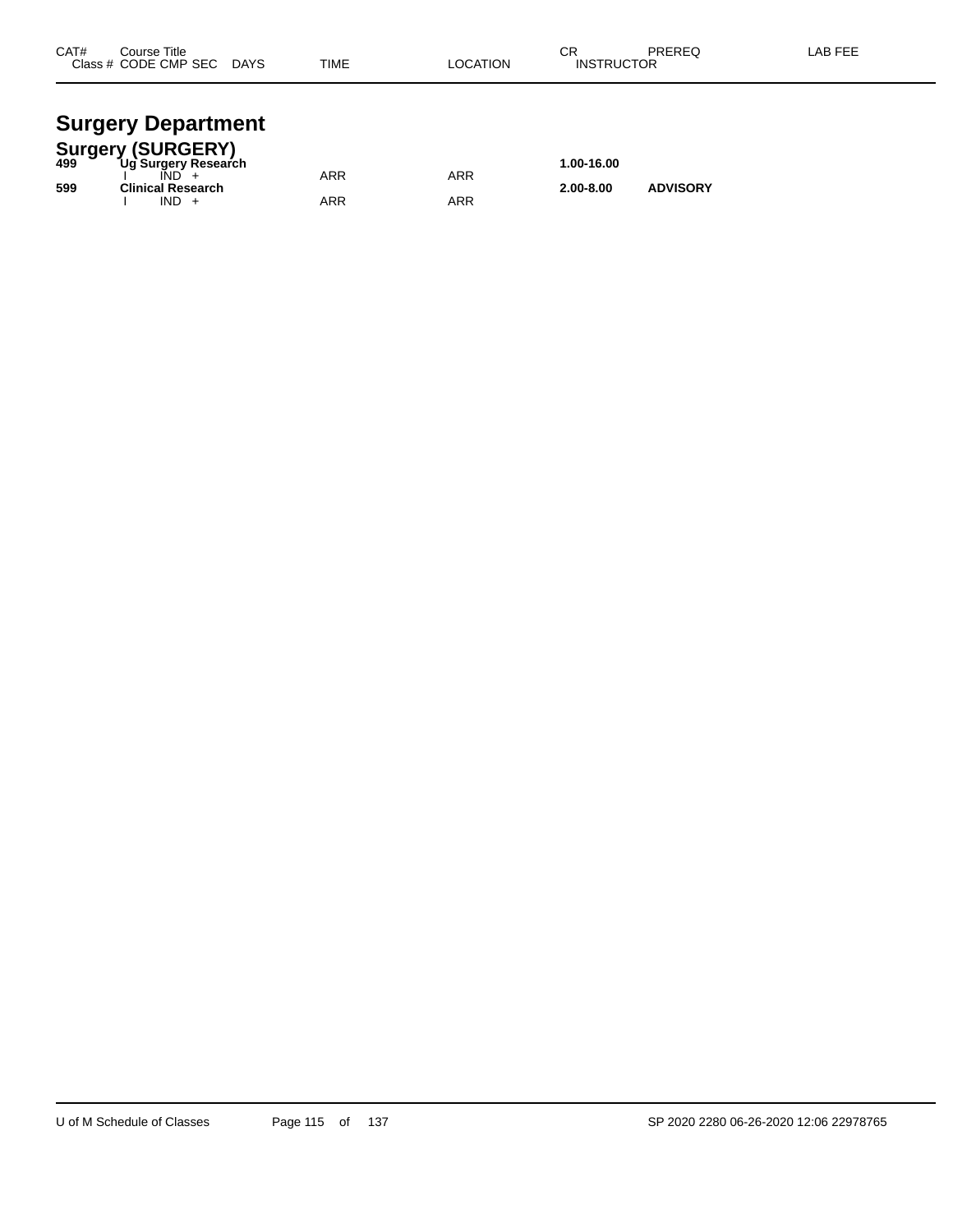| CAT# | Course Title / Class # CODE CMP SEC | DAYS | TIME | LOCATION | CR / INSTRUCTOR | PREREQ | LAB FEE |
|---|---|---|---|---|---|---|---|

# Surgery Department

## Surgery (SURGERY)

| CAT# | Course Title / Class # CODE CMP SEC | DAYS | TIME | LOCATION | CR / INSTRUCTOR | PREREQ | LAB FEE |
|---|---|---|---|---|---|---|---|
| **499** | **Ug Surgery Research** | | | | **1.00-16.00** | | |
| | I IND + | | ARR | ARR | | | |
| **599** | **Clinical Research** | | | | **2.00-8.00** | **ADVISORY** | |
| | I IND + | | ARR | ARR | | | |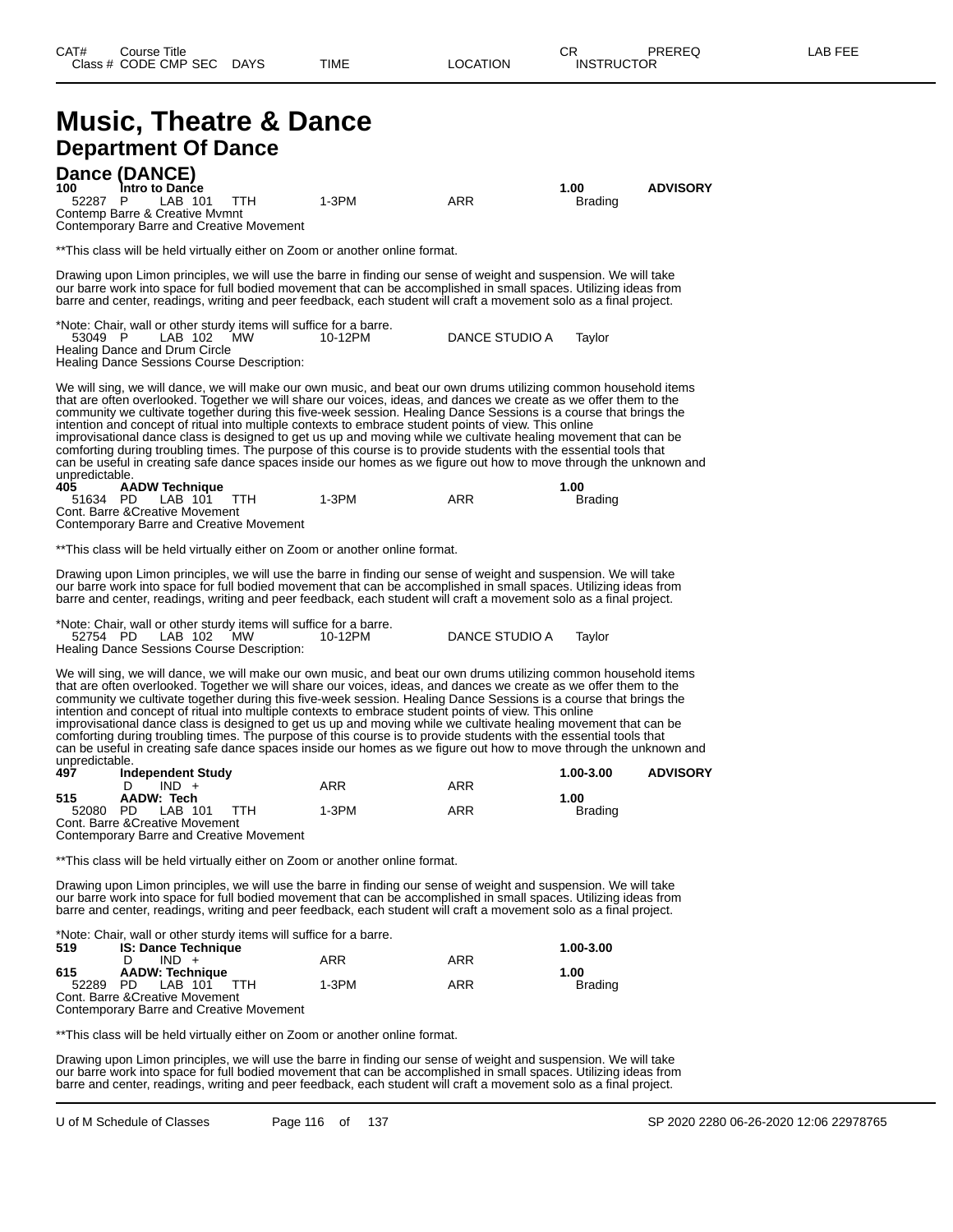# Music, Theatre & Dance

## Department Of Dance

### Dance (DANCE)

**100 Intro to Dance** — 1.00 — **ADVISORY**

| Class # | CODE | CMP | SEC | DAYS | TIME | LOCATION | INSTRUCTOR |
|---|---|---|---|---|---|---|---|
| 52287 | P | LAB | 101 | TTH | 1-3PM | ARR | Brading |

Contemp Barre & Creative Mvmnt
Contemporary Barre and Creative Movement

**This class will be held virtually either on Zoom or another online format.

Drawing upon Limon principles, we will use the barre in finding our sense of weight and suspension. We will take our barre work into space for full bodied movement that can be accomplished in small spaces. Utilizing ideas from barre and center, readings, writing and peer feedback, each student will craft a movement solo as a final project.

*Note: Chair, wall or other sturdy items will suffice for a barre.

| Class # | CODE | CMP | SEC | DAYS | TIME | LOCATION | INSTRUCTOR |
|---|---|---|---|---|---|---|---|
| 53049 | P | LAB | 102 | MW | 10-12PM | DANCE STUDIO A | Taylor |

Healing Dance and Drum Circle
Healing Dance Sessions Course Description:

We will sing, we will dance, we will make our own music, and beat our own drums utilizing common household items that are often overlooked. Together we will share our voices, ideas, and dances we create as we offer them to the community we cultivate together during this five-week session. Healing Dance Sessions is a course that brings the intention and concept of ritual into multiple contexts to embrace student points of view. This online improvisational dance class is designed to get us up and moving while we cultivate healing movement that can be comforting during troubling times. The purpose of this course is to provide students with the essential tools that can be useful in creating safe dance spaces inside our homes as we figure out how to move through the unknown and unpredictable.

**405 AADW Technique** — 1.00

| Class # | CODE | CMP | SEC | DAYS | TIME | LOCATION | INSTRUCTOR |
|---|---|---|---|---|---|---|---|
| 51634 | PD | LAB | 101 | TTH | 1-3PM | ARR | Brading |

Cont. Barre &Creative Movement
Contemporary Barre and Creative Movement

**This class will be held virtually either on Zoom or another online format.

Drawing upon Limon principles, we will use the barre in finding our sense of weight and suspension. We will take our barre work into space for full bodied movement that can be accomplished in small spaces. Utilizing ideas from barre and center, readings, writing and peer feedback, each student will craft a movement solo as a final project.

*Note: Chair, wall or other sturdy items will suffice for a barre.

| Class # | CODE | CMP | SEC | DAYS | TIME | LOCATION | INSTRUCTOR |
|---|---|---|---|---|---|---|---|
| 52754 | PD | LAB | 102 | MW | 10-12PM | DANCE STUDIO A | Taylor |

Healing Dance Sessions Course Description:

We will sing, we will dance, we will make our own music, and beat our own drums utilizing common household items that are often overlooked. Together we will share our voices, ideas, and dances we create as we offer them to the community we cultivate together during this five-week session. Healing Dance Sessions is a course that brings the intention and concept of ritual into multiple contexts to embrace student points of view. This online improvisational dance class is designed to get us up and moving while we cultivate healing movement that can be comforting during troubling times. The purpose of this course is to provide students with the essential tools that can be useful in creating safe dance spaces inside our homes as we figure out how to move through the unknown and unpredictable.

**497 Independent Study** — 1.00-3.00 — **ADVISORY**

| Class # | CODE | CMP | SEC | DAYS | TIME | LOCATION | INSTRUCTOR |
|---|---|---|---|---|---|---|---|
| | D | IND | + | | ARR | ARR | |

**515 AADW: Tech** — 1.00

| Class # | CODE | CMP | SEC | DAYS | TIME | LOCATION | INSTRUCTOR |
|---|---|---|---|---|---|---|---|
| 52080 | PD | LAB | 101 | TTH | 1-3PM | ARR | Brading |

Cont. Barre &Creative Movement
Contemporary Barre and Creative Movement

**This class will be held virtually either on Zoom or another online format.

Drawing upon Limon principles, we will use the barre in finding our sense of weight and suspension. We will take our barre work into space for full bodied movement that can be accomplished in small spaces. Utilizing ideas from barre and center, readings, writing and peer feedback, each student will craft a movement solo as a final project.

*Note: Chair, wall or other sturdy items will suffice for a barre.

**519 IS: Dance Technique** — 1.00-3.00

| Class # | CODE | CMP | SEC | DAYS | TIME | LOCATION | INSTRUCTOR |
|---|---|---|---|---|---|---|---|
| | D | IND | + | | ARR | ARR | |

**615 AADW: Technique** — 1.00

| Class # | CODE | CMP | SEC | DAYS | TIME | LOCATION | INSTRUCTOR |
|---|---|---|---|---|---|---|---|
| 52289 | PD | LAB | 101 | TTH | 1-3PM | ARR | Brading |

Cont. Barre &Creative Movement
Contemporary Barre and Creative Movement

**This class will be held virtually either on Zoom or another online format.

Drawing upon Limon principles, we will use the barre in finding our sense of weight and suspension. We will take our barre work into space for full bodied movement that can be accomplished in small spaces. Utilizing ideas from barre and center, readings, writing and peer feedback, each student will craft a movement solo as a final project.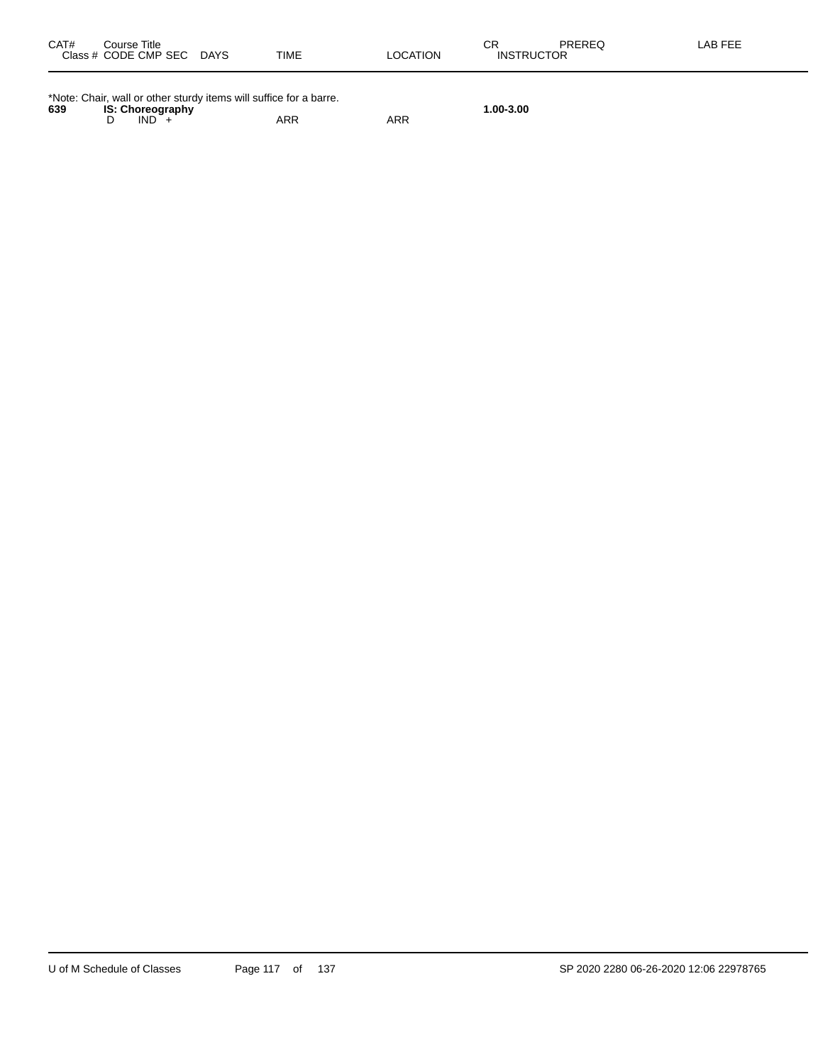| CAT# | Course Title<br>Class # CODE CMP SEC DAYS | TIME | LOCATION | CR<br>INSTRUCTOR | PREREQ | LAB FEE |
|---|---|---|---|---|---|---|

*Note: Chair, wall or other sturdy items will suffice for a barre.

| CAT# | Course Title<br>Class # CODE CMP SEC DAYS | TIME | LOCATION | CR<br>INSTRUCTOR | PREREQ | LAB FEE |
|---|---|---|---|---|---|---|
| **639** | **IS: Choreography** | | | **1.00-3.00** | | |
| | D IND + | ARR | ARR | | | |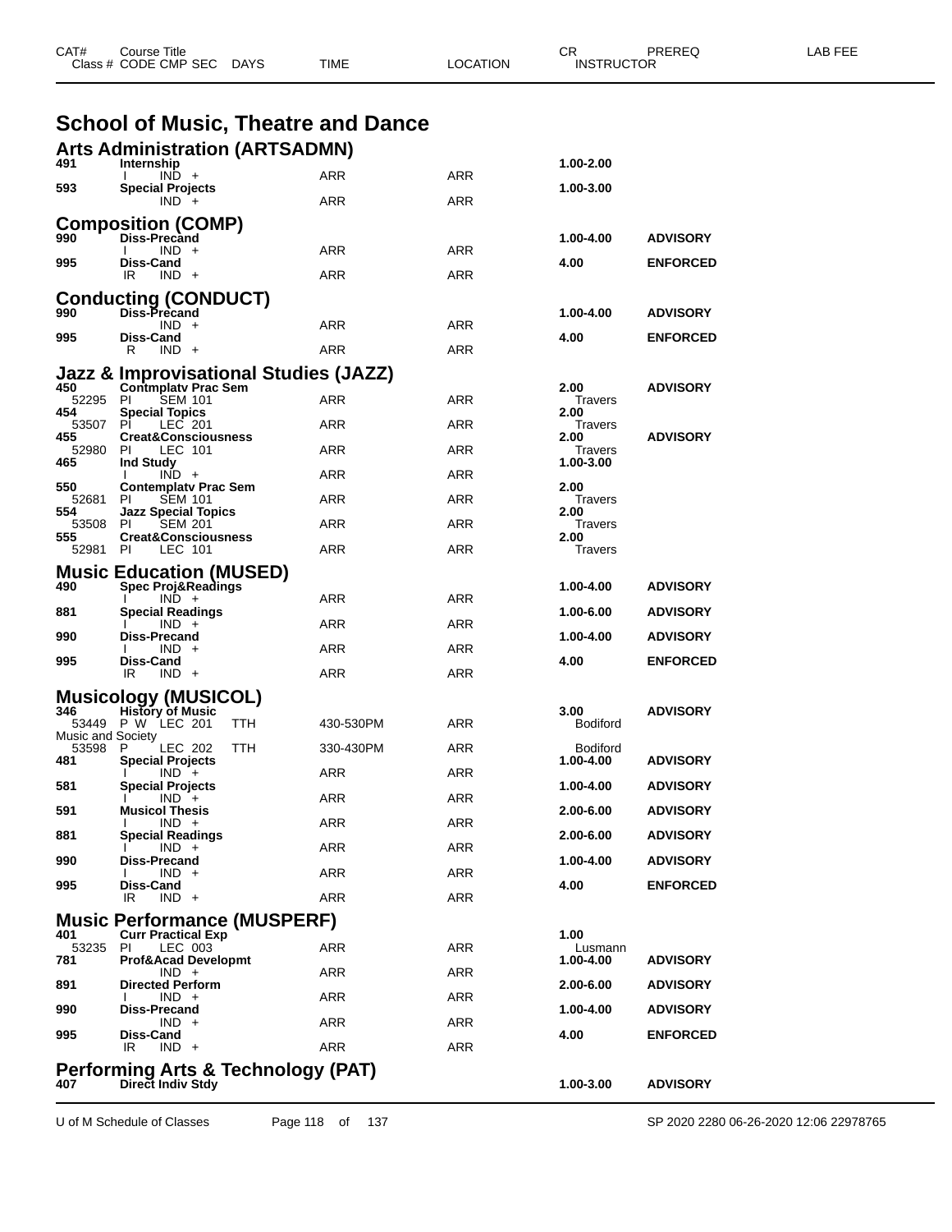| CAT# | Course Title | | | | | CR | PREREQ | LAB FEE |
|---|---|---|---|---|---|---|---|---|
| Class # | CODE CMP SEC | DAYS | TIME | LOCATION | | INSTRUCTOR | | |

# School of Music, Theatre and Dance

## Arts Administration (ARTSADMN)

| CAT# | Course Title / Class # CODE CMP SEC | DAYS | TIME | LOCATION | CR / INSTRUCTOR | PREREQ |
|---|---|---|---|---|---|---|
| 491 | **Internship** | | | | 1.00-2.00 | |
| | I IND + | | ARR | ARR | | |
| 593 | **Special Projects** | | | | 1.00-3.00 | |
| | IND + | | ARR | ARR | | |

## Composition (COMP)

| CAT# | Course Title / Class # CODE CMP SEC | DAYS | TIME | LOCATION | CR / INSTRUCTOR | PREREQ |
|---|---|---|---|---|---|---|
| 990 | **Diss-Precand** | | | | 1.00-4.00 | ADVISORY |
| | I IND + | | ARR | ARR | | |
| 995 | **Diss-Cand** | | | | 4.00 | ENFORCED |
| | IR IND + | | ARR | ARR | | |

## Conducting (CONDUCT)

| CAT# | Course Title / Class # CODE CMP SEC | DAYS | TIME | LOCATION | CR / INSTRUCTOR | PREREQ |
|---|---|---|---|---|---|---|
| 990 | **Diss-Precand** | | | | 1.00-4.00 | ADVISORY |
| | IND + | | ARR | ARR | | |
| 995 | **Diss-Cand** | | | | 4.00 | ENFORCED |
| | R IND + | | ARR | ARR | | |

## Jazz & Improvisational Studies (JAZZ)

| CAT# | Course Title / Class # CODE CMP SEC | DAYS | TIME | LOCATION | CR / INSTRUCTOR | PREREQ |
|---|---|---|---|---|---|---|
| 450 | **Contmplatv Prac Sem** | | | | 2.00 | ADVISORY |
| 52295 | PI SEM 101 | | ARR | ARR | Travers | |
| 454 | **Special Topics** | | | | 2.00 | |
| 53507 | PI LEC 201 | | ARR | ARR | Travers | |
| 455 | **Creat&Consciousness** | | | | 2.00 | ADVISORY |
| 52980 | PI LEC 101 | | ARR | ARR | Travers | |
| 465 | **Ind Study** | | | | 1.00-3.00 | |
| | I IND + | | ARR | ARR | | |
| 550 | **Contemplatv Prac Sem** | | | | 2.00 | |
| 52681 | PI SEM 101 | | ARR | ARR | Travers | |
| 554 | **Jazz Special Topics** | | | | 2.00 | |
| 53508 | PI SEM 201 | | ARR | ARR | Travers | |
| 555 | **Creat&Consciousness** | | | | 2.00 | |
| 52981 | PI LEC 101 | | ARR | ARR | Travers | |

## Music Education (MUSED)

| CAT# | Course Title / Class # CODE CMP SEC | DAYS | TIME | LOCATION | CR / INSTRUCTOR | PREREQ |
|---|---|---|---|---|---|---|
| 490 | **Spec Proj&Readings** | | | | 1.00-4.00 | ADVISORY |
| | I IND + | | ARR | ARR | | |
| 881 | **Special Readings** | | | | 1.00-6.00 | ADVISORY |
| | I IND + | | ARR | ARR | | |
| 990 | **Diss-Precand** | | | | 1.00-4.00 | ADVISORY |
| | I IND + | | ARR | ARR | | |
| 995 | **Diss-Cand** | | | | 4.00 | ENFORCED |
| | IR IND + | | ARR | ARR | | |

## Musicology (MUSICOL)

| CAT# | Course Title / Class # CODE CMP SEC | DAYS | TIME | LOCATION | CR / INSTRUCTOR | PREREQ |
|---|---|---|---|---|---|---|
| 346 | **History of Music** | | | | 3.00 | ADVISORY |
| 53449 | P W LEC 201 | TTH | 430-530PM | ARR | Bodiford | |
| Music and Society | | | | | | |
| 53598 | P LEC 202 | TTH | 330-430PM | ARR | Bodiford | |
| 481 | **Special Projects** | | | | 1.00-4.00 | ADVISORY |
| | I IND + | | ARR | ARR | | |
| 581 | **Special Projects** | | | | 1.00-4.00 | ADVISORY |
| | I IND + | | ARR | ARR | | |
| 591 | **Musicol Thesis** | | | | 2.00-6.00 | ADVISORY |
| | I IND + | | ARR | ARR | | |
| 881 | **Special Readings** | | | | 2.00-6.00 | ADVISORY |
| | I IND + | | ARR | ARR | | |
| 990 | **Diss-Precand** | | | | 1.00-4.00 | ADVISORY |
| | I IND + | | ARR | ARR | | |
| 995 | **Diss-Cand** | | | | 4.00 | ENFORCED |
| | IR IND + | | ARR | ARR | | |

## Music Performance (MUSPERF)

| CAT# | Course Title / Class # CODE CMP SEC | DAYS | TIME | LOCATION | CR / INSTRUCTOR | PREREQ |
|---|---|---|---|---|---|---|
| 401 | **Curr Practical Exp** | | | | 1.00 | |
| 53235 | PI LEC 003 | | ARR | ARR | Lusmann | |
| 781 | **Prof&Acad Developmt** | | | | 1.00-4.00 | ADVISORY |
| | IND + | | ARR | ARR | | |
| 891 | **Directed Perform** | | | | 2.00-6.00 | ADVISORY |
| | I IND + | | ARR | ARR | | |
| 990 | **Diss-Precand** | | | | 1.00-4.00 | ADVISORY |
| | IND + | | ARR | ARR | | |
| 995 | **Diss-Cand** | | | | 4.00 | ENFORCED |
| | IR IND + | | ARR | ARR | | |

## Performing Arts & Technology (PAT)

| CAT# | Course Title / Class # CODE CMP SEC | DAYS | TIME | LOCATION | CR / INSTRUCTOR | PREREQ |
|---|---|---|---|---|---|---|
| 407 | **Direct Indiv Stdy** | | | | 1.00-3.00 | ADVISORY |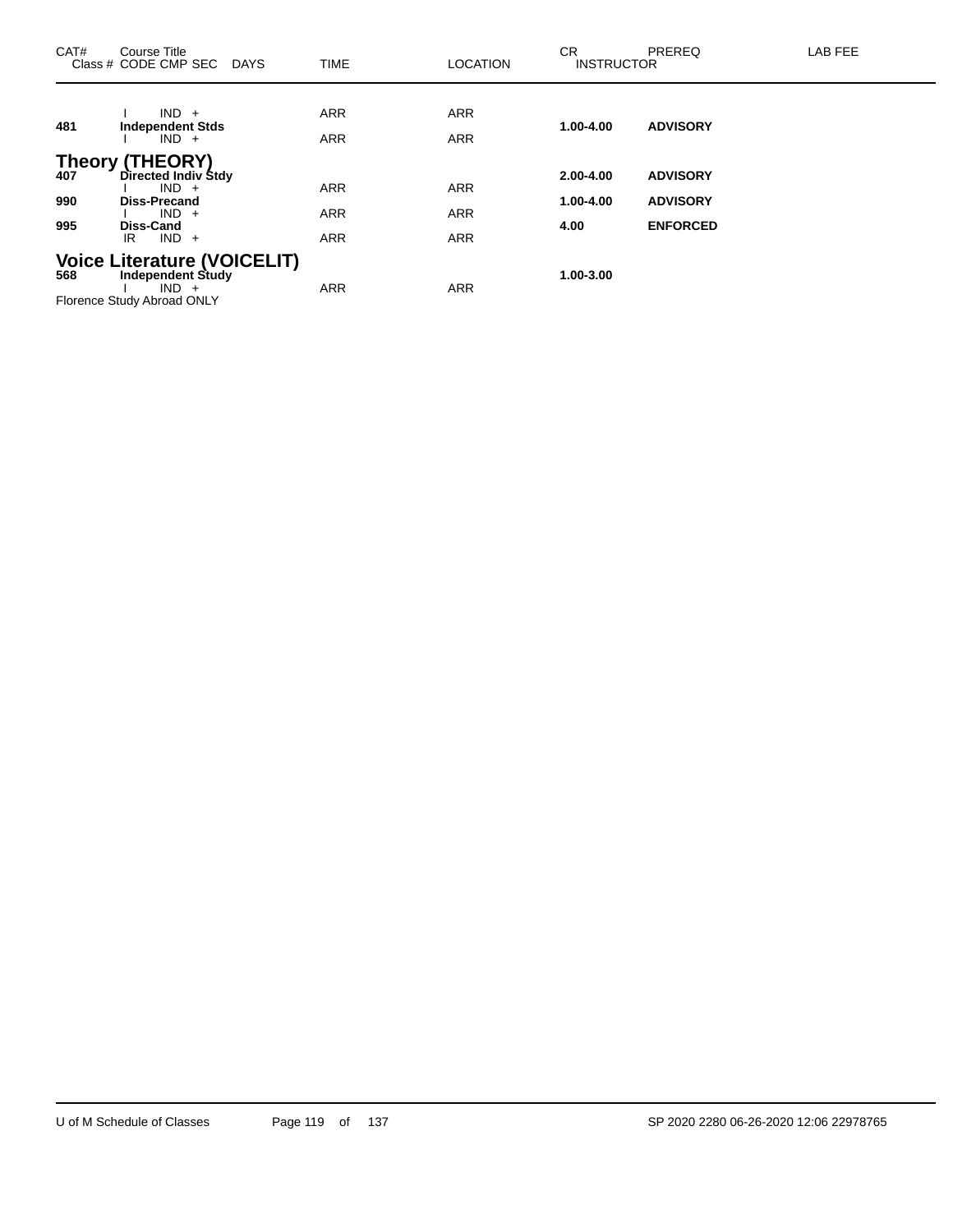| CAT# | Course Title<br>Class # CODE CMP SEC DAYS | TIME | LOCATION | CR INSTRUCTOR | PREREQ | LAB FEE |
|---|---|---|---|---|---|---|
| | I IND + | ARR | ARR | | | |
| **481** | **Independent Stds** | | | **1.00-4.00** | **ADVISORY** | |
| | I IND + | ARR | ARR | | | |

## Theory (THEORY)

| CAT# | Course Title<br>Class # CODE CMP SEC DAYS | TIME | LOCATION | CR INSTRUCTOR | PREREQ | LAB FEE |
|---|---|---|---|---|---|---|
| **407** | **Directed Indiv Stdy** | | | **2.00-4.00** | **ADVISORY** | |
| | I IND + | ARR | ARR | | | |
| **990** | **Diss-Precand** | | | **1.00-4.00** | **ADVISORY** | |
| | I IND + | ARR | ARR | | | |
| **995** | **Diss-Cand** | | | **4.00** | **ENFORCED** | |
| | IR IND + | ARR | ARR | | | |

## Voice Literature (VOICELIT)

| CAT# | Course Title<br>Class # CODE CMP SEC DAYS | TIME | LOCATION | CR INSTRUCTOR | PREREQ | LAB FEE |
|---|---|---|---|---|---|---|
| **568** | **Independent Study** | | | **1.00-3.00** | | |
| | I IND + | ARR | ARR | | | |

Florence Study Abroad ONLY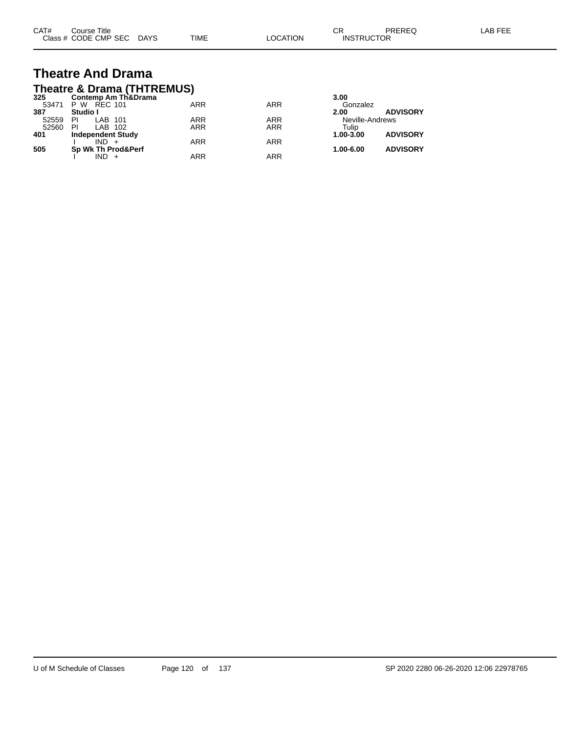| CAT# | Course Title | | | | | | CR | PREREQ | LAB FEE |
|---|---|---|---|---|---|---|---|---|---|
| Class # | CODE | CMP | SEC | DAYS | TIME | LOCATION | INSTRUCTOR | | |

# Theatre And Drama

## Theatre & Drama (THTREMUS)

| CAT# | Course Title | | | | | | CR | PREREQ | LAB FEE |
|---|---|---|---|---|---|---|---|---|---|
| **325** | **Contemp Am Th&Drama** | | | | | | **3.00** | | |
| 53471 | P W | REC | 101 | | ARR | ARR | Gonzalez | | |
| **387** | **Studio I** | | | | | | **2.00** | **ADVISORY** | |
| 52559 | PI | LAB | 101 | | ARR | ARR | Neville-Andrews | | |
| 52560 | PI | LAB | 102 | | ARR | ARR | Tulip | | |
| **401** | **Independent Study** | | | | | | **1.00-3.00** | **ADVISORY** | |
| | I | IND | + | | ARR | ARR | | | |
| **505** | **Sp Wk Th Prod&Perf** | | | | | | **1.00-6.00** | **ADVISORY** | |
| | I | IND | + | | ARR | ARR | | | |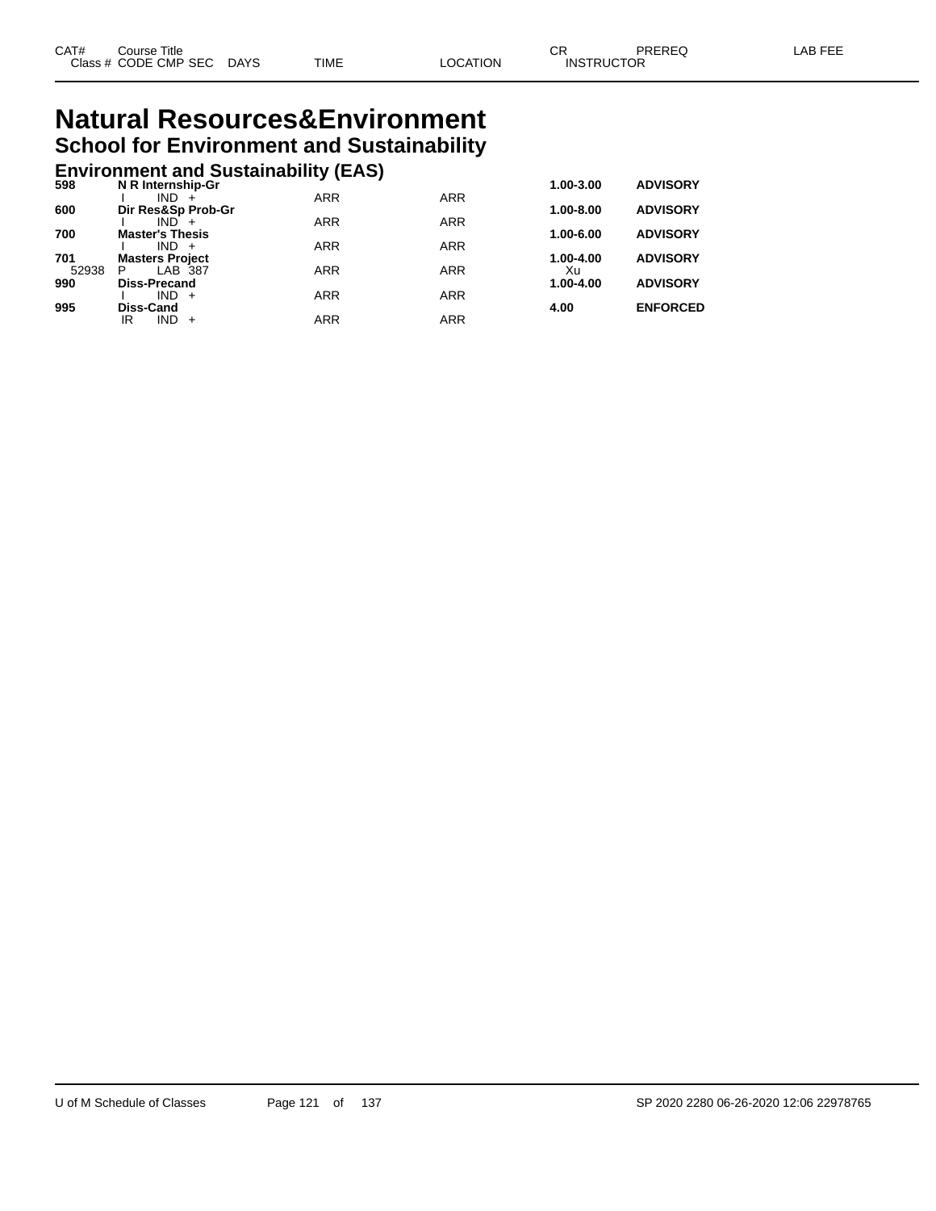# Natural Resources&Environment

## School for Environment and Sustainability

### Environment and Sustainability (EAS)

| CAT# / Class # | Course Title / CODE CMP SEC | DAYS | TIME | LOCATION | CR / INSTRUCTOR | PREREQ | LAB FEE |
|---|---|---|---|---|---|---|---|
| **598** | **N R Internship-Gr** | | | | **1.00-3.00** | **ADVISORY** | |
| | I IND + | | ARR | ARR | | | |
| **600** | **Dir Res&Sp Prob-Gr** | | | | **1.00-8.00** | **ADVISORY** | |
| | I IND + | | ARR | ARR | | | |
| **700** | **Master's Thesis** | | | | **1.00-6.00** | **ADVISORY** | |
| | I IND + | | ARR | ARR | | | |
| **701** | **Masters Project** | | | | **1.00-4.00** | **ADVISORY** | |
| 52938 | P LAB 387 | | ARR | ARR | Xu | | |
| **990** | **Diss-Precand** | | | | **1.00-4.00** | **ADVISORY** | |
| | I IND + | | ARR | ARR | | | |
| **995** | **Diss-Cand** | | | | **4.00** | **ENFORCED** | |
| | IR IND + | | ARR | ARR | | | |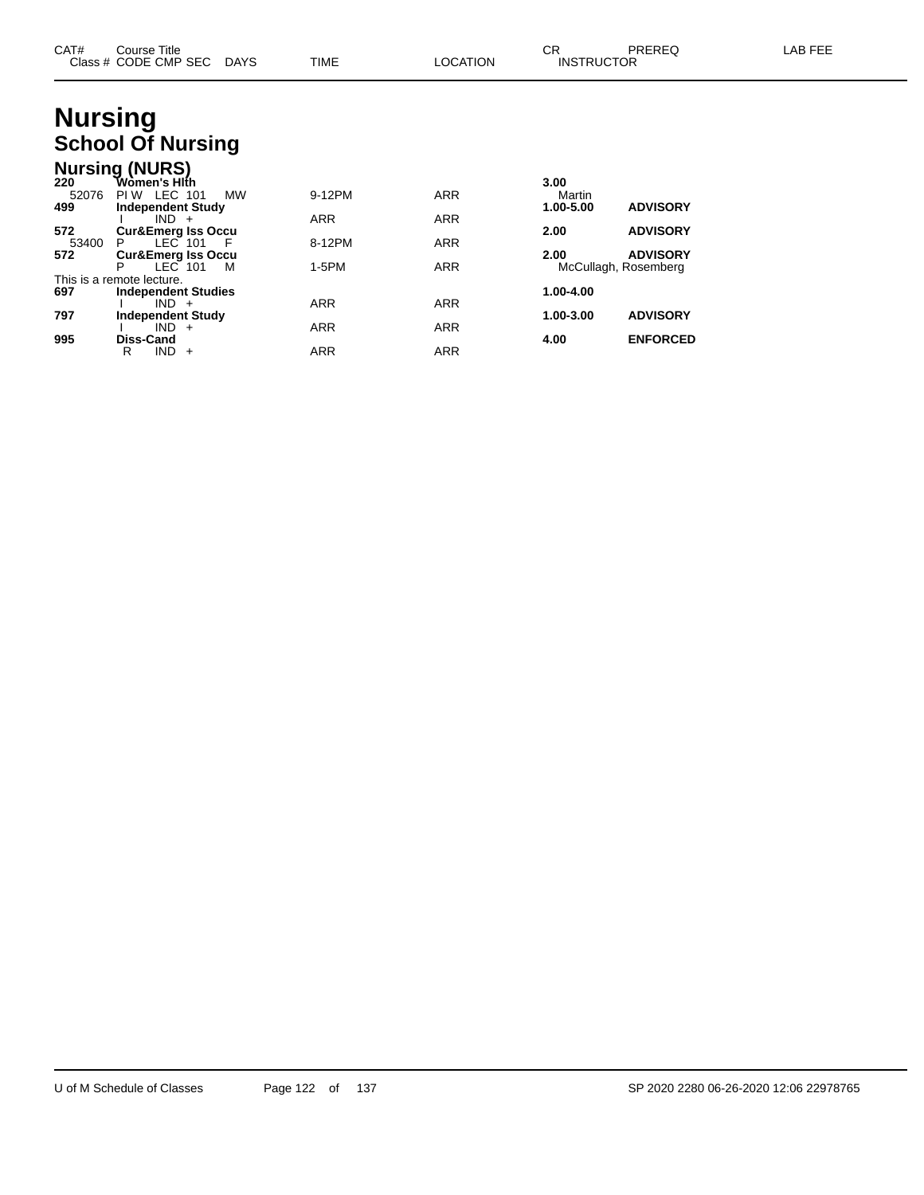| CAT# Class # | Course Title CODE CMP SEC | DAYS | TIME | LOCATION | CR INSTRUCTOR | PREREQ | LAB FEE |
|---|---|---|---|---|---|---|---|

# Nursing

## School Of Nursing

### Nursing (NURS)

| CAT# Class # | Course Title CODE CMP SEC | DAYS | TIME | LOCATION | CR INSTRUCTOR | PREREQ | LAB FEE |
|---|---|---|---|---|---|---|---|
| **220** | **Women's Hlth** | | | | **3.00** | | |
| 52076 | PI W LEC 101 | MW | 9-12PM | ARR | Martin | | |
| **499** | **Independent Study** | | | | **1.00-5.00** | **ADVISORY** | |
| | I IND + | | ARR | ARR | | | |
| **572** | **Cur&Emerg Iss Occu** | | | | **2.00** | **ADVISORY** | |
| 53400 | P LEC 101 | F | 8-12PM | ARR | | | |
| **572** | **Cur&Emerg Iss Occu** | | | | **2.00** | **ADVISORY** | |
| | P LEC 101 | M | 1-5PM | ARR | McCullagh, Rosemberg | | |
| This is a remote lecture. | | | | | | | |
| **697** | **Independent Studies** | | | | **1.00-4.00** | | |
| | I IND + | | ARR | ARR | | | |
| **797** | **Independent Study** | | | | **1.00-3.00** | **ADVISORY** | |
| | I IND + | | ARR | ARR | | | |
| **995** | **Diss-Cand** | | | | **4.00** | **ENFORCED** | |
| | R IND + | | ARR | ARR | | | |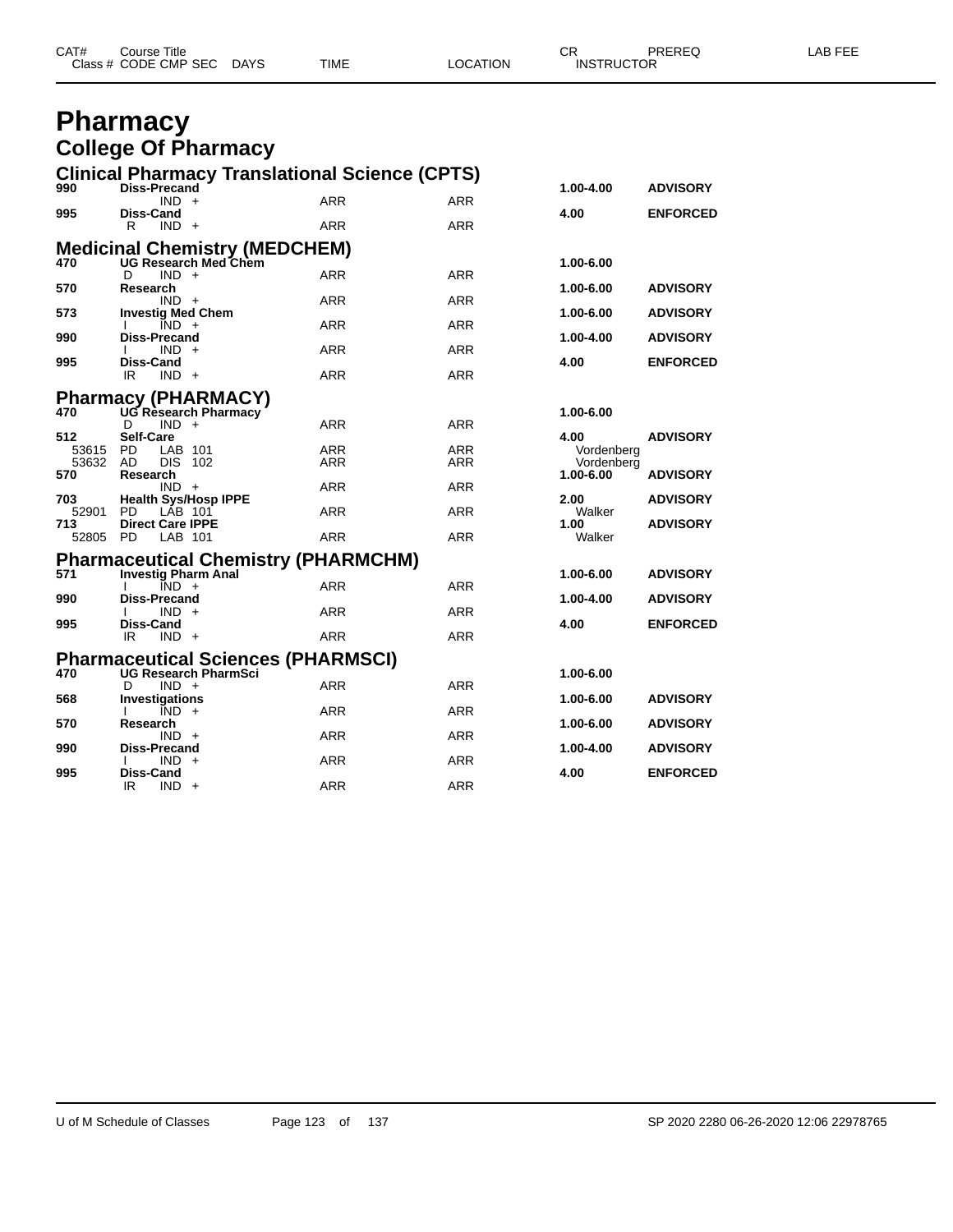| CAT# Class # | Course Title CODE CMP SEC | DAYS | TIME | LOCATION | CR INSTRUCTOR | PREREQ | LAB FEE |
|---|---|---|---|---|---|---|---|

# Pharmacy

## College Of Pharmacy

### Clinical Pharmacy Translational Science (CPTS)

| CAT# Class # | Course Title CODE CMP SEC | DAYS | TIME | LOCATION | CR INSTRUCTOR | PREREQ | LAB FEE |
|---|---|---|---|---|---|---|---|
| **990** | **Diss-Precand** | | | | **1.00-4.00** | **ADVISORY** | |
| | IND + | | ARR | ARR | | | |
| **995** | **Diss-Cand** | | | | **4.00** | **ENFORCED** | |
| | R IND + | | ARR | ARR | | | |

### Medicinal Chemistry (MEDCHEM)

| CAT# Class # | Course Title CODE CMP SEC | DAYS | TIME | LOCATION | CR INSTRUCTOR | PREREQ | LAB FEE |
|---|---|---|---|---|---|---|---|
| **470** | **UG Research Med Chem** | | | | **1.00-6.00** | | |
| | D IND + | | ARR | ARR | | | |
| **570** | **Research** | | | | **1.00-6.00** | **ADVISORY** | |
| | IND + | | ARR | ARR | | | |
| **573** | **Investig Med Chem** | | | | **1.00-6.00** | **ADVISORY** | |
| | I IND + | | ARR | ARR | | | |
| **990** | **Diss-Precand** | | | | **1.00-4.00** | **ADVISORY** | |
| | I IND + | | ARR | ARR | | | |
| **995** | **Diss-Cand** | | | | **4.00** | **ENFORCED** | |
| | IR IND + | | ARR | ARR | | | |

### Pharmacy (PHARMACY)

| CAT# Class # | Course Title CODE CMP SEC | DAYS | TIME | LOCATION | CR INSTRUCTOR | PREREQ | LAB FEE |
|---|---|---|---|---|---|---|---|
| **470** | **UG Research Pharmacy** | | | | **1.00-6.00** | | |
| | D IND + | | ARR | ARR | | | |
| **512** | **Self-Care** | | | | **4.00** | **ADVISORY** | |
| 53615 | PD LAB 101 | | ARR | ARR | Vordenberg | | |
| 53632 | AD DIS 102 | | ARR | ARR | Vordenberg | | |
| **570** | **Research** | | | | **1.00-6.00** | **ADVISORY** | |
| | IND + | | ARR | ARR | | | |
| **703** | **Health Sys/Hosp IPPE** | | | | **2.00** | **ADVISORY** | |
| 52901 | PD LAB 101 | | ARR | ARR | Walker | | |
| **713** | **Direct Care IPPE** | | | | **1.00** | **ADVISORY** | |
| 52805 | PD LAB 101 | | ARR | ARR | Walker | | |

### Pharmaceutical Chemistry (PHARMCHM)

| CAT# Class # | Course Title CODE CMP SEC | DAYS | TIME | LOCATION | CR INSTRUCTOR | PREREQ | LAB FEE |
|---|---|---|---|---|---|---|---|
| **571** | **Investig Pharm Anal** | | | | **1.00-6.00** | **ADVISORY** | |
| | I IND + | | ARR | ARR | | | |
| **990** | **Diss-Precand** | | | | **1.00-4.00** | **ADVISORY** | |
| | I IND + | | ARR | ARR | | | |
| **995** | **Diss-Cand** | | | | **4.00** | **ENFORCED** | |
| | IR IND + | | ARR | ARR | | | |

### Pharmaceutical Sciences (PHARMSCI)

| CAT# Class # | Course Title CODE CMP SEC | DAYS | TIME | LOCATION | CR INSTRUCTOR | PREREQ | LAB FEE |
|---|---|---|---|---|---|---|---|
| **470** | **UG Research PharmSci** | | | | **1.00-6.00** | | |
| | D IND + | | ARR | ARR | | | |
| **568** | **Investigations** | | | | **1.00-6.00** | **ADVISORY** | |
| | I IND + | | ARR | ARR | | | |
| **570** | **Research** | | | | **1.00-6.00** | **ADVISORY** | |
| | IND + | | ARR | ARR | | | |
| **990** | **Diss-Precand** | | | | **1.00-4.00** | **ADVISORY** | |
| | I IND + | | ARR | ARR | | | |
| **995** | **Diss-Cand** | | | | **4.00** | **ENFORCED** | |
| | IR IND + | | ARR | ARR | | | |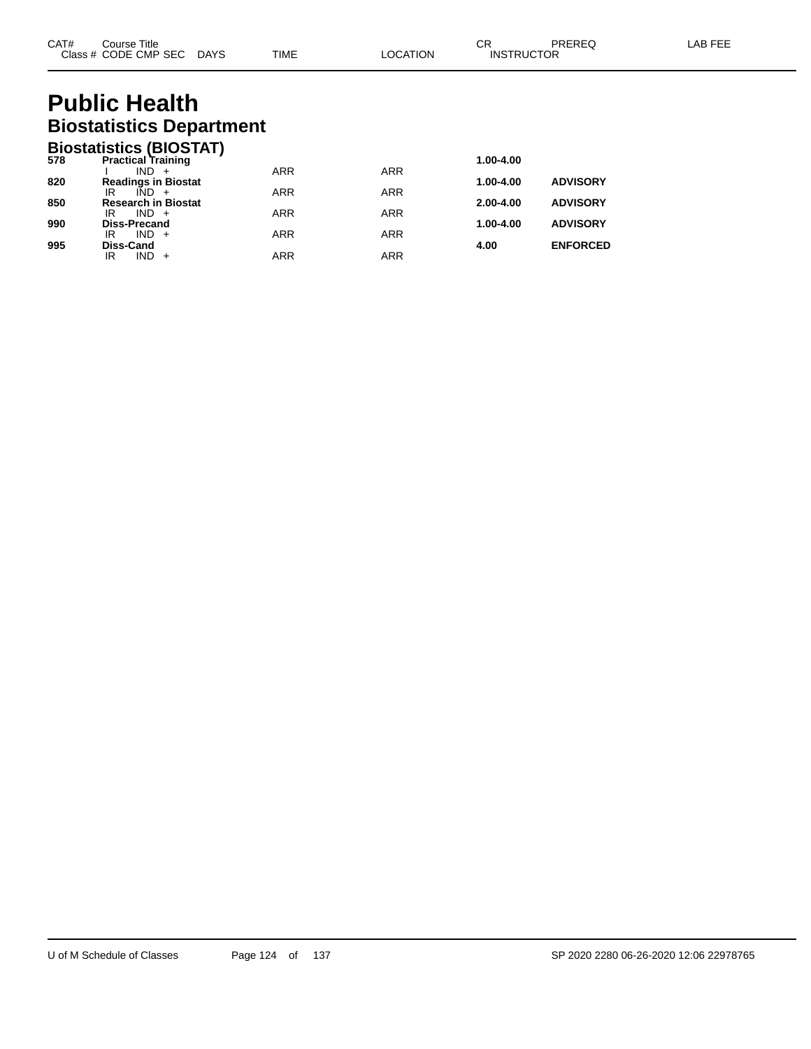# Public Health

## Biostatistics Department

### Biostatistics (BIOSTAT)

| CAT# | Course Title / Class # CODE CMP SEC DAYS | TIME | LOCATION | CR | PREREQ / INSTRUCTOR | LAB FEE |
|---|---|---|---|---|---|---|
| 578 | **Practical Training** | | | 1.00-4.00 | | |
| | I IND + | ARR | ARR | | | |
| 820 | **Readings in Biostat** | | | 1.00-4.00 | **ADVISORY** | |
| | IR IND + | ARR | ARR | | | |
| 850 | **Research in Biostat** | | | 2.00-4.00 | **ADVISORY** | |
| | IR IND + | ARR | ARR | | | |
| 990 | **Diss-Precand** | | | 1.00-4.00 | **ADVISORY** | |
| | IR IND + | ARR | ARR | | | |
| 995 | **Diss-Cand** | | | 4.00 | **ENFORCED** | |
| | IR IND + | ARR | ARR | | | |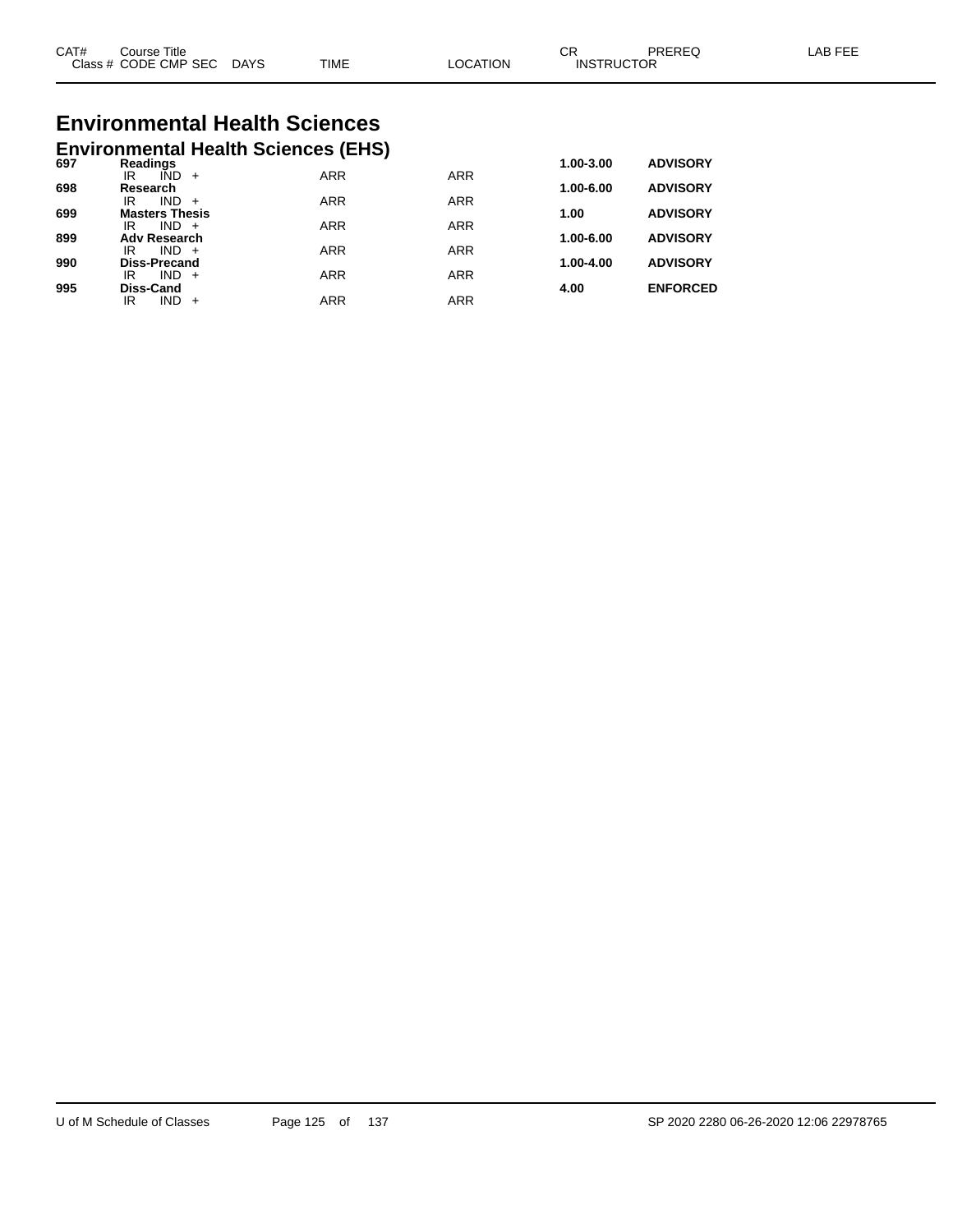| CAT# | Course Title<br>Class # CODE CMP SEC DAYS | TIME | LOCATION | CR<br>INSTRUCTOR | PREREQ | LAB FEE |
|---|---|---|---|---|---|---|

# Environmental Health Sciences

## Environmental Health Sciences (EHS)

| CAT# | Course Title / Class # CODE CMP SEC DAYS | TIME | LOCATION | CR | PREREQ |
|---|---|---|---|---|---|
| **697** | **Readings** | | | **1.00-3.00** | **ADVISORY** |
| | IR IND + | ARR | ARR | | |
| **698** | **Research** | | | **1.00-6.00** | **ADVISORY** |
| | IR IND + | ARR | ARR | | |
| **699** | **Masters Thesis** | | | **1.00** | **ADVISORY** |
| | IR IND + | ARR | ARR | | |
| **899** | **Adv Research** | | | **1.00-6.00** | **ADVISORY** |
| | IR IND + | ARR | ARR | | |
| **990** | **Diss-Precand** | | | **1.00-4.00** | **ADVISORY** |
| | IR IND + | ARR | ARR | | |
| **995** | **Diss-Cand** | | | **4.00** | **ENFORCED** |
| | IR IND + | ARR | ARR | | |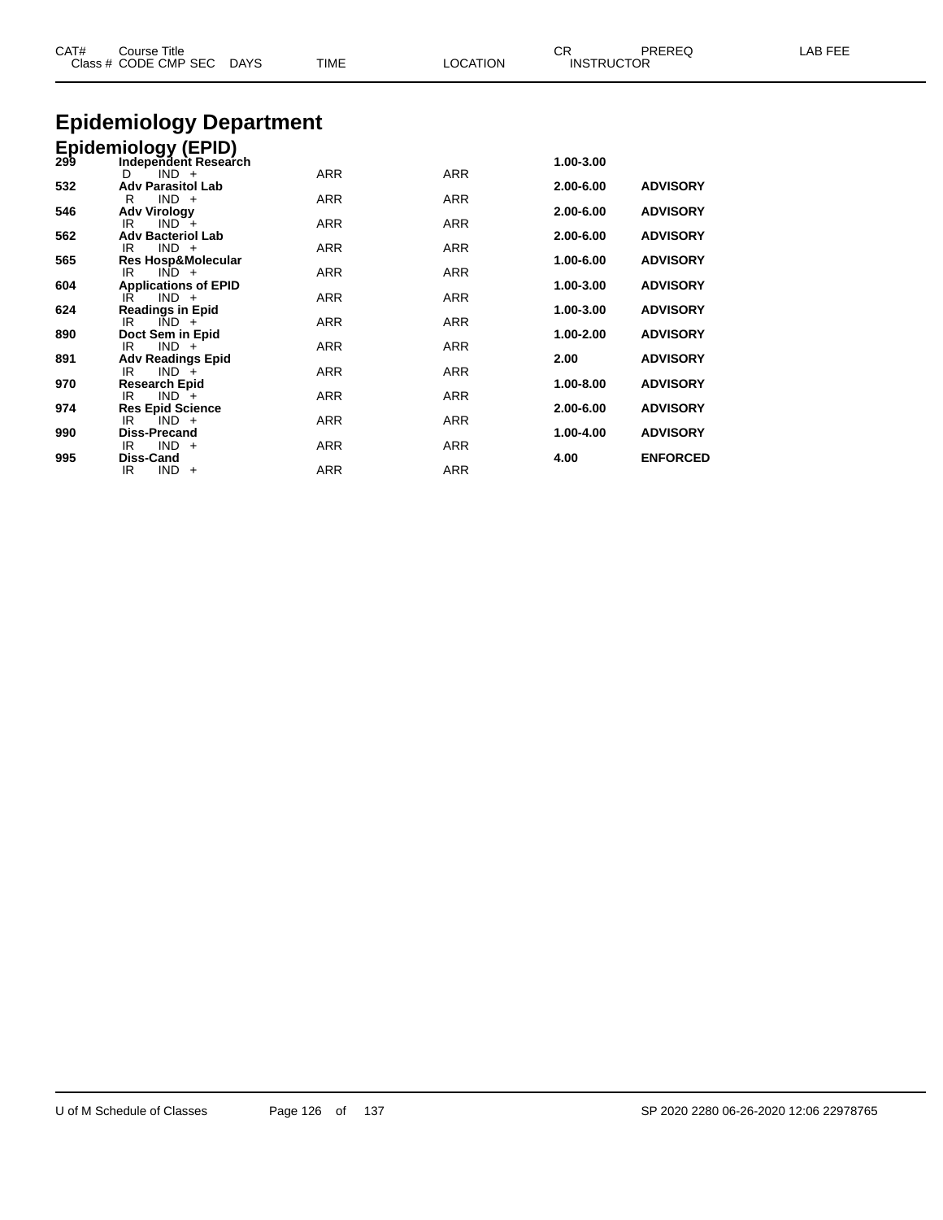# Epidemiology Department

## Epidemiology (EPID)

| CAT# Class # | Course Title CODE CMP SEC | DAYS | TIME | LOCATION | CR INSTRUCTOR | PREREQ | LAB FEE |
|---|---|---|---|---|---|---|---|
| 299 | **Independent Research** | | | | **1.00-3.00** | | |
| | D IND + | | ARR | ARR | | | |
| 532 | **Adv Parasitol Lab** | | | | **2.00-6.00** | **ADVISORY** | |
| | R IND + | | ARR | ARR | | | |
| 546 | **Adv Virology** | | | | **2.00-6.00** | **ADVISORY** | |
| | IR IND + | | ARR | ARR | | | |
| 562 | **Adv Bacteriol Lab** | | | | **2.00-6.00** | **ADVISORY** | |
| | IR IND + | | ARR | ARR | | | |
| 565 | **Res Hosp&Molecular** | | | | **1.00-6.00** | **ADVISORY** | |
| | IR IND + | | ARR | ARR | | | |
| 604 | **Applications of EPID** | | | | **1.00-3.00** | **ADVISORY** | |
| | IR IND + | | ARR | ARR | | | |
| 624 | **Readings in Epid** | | | | **1.00-3.00** | **ADVISORY** | |
| | IR IND + | | ARR | ARR | | | |
| 890 | **Doct Sem in Epid** | | | | **1.00-2.00** | **ADVISORY** | |
| | IR IND + | | ARR | ARR | | | |
| 891 | **Adv Readings Epid** | | | | **2.00** | **ADVISORY** | |
| | IR IND + | | ARR | ARR | | | |
| 970 | **Research Epid** | | | | **1.00-8.00** | **ADVISORY** | |
| | IR IND + | | ARR | ARR | | | |
| 974 | **Res Epid Science** | | | | **2.00-6.00** | **ADVISORY** | |
| | IR IND + | | ARR | ARR | | | |
| 990 | **Diss-Precand** | | | | **1.00-4.00** | **ADVISORY** | |
| | IR IND + | | ARR | ARR | | | |
| 995 | **Diss-Cand** | | | | **4.00** | **ENFORCED** | |
| | IR IND + | | ARR | ARR | | | |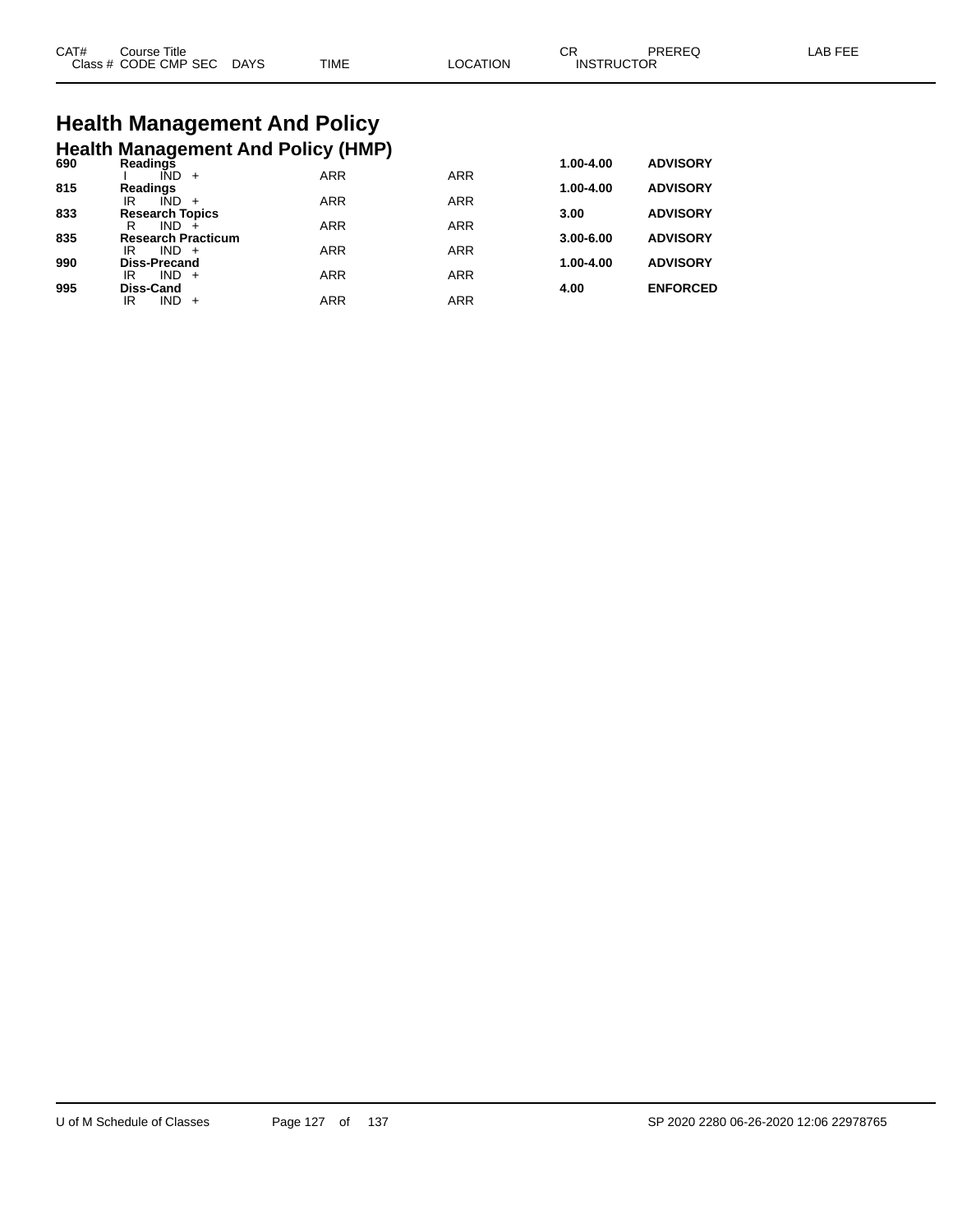# Health Management And Policy

## Health Management And Policy (HMP)

| CAT# | Course Title / Class # CODE CMP SEC | DAYS | TIME | LOCATION | CR | PREREQ / INSTRUCTOR | LAB FEE |
|---|---|---|---|---|---|---|---|
| **690** | **Readings** | | | | **1.00-4.00** | **ADVISORY** | |
| | I IND + | | ARR | ARR | | | |
| **815** | **Readings** | | | | **1.00-4.00** | **ADVISORY** | |
| | IR IND + | | ARR | ARR | | | |
| **833** | **Research Topics** | | | | **3.00** | **ADVISORY** | |
| | R IND + | | ARR | ARR | | | |
| **835** | **Research Practicum** | | | | **3.00-6.00** | **ADVISORY** | |
| | IR IND + | | ARR | ARR | | | |
| **990** | **Diss-Precand** | | | | **1.00-4.00** | **ADVISORY** | |
| | IR IND + | | ARR | ARR | | | |
| **995** | **Diss-Cand** | | | | **4.00** | **ENFORCED** | |
| | IR IND + | | ARR | ARR | | | |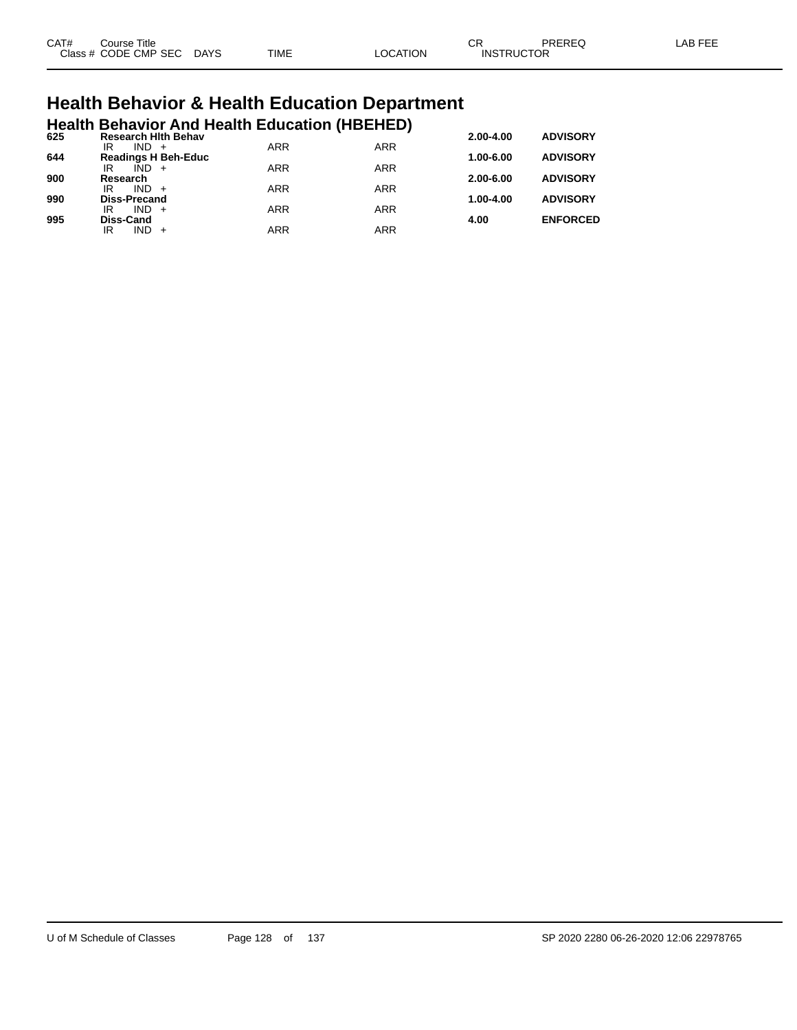# Health Behavior & Health Education Department

## Health Behavior And Health Education (HBEHED)

| CAT# | Course Title / Class # CODE CMP SEC DAYS | TIME | LOCATION | CR | PREREQ |
|---|---|---|---|---|---|
| **625** | **Research Hlth Behav** | | | **2.00-4.00** | **ADVISORY** |
| | IR IND + | ARR | ARR | | |
| **644** | **Readings H Beh-Educ** | | | **1.00-6.00** | **ADVISORY** |
| | IR IND + | ARR | ARR | | |
| **900** | **Research** | | | **2.00-6.00** | **ADVISORY** |
| | IR IND + | ARR | ARR | | |
| **990** | **Diss-Precand** | | | **1.00-4.00** | **ADVISORY** |
| | IR IND + | ARR | ARR | | |
| **995** | **Diss-Cand** | | | **4.00** | **ENFORCED** |
| | IR IND + | ARR | ARR | | |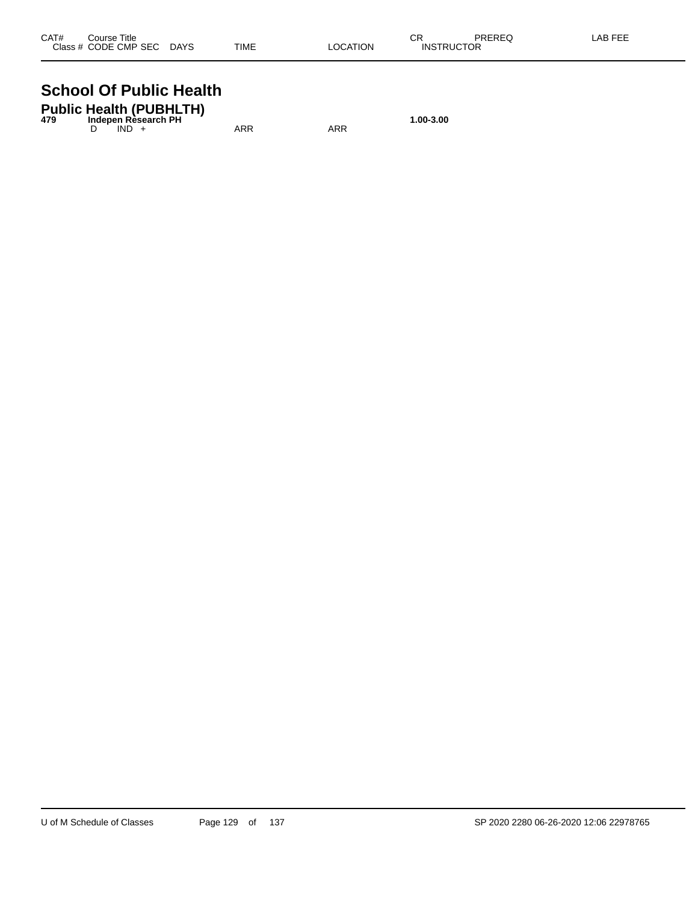| CAT# | Course Title | | | | | CR | PREREQ | LAB FEE |
|---|---|---|---|---|---|---|---|---|
| Class # | CODE | CMP | SEC | DAYS | TIME | LOCATION | INSTRUCTOR | |

# School Of Public Health

## Public Health (PUBHLTH)

| CAT# | Course Title | | | | | CR | PREREQ | LAB FEE |
|---|---|---|---|---|---|---|---|---|
| **479** | **Indepen Research PH** | | | | | **1.00-3.00** | | |
| | D | IND | + | | ARR | ARR | | |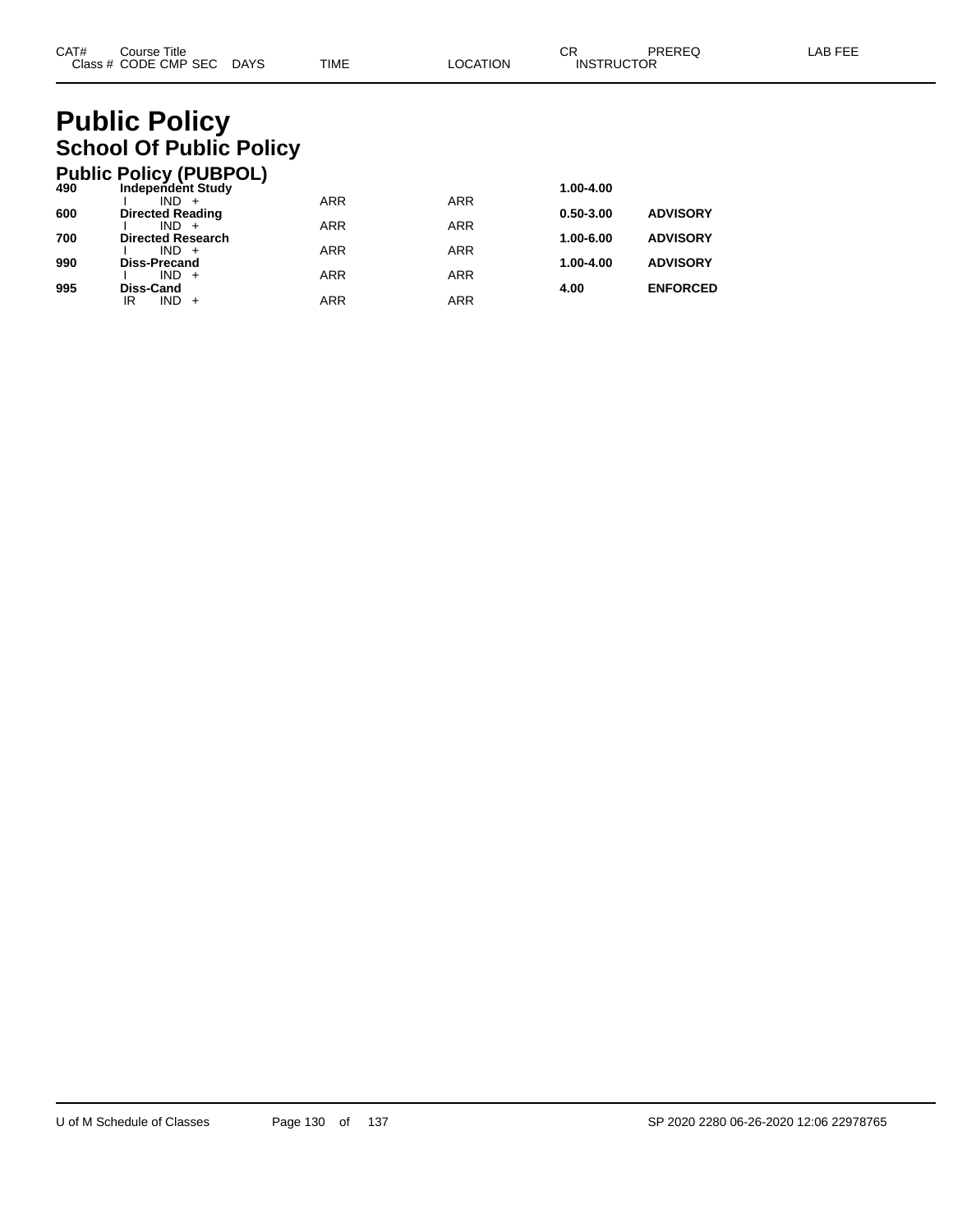# Public Policy

## School Of Public Policy

### Public Policy (PUBPOL)

| CAT# | Course Title / Class # CODE CMP SEC DAYS | TIME | LOCATION | CR / INSTRUCTOR | PREREQ | LAB FEE |
|---|---|---|---|---|---|---|
| **490** | **Independent Study** | | | **1.00-4.00** | | |
| | I IND + | ARR | ARR | | | |
| **600** | **Directed Reading** | | | **0.50-3.00** | **ADVISORY** | |
| | I IND + | ARR | ARR | | | |
| **700** | **Directed Research** | | | **1.00-6.00** | **ADVISORY** | |
| | I IND + | ARR | ARR | | | |
| **990** | **Diss-Precand** | | | **1.00-4.00** | **ADVISORY** | |
| | I IND + | ARR | ARR | | | |
| **995** | **Diss-Cand** | | | **4.00** | **ENFORCED** | |
| | IR IND + | ARR | ARR | | | |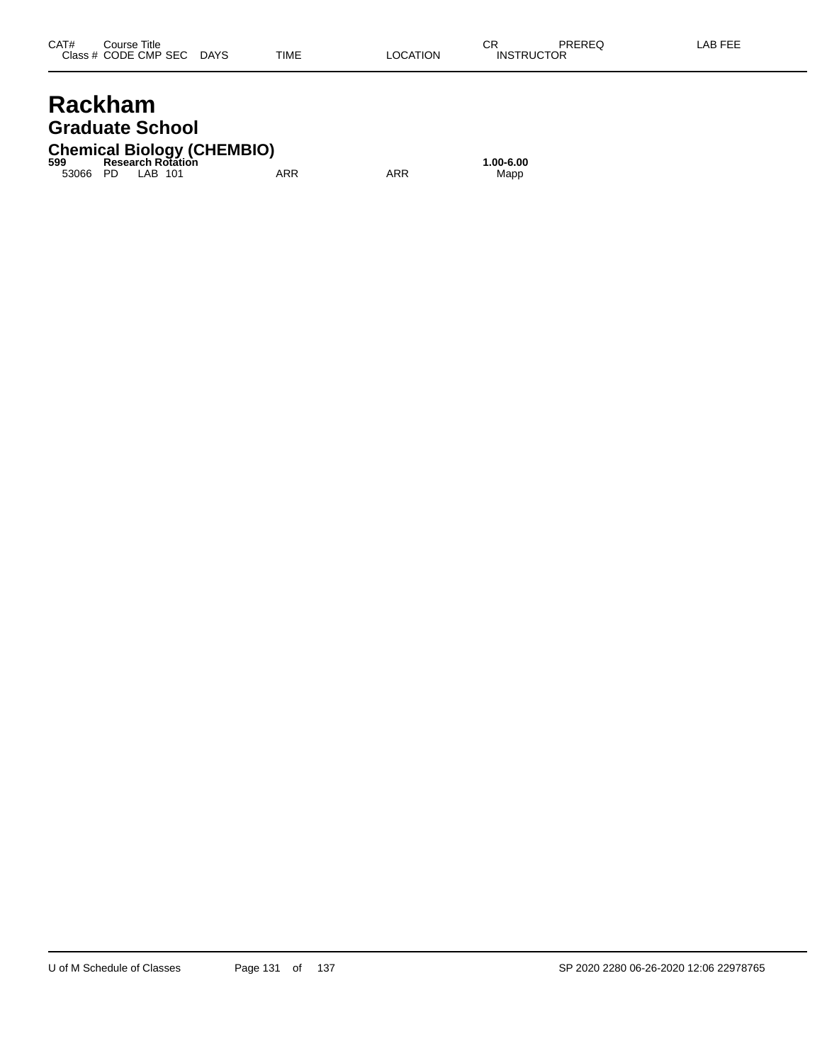| CAT# | Course Title | | | | | | | CR | PREREQ | LAB FEE |
|---|---|---|---|---|---|---|---|---|---|---|
| Class # | CODE | CMP | SEC | DAYS | TIME | LOCATION | | INSTRUCTOR | | |

# Rackham

## Graduate School

### Chemical Biology (CHEMBIO)

| CAT# | Course Title | | | | | | | CR | PREREQ | LAB FEE |
|---|---|---|---|---|---|---|---|---|---|---|
| **599** | **Research Rotation** | | | | | | | **1.00-6.00** | | |
| 53066 | PD | LAB | 101 | | ARR | ARR | | Mapp | | |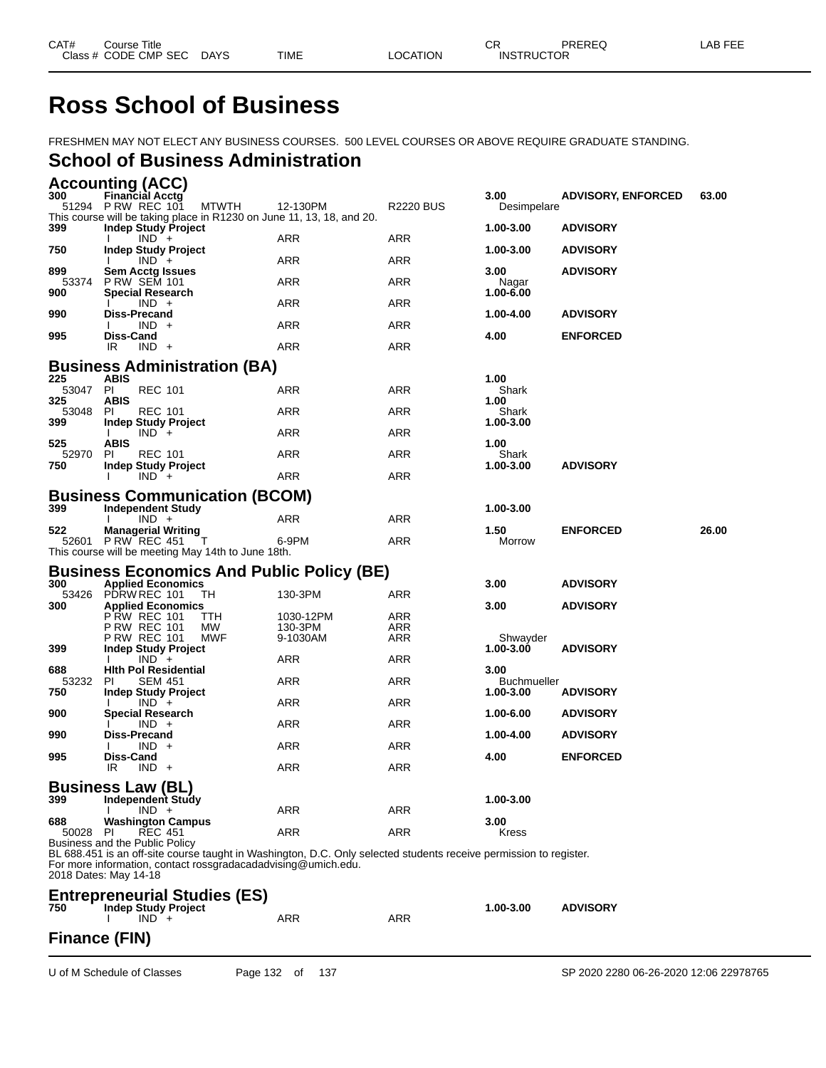# Ross School of Business

FRESHMEN MAY NOT ELECT ANY BUSINESS COURSES. 500 LEVEL COURSES OR ABOVE REQUIRE GRADUATE STANDING.

## School of Business Administration

### Accounting (ACC)

| CAT# / Class # | Course Title / CODE CMP SEC | DAYS | TIME | LOCATION | CR / INSTRUCTOR | PREREQ | LAB FEE |
|---|---|---|---|---|---|---|---|
| **300** | **Financial Acctg** | | | | **3.00** | **ADVISORY, ENFORCED** | **63.00** |
| 51294 | P RW REC 101 | MTWTH | 12-130PM | R2220 BUS | Desimpelare | | |

This course will be taking place in R1230 on June 11, 13, 18, and 20.

| CAT# / Class # | Course Title / CODE CMP SEC | DAYS | TIME | LOCATION | CR / INSTRUCTOR | PREREQ | LAB FEE |
|---|---|---|---|---|---|---|---|
| **399** | **Indep Study Project** | | | | **1.00-3.00** | **ADVISORY** | |
| | I IND + | | ARR | ARR | | | |
| **750** | **Indep Study Project** | | | | **1.00-3.00** | **ADVISORY** | |
| | I IND + | | ARR | ARR | | | |
| **899** | **Sem Acctg Issues** | | | | **3.00** | **ADVISORY** | |
| 53374 | P RW SEM 101 | | ARR | ARR | Nagar | | |
| **900** | **Special Research** | | | | **1.00-6.00** | | |
| | I IND + | | ARR | ARR | | | |
| **990** | **Diss-Precand** | | | | **1.00-4.00** | **ADVISORY** | |
| | I IND + | | ARR | ARR | | | |
| **995** | **Diss-Cand** | | | | **4.00** | **ENFORCED** | |
| | IR IND + | | ARR | ARR | | | |

### Business Administration (BA)

| CAT# / Class # | Course Title / CODE CMP SEC | DAYS | TIME | LOCATION | CR / INSTRUCTOR | PREREQ | LAB FEE |
|---|---|---|---|---|---|---|---|
| **225** | **ABIS** | | | | **1.00** | | |
| 53047 | PI REC 101 | | ARR | ARR | Shark | | |
| **325** | **ABIS** | | | | **1.00** | | |
| 53048 | PI REC 101 | | ARR | ARR | Shark | | |
| **399** | **Indep Study Project** | | | | **1.00-3.00** | | |
| | I IND + | | ARR | ARR | | | |
| **525** | **ABIS** | | | | **1.00** | | |
| 52970 | PI REC 101 | | ARR | ARR | Shark | | |
| **750** | **Indep Study Project** | | | | **1.00-3.00** | **ADVISORY** | |
| | I IND + | | ARR | ARR | | | |

### Business Communication (BCOM)

| CAT# / Class # | Course Title / CODE CMP SEC | DAYS | TIME | LOCATION | CR / INSTRUCTOR | PREREQ | LAB FEE |
|---|---|---|---|---|---|---|---|
| **399** | **Independent Study** | | | | **1.00-3.00** | | |
| | I IND + | | ARR | ARR | | | |
| **522** | **Managerial Writing** | | | | **1.50** | **ENFORCED** | **26.00** |
| 52601 | P RW REC 451 | T | 6-9PM | ARR | Morrow | | |

This course will be meeting May 14th to June 18th.

### Business Economics And Public Policy (BE)

| CAT# / Class # | Course Title / CODE CMP SEC | DAYS | TIME | LOCATION | CR / INSTRUCTOR | PREREQ | LAB FEE |
|---|---|---|---|---|---|---|---|
| **300** | **Applied Economics** | | | | **3.00** | **ADVISORY** | |
| 53426 | PDRW REC 101 | TH | 130-3PM | ARR | | | |
| **300** | **Applied Economics** | | | | **3.00** | **ADVISORY** | |
| | P RW REC 101 | TTH | 1030-12PM | ARR | | | |
| | P RW REC 101 | MW | 130-3PM | ARR | | | |
| | P RW REC 101 | MWF | 9-1030AM | ARR | Shwayder | | |
| **399** | **Indep Study Project** | | | | **1.00-3.00** | **ADVISORY** | |
| | I IND + | | ARR | ARR | | | |
| **688** | **Hlth Pol Residential** | | | | **3.00** | | |
| 53232 | PI SEM 451 | | ARR | ARR | Buchmueller | | |
| **750** | **Indep Study Project** | | | | **1.00-3.00** | **ADVISORY** | |
| | I IND + | | ARR | ARR | | | |
| **900** | **Special Research** | | | | **1.00-6.00** | **ADVISORY** | |
| | I IND + | | ARR | ARR | | | |
| **990** | **Diss-Precand** | | | | **1.00-4.00** | **ADVISORY** | |
| | I IND + | | ARR | ARR | | | |
| **995** | **Diss-Cand** | | | | **4.00** | **ENFORCED** | |
| | IR IND + | | ARR | ARR | | | |

### Business Law (BL)

| CAT# / Class # | Course Title / CODE CMP SEC | DAYS | TIME | LOCATION | CR / INSTRUCTOR | PREREQ | LAB FEE |
|---|---|---|---|---|---|---|---|
| **399** | **Independent Study** | | | | **1.00-3.00** | | |
| | I IND + | | ARR | ARR | | | |
| **688** | **Washington Campus** | | | | **3.00** | | |
| 50028 | PI REC 451 | | ARR | ARR | Kress | | |

Business and the Public Policy
BL 688.451 is an off-site course taught in Washington, D.C. Only selected students receive permission to register.
For more information, contact rossgradacadadvising@umich.edu.
2018 Dates: May 14-18

### Entrepreneurial Studies (ES)

| CAT# / Class # | Course Title / CODE CMP SEC | DAYS | TIME | LOCATION | CR / INSTRUCTOR | PREREQ | LAB FEE |
|---|---|---|---|---|---|---|---|
| **750** | **Indep Study Project** | | | | **1.00-3.00** | **ADVISORY** | |
| | I IND + | | ARR | ARR | | | |

### Finance (FIN)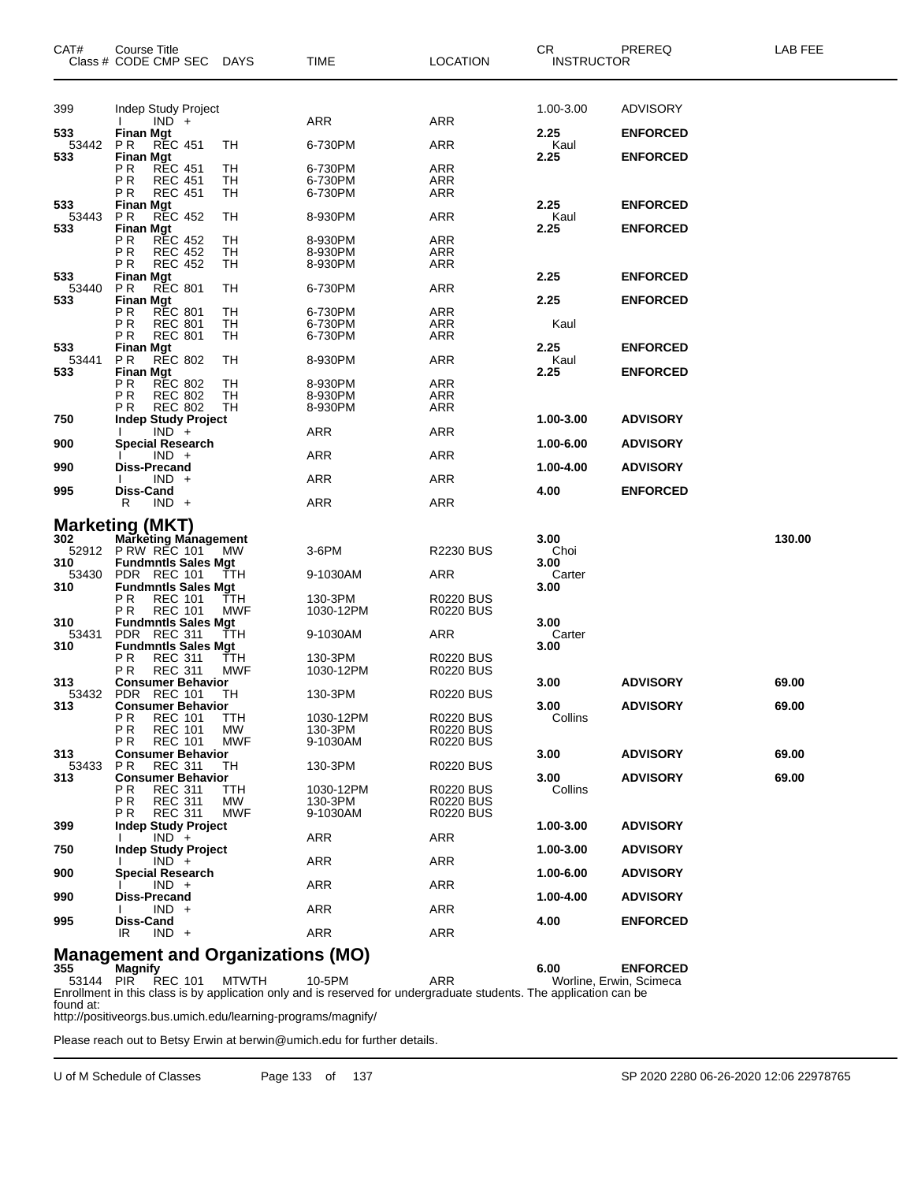| CAT# | Course Title Class # CODE CMP SEC | DAYS | TIME | LOCATION | CR INSTRUCTOR | PREREQ | LAB FEE |
|---|---|---|---|---|---|---|---|
| 399 | Indep Study Project | | | | 1.00-3.00 | ADVISORY | |
| | I IND + | | ARR | ARR | | | |
| **533** | **Finan Mgt** | | | | **2.25** | **ENFORCED** | |
| 53442 | P R REC 451 | TH | 6-730PM | ARR | Kaul | | |
| **533** | **Finan Mgt** | | | | **2.25** | **ENFORCED** | |
| | P R REC 451 | TH | 6-730PM | ARR | | | |
| | P R REC 451 | TH | 6-730PM | ARR | | | |
| | P R REC 451 | TH | 6-730PM | ARR | | | |
| **533** | **Finan Mgt** | | | | **2.25** | **ENFORCED** | |
| 53443 | P R REC 452 | TH | 8-930PM | ARR | Kaul | | |
| **533** | **Finan Mgt** | | | | **2.25** | **ENFORCED** | |
| | P R REC 452 | TH | 8-930PM | ARR | | | |
| | P R REC 452 | TH | 8-930PM | ARR | | | |
| | P R REC 452 | TH | 8-930PM | ARR | | | |
| **533** | **Finan Mgt** | | | | **2.25** | **ENFORCED** | |
| 53440 | P R REC 801 | TH | 6-730PM | ARR | | | |
| **533** | **Finan Mgt** | | | | **2.25** | **ENFORCED** | |
| | P R REC 801 | TH | 6-730PM | ARR | | | |
| | P R REC 801 | TH | 6-730PM | ARR | Kaul | | |
| | P R REC 801 | TH | 6-730PM | ARR | | | |
| **533** | **Finan Mgt** | | | | **2.25** | **ENFORCED** | |
| 53441 | P R REC 802 | TH | 8-930PM | ARR | Kaul | | |
| **533** | **Finan Mgt** | | | | **2.25** | **ENFORCED** | |
| | P R REC 802 | TH | 8-930PM | ARR | | | |
| | P R REC 802 | TH | 8-930PM | ARR | | | |
| | P R REC 802 | TH | 8-930PM | ARR | | | |
| **750** | **Indep Study Project** | | | | **1.00-3.00** | **ADVISORY** | |
| | I IND + | | ARR | ARR | | | |
| **900** | **Special Research** | | | | **1.00-6.00** | **ADVISORY** | |
| | I IND + | | ARR | ARR | | | |
| **990** | **Diss-Precand** | | | | **1.00-4.00** | **ADVISORY** | |
| | I IND + | | ARR | ARR | | | |
| **995** | **Diss-Cand** | | | | **4.00** | **ENFORCED** | |
| | R IND + | | ARR | ARR | | | |

## Marketing (MKT)

| CAT# | Course Title Class # CODE CMP SEC | DAYS | TIME | LOCATION | CR INSTRUCTOR | PREREQ | LAB FEE |
|---|---|---|---|---|---|---|---|
| **302** | **Marketing Management** | | | | **3.00** | | **130.00** |
| 52912 | P RW REC 101 | MW | 3-6PM | R2230 BUS | Choi | | |
| **310** | **Fundmntls Sales Mgt** | | | | **3.00** | | |
| 53430 | PDR REC 101 | TTH | 9-1030AM | ARR | Carter | | |
| **310** | **Fundmntls Sales Mgt** | | | | **3.00** | | |
| | P R REC 101 | TTH | 130-3PM | R0220 BUS | | | |
| | P R REC 101 | MWF | 1030-12PM | R0220 BUS | | | |
| **310** | **Fundmntls Sales Mgt** | | | | **3.00** | | |
| 53431 | PDR REC 311 | TTH | 9-1030AM | ARR | Carter | | |
| **310** | **Fundmntls Sales Mgt** | | | | **3.00** | | |
| | P R REC 311 | TTH | 130-3PM | R0220 BUS | | | |
| | P R REC 311 | MWF | 1030-12PM | R0220 BUS | | | |
| **313** | **Consumer Behavior** | | | | **3.00** | **ADVISORY** | **69.00** |
| 53432 | PDR REC 101 | TH | 130-3PM | R0220 BUS | | | |
| **313** | **Consumer Behavior** | | | | **3.00** | **ADVISORY** | **69.00** |
| | P R REC 101 | TTH | 1030-12PM | R0220 BUS | Collins | | |
| | P R REC 101 | MW | 130-3PM | R0220 BUS | | | |
| | P R REC 101 | MWF | 9-1030AM | R0220 BUS | | | |
| **313** | **Consumer Behavior** | | | | **3.00** | **ADVISORY** | **69.00** |
| 53433 | P R REC 311 | TH | 130-3PM | R0220 BUS | | | |
| **313** | **Consumer Behavior** | | | | **3.00** | **ADVISORY** | **69.00** |
| | P R REC 311 | TTH | 1030-12PM | R0220 BUS | Collins | | |
| | P R REC 311 | MW | 130-3PM | R0220 BUS | | | |
| | P R REC 311 | MWF | 9-1030AM | R0220 BUS | | | |
| **399** | **Indep Study Project** | | | | **1.00-3.00** | **ADVISORY** | |
| | I IND + | | ARR | ARR | | | |
| **750** | **Indep Study Project** | | | | **1.00-3.00** | **ADVISORY** | |
| | I IND + | | ARR | ARR | | | |
| **900** | **Special Research** | | | | **1.00-6.00** | **ADVISORY** | |
| | I IND + | | ARR | ARR | | | |
| **990** | **Diss-Precand** | | | | **1.00-4.00** | **ADVISORY** | |
| | I IND + | | ARR | ARR | | | |
| **995** | **Diss-Cand** | | | | **4.00** | **ENFORCED** | |
| | IR IND + | | ARR | ARR | | | |

## Management and Organizations (MO)

| CAT# | Course Title Class # CODE CMP SEC | DAYS | TIME | LOCATION | CR INSTRUCTOR | PREREQ | LAB FEE |
|---|---|---|---|---|---|---|---|
| **355** | **Magnify** | | | | **6.00** | **ENFORCED** | |
| 53144 | PIR REC 101 | MTWTH | 10-5PM | ARR | Worline, Erwin, Scimeca | | |

Enrollment in this class is by application only and is reserved for undergraduate students. The application can be found at:
http://positiveorgs.bus.umich.edu/learning-programs/magnify/

Please reach out to Betsy Erwin at berwin@umich.edu for further details.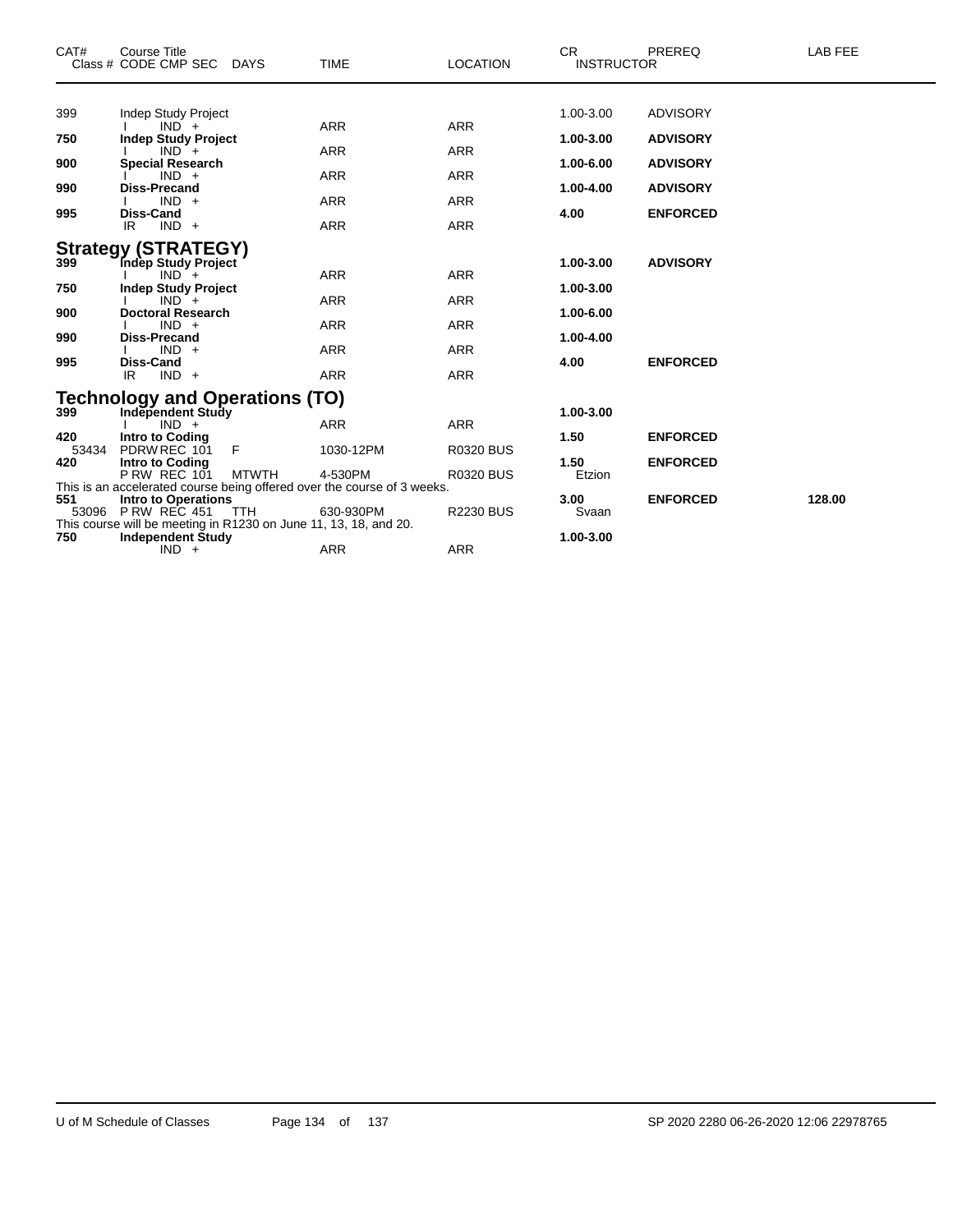| CAT# | Course Title<br>Class # CODE CMP SEC DAYS | TIME | LOCATION | CR<br>INSTRUCTOR | PREREQ | LAB FEE |
|---|---|---|---|---|---|---|
| 399 | Indep Study Project | | | 1.00-3.00 | ADVISORY | |
| | I IND + | ARR | ARR | | | |
| **750** | **Indep Study Project** | | | **1.00-3.00** | **ADVISORY** | |
| | I IND + | ARR | ARR | | | |
| **900** | **Special Research** | | | **1.00-6.00** | **ADVISORY** | |
| | I IND + | ARR | ARR | | | |
| **990** | **Diss-Precand** | | | **1.00-4.00** | **ADVISORY** | |
| | I IND + | ARR | ARR | | | |
| **995** | **Diss-Cand** | | | **4.00** | **ENFORCED** | |
| | IR IND + | ARR | ARR | | | |

## Strategy (STRATEGY)

| CAT# | Course Title<br>Class # CODE CMP SEC DAYS | TIME | LOCATION | CR<br>INSTRUCTOR | PREREQ | LAB FEE |
|---|---|---|---|---|---|---|
| **399** | **Indep Study Project** | | | **1.00-3.00** | **ADVISORY** | |
| | I IND + | ARR | ARR | | | |
| **750** | **Indep Study Project** | | | **1.00-3.00** | | |
| | I IND + | ARR | ARR | | | |
| **900** | **Doctoral Research** | | | **1.00-6.00** | | |
| | I IND + | ARR | ARR | | | |
| **990** | **Diss-Precand** | | | **1.00-4.00** | | |
| | I IND + | ARR | ARR | | | |
| **995** | **Diss-Cand** | | | **4.00** | **ENFORCED** | |
| | IR IND + | ARR | ARR | | | |

## Technology and Operations (TO)

| CAT# | Course Title<br>Class # CODE CMP SEC DAYS | TIME | LOCATION | CR<br>INSTRUCTOR | PREREQ | LAB FEE |
|---|---|---|---|---|---|---|
| **399** | **Independent Study** | | | **1.00-3.00** | | |
| | I IND + | ARR | ARR | | | |
| **420** | **Intro to Coding** | | | **1.50** | **ENFORCED** | |
| 53434 | PDRW REC 101 F | 1030-12PM | R0320 BUS | | | |
| **420** | **Intro to Coding** | | | **1.50** | **ENFORCED** | |
| | P RW REC 101 MTWTH | 4-530PM | R0320 BUS | Etzion | | |
| | This is an accelerated course being offered over the course of 3 weeks. | | | | | |
| **551** | **Intro to Operations** | | | **3.00** | **ENFORCED** | **128.00** |
| 53096 | P RW REC 451 TTH | 630-930PM | R2230 BUS | Svaan | | |
| | This course will be meeting in R1230 on June 11, 13, 18, and 20. | | | | | |
| **750** | **Independent Study** | | | **1.00-3.00** | | |
| | IND + | ARR | ARR | | | |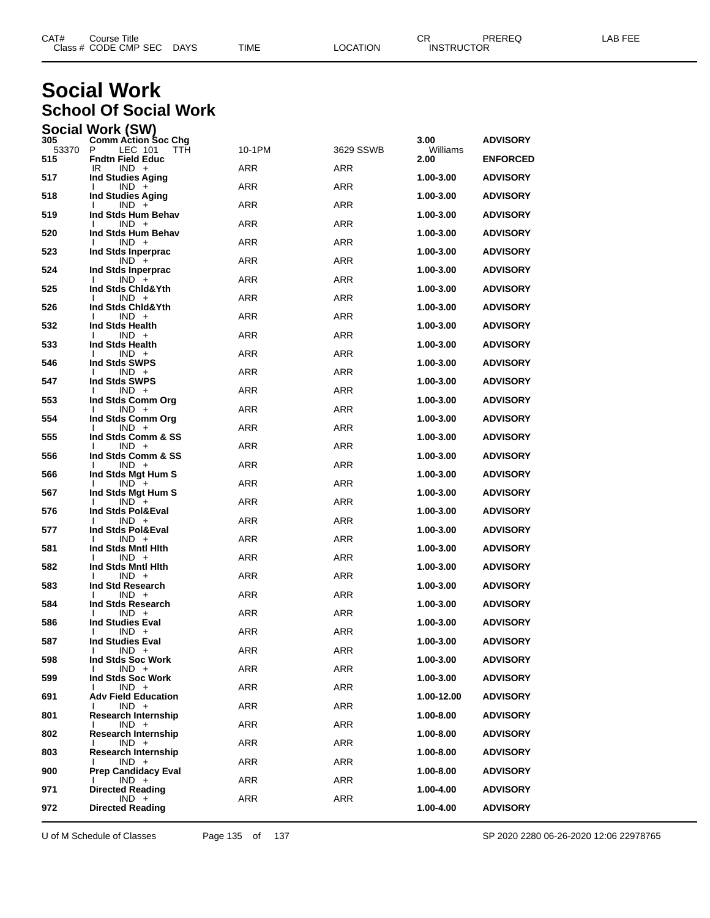# Social Work

## School Of Social Work

### Social Work (SW)

| CAT# | Course Title | | | | | CR | PREREQ | LAB FEE |
|---|---|---|---|---|---|---|---|---|
| Class # | CODE CMP SEC | DAYS | TIME | LOCATION | INSTRUCTOR | | | |
| **305** | **Comm Action Soc Chg** | | | | | **3.00** | **ADVISORY** | |
| 53370 | P LEC 101 | TTH | 10-1PM | 3629 SSWB | Williams | | | |
| **515** | **Fndtn Field Educ** | | | | | **2.00** | **ENFORCED** | |
| | IR IND + | | ARR | ARR | | | | |
| **517** | **Ind Studies Aging** | | | | | **1.00-3.00** | **ADVISORY** | |
| | I IND + | | ARR | ARR | | | | |
| **518** | **Ind Studies Aging** | | | | | **1.00-3.00** | **ADVISORY** | |
| | I IND + | | ARR | ARR | | | | |
| **519** | **Ind Stds Hum Behav** | | | | | **1.00-3.00** | **ADVISORY** | |
| | I IND + | | ARR | ARR | | | | |
| **520** | **Ind Stds Hum Behav** | | | | | **1.00-3.00** | **ADVISORY** | |
| | I IND + | | ARR | ARR | | | | |
| **523** | **Ind Stds Inperprac** | | | | | **1.00-3.00** | **ADVISORY** | |
| | IND + | | ARR | ARR | | | | |
| **524** | **Ind Stds Inperprac** | | | | | **1.00-3.00** | **ADVISORY** | |
| | I IND + | | ARR | ARR | | | | |
| **525** | **Ind Stds Chld&Yth** | | | | | **1.00-3.00** | **ADVISORY** | |
| | I IND + | | ARR | ARR | | | | |
| **526** | **Ind Stds Chld&Yth** | | | | | **1.00-3.00** | **ADVISORY** | |
| | I IND + | | ARR | ARR | | | | |
| **532** | **Ind Stds Health** | | | | | **1.00-3.00** | **ADVISORY** | |
| | I IND + | | ARR | ARR | | | | |
| **533** | **Ind Stds Health** | | | | | **1.00-3.00** | **ADVISORY** | |
| | I IND + | | ARR | ARR | | | | |
| **546** | **Ind Stds SWPS** | | | | | **1.00-3.00** | **ADVISORY** | |
| | I IND + | | ARR | ARR | | | | |
| **547** | **Ind Stds SWPS** | | | | | **1.00-3.00** | **ADVISORY** | |
| | I IND + | | ARR | ARR | | | | |
| **553** | **Ind Stds Comm Org** | | | | | **1.00-3.00** | **ADVISORY** | |
| | I IND + | | ARR | ARR | | | | |
| **554** | **Ind Stds Comm Org** | | | | | **1.00-3.00** | **ADVISORY** | |
| | I IND + | | ARR | ARR | | | | |
| **555** | **Ind Stds Comm & SS** | | | | | **1.00-3.00** | **ADVISORY** | |
| | I IND + | | ARR | ARR | | | | |
| **556** | **Ind Stds Comm & SS** | | | | | **1.00-3.00** | **ADVISORY** | |
| | I IND + | | ARR | ARR | | | | |
| **566** | **Ind Stds Mgt Hum S** | | | | | **1.00-3.00** | **ADVISORY** | |
| | I IND + | | ARR | ARR | | | | |
| **567** | **Ind Stds Mgt Hum S** | | | | | **1.00-3.00** | **ADVISORY** | |
| | I IND + | | ARR | ARR | | | | |
| **576** | **Ind Stds Pol&Eval** | | | | | **1.00-3.00** | **ADVISORY** | |
| | I IND + | | ARR | ARR | | | | |
| **577** | **Ind Stds Pol&Eval** | | | | | **1.00-3.00** | **ADVISORY** | |
| | I IND + | | ARR | ARR | | | | |
| **581** | **Ind Stds Mntl Hlth** | | | | | **1.00-3.00** | **ADVISORY** | |
| | I IND + | | ARR | ARR | | | | |
| **582** | **Ind Stds Mntl Hlth** | | | | | **1.00-3.00** | **ADVISORY** | |
| | I IND + | | ARR | ARR | | | | |
| **583** | **Ind Std Research** | | | | | **1.00-3.00** | **ADVISORY** | |
| | I IND + | | ARR | ARR | | | | |
| **584** | **Ind Stds Research** | | | | | **1.00-3.00** | **ADVISORY** | |
| | I IND + | | ARR | ARR | | | | |
| **586** | **Ind Studies Eval** | | | | | **1.00-3.00** | **ADVISORY** | |
| | I IND + | | ARR | ARR | | | | |
| **587** | **Ind Studies Eval** | | | | | **1.00-3.00** | **ADVISORY** | |
| | I IND + | | ARR | ARR | | | | |
| **598** | **Ind Stds Soc Work** | | | | | **1.00-3.00** | **ADVISORY** | |
| | I IND + | | ARR | ARR | | | | |
| **599** | **Ind Stds Soc Work** | | | | | **1.00-3.00** | **ADVISORY** | |
| | I IND + | | ARR | ARR | | | | |
| **691** | **Adv Field Education** | | | | | **1.00-12.00** | **ADVISORY** | |
| | I IND + | | ARR | ARR | | | | |
| **801** | **Research Internship** | | | | | **1.00-8.00** | **ADVISORY** | |
| | I IND + | | ARR | ARR | | | | |
| **802** | **Research Internship** | | | | | **1.00-8.00** | **ADVISORY** | |
| | I IND + | | ARR | ARR | | | | |
| **803** | **Research Internship** | | | | | **1.00-8.00** | **ADVISORY** | |
| | I IND + | | ARR | ARR | | | | |
| **900** | **Prep Candidacy Eval** | | | | | **1.00-8.00** | **ADVISORY** | |
| | I IND + | | ARR | ARR | | | | |
| **971** | **Directed Reading** | | | | | **1.00-4.00** | **ADVISORY** | |
| | IND + | | ARR | ARR | | | | |
| **972** | **Directed Reading** | | | | | **1.00-4.00** | **ADVISORY** | |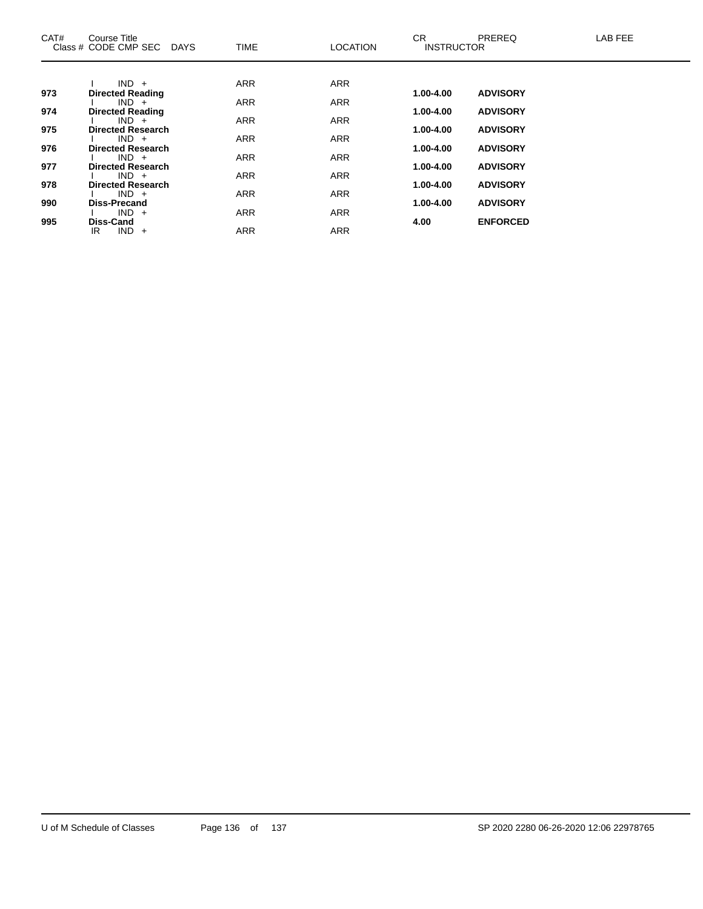| CAT# | Course Title<br>Class # CODE CMP SEC DAYS | TIME | LOCATION | CR INSTRUCTOR | PREREQ | LAB FEE |
|---|---|---|---|---|---|---|
| | I IND + | ARR | ARR | | | |
| **973** | **Directed Reading** | | | **1.00-4.00** | **ADVISORY** | |
| | I IND + | ARR | ARR | | | |
| **974** | **Directed Reading** | | | **1.00-4.00** | **ADVISORY** | |
| | I IND + | ARR | ARR | | | |
| **975** | **Directed Research** | | | **1.00-4.00** | **ADVISORY** | |
| | I IND + | ARR | ARR | | | |
| **976** | **Directed Research** | | | **1.00-4.00** | **ADVISORY** | |
| | I IND + | ARR | ARR | | | |
| **977** | **Directed Research** | | | **1.00-4.00** | **ADVISORY** | |
| | I IND + | ARR | ARR | | | |
| **978** | **Directed Research** | | | **1.00-4.00** | **ADVISORY** | |
| | I IND + | ARR | ARR | | | |
| **990** | **Diss-Precand** | | | **1.00-4.00** | **ADVISORY** | |
| | I IND + | ARR | ARR | | | |
| **995** | **Diss-Cand** | | | **4.00** | **ENFORCED** | |
| | IR IND + | ARR | ARR | | | |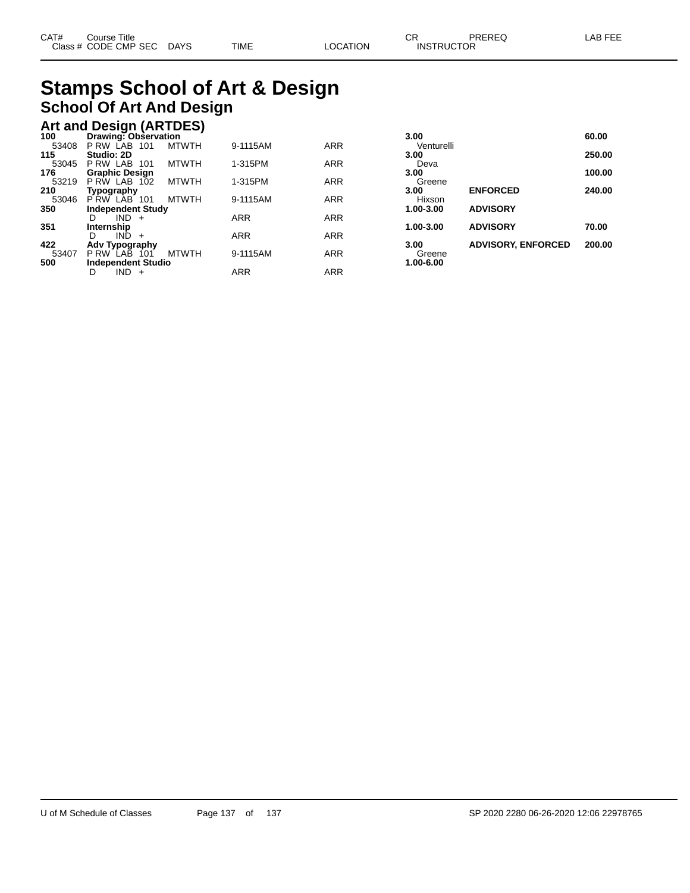| CAT# | Course Title | | | | | CR | PREREQ | LAB FEE |
|---|---|---|---|---|---|---|---|---|
| Class # | CODE CMP SEC | DAYS | TIME | LOCATION | | INSTRUCTOR | | |

# Stamps School of Art & Design

## School Of Art And Design

### Art and Design (ARTDES)

| | | | | | | | |
|---|---|---|---|---|---|---|---|
| **100** | **Drawing: Observation** | | | | **3.00** | | **60.00** |
| 53408 | P RW LAB 101 | MTWTH | 9-1115AM | ARR | Venturelli | | |
| **115** | **Studio: 2D** | | | | **3.00** | | **250.00** |
| 53045 | P RW LAB 101 | MTWTH | 1-315PM | ARR | Deva | | |
| **176** | **Graphic Design** | | | | **3.00** | | **100.00** |
| 53219 | P RW LAB 102 | MTWTH | 1-315PM | ARR | Greene | | |
| **210** | **Typography** | | | | **3.00** | **ENFORCED** | **240.00** |
| 53046 | P RW LAB 101 | MTWTH | 9-1115AM | ARR | Hixson | | |
| **350** | **Independent Study** | | | | **1.00-3.00** | **ADVISORY** | |
| | D IND + | | ARR | ARR | | | |
| **351** | **Internship** | | | | **1.00-3.00** | **ADVISORY** | **70.00** |
| | D IND + | | ARR | ARR | | | |
| **422** | **Adv Typography** | | | | **3.00** | **ADVISORY, ENFORCED** | **200.00** |
| 53407 | P RW LAB 101 | MTWTH | 9-1115AM | ARR | Greene | | |
| **500** | **Independent Studio** | | | | **1.00-6.00** | | |
| | D IND + | | ARR | ARR | | | |